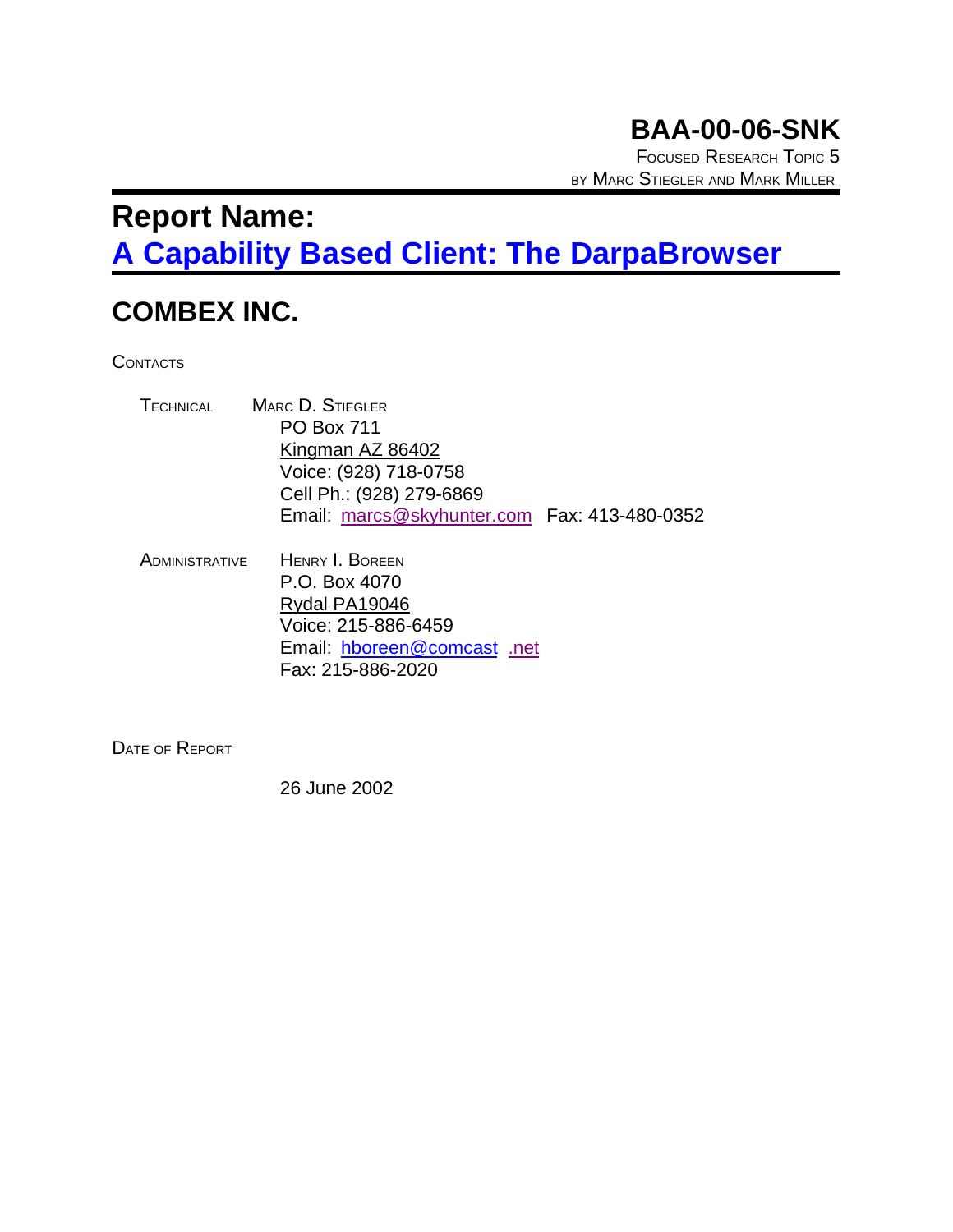# BAA-00-06-SNK

FOCUSED RESEARCH TOPIC 5

BY MARC STIEGLER AND MARK MILLER

# Report Name:

# A Capability Based Client: The DarpaBrowser

## COMBEX INC.

CONTACTS

TECHNICAL MARC D. STIEGLER

PO Box 711

Kingman AZ 86402

Voice: (928) 718-0758

Cell Ph.: (928) 279-6869

Email: marcs@skyhunter.com Fax: 413-480-0352

ADMINISTRATIVE HENRY I. BOREEN

P.O. Box 4070

Rydal PA19046

Voice: 215-886-6459

Email: hboreen@comcast .net

Fax: 215-886-2020

DATE OF REPORT

26 June 2002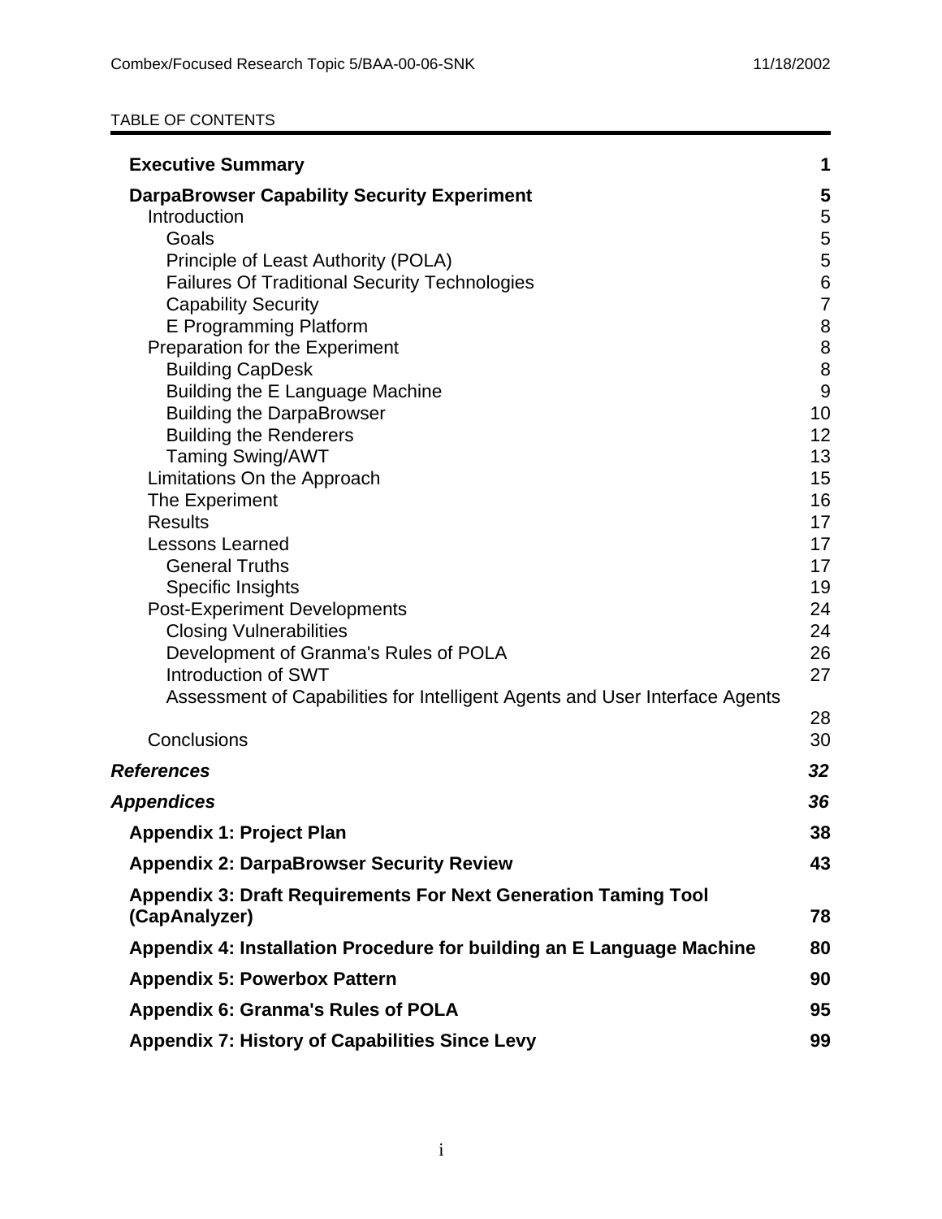TABLE OF CONTENTS

| | |
|---|---|
| **Executive Summary** | **1** |
| **DarpaBrowser Capability Security Experiment** | **5** |
| Introduction | 5 |
| Goals | 5 |
| Principle of Least Authority (POLA) | 5 |
| Failures Of Traditional Security Technologies | 6 |
| Capability Security | 7 |
| E Programming Platform | 8 |
| Preparation for the Experiment | 8 |
| Building CapDesk | 8 |
| Building the E Language Machine | 9 |
| Building the DarpaBrowser | 10 |
| Building the Renderers | 12 |
| Taming Swing/AWT | 13 |
| Limitations On the Approach | 15 |
| The Experiment | 16 |
| Results | 17 |
| Lessons Learned | 17 |
| General Truths | 17 |
| Specific Insights | 19 |
| Post-Experiment Developments | 24 |
| Closing Vulnerabilities | 24 |
| Development of Granma's Rules of POLA | 26 |
| Introduction of SWT | 27 |
| Assessment of Capabilities for Intelligent Agents and User Interface Agents | 28 |
| Conclusions | 30 |
| ***References*** | ***32*** |
| ***Appendices*** | ***36*** |
| **Appendix 1: Project Plan** | **38** |
| **Appendix 2: DarpaBrowser Security Review** | **43** |
| **Appendix 3: Draft Requirements For Next Generation Taming Tool (CapAnalyzer)** | **78** |
| **Appendix 4: Installation Procedure for building an E Language Machine** | **80** |
| **Appendix 5: Powerbox Pattern** | **90** |
| **Appendix 6: Granma's Rules of POLA** | **95** |
| **Appendix 7: History of Capabilities Since Levy** | **99** |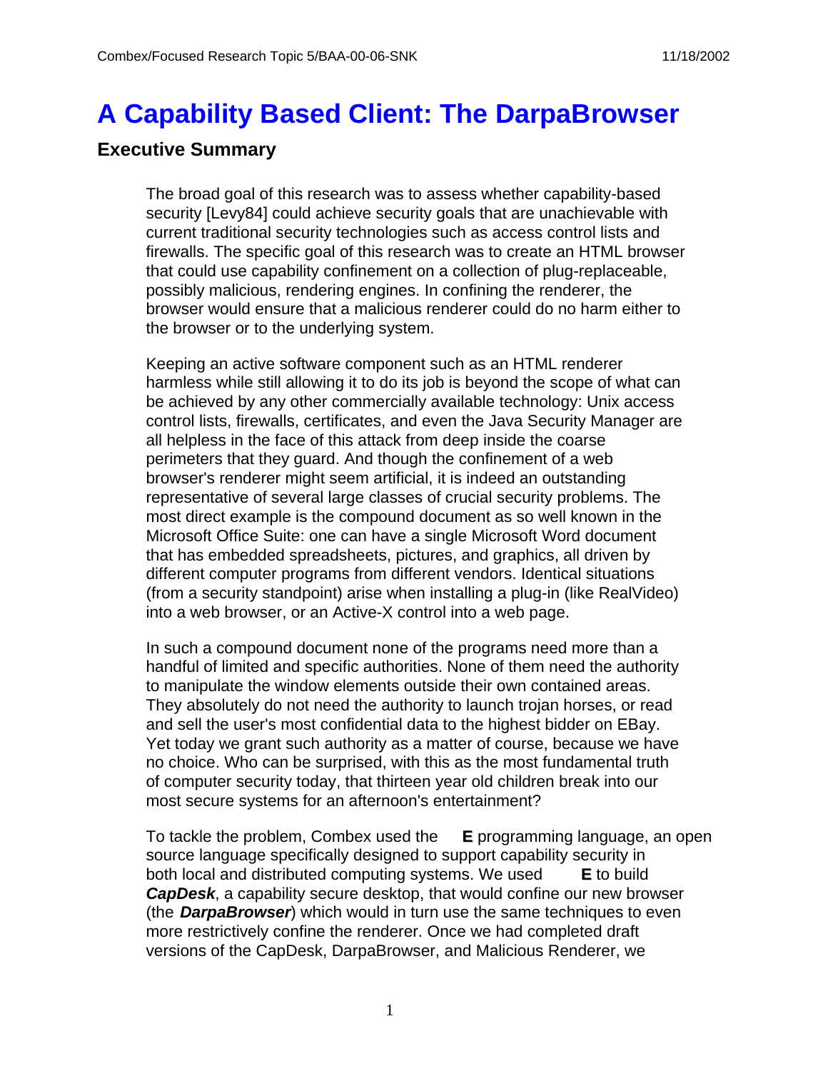# A Capability Based Client: The DarpaBrowser

## Executive Summary

The broad goal of this research was to assess whether capability-based security [Levy84] could achieve security goals that are unachievable with current traditional security technologies such as access control lists and firewalls. The specific goal of this research was to create an HTML browser that could use capability confinement on a collection of plug-replaceable, possibly malicious, rendering engines. In confining the renderer, the browser would ensure that a malicious renderer could do no harm either to the browser or to the underlying system.

Keeping an active software component such as an HTML renderer harmless while still allowing it to do its job is beyond the scope of what can be achieved by any other commercially available technology: Unix access control lists, firewalls, certificates, and even the Java Security Manager are all helpless in the face of this attack from deep inside the coarse perimeters that they guard. And though the confinement of a web browser's renderer might seem artificial, it is indeed an outstanding representative of several large classes of crucial security problems. The most direct example is the compound document as so well known in the Microsoft Office Suite: one can have a single Microsoft Word document that has embedded spreadsheets, pictures, and graphics, all driven by different computer programs from different vendors. Identical situations (from a security standpoint) arise when installing a plug-in (like RealVideo) into a web browser, or an Active-X control into a web page.

In such a compound document none of the programs need more than a handful of limited and specific authorities. None of them need the authority to manipulate the window elements outside their own contained areas. They absolutely do not need the authority to launch trojan horses, or read and sell the user's most confidential data to the highest bidder on EBay. Yet today we grant such authority as a matter of course, because we have no choice. Who can be surprised, with this as the most fundamental truth of computer security today, that thirteen year old children break into our most secure systems for an afternoon's entertainment?

To tackle the problem, Combex used the **E** programming language, an open source language specifically designed to support capability security in both local and distributed computing systems. We used **E** to build ***CapDesk***, a capability secure desktop, that would confine our new browser (the ***DarpaBrowser***) which would in turn use the same techniques to even more restrictively confine the renderer. Once we had completed draft versions of the CapDesk, DarpaBrowser, and Malicious Renderer, we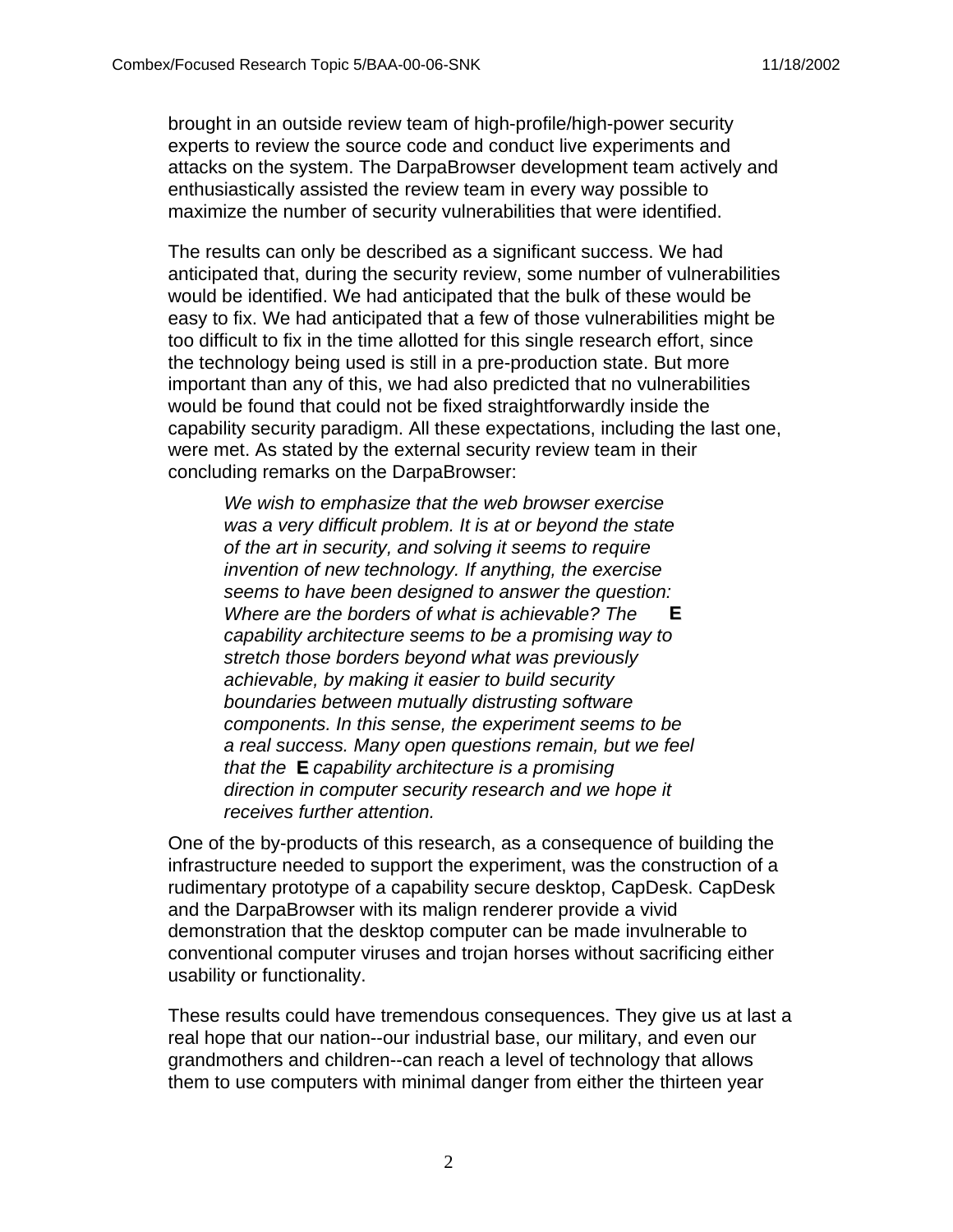brought in an outside review team of high-profile/high-power security experts to review the source code and conduct live experiments and attacks on the system. The DarpaBrowser development team actively and enthusiastically assisted the review team in every way possible to maximize the number of security vulnerabilities that were identified.

The results can only be described as a significant success. We had anticipated that, during the security review, some number of vulnerabilities would be identified. We had anticipated that the bulk of these would be easy to fix. We had anticipated that a few of those vulnerabilities might be too difficult to fix in the time allotted for this single research effort, since the technology being used is still in a pre-production state. But more important than any of this, we had also predicted that no vulnerabilities would be found that could not be fixed straightforwardly inside the capability security paradigm. All these expectations, including the last one, were met. As stated by the external security review team in their concluding remarks on the DarpaBrowser:

> *We wish to emphasize that the web browser exercise was a very difficult problem. It is at or beyond the state of the art in security, and solving it seems to require invention of new technology. If anything, the exercise seems to have been designed to answer the question: Where are the borders of what is achievable? The* **E** *capability architecture seems to be a promising way to stretch those borders beyond what was previously achievable, by making it easier to build security boundaries between mutually distrusting software components. In this sense, the experiment seems to be a real success. Many open questions remain, but we feel that the* **E** *capability architecture is a promising direction in computer security research and we hope it receives further attention.*

One of the by-products of this research, as a consequence of building the infrastructure needed to support the experiment, was the construction of a rudimentary prototype of a capability secure desktop, CapDesk. CapDesk and the DarpaBrowser with its malign renderer provide a vivid demonstration that the desktop computer can be made invulnerable to conventional computer viruses and trojan horses without sacrificing either usability or functionality.

These results could have tremendous consequences. They give us at last a real hope that our nation--our industrial base, our military, and even our grandmothers and children--can reach a level of technology that allows them to use computers with minimal danger from either the thirteen year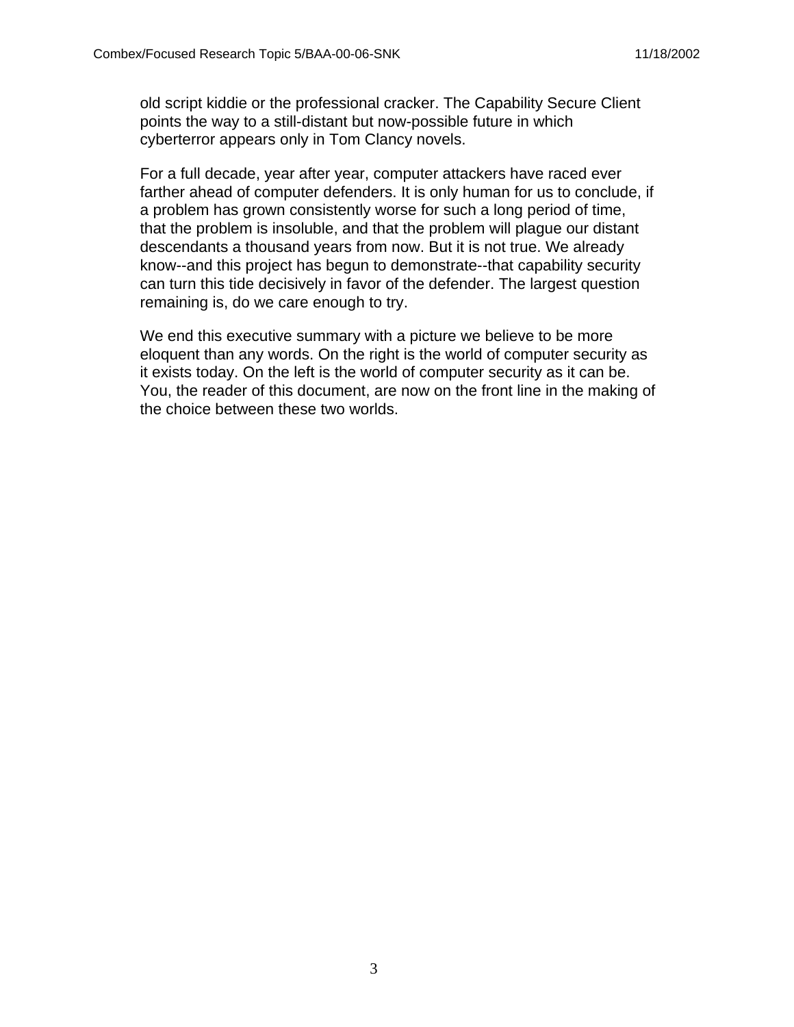old script kiddie or the professional cracker. The Capability Secure Client points the way to a still-distant but now-possible future in which cyberterror appears only in Tom Clancy novels.

For a full decade, year after year, computer attackers have raced ever farther ahead of computer defenders. It is only human for us to conclude, if a problem has grown consistently worse for such a long period of time, that the problem is insoluble, and that the problem will plague our distant descendants a thousand years from now. But it is not true. We already know--and this project has begun to demonstrate--that capability security can turn this tide decisively in favor of the defender. The largest question remaining is, do we care enough to try.

We end this executive summary with a picture we believe to be more eloquent than any words. On the right is the world of computer security as it exists today. On the left is the world of computer security as it can be. You, the reader of this document, are now on the front line in the making of the choice between these two worlds.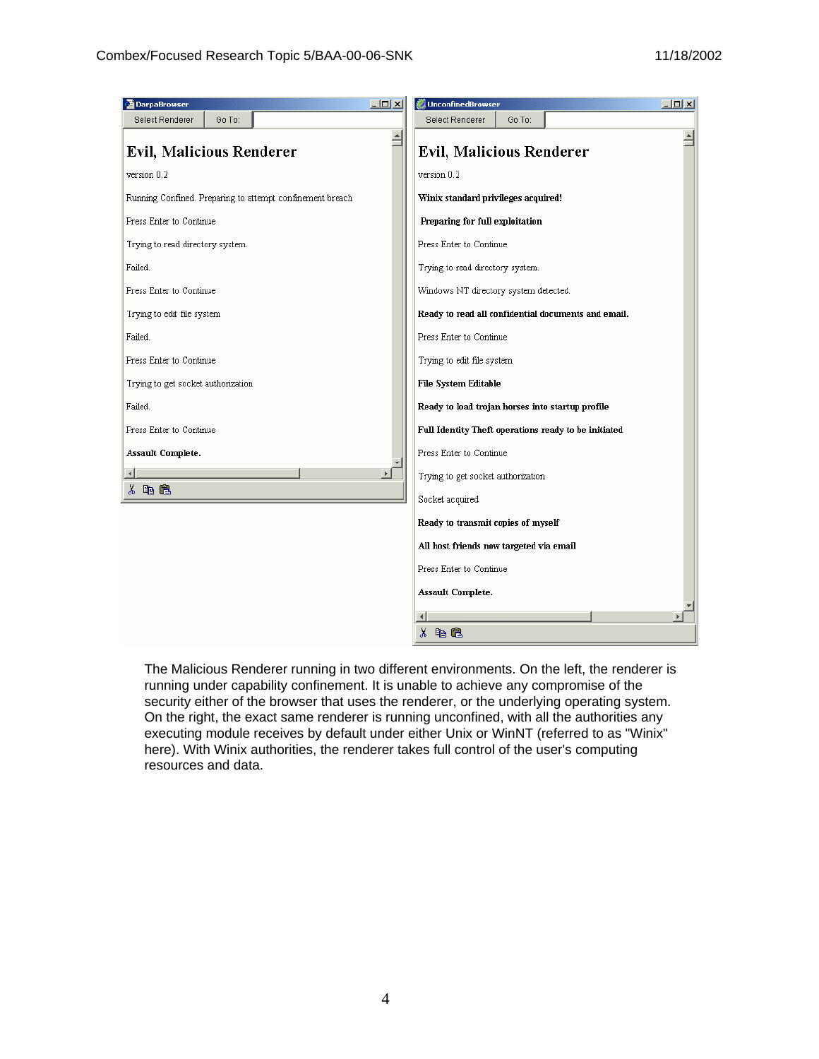The Malicious Renderer running in two different environments. On the left, the renderer is running under capability confinement. It is unable to achieve any compromise of the security either of the browser that uses the renderer, or the underlying operating system. On the right, the exact same renderer is running unconfined, with all the authorities any executing module receives by default under either Unix or WinNT (referred to as "Winix" here). With Winix authorities, the renderer takes full control of the user's computing resources and data.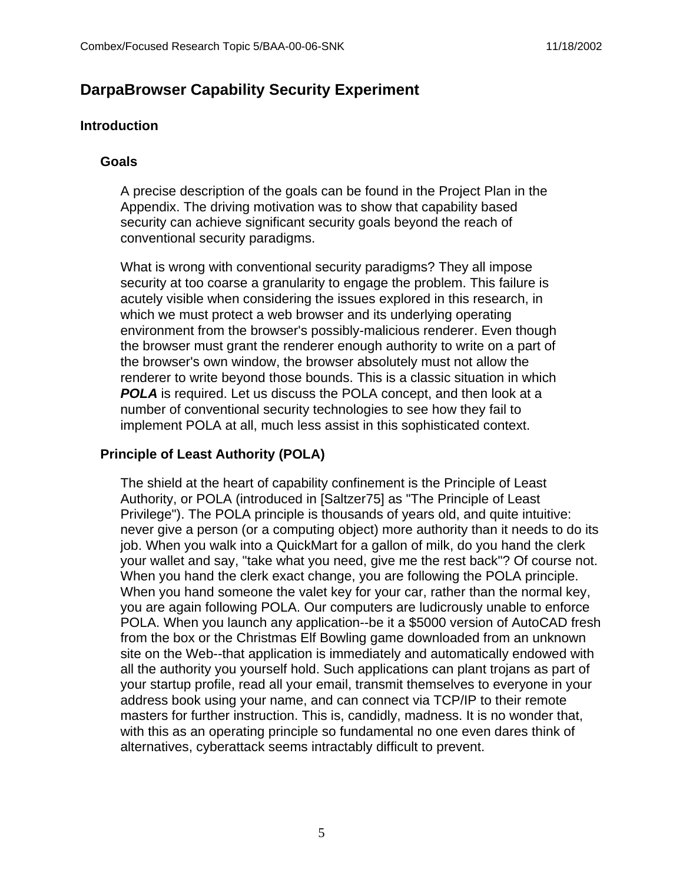# DarpaBrowser Capability Security Experiment

## Introduction

### Goals

A precise description of the goals can be found in the Project Plan in the Appendix. The driving motivation was to show that capability based security can achieve significant security goals beyond the reach of conventional security paradigms.

What is wrong with conventional security paradigms? They all impose security at too coarse a granularity to engage the problem. This failure is acutely visible when considering the issues explored in this research, in which we must protect a web browser and its underlying operating environment from the browser's possibly-malicious renderer. Even though the browser must grant the renderer enough authority to write on a part of the browser's own window, the browser absolutely must not allow the renderer to write beyond those bounds. This is a classic situation in which ***POLA*** is required. Let us discuss the POLA concept, and then look at a number of conventional security technologies to see how they fail to implement POLA at all, much less assist in this sophisticated context.

### Principle of Least Authority (POLA)

The shield at the heart of capability confinement is the Principle of Least Authority, or POLA (introduced in [Saltzer75] as "The Principle of Least Privilege"). The POLA principle is thousands of years old, and quite intuitive: never give a person (or a computing object) more authority than it needs to do its job. When you walk into a QuickMart for a gallon of milk, do you hand the clerk your wallet and say, "take what you need, give me the rest back"? Of course not. When you hand the clerk exact change, you are following the POLA principle. When you hand someone the valet key for your car, rather than the normal key, you are again following POLA. Our computers are ludicrously unable to enforce POLA. When you launch any application--be it a $5000 version of AutoCAD fresh from the box or the Christmas Elf Bowling game downloaded from an unknown site on the Web--that application is immediately and automatically endowed with all the authority you yourself hold. Such applications can plant trojans as part of your startup profile, read all your email, transmit themselves to everyone in your address book using your name, and can connect via TCP/IP to their remote masters for further instruction. This is, candidly, madness. It is no wonder that, with this as an operating principle so fundamental no one even dares think of alternatives, cyberattack seems intractably difficult to prevent.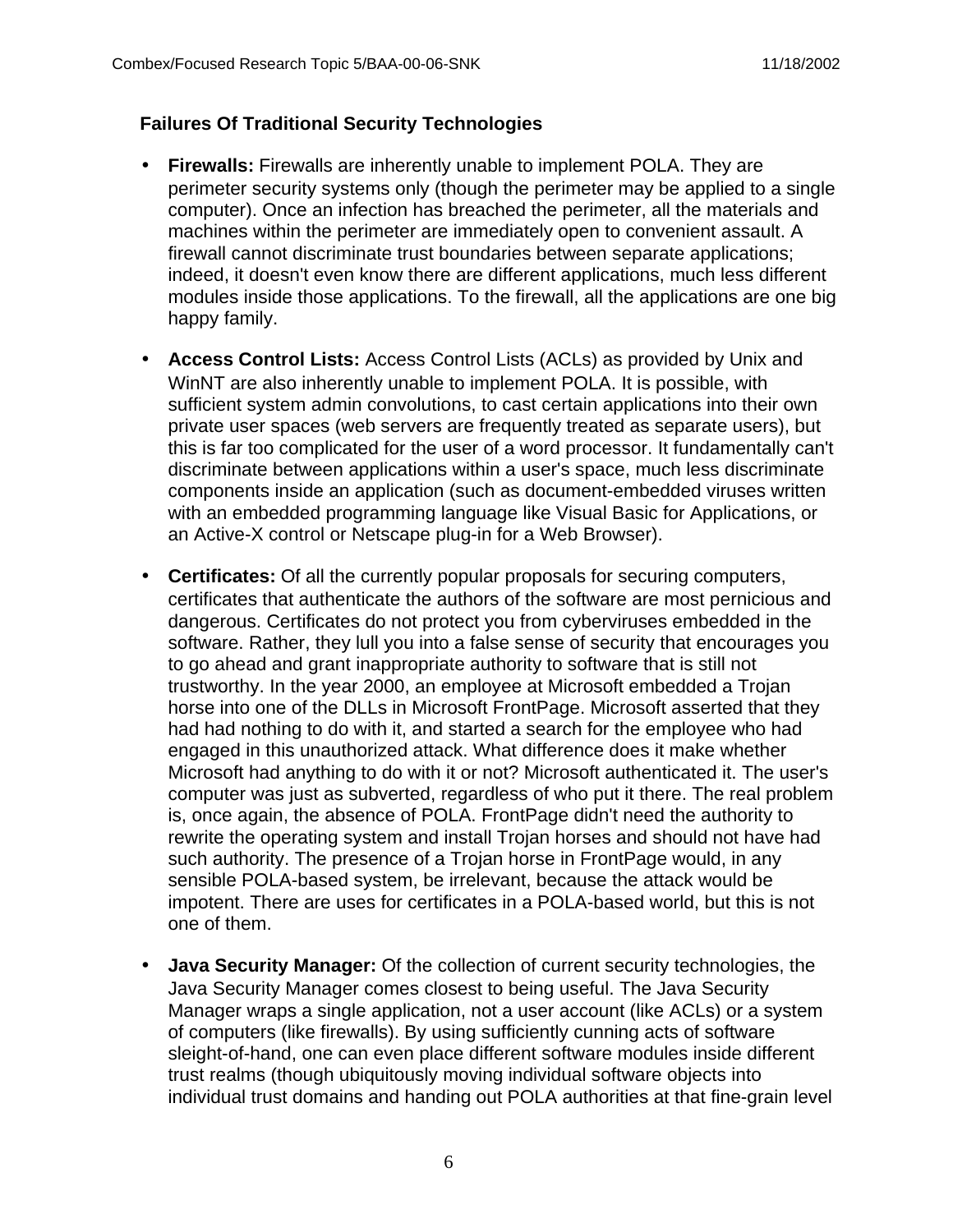### Failures Of Traditional Security Technologies

- **Firewalls:** Firewalls are inherently unable to implement POLA. They are perimeter security systems only (though the perimeter may be applied to a single computer). Once an infection has breached the perimeter, all the materials and machines within the perimeter are immediately open to convenient assault. A firewall cannot discriminate trust boundaries between separate applications; indeed, it doesn't even know there are different applications, much less different modules inside those applications. To the firewall, all the applications are one big happy family.

- **Access Control Lists:** Access Control Lists (ACLs) as provided by Unix and WinNT are also inherently unable to implement POLA. It is possible, with sufficient system admin convolutions, to cast certain applications into their own private user spaces (web servers are frequently treated as separate users), but this is far too complicated for the user of a word processor. It fundamentally can't discriminate between applications within a user's space, much less discriminate components inside an application (such as document-embedded viruses written with an embedded programming language like Visual Basic for Applications, or an Active-X control or Netscape plug-in for a Web Browser).

- **Certificates:** Of all the currently popular proposals for securing computers, certificates that authenticate the authors of the software are most pernicious and dangerous. Certificates do not protect you from cyberviruses embedded in the software. Rather, they lull you into a false sense of security that encourages you to go ahead and grant inappropriate authority to software that is still not trustworthy. In the year 2000, an employee at Microsoft embedded a Trojan horse into one of the DLLs in Microsoft FrontPage. Microsoft asserted that they had had nothing to do with it, and started a search for the employee who had engaged in this unauthorized attack. What difference does it make whether Microsoft had anything to do with it or not? Microsoft authenticated it. The user's computer was just as subverted, regardless of who put it there. The real problem is, once again, the absence of POLA. FrontPage didn't need the authority to rewrite the operating system and install Trojan horses and should not have had such authority. The presence of a Trojan horse in FrontPage would, in any sensible POLA-based system, be irrelevant, because the attack would be impotent. There are uses for certificates in a POLA-based world, but this is not one of them.

- **Java Security Manager:** Of the collection of current security technologies, the Java Security Manager comes closest to being useful. The Java Security Manager wraps a single application, not a user account (like ACLs) or a system of computers (like firewalls). By using sufficiently cunning acts of software sleight-of-hand, one can even place different software modules inside different trust realms (though ubiquitously moving individual software objects into individual trust domains and handing out POLA authorities at that fine-grain level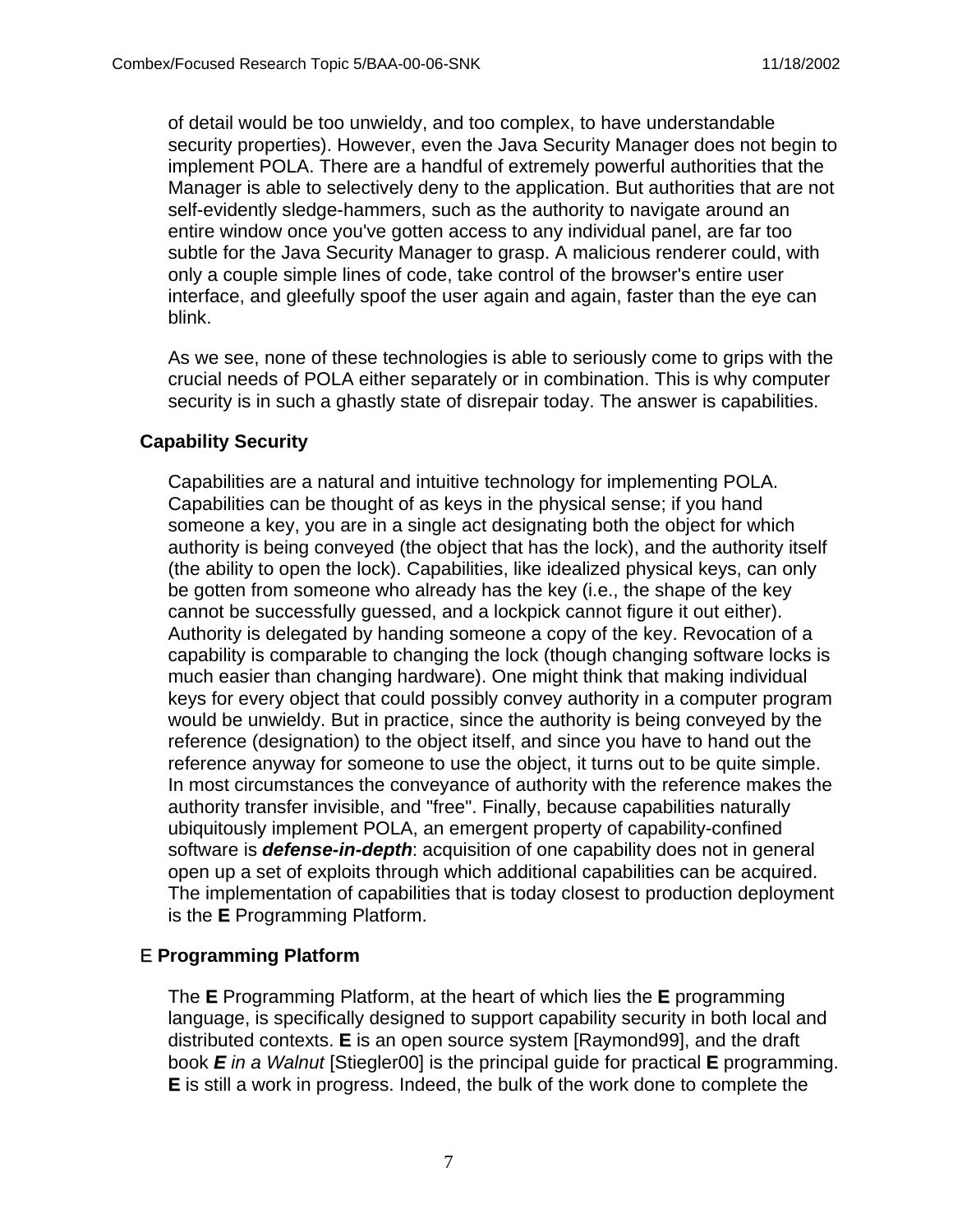of detail would be too unwieldy, and too complex, to have understandable security properties). However, even the Java Security Manager does not begin to implement POLA. There are a handful of extremely powerful authorities that the Manager is able to selectively deny to the application. But authorities that are not self-evidently sledge-hammers, such as the authority to navigate around an entire window once you've gotten access to any individual panel, are far too subtle for the Java Security Manager to grasp. A malicious renderer could, with only a couple simple lines of code, take control of the browser's entire user interface, and gleefully spoof the user again and again, faster than the eye can blink.

As we see, none of these technologies is able to seriously come to grips with the crucial needs of POLA either separately or in combination. This is why computer security is in such a ghastly state of disrepair today. The answer is capabilities.

### Capability Security

Capabilities are a natural and intuitive technology for implementing POLA. Capabilities can be thought of as keys in the physical sense; if you hand someone a key, you are in a single act designating both the object for which authority is being conveyed (the object that has the lock), and the authority itself (the ability to open the lock). Capabilities, like idealized physical keys, can only be gotten from someone who already has the key (i.e., the shape of the key cannot be successfully guessed, and a lockpick cannot figure it out either). Authority is delegated by handing someone a copy of the key. Revocation of a capability is comparable to changing the lock (though changing software locks is much easier than changing hardware). One might think that making individual keys for every object that could possibly convey authority in a computer program would be unwieldy. But in practice, since the authority is being conveyed by the reference (designation) to the object itself, and since you have to hand out the reference anyway for someone to use the object, it turns out to be quite simple. In most circumstances the conveyance of authority with the reference makes the authority transfer invisible, and "free". Finally, because capabilities naturally ubiquitously implement POLA, an emergent property of capability-confined software is ***defense-in-depth***: acquisition of one capability does not in general open up a set of exploits through which additional capabilities can be acquired. The implementation of capabilities that is today closest to production deployment is the **E** Programming Platform.

### E **Programming Platform**

The **E** Programming Platform, at the heart of which lies the **E** programming language, is specifically designed to support capability security in both local and distributed contexts. **E** is an open source system [Raymond99], and the draft book ***E*** *in a Walnut* [Stiegler00] is the principal guide for practical **E** programming. **E** is still a work in progress. Indeed, the bulk of the work done to complete the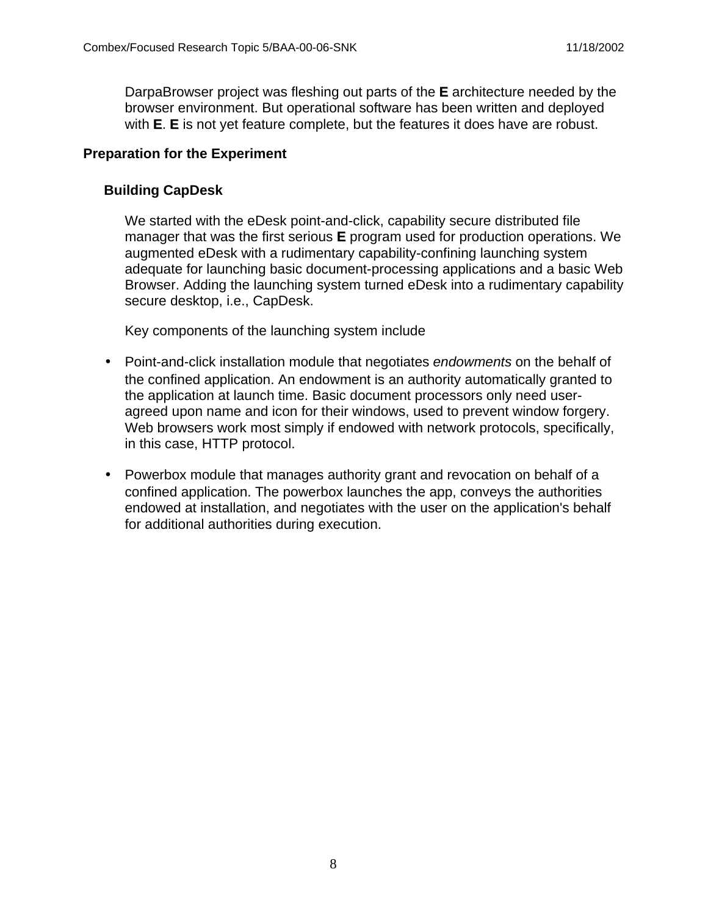DarpaBrowser project was fleshing out parts of the **E** architecture needed by the browser environment. But operational software has been written and deployed with **E**. **E** is not yet feature complete, but the features it does have are robust.

## Preparation for the Experiment

### Building CapDesk

We started with the eDesk point-and-click, capability secure distributed file manager that was the first serious **E** program used for production operations. We augmented eDesk with a rudimentary capability-confining launching system adequate for launching basic document-processing applications and a basic Web Browser. Adding the launching system turned eDesk into a rudimentary capability secure desktop, i.e., CapDesk.

Key components of the launching system include

- Point-and-click installation module that negotiates *endowments* on the behalf of the confined application. An endowment is an authority automatically granted to the application at launch time. Basic document processors only need user-agreed upon name and icon for their windows, used to prevent window forgery. Web browsers work most simply if endowed with network protocols, specifically, in this case, HTTP protocol.
- Powerbox module that manages authority grant and revocation on behalf of a confined application. The powerbox launches the app, conveys the authorities endowed at installation, and negotiates with the user on the application's behalf for additional authorities during execution.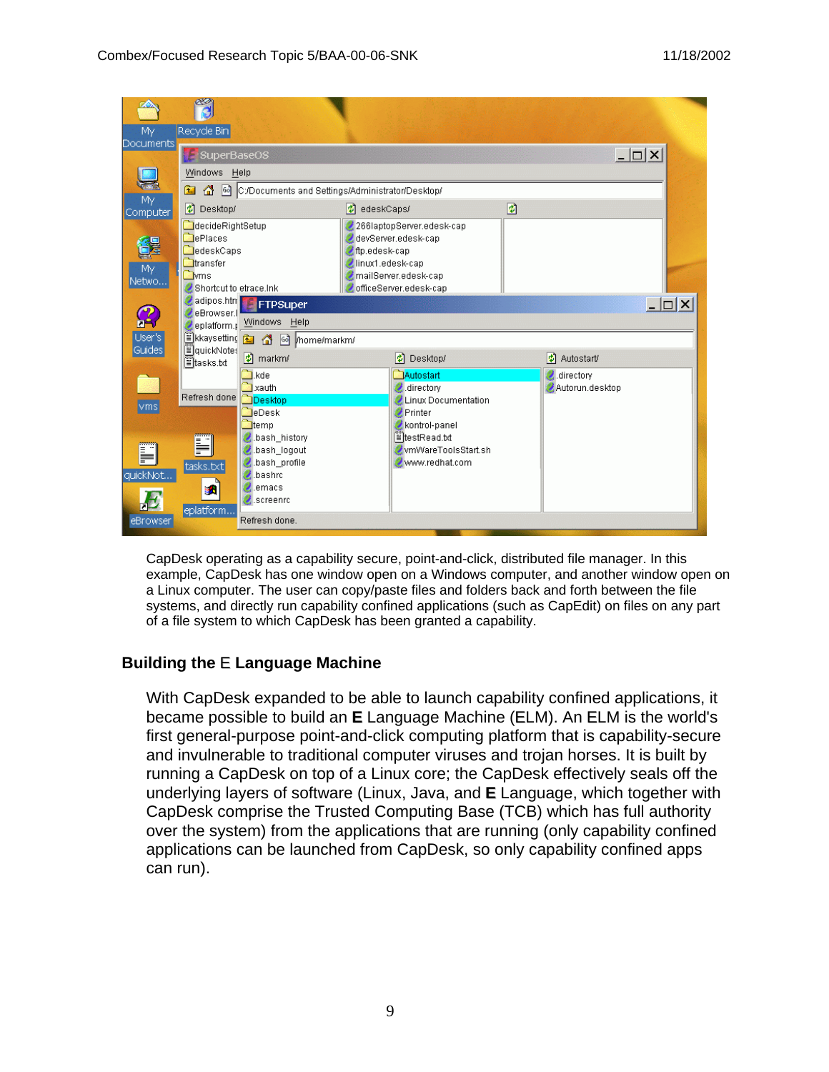CapDesk operating as a capability secure, point-and-click, distributed file manager. In this example, CapDesk has one window open on a Windows computer, and another window open on a Linux computer. The user can copy/paste files and folders back and forth between the file systems, and directly run capability confined applications (such as CapEdit) on files on any part of a file system to which CapDesk has been granted a capability.

## Building the E Language Machine

With CapDesk expanded to be able to launch capability confined applications, it became possible to build an **E** Language Machine (ELM). An ELM is the world's first general-purpose point-and-click computing platform that is capability-secure and invulnerable to traditional computer viruses and trojan horses. It is built by running a CapDesk on top of a Linux core; the CapDesk effectively seals off the underlying layers of software (Linux, Java, and **E** Language, which together with CapDesk comprise the Trusted Computing Base (TCB) which has full authority over the system) from the applications that are running (only capability confined applications can be launched from CapDesk, so only capability confined apps can run).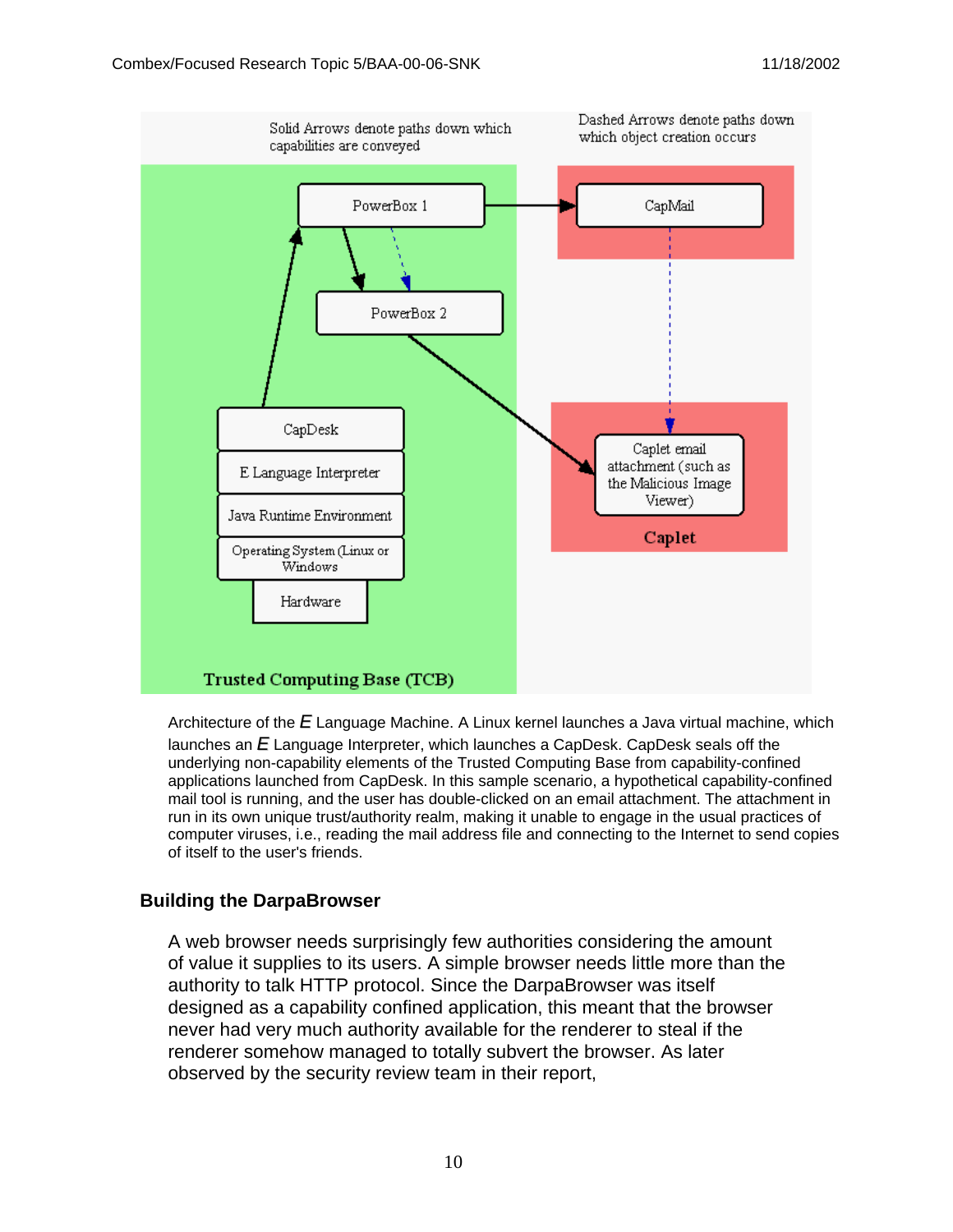Solid Arrows denote paths down which capabilities are conveyed

Dashed Arrows denote paths down which object creation occurs

PowerBox 1

CapMail

PowerBox 2

CapDesk

E Language Interpreter

Java Runtime Environment

Operating System (Linux or Windows

Hardware

Caplet email attachment (such as the Malicious Image Viewer)

Caplet

Trusted Computing Base (TCB)

Architecture of the *E* Language Machine. A Linux kernel launches a Java virtual machine, which launches an *E* Language Interpreter, which launches a CapDesk. CapDesk seals off the underlying non-capability elements of the Trusted Computing Base from capability-confined applications launched from CapDesk. In this sample scenario, a hypothetical capability-confined mail tool is running, and the user has double-clicked on an email attachment. The attachment in run in its own unique trust/authority realm, making it unable to engage in the usual practices of computer viruses, i.e., reading the mail address file and connecting to the Internet to send copies of itself to the user's friends.

### Building the DarpaBrowser

A web browser needs surprisingly few authorities considering the amount of value it supplies to its users. A simple browser needs little more than the authority to talk HTTP protocol. Since the DarpaBrowser was itself designed as a capability confined application, this meant that the browser never had very much authority available for the renderer to steal if the renderer somehow managed to totally subvert the browser. As later observed by the security review team in their report,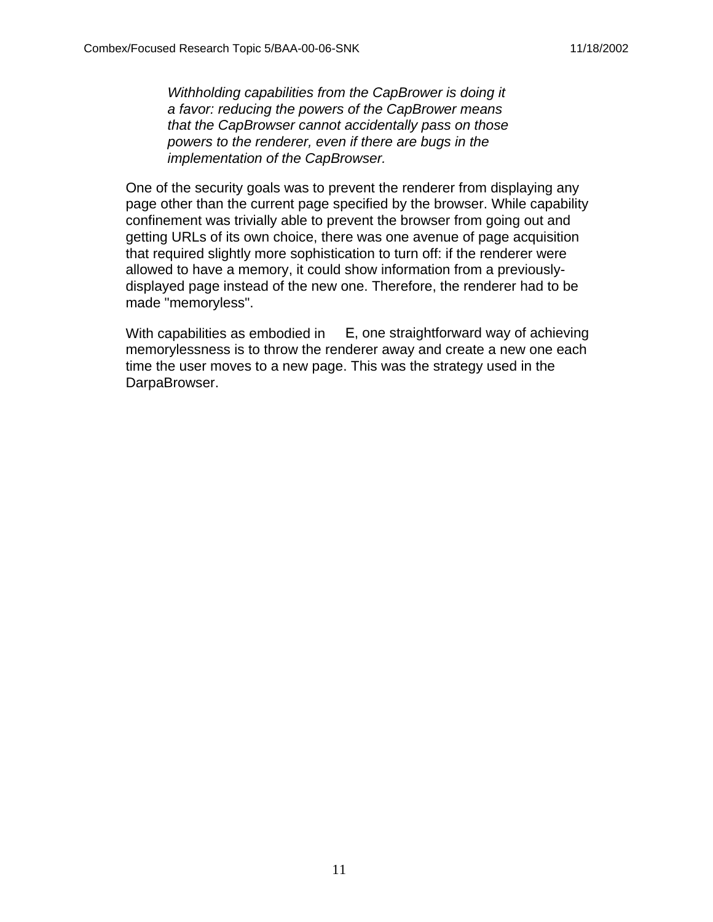> *Withholding capabilities from the CapBrower is doing it a favor: reducing the powers of the CapBrower means that the CapBrowser cannot accidentally pass on those powers to the renderer, even if there are bugs in the implementation of the CapBrowser.*

One of the security goals was to prevent the renderer from displaying any page other than the current page specified by the browser. While capability confinement was trivially able to prevent the browser from going out and getting URLs of its own choice, there was one avenue of page acquisition that required slightly more sophistication to turn off: if the renderer were allowed to have a memory, it could show information from a previously-displayed page instead of the new one. Therefore, the renderer had to be made "memoryless".

With capabilities as embodied in E, one straightforward way of achieving memorylessness is to throw the renderer away and create a new one each time the user moves to a new page. This was the strategy used in the DarpaBrowser.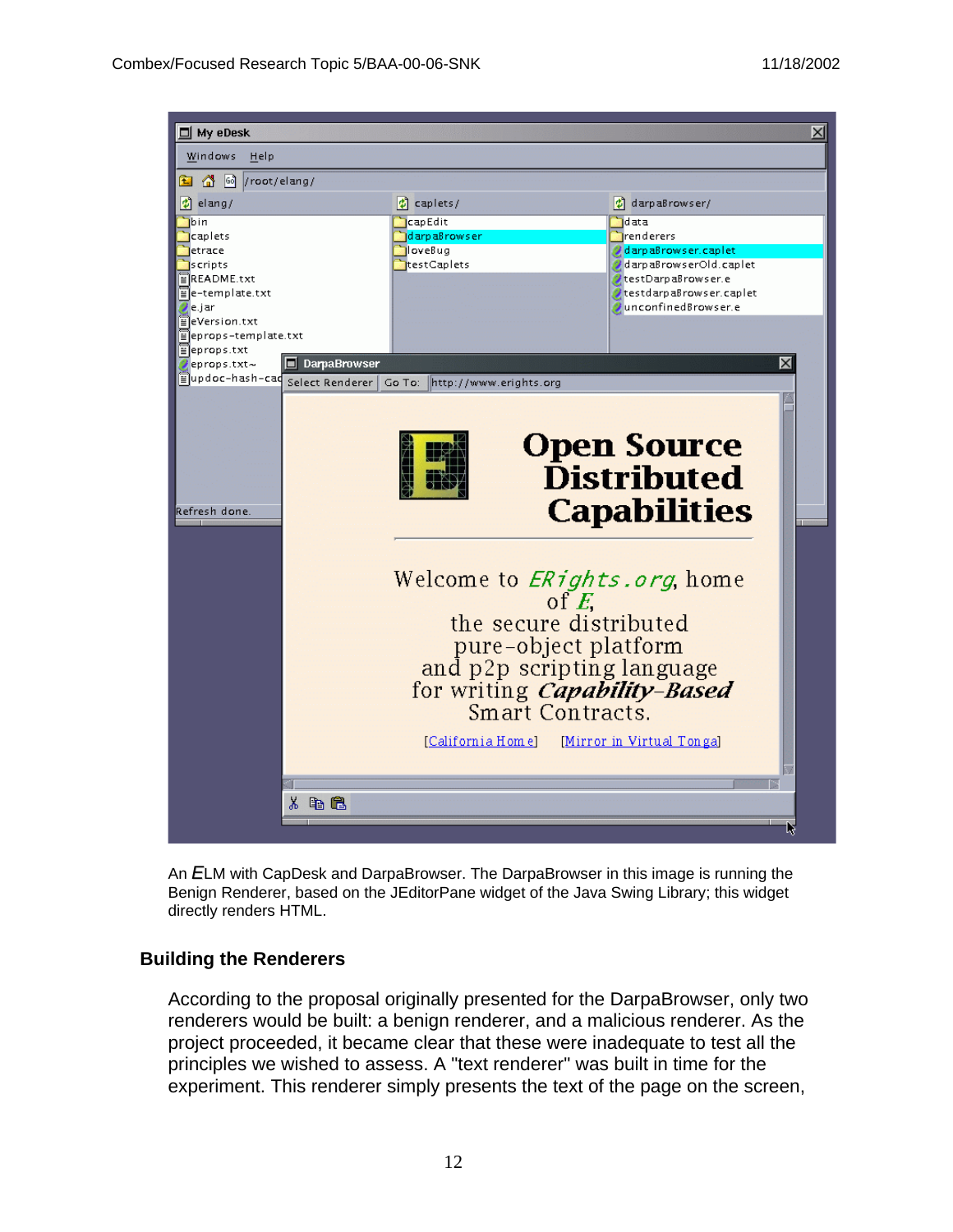An *E*LM with CapDesk and DarpaBrowser. The DarpaBrowser in this image is running the Benign Renderer, based on the JEditorPane widget of the Java Swing Library; this widget directly renders HTML.

### Building the Renderers

According to the proposal originally presented for the DarpaBrowser, only two renderers would be built: a benign renderer, and a malicious renderer. As the project proceeded, it became clear that these were inadequate to test all the principles we wished to assess. A "text renderer" was built in time for the experiment. This renderer simply presents the text of the page on the screen,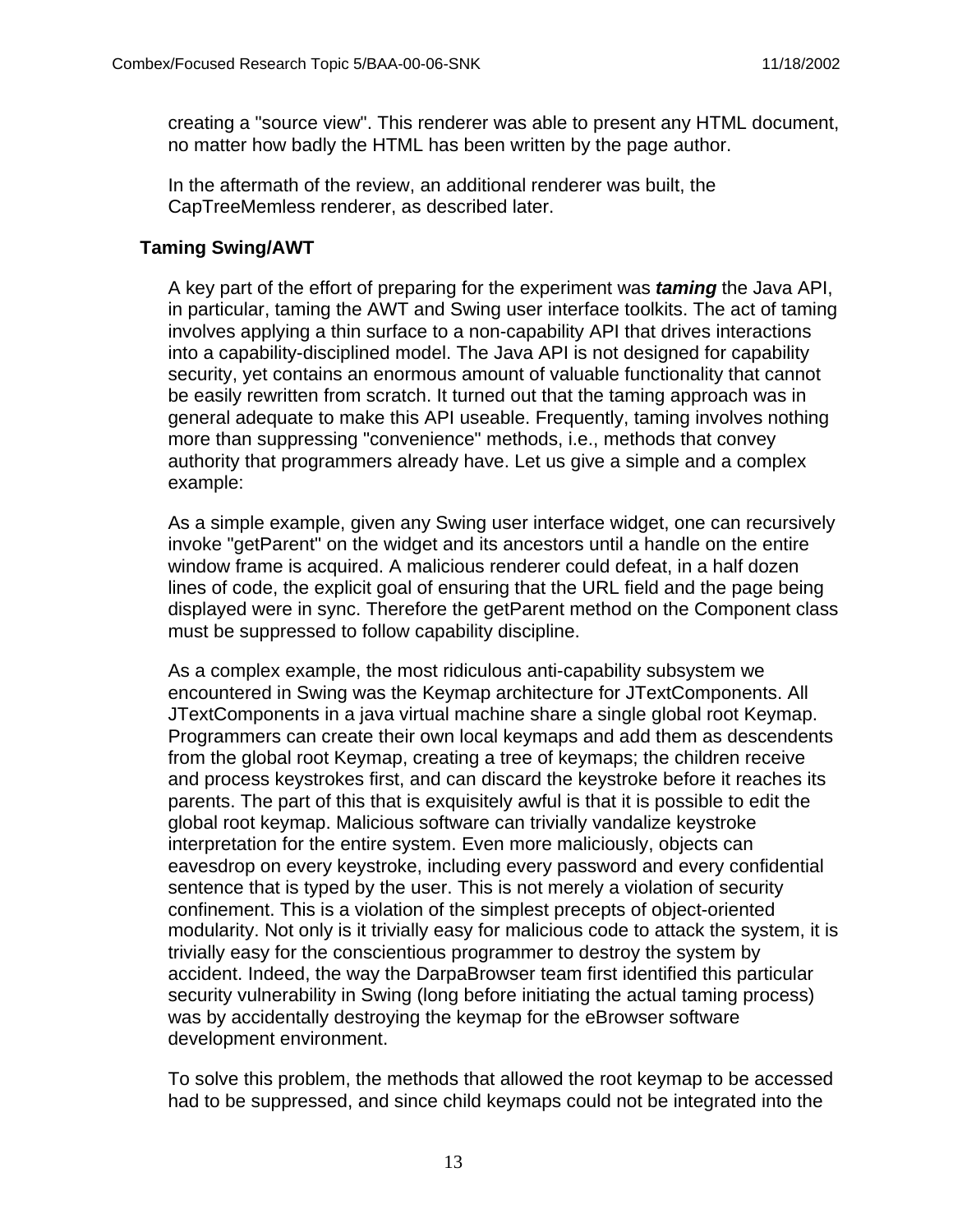creating a "source view". This renderer was able to present any HTML document, no matter how badly the HTML has been written by the page author.

In the aftermath of the review, an additional renderer was built, the CapTreeMemless renderer, as described later.

### Taming Swing/AWT

A key part of the effort of preparing for the experiment was ***taming*** the Java API, in particular, taming the AWT and Swing user interface toolkits. The act of taming involves applying a thin surface to a non-capability API that drives interactions into a capability-disciplined model. The Java API is not designed for capability security, yet contains an enormous amount of valuable functionality that cannot be easily rewritten from scratch. It turned out that the taming approach was in general adequate to make this API useable. Frequently, taming involves nothing more than suppressing "convenience" methods, i.e., methods that convey authority that programmers already have. Let us give a simple and a complex example:

As a simple example, given any Swing user interface widget, one can recursively invoke "getParent" on the widget and its ancestors until a handle on the entire window frame is acquired. A malicious renderer could defeat, in a half dozen lines of code, the explicit goal of ensuring that the URL field and the page being displayed were in sync. Therefore the getParent method on the Component class must be suppressed to follow capability discipline.

As a complex example, the most ridiculous anti-capability subsystem we encountered in Swing was the Keymap architecture for JTextComponents. All JTextComponents in a java virtual machine share a single global root Keymap. Programmers can create their own local keymaps and add them as descendents from the global root Keymap, creating a tree of keymaps; the children receive and process keystrokes first, and can discard the keystroke before it reaches its parents. The part of this that is exquisitely awful is that it is possible to edit the global root keymap. Malicious software can trivially vandalize keystroke interpretation for the entire system. Even more maliciously, objects can eavesdrop on every keystroke, including every password and every confidential sentence that is typed by the user. This is not merely a violation of security confinement. This is a violation of the simplest precepts of object-oriented modularity. Not only is it trivially easy for malicious code to attack the system, it is trivially easy for the conscientious programmer to destroy the system by accident. Indeed, the way the DarpaBrowser team first identified this particular security vulnerability in Swing (long before initiating the actual taming process) was by accidentally destroying the keymap for the eBrowser software development environment.

To solve this problem, the methods that allowed the root keymap to be accessed had to be suppressed, and since child keymaps could not be integrated into the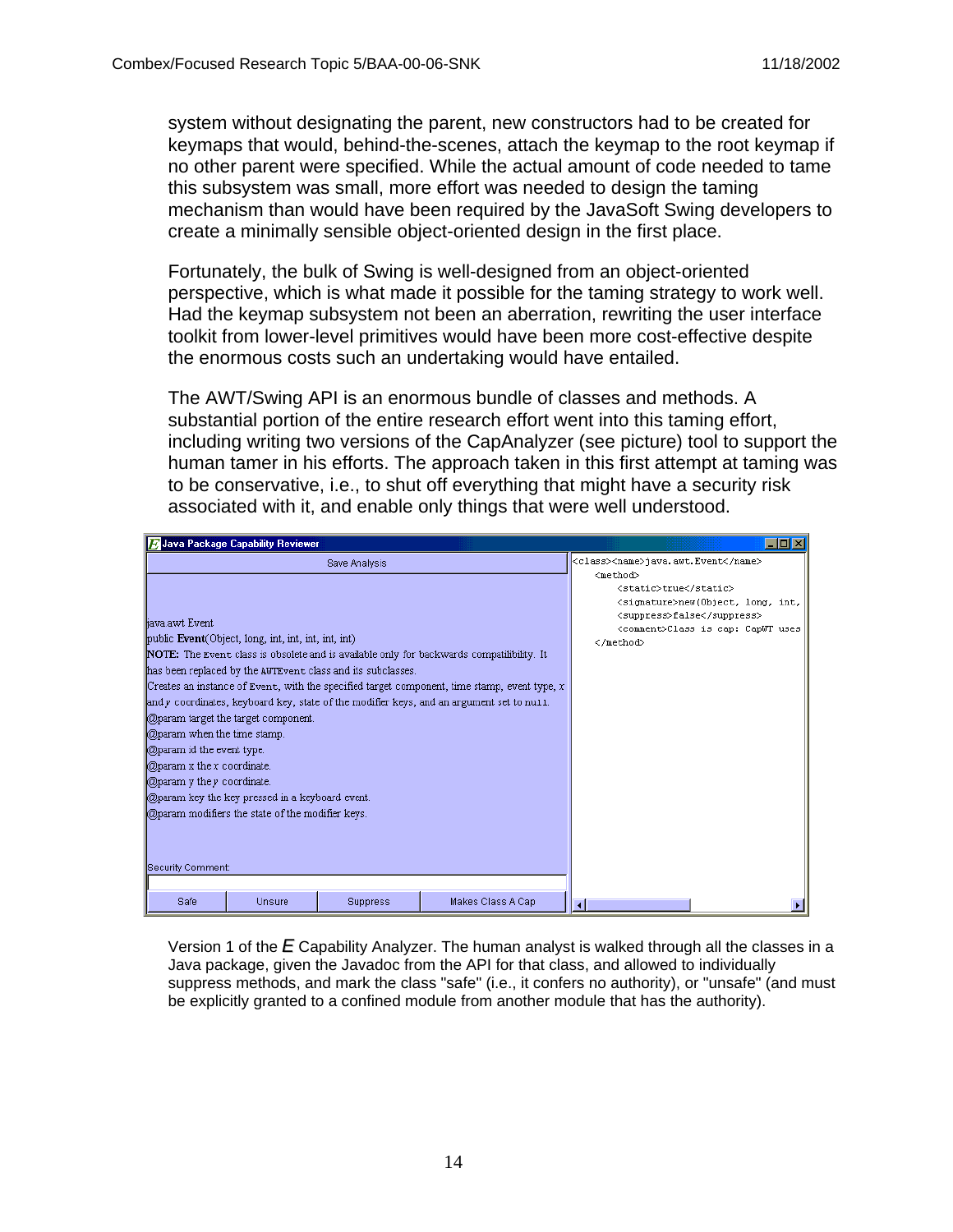system without designating the parent, new constructors had to be created for keymaps that would, behind-the-scenes, attach the keymap to the root keymap if no other parent were specified. While the actual amount of code needed to tame this subsystem was small, more effort was needed to design the taming mechanism than would have been required by the JavaSoft Swing developers to create a minimally sensible object-oriented design in the first place.

Fortunately, the bulk of Swing is well-designed from an object-oriented perspective, which is what made it possible for the taming strategy to work well. Had the keymap subsystem not been an aberration, rewriting the user interface toolkit from lower-level primitives would have been more cost-effective despite the enormous costs such an undertaking would have entailed.

The AWT/Swing API is an enormous bundle of classes and methods. A substantial portion of the entire research effort went into this taming effort, including writing two versions of the CapAnalyzer (see picture) tool to support the human tamer in his efforts. The approach taken in this first attempt at taming was to be conservative, i.e., to shut off everything that might have a security risk associated with it, and enable only things that were well understood.

Version 1 of the *E* Capability Analyzer. The human analyst is walked through all the classes in a Java package, given the Javadoc from the API for that class, and allowed to individually suppress methods, and mark the class "safe" (i.e., it confers no authority), or "unsafe" (and must be explicitly granted to a confined module from another module that has the authority).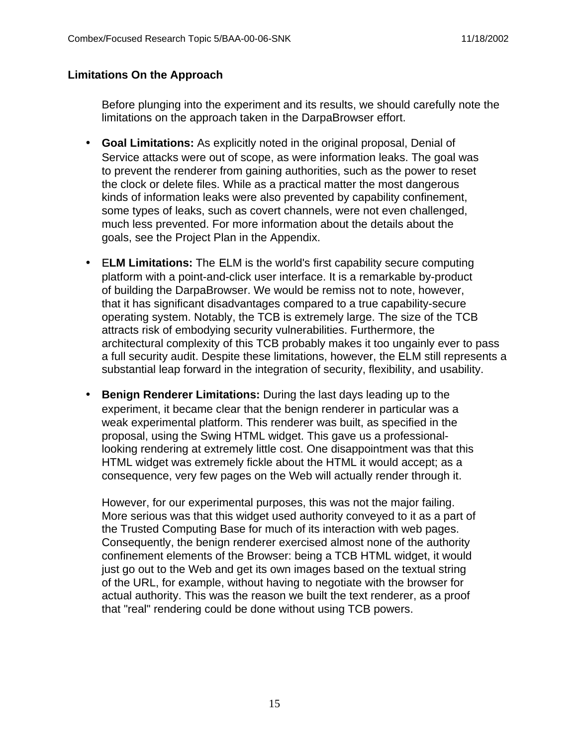## Limitations On the Approach

Before plunging into the experiment and its results, we should carefully note the limitations on the approach taken in the DarpaBrowser effort.

- **Goal Limitations:** As explicitly noted in the original proposal, Denial of Service attacks were out of scope, as were information leaks. The goal was to prevent the renderer from gaining authorities, such as the power to reset the clock or delete files. While as a practical matter the most dangerous kinds of information leaks were also prevented by capability confinement, some types of leaks, such as covert channels, were not even challenged, much less prevented. For more information about the details about the goals, see the Project Plan in the Appendix.

- **ELM Limitations:** The ELM is the world's first capability secure computing platform with a point-and-click user interface. It is a remarkable by-product of building the DarpaBrowser. We would be remiss not to note, however, that it has significant disadvantages compared to a true capability-secure operating system. Notably, the TCB is extremely large. The size of the TCB attracts risk of embodying security vulnerabilities. Furthermore, the architectural complexity of this TCB probably makes it too ungainly ever to pass a full security audit. Despite these limitations, however, the ELM still represents a substantial leap forward in the integration of security, flexibility, and usability.

- **Benign Renderer Limitations:** During the last days leading up to the experiment, it became clear that the benign renderer in particular was a weak experimental platform. This renderer was built, as specified in the proposal, using the Swing HTML widget. This gave us a professional-looking rendering at extremely little cost. One disappointment was that this HTML widget was extremely fickle about the HTML it would accept; as a consequence, very few pages on the Web will actually render through it.

  However, for our experimental purposes, this was not the major failing. More serious was that this widget used authority conveyed to it as a part of the Trusted Computing Base for much of its interaction with web pages. Consequently, the benign renderer exercised almost none of the authority confinement elements of the Browser: being a TCB HTML widget, it would just go out to the Web and get its own images based on the textual string of the URL, for example, without having to negotiate with the browser for actual authority. This was the reason we built the text renderer, as a proof that "real" rendering could be done without using TCB powers.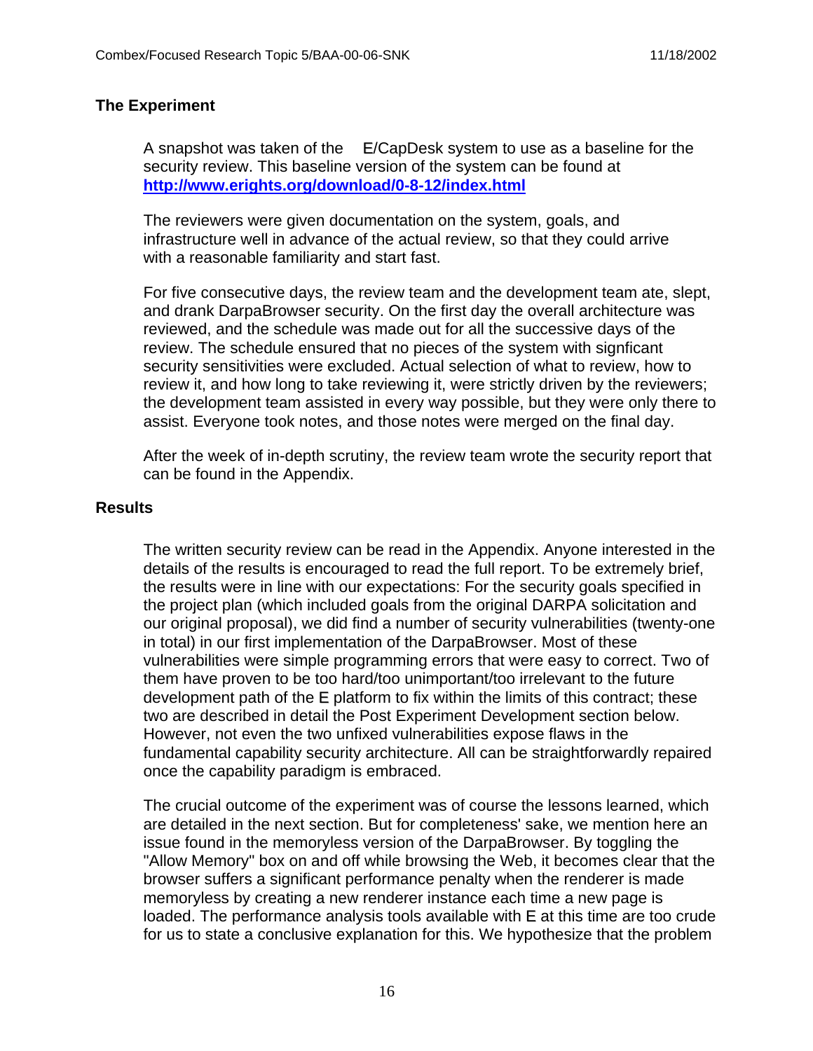## The Experiment

A snapshot was taken of the E/CapDesk system to use as a baseline for the security review. This baseline version of the system can be found at **http://www.erights.org/download/0-8-12/index.html**

The reviewers were given documentation on the system, goals, and infrastructure well in advance of the actual review, so that they could arrive with a reasonable familiarity and start fast.

For five consecutive days, the review team and the development team ate, slept, and drank DarpaBrowser security. On the first day the overall architecture was reviewed, and the schedule was made out for all the successive days of the review. The schedule ensured that no pieces of the system with signficant security sensitivities were excluded. Actual selection of what to review, how to review it, and how long to take reviewing it, were strictly driven by the reviewers; the development team assisted in every way possible, but they were only there to assist. Everyone took notes, and those notes were merged on the final day.

After the week of in-depth scrutiny, the review team wrote the security report that can be found in the Appendix.

## Results

The written security review can be read in the Appendix. Anyone interested in the details of the results is encouraged to read the full report. To be extremely brief, the results were in line with our expectations: For the security goals specified in the project plan (which included goals from the original DARPA solicitation and our original proposal), we did find a number of security vulnerabilities (twenty-one in total) in our first implementation of the DarpaBrowser. Most of these vulnerabilities were simple programming errors that were easy to correct. Two of them have proven to be too hard/too unimportant/too irrelevant to the future development path of the E platform to fix within the limits of this contract; these two are described in detail the Post Experiment Development section below. However, not even the two unfixed vulnerabilities expose flaws in the fundamental capability security architecture. All can be straightforwardly repaired once the capability paradigm is embraced.

The crucial outcome of the experiment was of course the lessons learned, which are detailed in the next section. But for completeness' sake, we mention here an issue found in the memoryless version of the DarpaBrowser. By toggling the "Allow Memory" box on and off while browsing the Web, it becomes clear that the browser suffers a significant performance penalty when the renderer is made memoryless by creating a new renderer instance each time a new page is loaded. The performance analysis tools available with E at this time are too crude for us to state a conclusive explanation for this. We hypothesize that the problem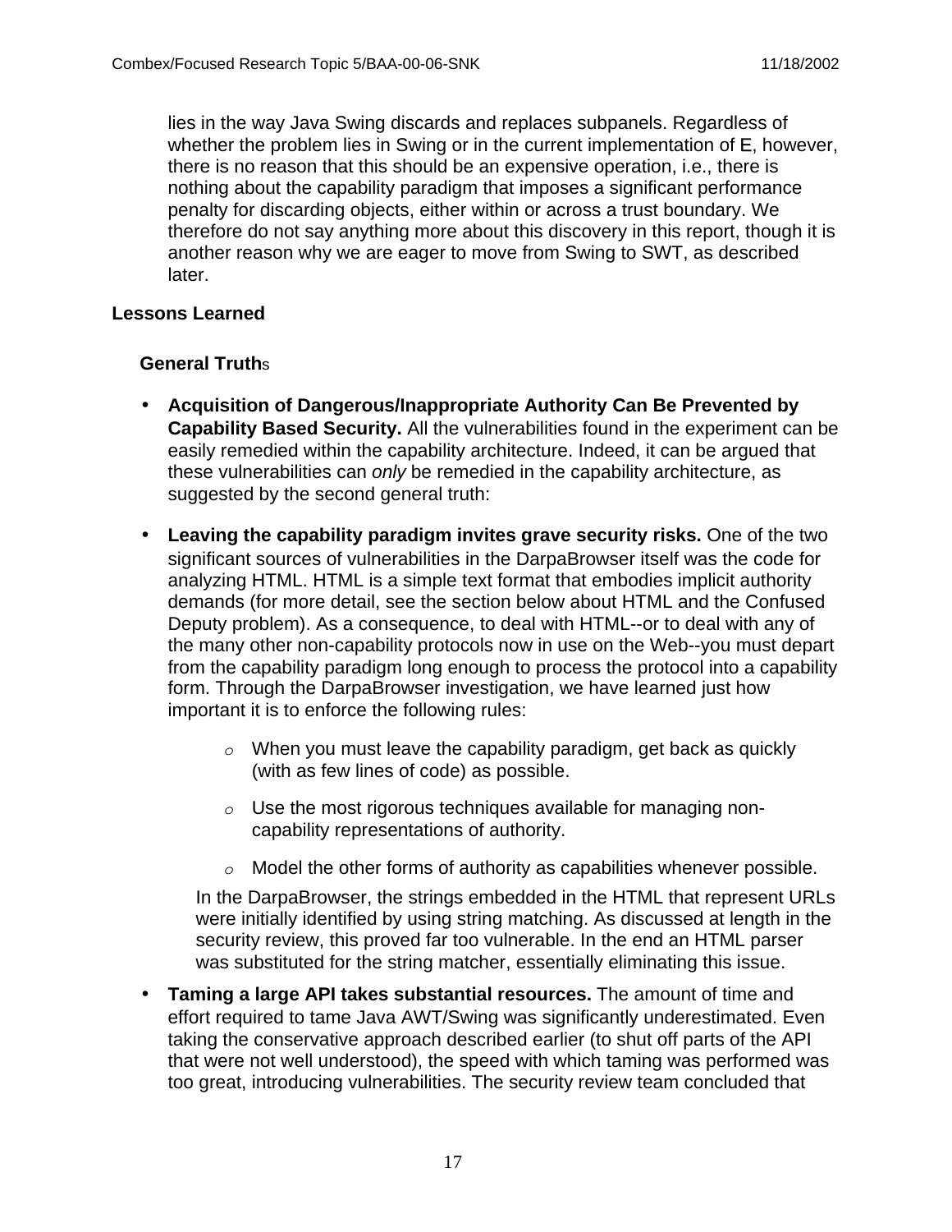lies in the way Java Swing discards and replaces subpanels. Regardless of whether the problem lies in Swing or in the current implementation of E, however, there is no reason that this should be an expensive operation, i.e., there is nothing about the capability paradigm that imposes a significant performance penalty for discarding objects, either within or across a trust boundary. We therefore do not say anything more about this discovery in this report, though it is another reason why we are eager to move from Swing to SWT, as described later.

## Lessons Learned

### General Truths

- **Acquisition of Dangerous/Inappropriate Authority Can Be Prevented by Capability Based Security.** All the vulnerabilities found in the experiment can be easily remedied within the capability architecture. Indeed, it can be argued that these vulnerabilities can *only* be remedied in the capability architecture, as suggested by the second general truth:

- **Leaving the capability paradigm invites grave security risks.** One of the two significant sources of vulnerabilities in the DarpaBrowser itself was the code for analyzing HTML. HTML is a simple text format that embodies implicit authority demands (for more detail, see the section below about HTML and the Confused Deputy problem). As a consequence, to deal with HTML--or to deal with any of the many other non-capability protocols now in use on the Web--you must depart from the capability paradigm long enough to process the protocol into a capability form. Through the DarpaBrowser investigation, we have learned just how important it is to enforce the following rules:

    - When you must leave the capability paradigm, get back as quickly (with as few lines of code) as possible.
    - Use the most rigorous techniques available for managing non-capability representations of authority.
    - Model the other forms of authority as capabilities whenever possible.

  In the DarpaBrowser, the strings embedded in the HTML that represent URLs were initially identified by using string matching. As discussed at length in the security review, this proved far too vulnerable. In the end an HTML parser was substituted for the string matcher, essentially eliminating this issue.

- **Taming a large API takes substantial resources.** The amount of time and effort required to tame Java AWT/Swing was significantly underestimated. Even taking the conservative approach described earlier (to shut off parts of the API that were not well understood), the speed with which taming was performed was too great, introducing vulnerabilities. The security review team concluded that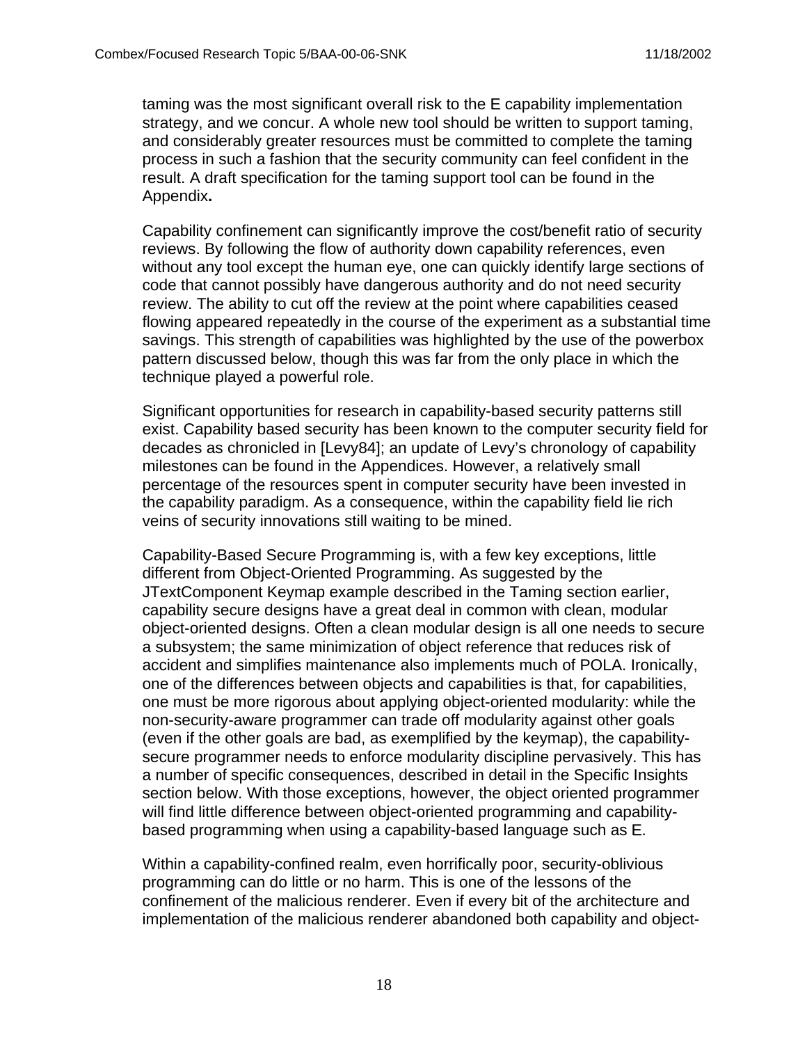taming was the most significant overall risk to the E capability implementation strategy, and we concur. A whole new tool should be written to support taming, and considerably greater resources must be committed to complete the taming process in such a fashion that the security community can feel confident in the result. A draft specification for the taming support tool can be found in the Appendix**.**

Capability confinement can significantly improve the cost/benefit ratio of security reviews. By following the flow of authority down capability references, even without any tool except the human eye, one can quickly identify large sections of code that cannot possibly have dangerous authority and do not need security review. The ability to cut off the review at the point where capabilities ceased flowing appeared repeatedly in the course of the experiment as a substantial time savings. This strength of capabilities was highlighted by the use of the powerbox pattern discussed below, though this was far from the only place in which the technique played a powerful role.

Significant opportunities for research in capability-based security patterns still exist. Capability based security has been known to the computer security field for decades as chronicled in [Levy84]; an update of Levy's chronology of capability milestones can be found in the Appendices. However, a relatively small percentage of the resources spent in computer security have been invested in the capability paradigm. As a consequence, within the capability field lie rich veins of security innovations still waiting to be mined.

Capability-Based Secure Programming is, with a few key exceptions, little different from Object-Oriented Programming. As suggested by the JTextComponent Keymap example described in the Taming section earlier, capability secure designs have a great deal in common with clean, modular object-oriented designs. Often a clean modular design is all one needs to secure a subsystem; the same minimization of object reference that reduces risk of accident and simplifies maintenance also implements much of POLA. Ironically, one of the differences between objects and capabilities is that, for capabilities, one must be more rigorous about applying object-oriented modularity: while the non-security-aware programmer can trade off modularity against other goals (even if the other goals are bad, as exemplified by the keymap), the capability-secure programmer needs to enforce modularity discipline pervasively. This has a number of specific consequences, described in detail in the Specific Insights section below. With those exceptions, however, the object oriented programmer will find little difference between object-oriented programming and capability-based programming when using a capability-based language such as E.

Within a capability-confined realm, even horrifically poor, security-oblivious programming can do little or no harm. This is one of the lessons of the confinement of the malicious renderer. Even if every bit of the architecture and implementation of the malicious renderer abandoned both capability and object-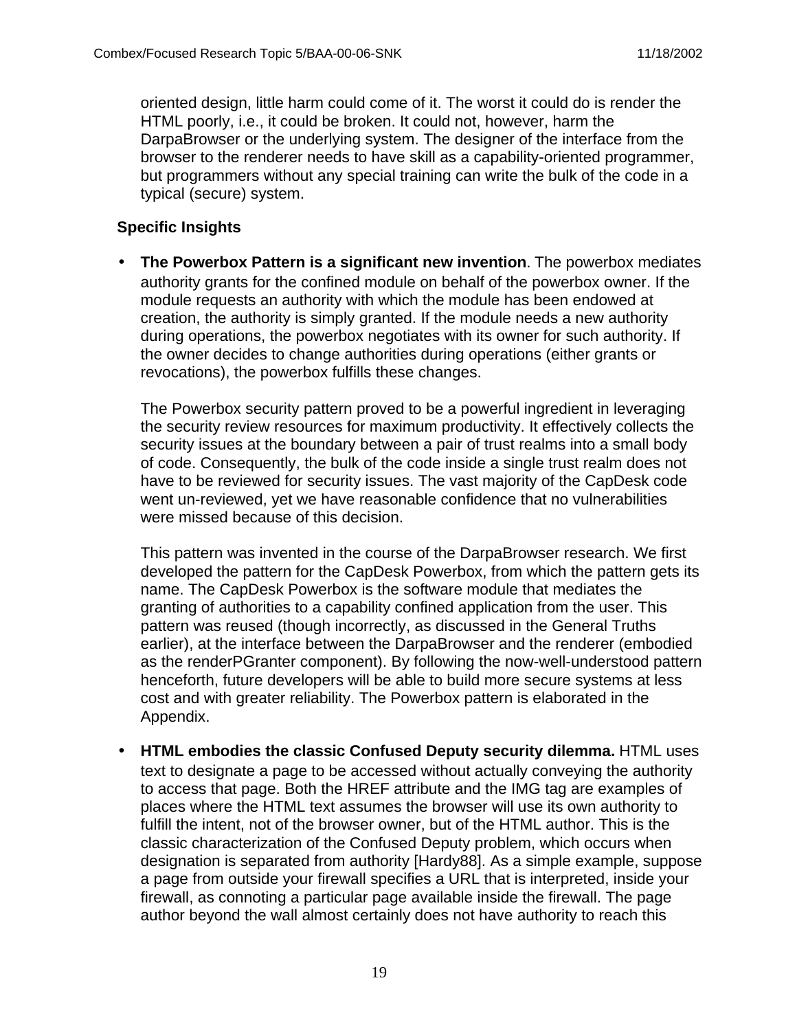oriented design, little harm could come of it. The worst it could do is render the HTML poorly, i.e., it could be broken. It could not, however, harm the DarpaBrowser or the underlying system. The designer of the interface from the browser to the renderer needs to have skill as a capability-oriented programmer, but programmers without any special training can write the bulk of the code in a typical (secure) system.

### Specific Insights

- **The Powerbox Pattern is a significant new invention**. The powerbox mediates authority grants for the confined module on behalf of the powerbox owner. If the module requests an authority with which the module has been endowed at creation, the authority is simply granted. If the module needs a new authority during operations, the powerbox negotiates with its owner for such authority. If the owner decides to change authorities during operations (either grants or revocations), the powerbox fulfills these changes.

  The Powerbox security pattern proved to be a powerful ingredient in leveraging the security review resources for maximum productivity. It effectively collects the security issues at the boundary between a pair of trust realms into a small body of code. Consequently, the bulk of the code inside a single trust realm does not have to be reviewed for security issues. The vast majority of the CapDesk code went un-reviewed, yet we have reasonable confidence that no vulnerabilities were missed because of this decision.

  This pattern was invented in the course of the DarpaBrowser research. We first developed the pattern for the CapDesk Powerbox, from which the pattern gets its name. The CapDesk Powerbox is the software module that mediates the granting of authorities to a capability confined application from the user. This pattern was reused (though incorrectly, as discussed in the General Truths earlier), at the interface between the DarpaBrowser and the renderer (embodied as the renderPGranter component). By following the now-well-understood pattern henceforth, future developers will be able to build more secure systems at less cost and with greater reliability. The Powerbox pattern is elaborated in the Appendix.

- **HTML embodies the classic Confused Deputy security dilemma.** HTML uses text to designate a page to be accessed without actually conveying the authority to access that page. Both the HREF attribute and the IMG tag are examples of places where the HTML text assumes the browser will use its own authority to fulfill the intent, not of the browser owner, but of the HTML author. This is the classic characterization of the Confused Deputy problem, which occurs when designation is separated from authority [Hardy88]. As a simple example, suppose a page from outside your firewall specifies a URL that is interpreted, inside your firewall, as connoting a particular page available inside the firewall. The page author beyond the wall almost certainly does not have authority to reach this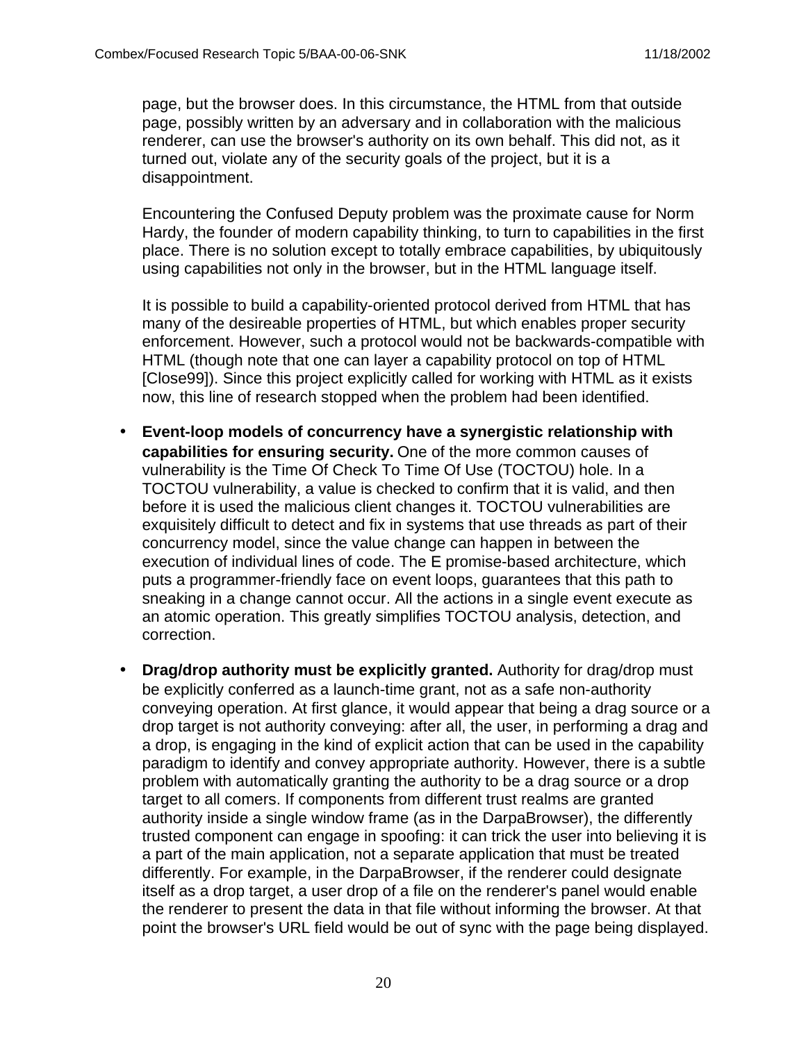page, but the browser does. In this circumstance, the HTML from that outside page, possibly written by an adversary and in collaboration with the malicious renderer, can use the browser's authority on its own behalf. This did not, as it turned out, violate any of the security goals of the project, but it is a disappointment.

Encountering the Confused Deputy problem was the proximate cause for Norm Hardy, the founder of modern capability thinking, to turn to capabilities in the first place. There is no solution except to totally embrace capabilities, by ubiquitously using capabilities not only in the browser, but in the HTML language itself.

It is possible to build a capability-oriented protocol derived from HTML that has many of the desireable properties of HTML, but which enables proper security enforcement. However, such a protocol would not be backwards-compatible with HTML (though note that one can layer a capability protocol on top of HTML [Close99]). Since this project explicitly called for working with HTML as it exists now, this line of research stopped when the problem had been identified.

- **Event-loop models of concurrency have a synergistic relationship with capabilities for ensuring security.** One of the more common causes of vulnerability is the Time Of Check To Time Of Use (TOCTOU) hole. In a TOCTOU vulnerability, a value is checked to confirm that it is valid, and then before it is used the malicious client changes it. TOCTOU vulnerabilities are exquisitely difficult to detect and fix in systems that use threads as part of their concurrency model, since the value change can happen in between the execution of individual lines of code. The E promise-based architecture, which puts a programmer-friendly face on event loops, guarantees that this path to sneaking in a change cannot occur. All the actions in a single event execute as an atomic operation. This greatly simplifies TOCTOU analysis, detection, and correction.

- **Drag/drop authority must be explicitly granted.** Authority for drag/drop must be explicitly conferred as a launch-time grant, not as a safe non-authority conveying operation. At first glance, it would appear that being a drag source or a drop target is not authority conveying: after all, the user, in performing a drag and a drop, is engaging in the kind of explicit action that can be used in the capability paradigm to identify and convey appropriate authority. However, there is a subtle problem with automatically granting the authority to be a drag source or a drop target to all comers. If components from different trust realms are granted authority inside a single window frame (as in the DarpaBrowser), the differently trusted component can engage in spoofing: it can trick the user into believing it is a part of the main application, not a separate application that must be treated differently. For example, in the DarpaBrowser, if the renderer could designate itself as a drop target, a user drop of a file on the renderer's panel would enable the renderer to present the data in that file without informing the browser. At that point the browser's URL field would be out of sync with the page being displayed.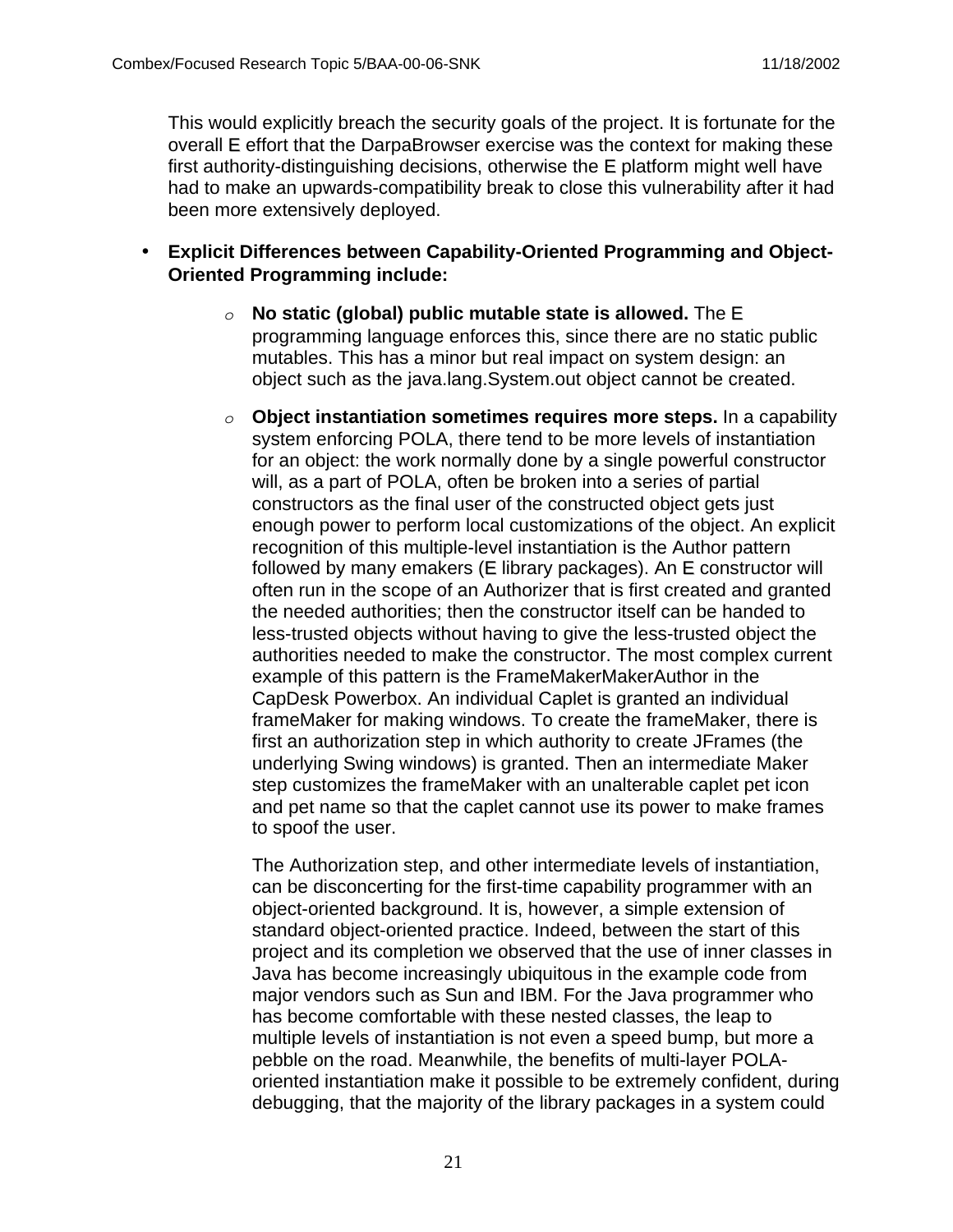This would explicitly breach the security goals of the project. It is fortunate for the overall E effort that the DarpaBrowser exercise was the context for making these first authority-distinguishing decisions, otherwise the E platform might well have had to make an upwards-compatibility break to close this vulnerability after it had been more extensively deployed.

- **Explicit Differences between Capability-Oriented Programming and Object-Oriented Programming include:**
  - **No static (global) public mutable state is allowed.** The E programming language enforces this, since there are no static public mutables. This has a minor but real impact on system design: an object such as the java.lang.System.out object cannot be created.
  - **Object instantiation sometimes requires more steps.** In a capability system enforcing POLA, there tend to be more levels of instantiation for an object: the work normally done by a single powerful constructor will, as a part of POLA, often be broken into a series of partial constructors as the final user of the constructed object gets just enough power to perform local customizations of the object. An explicit recognition of this multiple-level instantiation is the Author pattern followed by many emakers (E library packages). An E constructor will often run in the scope of an Authorizer that is first created and granted the needed authorities; then the constructor itself can be handed to less-trusted objects without having to give the less-trusted object the authorities needed to make the constructor. The most complex current example of this pattern is the FrameMakerMakerAuthor in the CapDesk Powerbox. An individual Caplet is granted an individual frameMaker for making windows. To create the frameMaker, there is first an authorization step in which authority to create JFrames (the underlying Swing windows) is granted. Then an intermediate Maker step customizes the frameMaker with an unalterable caplet pet icon and pet name so that the caplet cannot use its power to make frames to spoof the user.

    The Authorization step, and other intermediate levels of instantiation, can be disconcerting for the first-time capability programmer with an object-oriented background. It is, however, a simple extension of standard object-oriented practice. Indeed, between the start of this project and its completion we observed that the use of inner classes in Java has become increasingly ubiquitous in the example code from major vendors such as Sun and IBM. For the Java programmer who has become comfortable with these nested classes, the leap to multiple levels of instantiation is not even a speed bump, but more a pebble on the road. Meanwhile, the benefits of multi-layer POLA-oriented instantiation make it possible to be extremely confident, during debugging, that the majority of the library packages in a system could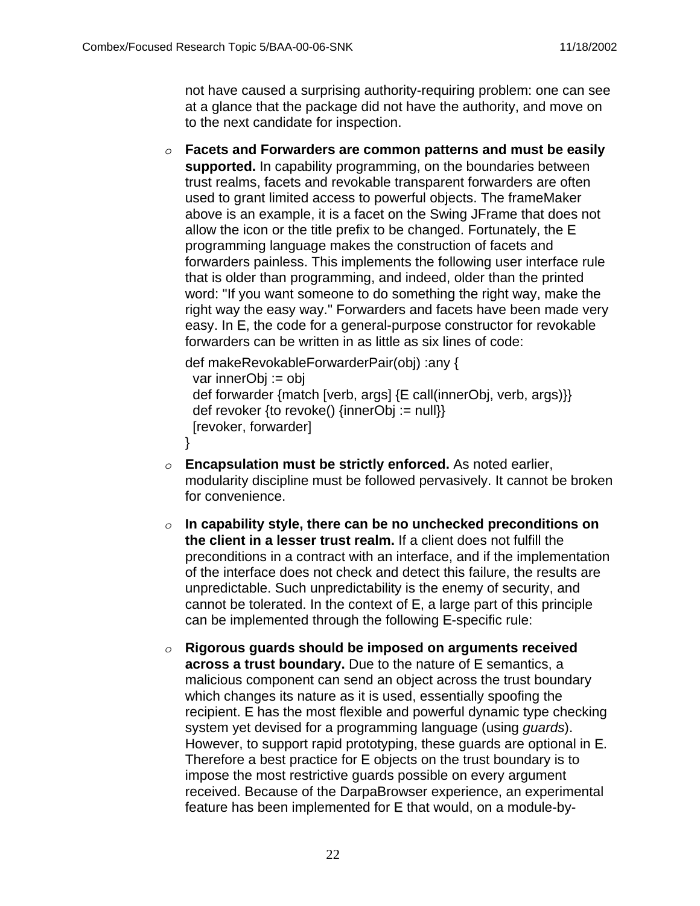not have caused a surprising authority-requiring problem: one can see at a glance that the package did not have the authority, and move on to the next candidate for inspection.

- **Facets and Forwarders are common patterns and must be easily supported.** In capability programming, on the boundaries between trust realms, facets and revokable transparent forwarders are often used to grant limited access to powerful objects. The frameMaker above is an example, it is a facet on the Swing JFrame that does not allow the icon or the title prefix to be changed. Fortunately, the E programming language makes the construction of facets and forwarders painless. This implements the following user interface rule that is older than programming, and indeed, older than the printed word: "If you want someone to do something the right way, make the right way the easy way." Forwarders and facets have been made very easy. In E, the code for a general-purpose constructor for revokable forwarders can be written in as little as six lines of code:

```
def makeRevokableForwarderPair(obj) :any {
  var innerObj := obj
  def forwarder {match [verb, args] {E call(innerObj, verb, args)}}
  def revoker {to revoke() {innerObj := null}}
  [revoker, forwarder]
}
```

- **Encapsulation must be strictly enforced.** As noted earlier, modularity discipline must be followed pervasively. It cannot be broken for convenience.

- **In capability style, there can be no unchecked preconditions on the client in a lesser trust realm.** If a client does not fulfill the preconditions in a contract with an interface, and if the implementation of the interface does not check and detect this failure, the results are unpredictable. Such unpredictability is the enemy of security, and cannot be tolerated. In the context of E, a large part of this principle can be implemented through the following E-specific rule:

- **Rigorous guards should be imposed on arguments received across a trust boundary.** Due to the nature of E semantics, a malicious component can send an object across the trust boundary which changes its nature as it is used, essentially spoofing the recipient. E has the most flexible and powerful dynamic type checking system yet devised for a programming language (using *guards*). However, to support rapid prototyping, these guards are optional in E. Therefore a best practice for E objects on the trust boundary is to impose the most restrictive guards possible on every argument received. Because of the DarpaBrowser experience, an experimental feature has been implemented for E that would, on a module-by-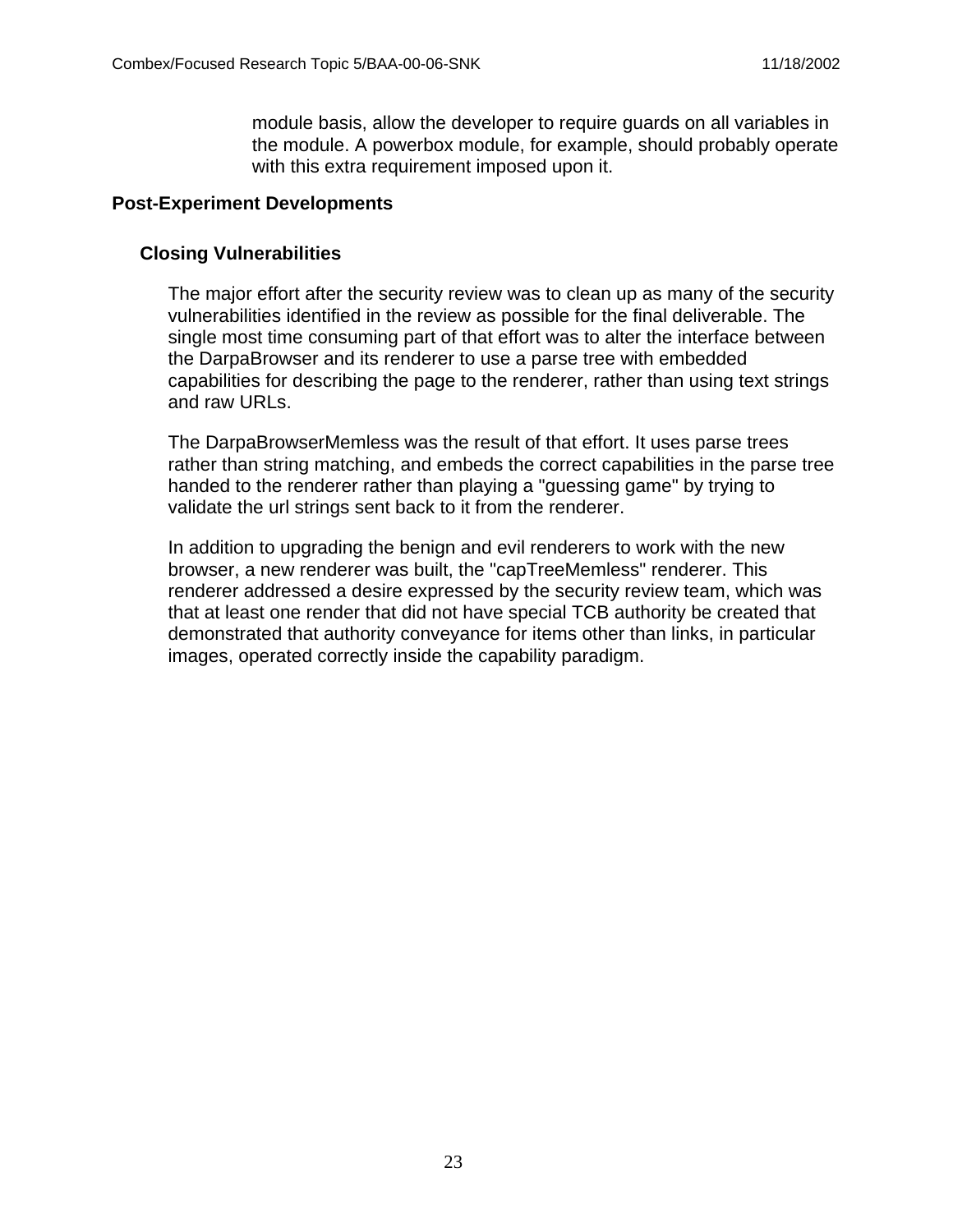module basis, allow the developer to require guards on all variables in the module. A powerbox module, for example, should probably operate with this extra requirement imposed upon it.

## Post-Experiment Developments

### Closing Vulnerabilities

The major effort after the security review was to clean up as many of the security vulnerabilities identified in the review as possible for the final deliverable. The single most time consuming part of that effort was to alter the interface between the DarpaBrowser and its renderer to use a parse tree with embedded capabilities for describing the page to the renderer, rather than using text strings and raw URLs.

The DarpaBrowserMemless was the result of that effort. It uses parse trees rather than string matching, and embeds the correct capabilities in the parse tree handed to the renderer rather than playing a "guessing game" by trying to validate the url strings sent back to it from the renderer.

In addition to upgrading the benign and evil renderers to work with the new browser, a new renderer was built, the "capTreeMemless" renderer. This renderer addressed a desire expressed by the security review team, which was that at least one render that did not have special TCB authority be created that demonstrated that authority conveyance for items other than links, in particular images, operated correctly inside the capability paradigm.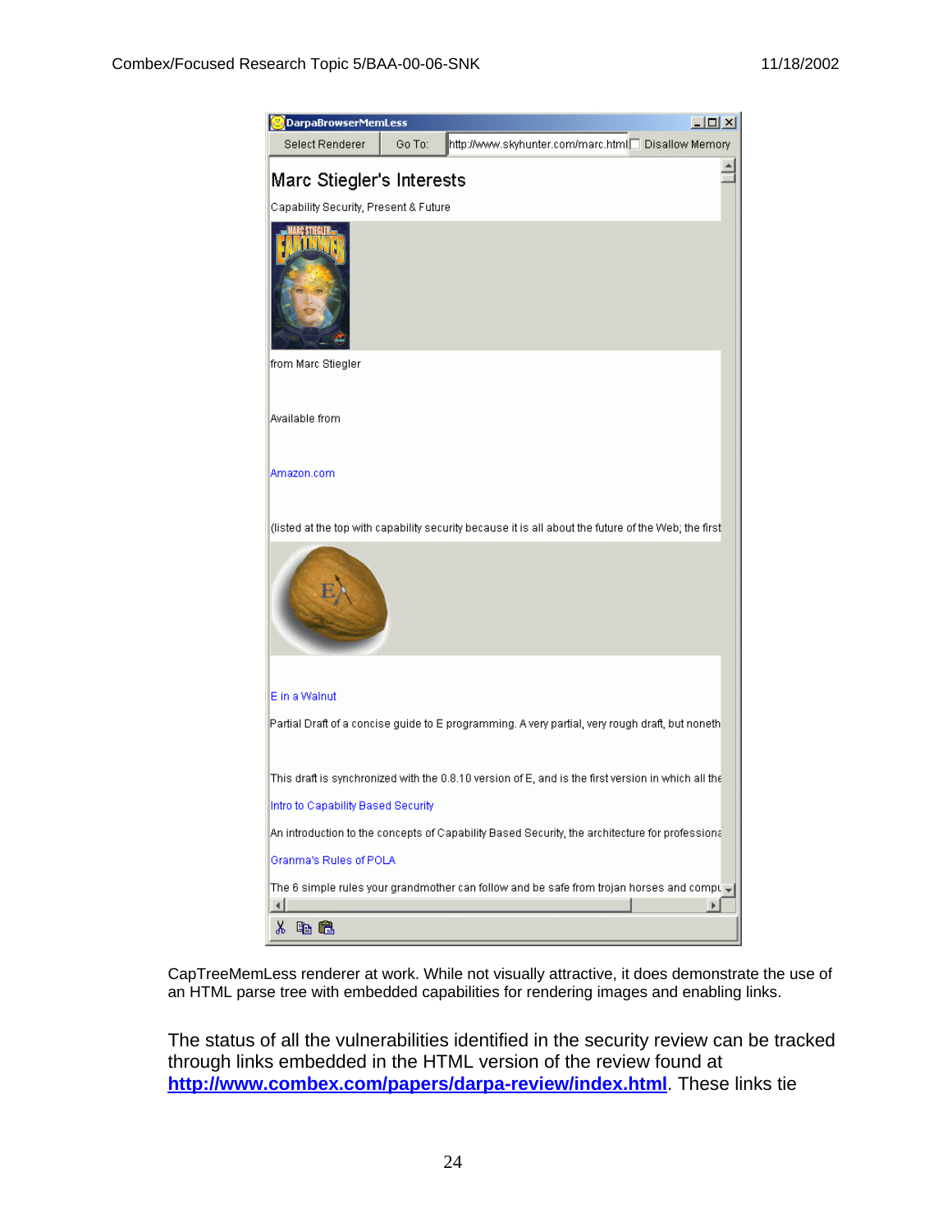CapTreeMemLess renderer at work. While not visually attractive, it does demonstrate the use of an HTML parse tree with embedded capabilities for rendering images and enabling links.

The status of all the vulnerabilities identified in the security review can be tracked through links embedded in the HTML version of the review found at **http://www.combex.com/papers/darpa-review/index.html**. These links tie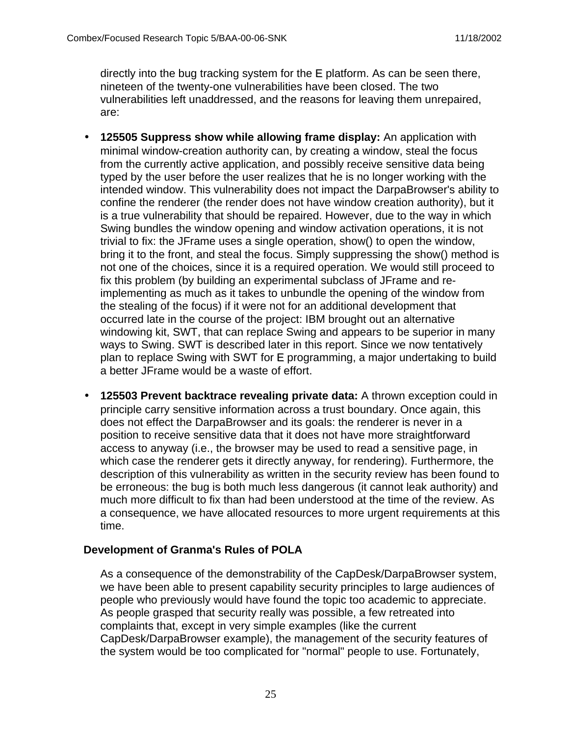directly into the bug tracking system for the E platform. As can be seen there, nineteen of the twenty-one vulnerabilities have been closed. The two vulnerabilities left unaddressed, and the reasons for leaving them unrepaired, are:

- **125505 Suppress show while allowing frame display:** An application with minimal window-creation authority can, by creating a window, steal the focus from the currently active application, and possibly receive sensitive data being typed by the user before the user realizes that he is no longer working with the intended window. This vulnerability does not impact the DarpaBrowser's ability to confine the renderer (the render does not have window creation authority), but it is a true vulnerability that should be repaired. However, due to the way in which Swing bundles the window opening and window activation operations, it is not trivial to fix: the JFrame uses a single operation, show() to open the window, bring it to the front, and steal the focus. Simply suppressing the show() method is not one of the choices, since it is a required operation. We would still proceed to fix this problem (by building an experimental subclass of JFrame and re-implementing as much as it takes to unbundle the opening of the window from the stealing of the focus) if it were not for an additional development that occurred late in the course of the project: IBM brought out an alternative windowing kit, SWT, that can replace Swing and appears to be superior in many ways to Swing. SWT is described later in this report. Since we now tentatively plan to replace Swing with SWT for E programming, a major undertaking to build a better JFrame would be a waste of effort.

- **125503 Prevent backtrace revealing private data:** A thrown exception could in principle carry sensitive information across a trust boundary. Once again, this does not effect the DarpaBrowser and its goals: the renderer is never in a position to receive sensitive data that it does not have more straightforward access to anyway (i.e., the browser may be used to read a sensitive page, in which case the renderer gets it directly anyway, for rendering). Furthermore, the description of this vulnerability as written in the security review has been found to be erroneous: the bug is both much less dangerous (it cannot leak authority) and much more difficult to fix than had been understood at the time of the review. As a consequence, we have allocated resources to more urgent requirements at this time.

### Development of Granma's Rules of POLA

As a consequence of the demonstrability of the CapDesk/DarpaBrowser system, we have been able to present capability security principles to large audiences of people who previously would have found the topic too academic to appreciate. As people grasped that security really was possible, a few retreated into complaints that, except in very simple examples (like the current CapDesk/DarpaBrowser example), the management of the security features of the system would be too complicated for "normal" people to use. Fortunately,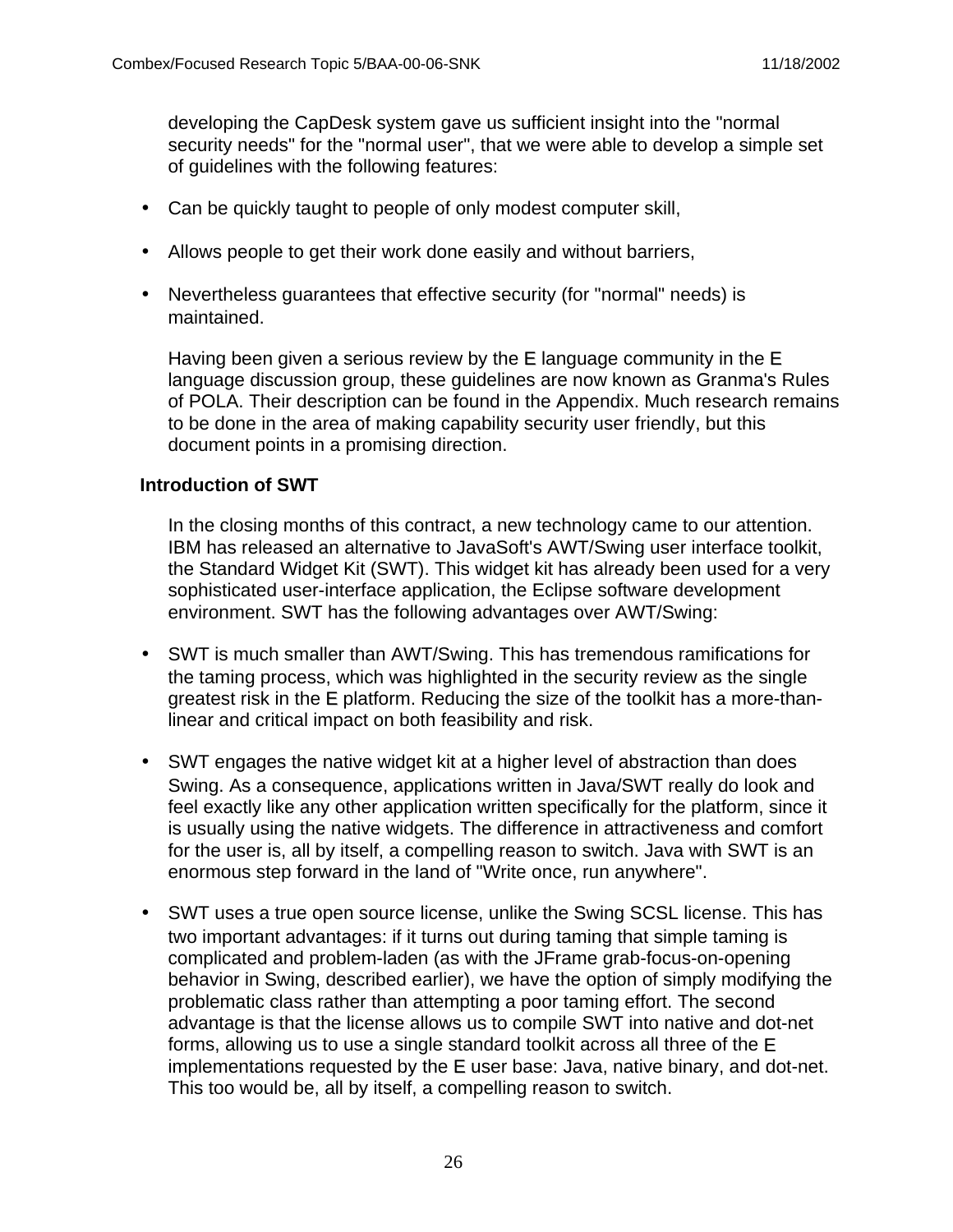developing the CapDesk system gave us sufficient insight into the "normal security needs" for the "normal user", that we were able to develop a simple set of guidelines with the following features:

- Can be quickly taught to people of only modest computer skill,
- Allows people to get their work done easily and without barriers,
- Nevertheless guarantees that effective security (for "normal" needs) is maintained.

Having been given a serious review by the E language community in the E language discussion group, these guidelines are now known as Granma's Rules of POLA. Their description can be found in the Appendix. Much research remains to be done in the area of making capability security user friendly, but this document points in a promising direction.

### Introduction of SWT

In the closing months of this contract, a new technology came to our attention. IBM has released an alternative to JavaSoft's AWT/Swing user interface toolkit, the Standard Widget Kit (SWT). This widget kit has already been used for a very sophisticated user-interface application, the Eclipse software development environment. SWT has the following advantages over AWT/Swing:

- SWT is much smaller than AWT/Swing. This has tremendous ramifications for the taming process, which was highlighted in the security review as the single greatest risk in the E platform. Reducing the size of the toolkit has a more-than-linear and critical impact on both feasibility and risk.
- SWT engages the native widget kit at a higher level of abstraction than does Swing. As a consequence, applications written in Java/SWT really do look and feel exactly like any other application written specifically for the platform, since it is usually using the native widgets. The difference in attractiveness and comfort for the user is, all by itself, a compelling reason to switch. Java with SWT is an enormous step forward in the land of "Write once, run anywhere".
- SWT uses a true open source license, unlike the Swing SCSL license. This has two important advantages: if it turns out during taming that simple taming is complicated and problem-laden (as with the JFrame grab-focus-on-opening behavior in Swing, described earlier), we have the option of simply modifying the problematic class rather than attempting a poor taming effort. The second advantage is that the license allows us to compile SWT into native and dot-net forms, allowing us to use a single standard toolkit across all three of the E implementations requested by the E user base: Java, native binary, and dot-net. This too would be, all by itself, a compelling reason to switch.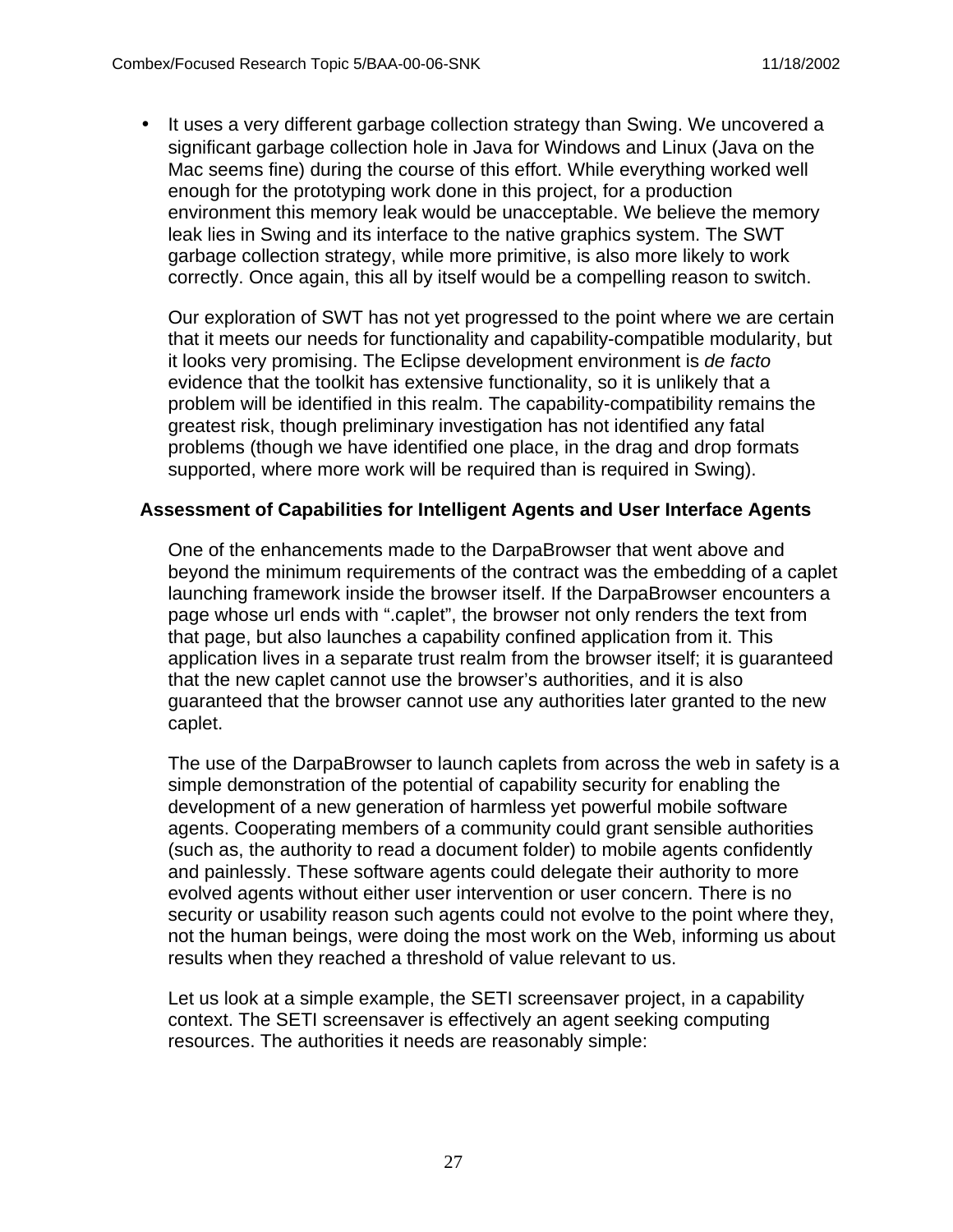- It uses a very different garbage collection strategy than Swing. We uncovered a significant garbage collection hole in Java for Windows and Linux (Java on the Mac seems fine) during the course of this effort. While everything worked well enough for the prototyping work done in this project, for a production environment this memory leak would be unacceptable. We believe the memory leak lies in Swing and its interface to the native graphics system. The SWT garbage collection strategy, while more primitive, is also more likely to work correctly. Once again, this all by itself would be a compelling reason to switch.

Our exploration of SWT has not yet progressed to the point where we are certain that it meets our needs for functionality and capability-compatible modularity, but it looks very promising. The Eclipse development environment is *de facto* evidence that the toolkit has extensive functionality, so it is unlikely that a problem will be identified in this realm. The capability-compatibility remains the greatest risk, though preliminary investigation has not identified any fatal problems (though we have identified one place, in the drag and drop formats supported, where more work will be required than is required in Swing).

### Assessment of Capabilities for Intelligent Agents and User Interface Agents

One of the enhancements made to the DarpaBrowser that went above and beyond the minimum requirements of the contract was the embedding of a caplet launching framework inside the browser itself. If the DarpaBrowser encounters a page whose url ends with ".caplet", the browser not only renders the text from that page, but also launches a capability confined application from it. This application lives in a separate trust realm from the browser itself; it is guaranteed that the new caplet cannot use the browser's authorities, and it is also guaranteed that the browser cannot use any authorities later granted to the new caplet.

The use of the DarpaBrowser to launch caplets from across the web in safety is a simple demonstration of the potential of capability security for enabling the development of a new generation of harmless yet powerful mobile software agents. Cooperating members of a community could grant sensible authorities (such as, the authority to read a document folder) to mobile agents confidently and painlessly. These software agents could delegate their authority to more evolved agents without either user intervention or user concern. There is no security or usability reason such agents could not evolve to the point where they, not the human beings, were doing the most work on the Web, informing us about results when they reached a threshold of value relevant to us.

Let us look at a simple example, the SETI screensaver project, in a capability context. The SETI screensaver is effectively an agent seeking computing resources. The authorities it needs are reasonably simple: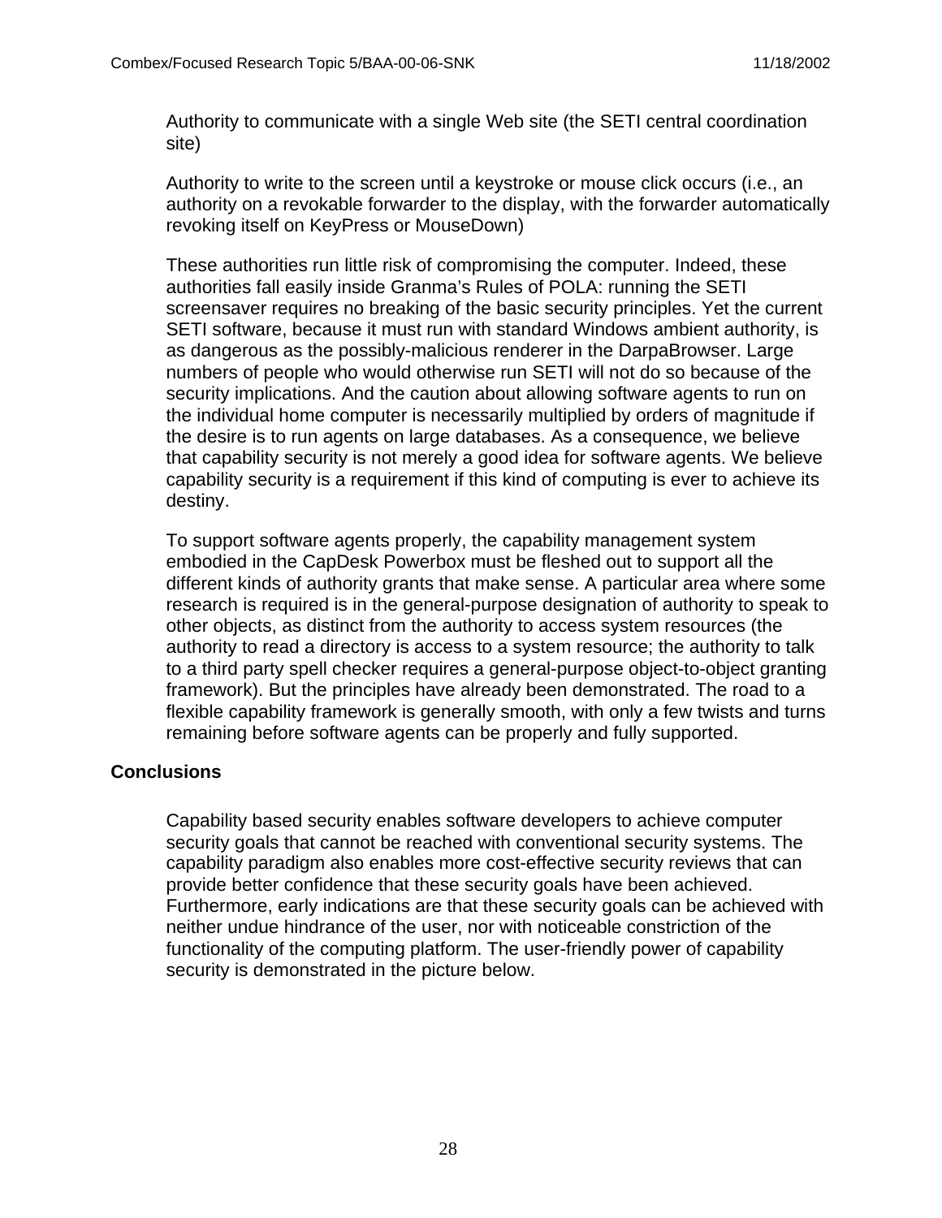Authority to communicate with a single Web site (the SETI central coordination site)

Authority to write to the screen until a keystroke or mouse click occurs (i.e., an authority on a revokable forwarder to the display, with the forwarder automatically revoking itself on KeyPress or MouseDown)

These authorities run little risk of compromising the computer. Indeed, these authorities fall easily inside Granma's Rules of POLA: running the SETI screensaver requires no breaking of the basic security principles. Yet the current SETI software, because it must run with standard Windows ambient authority, is as dangerous as the possibly-malicious renderer in the DarpaBrowser. Large numbers of people who would otherwise run SETI will not do so because of the security implications. And the caution about allowing software agents to run on the individual home computer is necessarily multiplied by orders of magnitude if the desire is to run agents on large databases. As a consequence, we believe that capability security is not merely a good idea for software agents. We believe capability security is a requirement if this kind of computing is ever to achieve its destiny.

To support software agents properly, the capability management system embodied in the CapDesk Powerbox must be fleshed out to support all the different kinds of authority grants that make sense. A particular area where some research is required is in the general-purpose designation of authority to speak to other objects, as distinct from the authority to access system resources (the authority to read a directory is access to a system resource; the authority to talk to a third party spell checker requires a general-purpose object-to-object granting framework). But the principles have already been demonstrated. The road to a flexible capability framework is generally smooth, with only a few twists and turns remaining before software agents can be properly and fully supported.

## Conclusions

Capability based security enables software developers to achieve computer security goals that cannot be reached with conventional security systems. The capability paradigm also enables more cost-effective security reviews that can provide better confidence that these security goals have been achieved. Furthermore, early indications are that these security goals can be achieved with neither undue hindrance of the user, nor with noticeable constriction of the functionality of the computing platform. The user-friendly power of capability security is demonstrated in the picture below.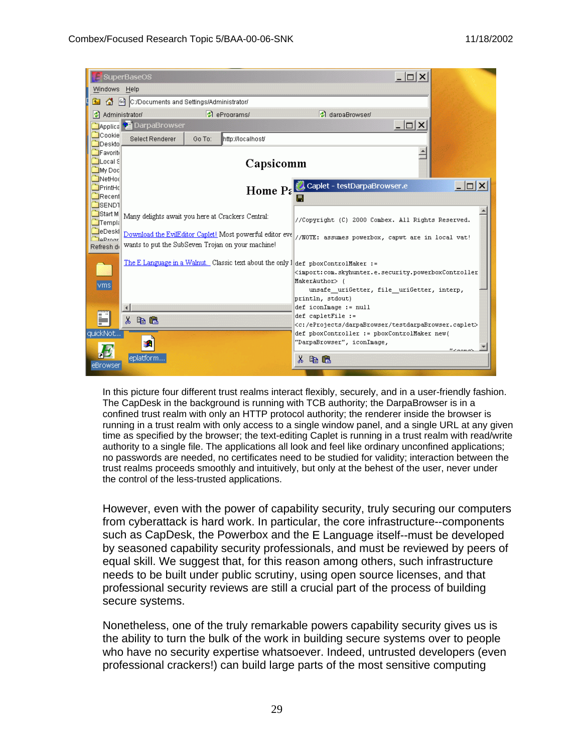In this picture four different trust realms interact flexibly, securely, and in a user-friendly fashion. The CapDesk in the background is running with TCB authority; the DarpaBrowser is in a confined trust realm with only an HTTP protocol authority; the renderer inside the browser is running in a trust realm with only access to a single window panel, and a single URL at any given time as specified by the browser; the text-editing Caplet is running in a trust realm with read/write authority to a single file. The applications all look and feel like ordinary unconfined applications; no passwords are needed, no certificates need to be studied for validity; interaction between the trust realms proceeds smoothly and intuitively, but only at the behest of the user, never under the control of the less-trusted applications.

However, even with the power of capability security, truly securing our computers from cyberattack is hard work. In particular, the core infrastructure--components such as CapDesk, the Powerbox and the E Language itself--must be developed by seasoned capability security professionals, and must be reviewed by peers of equal skill. We suggest that, for this reason among others, such infrastructure needs to be built under public scrutiny, using open source licenses, and that professional security reviews are still a crucial part of the process of building secure systems.

Nonetheless, one of the truly remarkable powers capability security gives us is the ability to turn the bulk of the work in building secure systems over to people who have no security expertise whatsoever. Indeed, untrusted developers (even professional crackers!) can build large parts of the most sensitive computing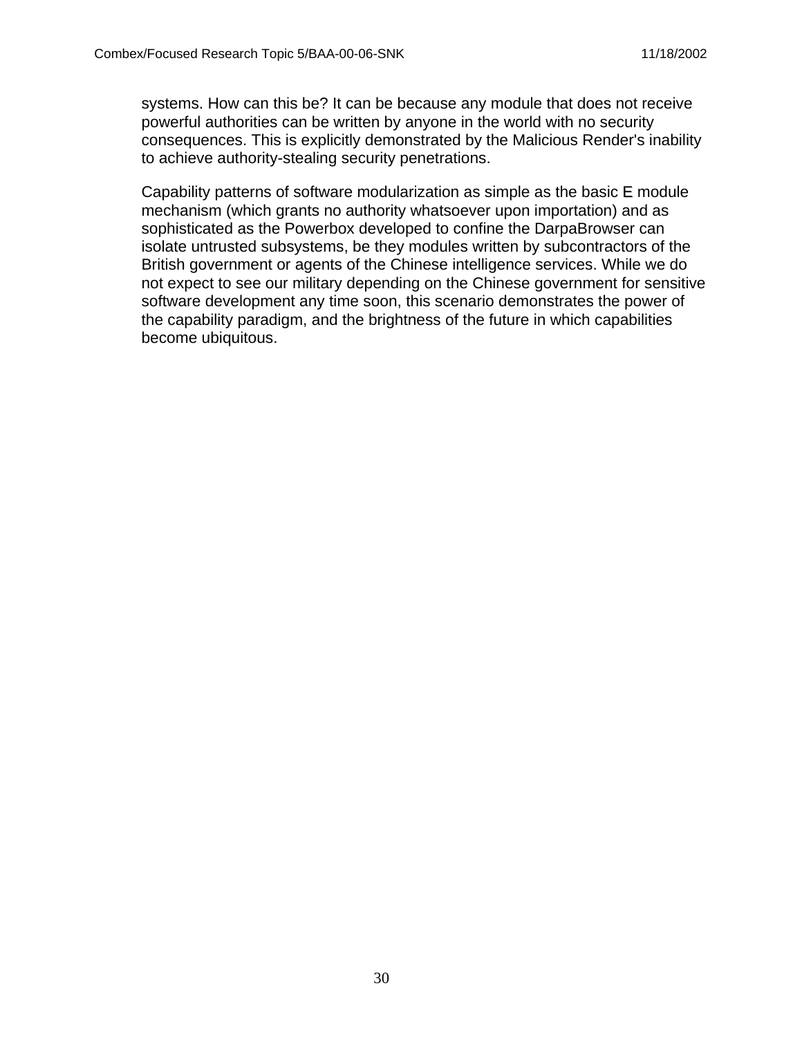systems. How can this be? It can be because any module that does not receive powerful authorities can be written by anyone in the world with no security consequences. This is explicitly demonstrated by the Malicious Render's inability to achieve authority-stealing security penetrations.

Capability patterns of software modularization as simple as the basic E module mechanism (which grants no authority whatsoever upon importation) and as sophisticated as the Powerbox developed to confine the DarpaBrowser can isolate untrusted subsystems, be they modules written by subcontractors of the British government or agents of the Chinese intelligence services. While we do not expect to see our military depending on the Chinese government for sensitive software development any time soon, this scenario demonstrates the power of the capability paradigm, and the brightness of the future in which capabilities become ubiquitous.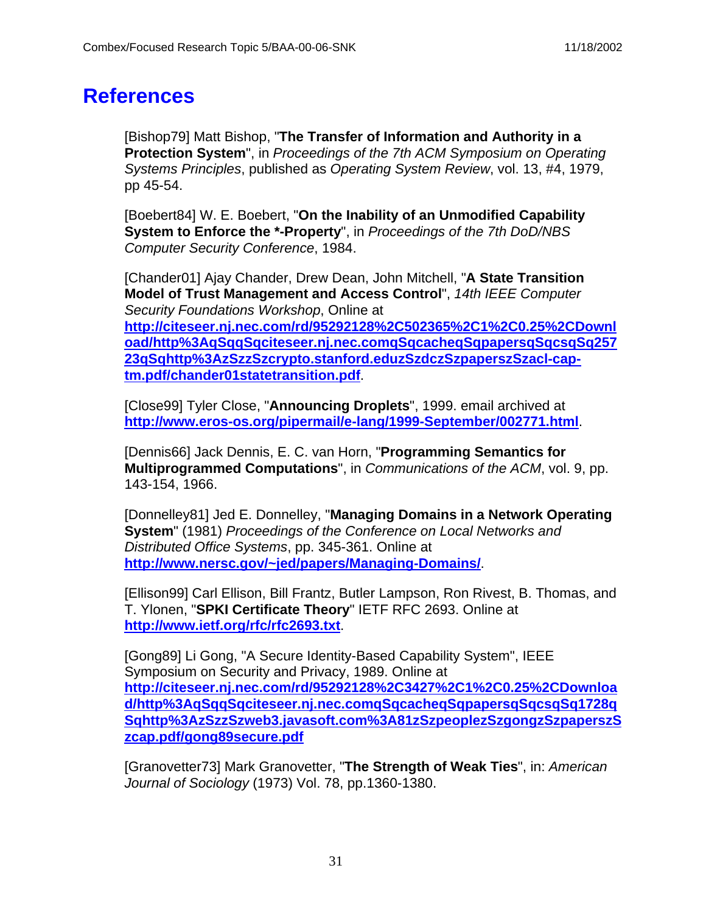# References

[Bishop79] Matt Bishop, "**The Transfer of Information and Authority in a Protection System**", in *Proceedings of the 7th ACM Symposium on Operating Systems Principles*, published as *Operating System Review*, vol. 13, #4, 1979, pp 45-54.

[Boebert84] W. E. Boebert, "**On the Inability of an Unmodified Capability System to Enforce the *-Property**", in *Proceedings of the 7th DoD/NBS Computer Security Conference*, 1984.

[Chander01] Ajay Chander, Drew Dean, John Mitchell, "**A State Transition Model of Trust Management and Access Control**", *14th IEEE Computer Security Foundations Workshop*, Online at **http://citeseer.nj.nec.com/rd/95292128%2C502365%2C1%2C0.25%2CDownload/http%3AqSqqSqciteseer.nj.nec.comqSqcacheqSqpapersqSqcsqSq25723qSqhttp%3AzSzzSzcrypto.stanford.eduzSzdczSzpaperszSzacl-cap-tm.pdf/chander01statetransition.pdf**.

[Close99] Tyler Close, "**Announcing Droplets**", 1999. email archived at **http://www.eros-os.org/pipermail/e-lang/1999-September/002771.html**.

[Dennis66] Jack Dennis, E. C. van Horn, "**Programming Semantics for Multiprogrammed Computations**", in *Communications of the ACM*, vol. 9, pp. 143-154, 1966.

[Donnelley81] Jed E. Donnelley, "**Managing Domains in a Network Operating System**" (1981) *Proceedings of the Conference on Local Networks and Distributed Office Systems*, pp. 345-361. Online at **http://www.nersc.gov/~jed/papers/Managing-Domains/**.

[Ellison99] Carl Ellison, Bill Frantz, Butler Lampson, Ron Rivest, B. Thomas, and T. Ylonen, "**SPKI Certificate Theory**" IETF RFC 2693. Online at **http://www.ietf.org/rfc/rfc2693.txt**.

[Gong89] Li Gong, "A Secure Identity-Based Capability System", IEEE Symposium on Security and Privacy, 1989. Online at **http://citeseer.nj.nec.com/rd/95292128%2C3427%2C1%2C0.25%2CDownload/http%3AqSqqSqciteseer.nj.nec.comqSqcacheqSqpapersqSqcsqSq1728qSqhttp%3AzSzzSzweb3.javasoft.com%3A81zSzpeoplezSzgongzSzpaperszSzcap.pdf/gong89secure.pdf**

[Granovetter73] Mark Granovetter, "**The Strength of Weak Ties**", in: *American Journal of Sociology* (1973) Vol. 78, pp.1360-1380.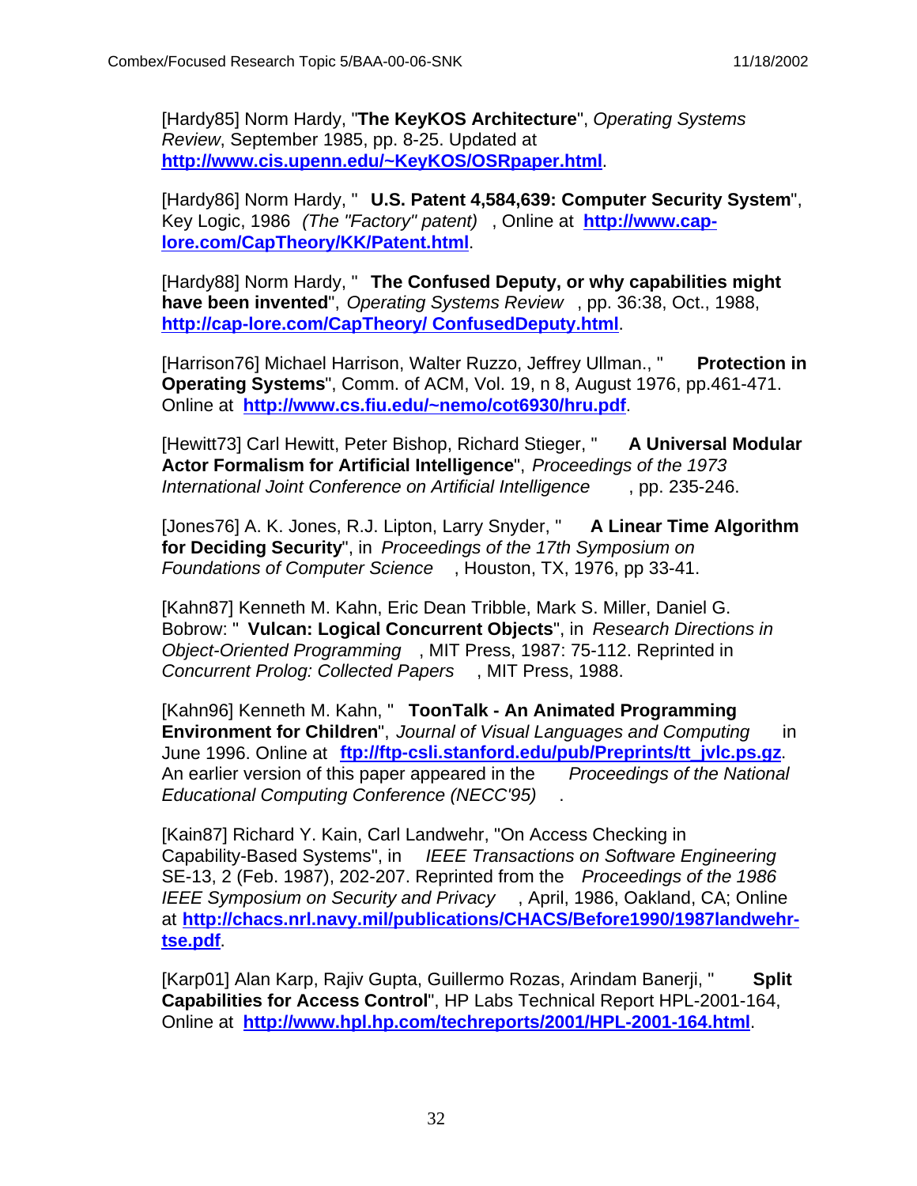[Hardy85] Norm Hardy, "**The KeyKOS Architecture**", *Operating Systems Review*, September 1985, pp. 8-25. Updated at **http://www.cis.upenn.edu/~KeyKOS/OSRpaper.html**.

[Hardy86] Norm Hardy, " **U.S. Patent 4,584,639: Computer Security System**", Key Logic, 1986 *(The "Factory" patent)* , Online at **http://www.cap-lore.com/CapTheory/KK/Patent.html**.

[Hardy88] Norm Hardy, " **The Confused Deputy, or why capabilities might have been invented**", *Operating Systems Review* , pp. 36:38, Oct., 1988, **http://cap-lore.com/CapTheory/ ConfusedDeputy.html**.

[Harrison76] Michael Harrison, Walter Ruzzo, Jeffrey Ullman., " **Protection in Operating Systems**", Comm. of ACM, Vol. 19, n 8, August 1976, pp.461-471. Online at **http://www.cs.fiu.edu/~nemo/cot6930/hru.pdf**.

[Hewitt73] Carl Hewitt, Peter Bishop, Richard Stieger, " **A Universal Modular Actor Formalism for Artificial Intelligence**", *Proceedings of the 1973 International Joint Conference on Artificial Intelligence* , pp. 235-246.

[Jones76] A. K. Jones, R.J. Lipton, Larry Snyder, " **A Linear Time Algorithm for Deciding Security**", in *Proceedings of the 17th Symposium on Foundations of Computer Science* , Houston, TX, 1976, pp 33-41.

[Kahn87] Kenneth M. Kahn, Eric Dean Tribble, Mark S. Miller, Daniel G. Bobrow: " **Vulcan: Logical Concurrent Objects**", in *Research Directions in Object-Oriented Programming* , MIT Press, 1987: 75-112. Reprinted in *Concurrent Prolog: Collected Papers* , MIT Press, 1988.

[Kahn96] Kenneth M. Kahn, " **ToonTalk - An Animated Programming Environment for Children**", *Journal of Visual Languages and Computing* in June 1996. Online at **ftp://ftp-csli.stanford.edu/pub/Preprints/tt_jvlc.ps.gz**. An earlier version of this paper appeared in the *Proceedings of the National Educational Computing Conference (NECC'95)* .

[Kain87] Richard Y. Kain, Carl Landwehr, "On Access Checking in Capability-Based Systems", in *IEEE Transactions on Software Engineering* SE-13, 2 (Feb. 1987), 202-207. Reprinted from the *Proceedings of the 1986 IEEE Symposium on Security and Privacy* , April, 1986, Oakland, CA; Online at **http://chacs.nrl.navy.mil/publications/CHACS/Before1990/1987landwehr-tse.pdf**.

[Karp01] Alan Karp, Rajiv Gupta, Guillermo Rozas, Arindam Banerji, " **Split Capabilities for Access Control**", HP Labs Technical Report HPL-2001-164, Online at **http://www.hpl.hp.com/techreports/2001/HPL-2001-164.html**.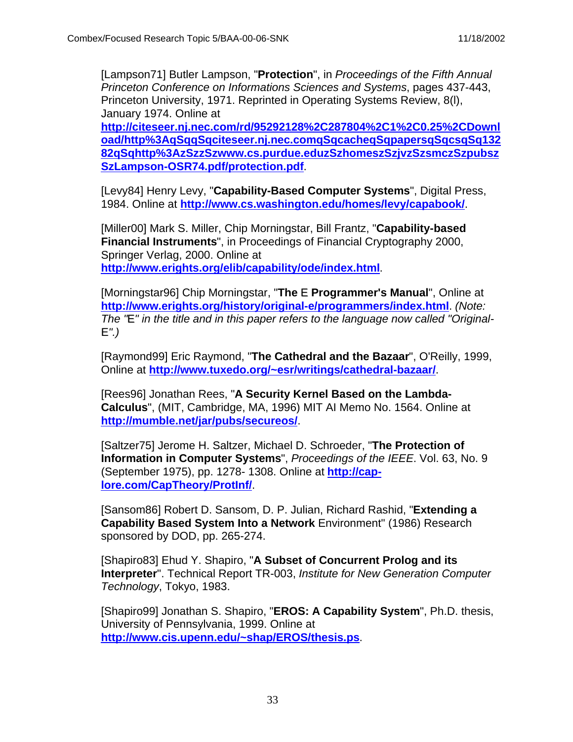[Lampson71] Butler Lampson, "**Protection**", in *Proceedings of the Fifth Annual Princeton Conference on Informations Sciences and Systems*, pages 437-443, Princeton University, 1971. Reprinted in Operating Systems Review, 8(l), January 1974. Online at **http://citeseer.nj.nec.com/rd/95292128%2C287804%2C1%2C0.25%2CDownload/http%3AqSqqSqciteseer.nj.nec.comqSqcacheqSqpapersqSqcsqSq13282qSqhttp%3AzSzzSzwww.cs.purdue.eduzSzhomeszSzjvzSzsmczSzpubszSzLampson-OSR74.pdf/protection.pdf**.

[Levy84] Henry Levy, "**Capability-Based Computer Systems**", Digital Press, 1984. Online at **http://www.cs.washington.edu/homes/levy/capabook/**.

[Miller00] Mark S. Miller, Chip Morningstar, Bill Frantz, "**Capability-based Financial Instruments**", in Proceedings of Financial Cryptography 2000, Springer Verlag, 2000. Online at **http://www.erights.org/elib/capability/ode/index.html**.

[Morningstar96] Chip Morningstar, "**The** E **Programmer's Manual**", Online at **http://www.erights.org/history/original-e/programmers/index.html**. *(Note: The "*E*" in the title and in this paper refers to the language now called "Original-*E*".)*

[Raymond99] Eric Raymond, "**The Cathedral and the Bazaar**", O'Reilly, 1999, Online at **http://www.tuxedo.org/~esr/writings/cathedral-bazaar/**.

[Rees96] Jonathan Rees, "**A Security Kernel Based on the Lambda-Calculus**", (MIT, Cambridge, MA, 1996) MIT AI Memo No. 1564. Online at **http://mumble.net/jar/pubs/secureos/**.

[Saltzer75] Jerome H. Saltzer, Michael D. Schroeder, "**The Protection of Information in Computer Systems**", *Proceedings of the IEEE*. Vol. 63, No. 9 (September 1975), pp. 1278- 1308. Online at **http://cap-lore.com/CapTheory/ProtInf/**.

[Sansom86] Robert D. Sansom, D. P. Julian, Richard Rashid, "**Extending a Capability Based System Into a Network** Environment" (1986) Research sponsored by DOD, pp. 265-274.

[Shapiro83] Ehud Y. Shapiro, "**A Subset of Concurrent Prolog and its Interpreter**". Technical Report TR-003, *Institute for New Generation Computer Technology*, Tokyo, 1983.

[Shapiro99] Jonathan S. Shapiro, "**EROS: A Capability System**", Ph.D. thesis, University of Pennsylvania, 1999. Online at **http://www.cis.upenn.edu/~shap/EROS/thesis.ps**.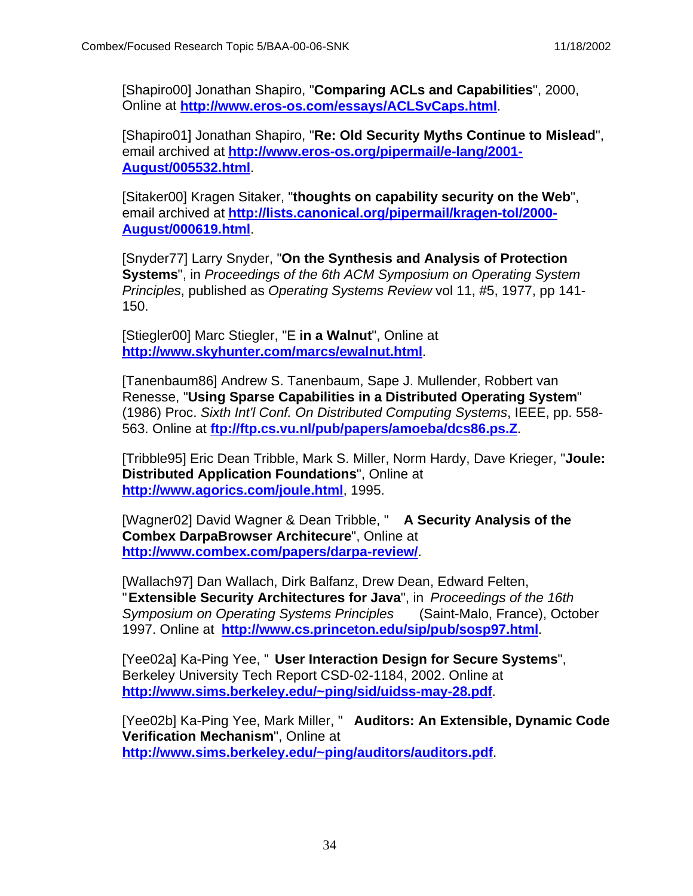[Shapiro00] Jonathan Shapiro, "**Comparing ACLs and Capabilities**", 2000, Online at **http://www.eros-os.com/essays/ACLSvCaps.html**.

[Shapiro01] Jonathan Shapiro, "**Re: Old Security Myths Continue to Mislead**", email archived at **http://www.eros-os.org/pipermail/e-lang/2001-August/005532.html**.

[Sitaker00] Kragen Sitaker, "**thoughts on capability security on the Web**", email archived at **http://lists.canonical.org/pipermail/kragen-tol/2000-August/000619.html**.

[Snyder77] Larry Snyder, "**On the Synthesis and Analysis of Protection Systems**", in *Proceedings of the 6th ACM Symposium on Operating System Principles*, published as *Operating Systems Review* vol 11, #5, 1977, pp 141-150.

[Stiegler00] Marc Stiegler, "E **in a Walnut**", Online at **http://www.skyhunter.com/marcs/ewalnut.html**.

[Tanenbaum86] Andrew S. Tanenbaum, Sape J. Mullender, Robbert van Renesse, "**Using Sparse Capabilities in a Distributed Operating System**" (1986) Proc. *Sixth Int'l Conf. On Distributed Computing Systems*, IEEE, pp. 558-563. Online at **ftp://ftp.cs.vu.nl/pub/papers/amoeba/dcs86.ps.Z**.

[Tribble95] Eric Dean Tribble, Mark S. Miller, Norm Hardy, Dave Krieger, "**Joule: Distributed Application Foundations**", Online at **http://www.agorics.com/joule.html**, 1995.

[Wagner02] David Wagner & Dean Tribble, " **A Security Analysis of the Combex DarpaBrowser Architecure**", Online at **http://www.combex.com/papers/darpa-review/**.

[Wallach97] Dan Wallach, Dirk Balfanz, Drew Dean, Edward Felten, "**Extensible Security Architectures for Java**", in *Proceedings of the 16th Symposium on Operating Systems Principles* (Saint-Malo, France), October 1997. Online at **http://www.cs.princeton.edu/sip/pub/sosp97.html**.

[Yee02a] Ka-Ping Yee, " **User Interaction Design for Secure Systems**", Berkeley University Tech Report CSD-02-1184, 2002. Online at **http://www.sims.berkeley.edu/~ping/sid/uidss-may-28.pdf**.

[Yee02b] Ka-Ping Yee, Mark Miller, " **Auditors: An Extensible, Dynamic Code Verification Mechanism**", Online at **http://www.sims.berkeley.edu/~ping/auditors/auditors.pdf**.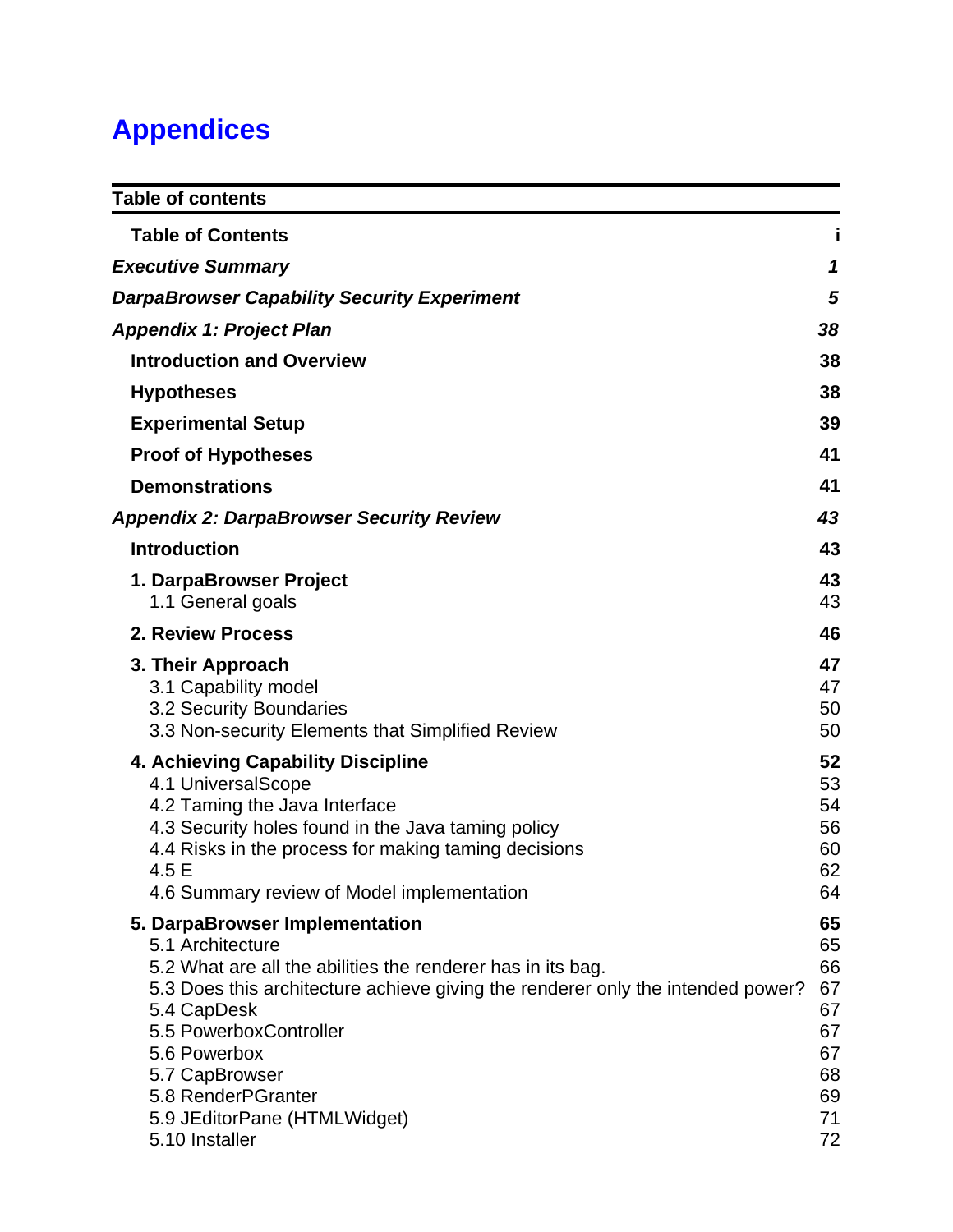# Appendices

| Table of contents | |
|---|---|
| **Table of Contents** | **i** |
| ***Executive Summary*** | ***1*** |
| ***DarpaBrowser Capability Security Experiment*** | ***5*** |
| ***Appendix 1: Project Plan*** | ***38*** |
| **Introduction and Overview** | **38** |
| **Hypotheses** | **38** |
| **Experimental Setup** | **39** |
| **Proof of Hypotheses** | **41** |
| **Demonstrations** | **41** |
| ***Appendix 2: DarpaBrowser Security Review*** | ***43*** |
| **Introduction** | **43** |
| **1. DarpaBrowser Project** | **43** |
| 1.1 General goals | 43 |
| **2. Review Process** | **46** |
| **3. Their Approach** | **47** |
| 3.1 Capability model | 47 |
| 3.2 Security Boundaries | 50 |
| 3.3 Non-security Elements that Simplified Review | 50 |
| **4. Achieving Capability Discipline** | **52** |
| 4.1 UniversalScope | 53 |
| 4.2 Taming the Java Interface | 54 |
| 4.3 Security holes found in the Java taming policy | 56 |
| 4.4 Risks in the process for making taming decisions | 60 |
| 4.5 E | 62 |
| 4.6 Summary review of Model implementation | 64 |
| **5. DarpaBrowser Implementation** | **65** |
| 5.1 Architecture | 65 |
| 5.2 What are all the abilities the renderer has in its bag. | 66 |
| 5.3 Does this architecture achieve giving the renderer only the intended power? | 67 |
| 5.4 CapDesk | 67 |
| 5.5 PowerboxController | 67 |
| 5.6 Powerbox | 67 |
| 5.7 CapBrowser | 68 |
| 5.8 RenderPGranter | 69 |
| 5.9 JEditorPane (HTMLWidget) | 71 |
| 5.10 Installer | 72 |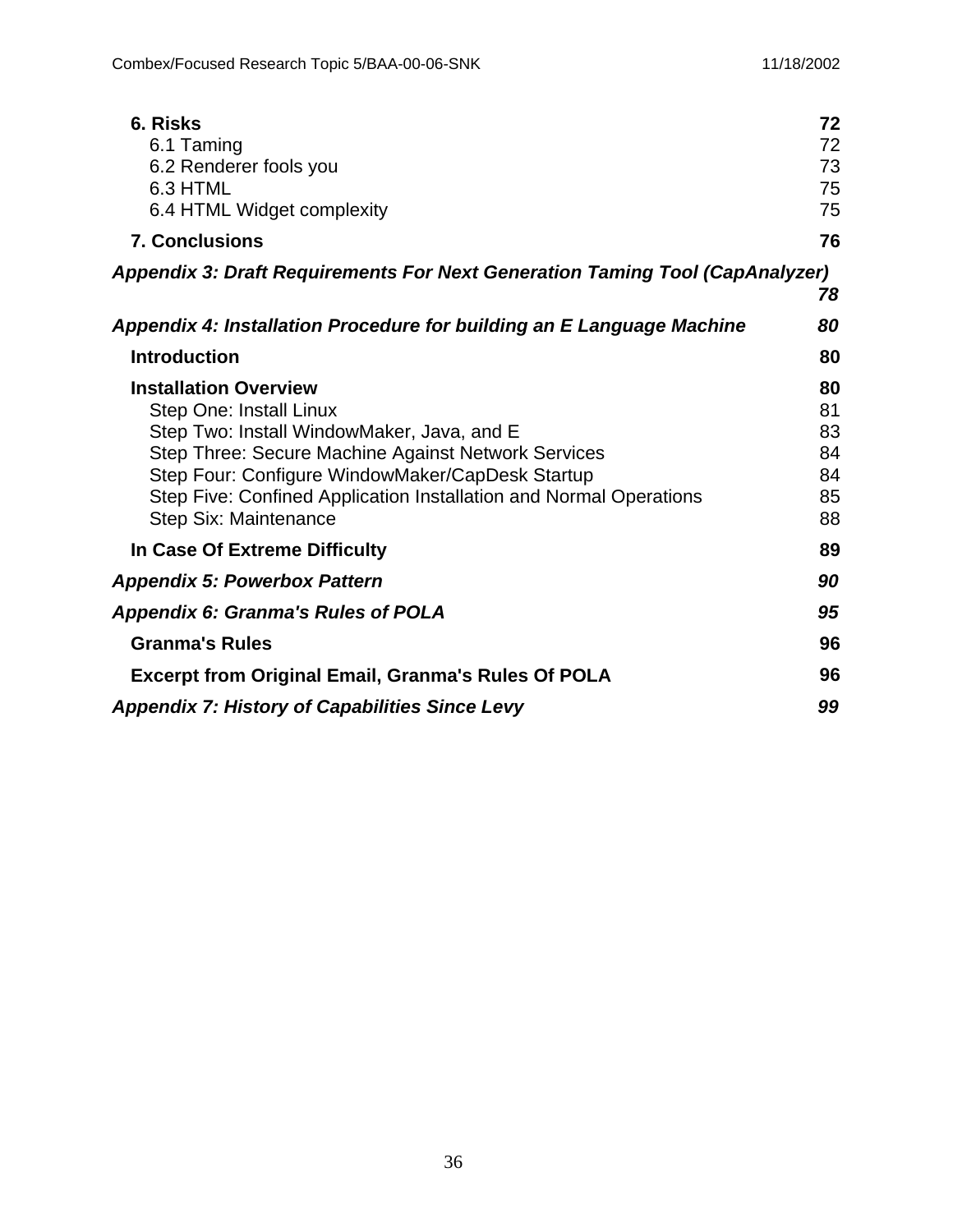**6. Risks** **72**
6.1 Taming 72
6.2 Renderer fools you 73
6.3 HTML 75
6.4 HTML Widget complexity 75

**7. Conclusions** **76**

***Appendix 3: Draft Requirements For Next Generation Taming Tool (CapAnalyzer)*** ***78***

***Appendix 4: Installation Procedure for building an E Language Machine*** ***80***

**Introduction** **80**

**Installation Overview** **80**
Step One: Install Linux 81
Step Two: Install WindowMaker, Java, and E 83
Step Three: Secure Machine Against Network Services 84
Step Four: Configure WindowMaker/CapDesk Startup 84
Step Five: Confined Application Installation and Normal Operations 85
Step Six: Maintenance 88

**In Case Of Extreme Difficulty** **89**

***Appendix 5: Powerbox Pattern*** ***90***

***Appendix 6: Granma's Rules of POLA*** ***95***

**Granma's Rules** **96**

**Excerpt from Original Email, Granma's Rules Of POLA** **96**

***Appendix 7: History of Capabilities Since Levy*** ***99***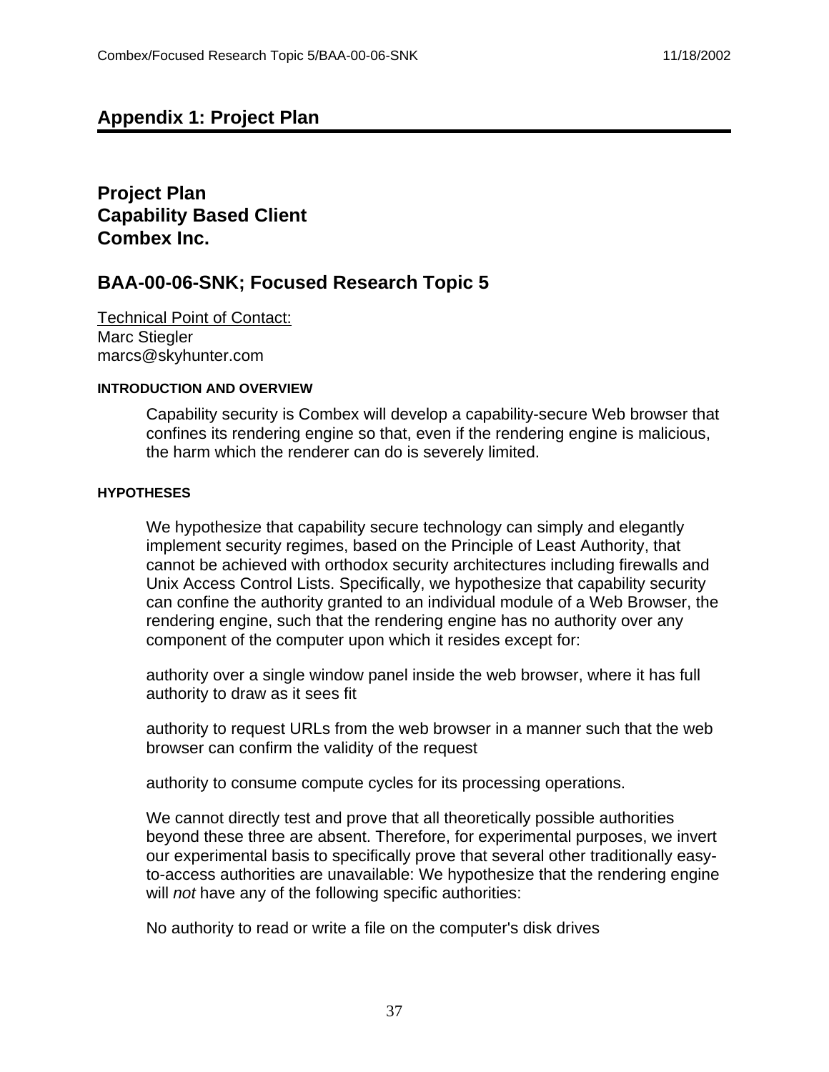## Appendix 1: Project Plan

## Project Plan
## Capability Based Client
## Combex Inc.

## BAA-00-06-SNK; Focused Research Topic 5

Technical Point of Contact:
Marc Stiegler
marcs@skyhunter.com

#### INTRODUCTION AND OVERVIEW

Capability security is Combex will develop a capability-secure Web browser that confines its rendering engine so that, even if the rendering engine is malicious, the harm which the renderer can do is severely limited.

#### HYPOTHESES

We hypothesize that capability secure technology can simply and elegantly implement security regimes, based on the Principle of Least Authority, that cannot be achieved with orthodox security architectures including firewalls and Unix Access Control Lists. Specifically, we hypothesize that capability security can confine the authority granted to an individual module of a Web Browser, the rendering engine, such that the rendering engine has no authority over any component of the computer upon which it resides except for:

authority over a single window panel inside the web browser, where it has full authority to draw as it sees fit

authority to request URLs from the web browser in a manner such that the web browser can confirm the validity of the request

authority to consume compute cycles for its processing operations.

We cannot directly test and prove that all theoretically possible authorities beyond these three are absent. Therefore, for experimental purposes, we invert our experimental basis to specifically prove that several other traditionally easy-to-access authorities are unavailable: We hypothesize that the rendering engine will *not* have any of the following specific authorities:

No authority to read or write a file on the computer's disk drives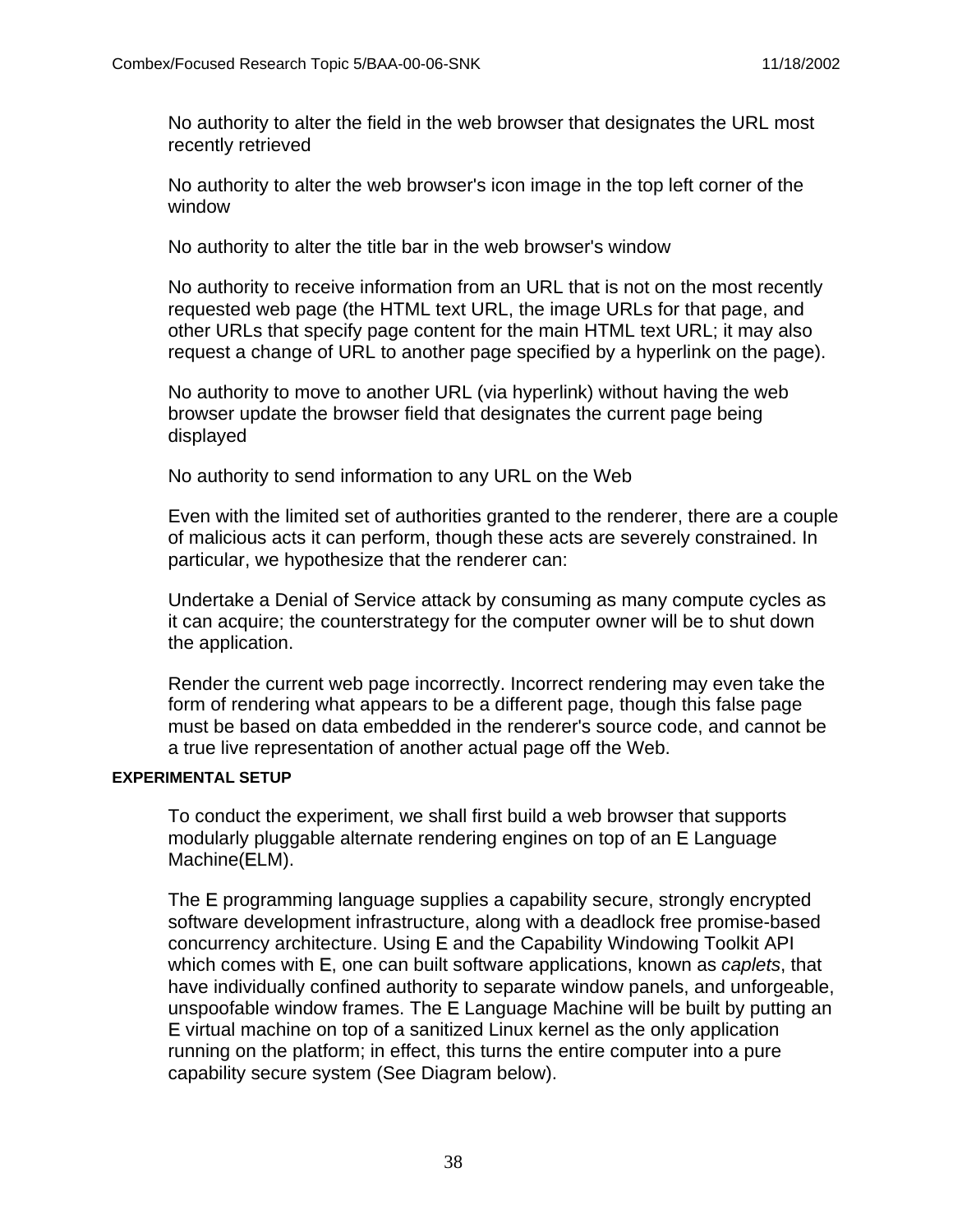No authority to alter the field in the web browser that designates the URL most recently retrieved

No authority to alter the web browser's icon image in the top left corner of the window

No authority to alter the title bar in the web browser's window

No authority to receive information from an URL that is not on the most recently requested web page (the HTML text URL, the image URLs for that page, and other URLs that specify page content for the main HTML text URL; it may also request a change of URL to another page specified by a hyperlink on the page).

No authority to move to another URL (via hyperlink) without having the web browser update the browser field that designates the current page being displayed

No authority to send information to any URL on the Web

Even with the limited set of authorities granted to the renderer, there are a couple of malicious acts it can perform, though these acts are severely constrained. In particular, we hypothesize that the renderer can:

Undertake a Denial of Service attack by consuming as many compute cycles as it can acquire; the counterstrategy for the computer owner will be to shut down the application.

Render the current web page incorrectly. Incorrect rendering may even take the form of rendering what appears to be a different page, though this false page must be based on data embedded in the renderer's source code, and cannot be a true live representation of another actual page off the Web.

#### EXPERIMENTAL SETUP

To conduct the experiment, we shall first build a web browser that supports modularly pluggable alternate rendering engines on top of an E Language Machine(ELM).

The E programming language supplies a capability secure, strongly encrypted software development infrastructure, along with a deadlock free promise-based concurrency architecture. Using E and the Capability Windowing Toolkit API which comes with E, one can built software applications, known as *caplets*, that have individually confined authority to separate window panels, and unforgeable, unspoofable window frames. The E Language Machine will be built by putting an E virtual machine on top of a sanitized Linux kernel as the only application running on the platform; in effect, this turns the entire computer into a pure capability secure system (See Diagram below).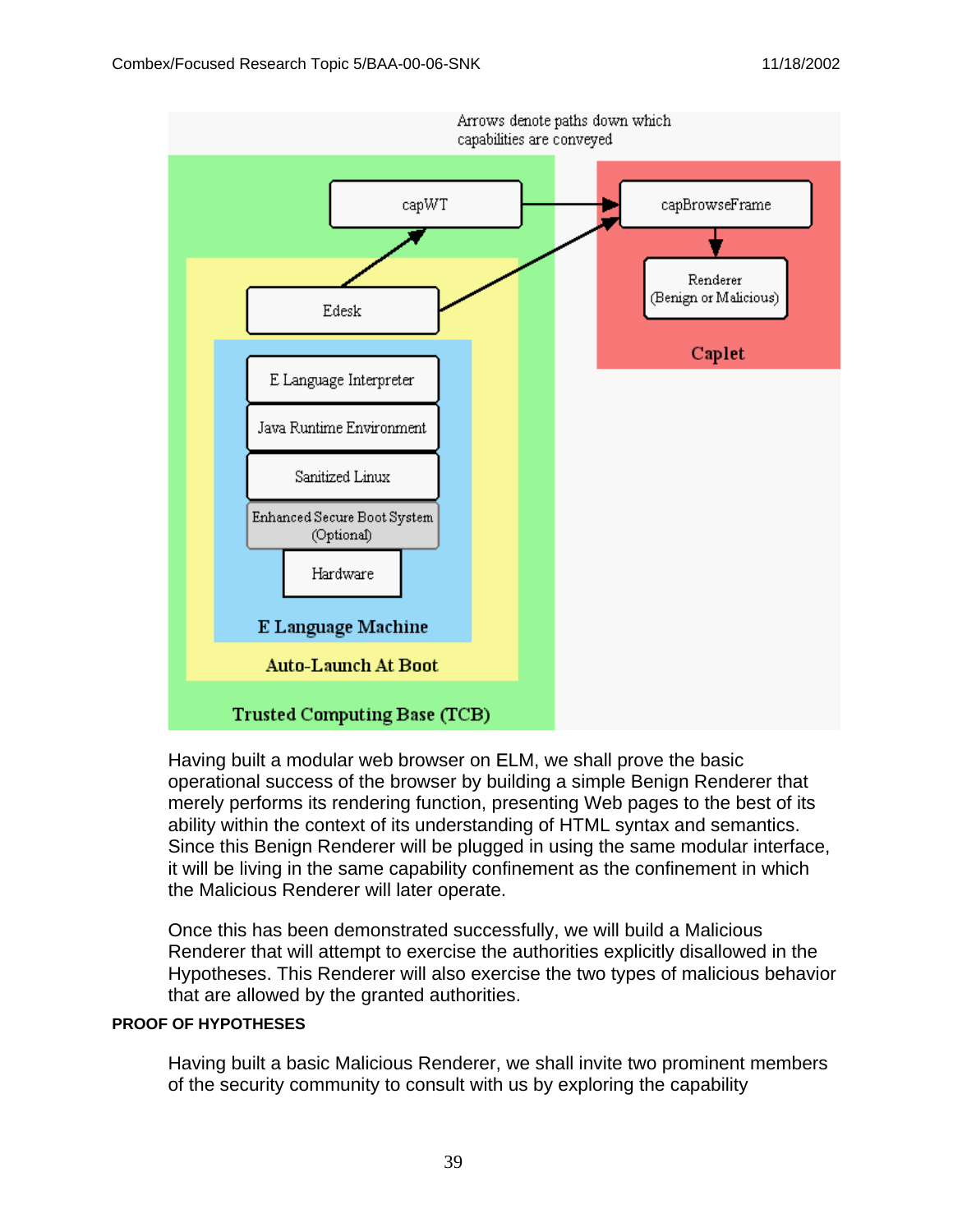Arrows denote paths down which capabilities are conveyed

capWT

capBrowseFrame

Renderer (Benign or Malicious)

Caplet

Edesk

E Language Interpreter

Java Runtime Environment

Sanitized Linux

Enhanced Secure Boot System (Optional)

Hardware

E Language Machine

Auto-Launch At Boot

Trusted Computing Base (TCB)

Having built a modular web browser on ELM, we shall prove the basic operational success of the browser by building a simple Benign Renderer that merely performs its rendering function, presenting Web pages to the best of its ability within the context of its understanding of HTML syntax and semantics. Since this Benign Renderer will be plugged in using the same modular interface, it will be living in the same capability confinement as the confinement in which the Malicious Renderer will later operate.

Once this has been demonstrated successfully, we will build a Malicious Renderer that will attempt to exercise the authorities explicitly disallowed in the Hypotheses. This Renderer will also exercise the two types of malicious behavior that are allowed by the granted authorities.

**PROOF OF HYPOTHESES**

Having built a basic Malicious Renderer, we shall invite two prominent members of the security community to consult with us by exploring the capability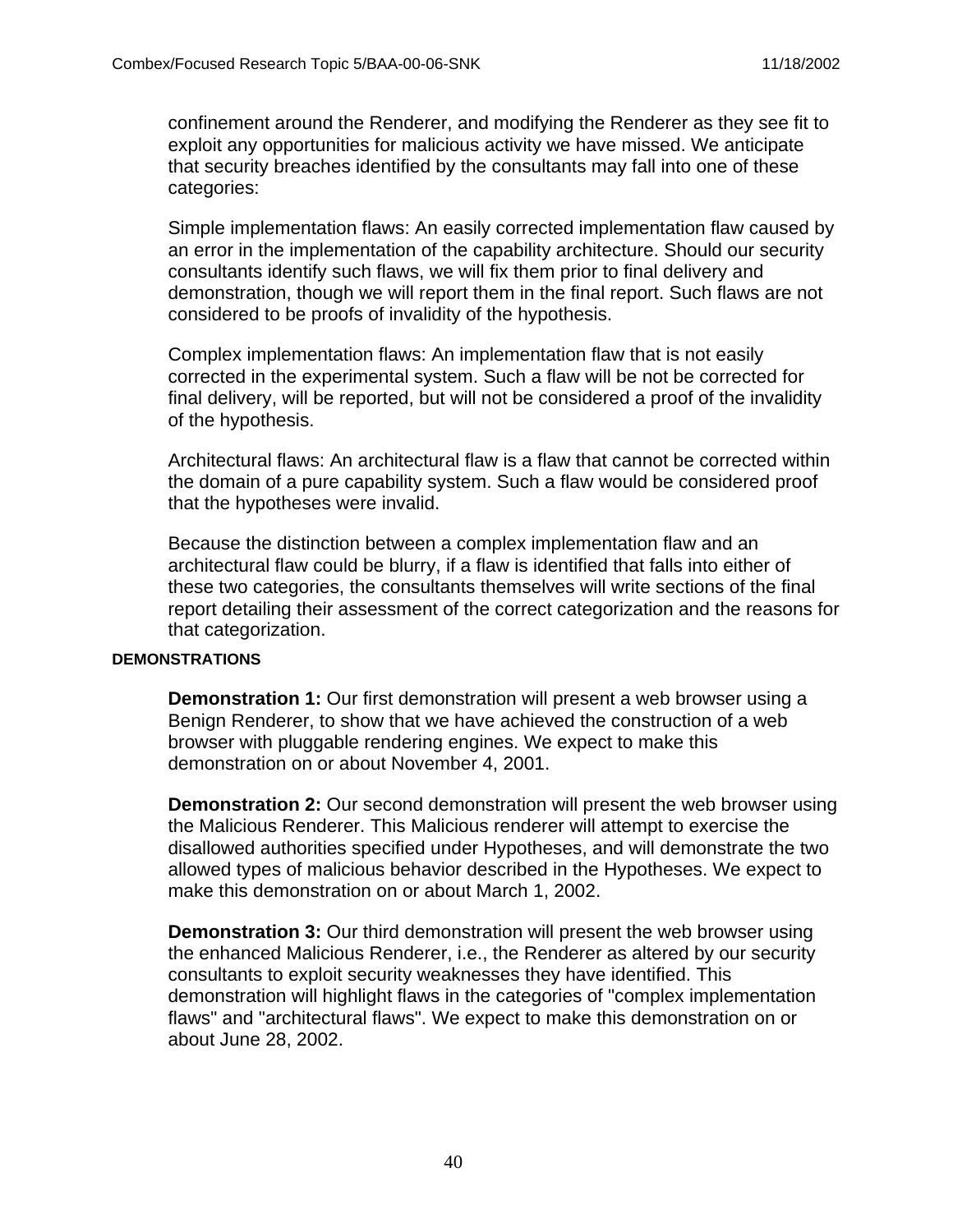confinement around the Renderer, and modifying the Renderer as they see fit to exploit any opportunities for malicious activity we have missed. We anticipate that security breaches identified by the consultants may fall into one of these categories:

Simple implementation flaws: An easily corrected implementation flaw caused by an error in the implementation of the capability architecture. Should our security consultants identify such flaws, we will fix them prior to final delivery and demonstration, though we will report them in the final report. Such flaws are not considered to be proofs of invalidity of the hypothesis.

Complex implementation flaws: An implementation flaw that is not easily corrected in the experimental system. Such a flaw will be not be corrected for final delivery, will be reported, but will not be considered a proof of the invalidity of the hypothesis.

Architectural flaws: An architectural flaw is a flaw that cannot be corrected within the domain of a pure capability system. Such a flaw would be considered proof that the hypotheses were invalid.

Because the distinction between a complex implementation flaw and an architectural flaw could be blurry, if a flaw is identified that falls into either of these two categories, the consultants themselves will write sections of the final report detailing their assessment of the correct categorization and the reasons for that categorization.

#### DEMONSTRATIONS

**Demonstration 1:** Our first demonstration will present a web browser using a Benign Renderer, to show that we have achieved the construction of a web browser with pluggable rendering engines. We expect to make this demonstration on or about November 4, 2001.

**Demonstration 2:** Our second demonstration will present the web browser using the Malicious Renderer. This Malicious renderer will attempt to exercise the disallowed authorities specified under Hypotheses, and will demonstrate the two allowed types of malicious behavior described in the Hypotheses. We expect to make this demonstration on or about March 1, 2002.

**Demonstration 3:** Our third demonstration will present the web browser using the enhanced Malicious Renderer, i.e., the Renderer as altered by our security consultants to exploit security weaknesses they have identified. This demonstration will highlight flaws in the categories of "complex implementation flaws" and "architectural flaws". We expect to make this demonstration on or about June 28, 2002.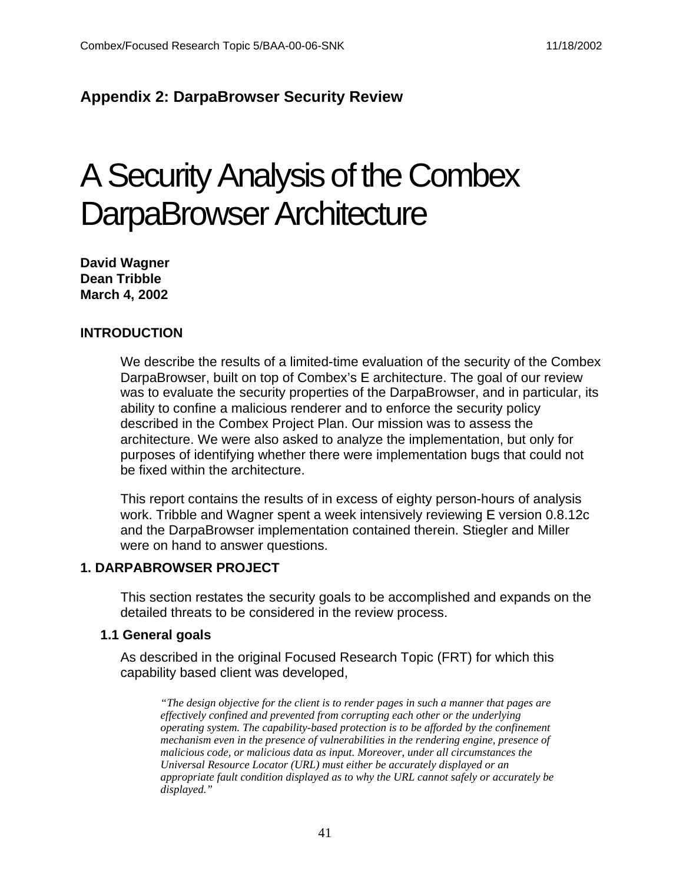## Appendix 2: DarpaBrowser Security Review

# A Security Analysis of the Combex DarpaBrowser Architecture

**David Wagner**
**Dean Tribble**
**March 4, 2002**

### INTRODUCTION

We describe the results of a limited-time evaluation of the security of the Combex DarpaBrowser, built on top of Combex's E architecture. The goal of our review was to evaluate the security properties of the DarpaBrowser, and in particular, its ability to confine a malicious renderer and to enforce the security policy described in the Combex Project Plan. Our mission was to assess the architecture. We were also asked to analyze the implementation, but only for purposes of identifying whether there were implementation bugs that could not be fixed within the architecture.

This report contains the results of in excess of eighty person-hours of analysis work. Tribble and Wagner spent a week intensively reviewing E version 0.8.12c and the DarpaBrowser implementation contained therein. Stiegler and Miller were on hand to answer questions.

### 1. DARPABROWSER PROJECT

This section restates the security goals to be accomplished and expands on the detailed threats to be considered in the review process.

#### 1.1 General goals

As described in the original Focused Research Topic (FRT) for which this capability based client was developed,

> *"The design objective for the client is to render pages in such a manner that pages are effectively confined and prevented from corrupting each other or the underlying operating system. The capability-based protection is to be afforded by the confinement mechanism even in the presence of vulnerabilities in the rendering engine, presence of malicious code, or malicious data as input. Moreover, under all circumstances the Universal Resource Locator (URL) must either be accurately displayed or an appropriate fault condition displayed as to why the URL cannot safely or accurately be displayed."*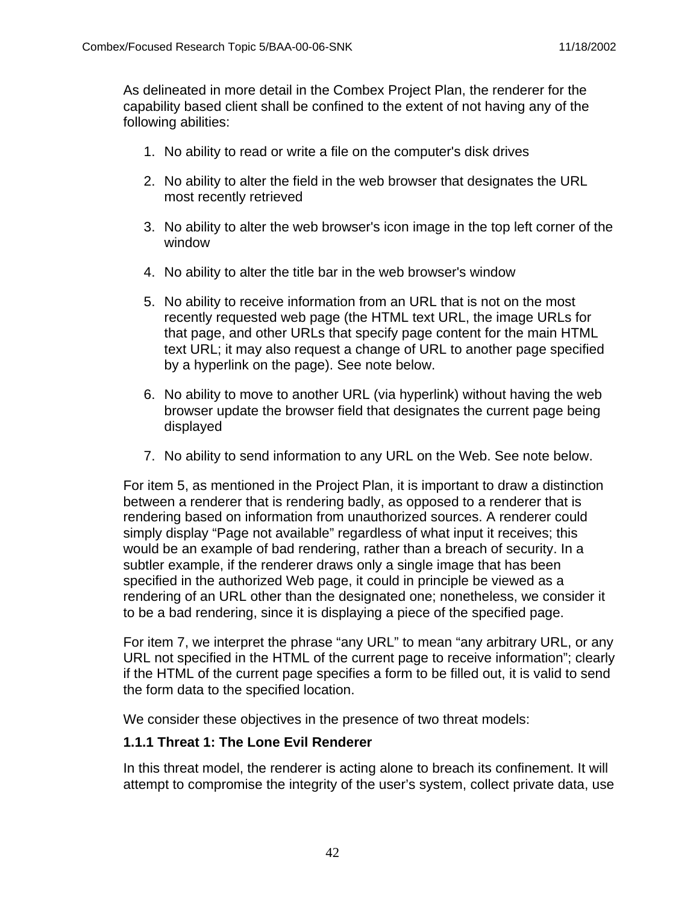As delineated in more detail in the Combex Project Plan, the renderer for the capability based client shall be confined to the extent of not having any of the following abilities:

1. No ability to read or write a file on the computer's disk drives
2. No ability to alter the field in the web browser that designates the URL most recently retrieved
3. No ability to alter the web browser's icon image in the top left corner of the window
4. No ability to alter the title bar in the web browser's window
5. No ability to receive information from an URL that is not on the most recently requested web page (the HTML text URL, the image URLs for that page, and other URLs that specify page content for the main HTML text URL; it may also request a change of URL to another page specified by a hyperlink on the page). See note below.
6. No ability to move to another URL (via hyperlink) without having the web browser update the browser field that designates the current page being displayed
7. No ability to send information to any URL on the Web. See note below.

For item 5, as mentioned in the Project Plan, it is important to draw a distinction between a renderer that is rendering badly, as opposed to a renderer that is rendering based on information from unauthorized sources. A renderer could simply display “Page not available” regardless of what input it receives; this would be an example of bad rendering, rather than a breach of security. In a subtler example, if the renderer draws only a single image that has been specified in the authorized Web page, it could in principle be viewed as a rendering of an URL other than the designated one; nonetheless, we consider it to be a bad rendering, since it is displaying a piece of the specified page.

For item 7, we interpret the phrase “any URL” to mean “any arbitrary URL, or any URL not specified in the HTML of the current page to receive information”; clearly if the HTML of the current page specifies a form to be filled out, it is valid to send the form data to the specified location.

We consider these objectives in the presence of two threat models:

### 1.1.1 Threat 1: The Lone Evil Renderer

In this threat model, the renderer is acting alone to breach its confinement. It will attempt to compromise the integrity of the user’s system, collect private data, use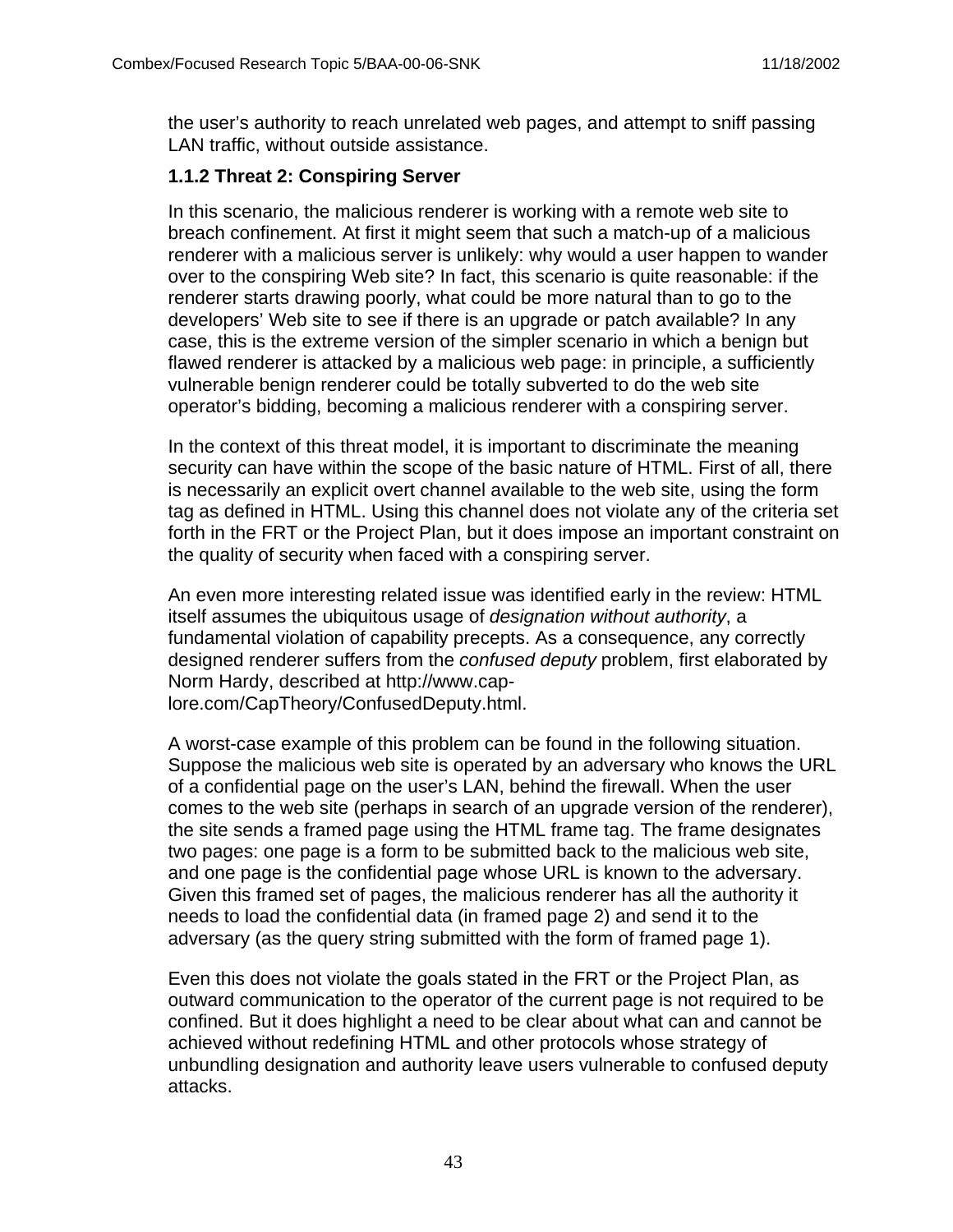the user's authority to reach unrelated web pages, and attempt to sniff passing LAN traffic, without outside assistance.

### 1.1.2 Threat 2: Conspiring Server

In this scenario, the malicious renderer is working with a remote web site to breach confinement. At first it might seem that such a match-up of a malicious renderer with a malicious server is unlikely: why would a user happen to wander over to the conspiring Web site? In fact, this scenario is quite reasonable: if the renderer starts drawing poorly, what could be more natural than to go to the developers' Web site to see if there is an upgrade or patch available? In any case, this is the extreme version of the simpler scenario in which a benign but flawed renderer is attacked by a malicious web page: in principle, a sufficiently vulnerable benign renderer could be totally subverted to do the web site operator's bidding, becoming a malicious renderer with a conspiring server.

In the context of this threat model, it is important to discriminate the meaning security can have within the scope of the basic nature of HTML. First of all, there is necessarily an explicit overt channel available to the web site, using the form tag as defined in HTML. Using this channel does not violate any of the criteria set forth in the FRT or the Project Plan, but it does impose an important constraint on the quality of security when faced with a conspiring server.

An even more interesting related issue was identified early in the review: HTML itself assumes the ubiquitous usage of *designation without authority*, a fundamental violation of capability precepts. As a consequence, any correctly designed renderer suffers from the *confused deputy* problem, first elaborated by Norm Hardy, described at http://www.cap-lore.com/CapTheory/ConfusedDeputy.html.

A worst-case example of this problem can be found in the following situation. Suppose the malicious web site is operated by an adversary who knows the URL of a confidential page on the user's LAN, behind the firewall. When the user comes to the web site (perhaps in search of an upgrade version of the renderer), the site sends a framed page using the HTML frame tag. The frame designates two pages: one page is a form to be submitted back to the malicious web site, and one page is the confidential page whose URL is known to the adversary. Given this framed set of pages, the malicious renderer has all the authority it needs to load the confidential data (in framed page 2) and send it to the adversary (as the query string submitted with the form of framed page 1).

Even this does not violate the goals stated in the FRT or the Project Plan, as outward communication to the operator of the current page is not required to be confined. But it does highlight a need to be clear about what can and cannot be achieved without redefining HTML and other protocols whose strategy of unbundling designation and authority leave users vulnerable to confused deputy attacks.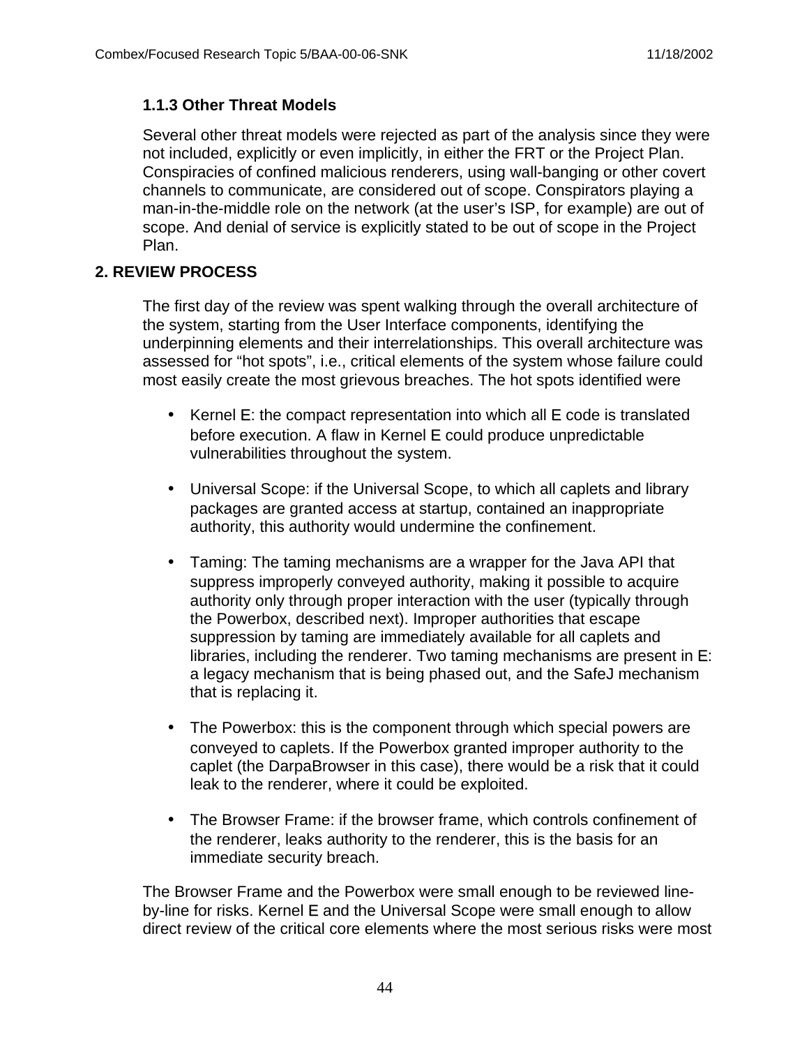### 1.1.3 Other Threat Models

Several other threat models were rejected as part of the analysis since they were not included, explicitly or even implicitly, in either the FRT or the Project Plan. Conspiracies of confined malicious renderers, using wall-banging or other covert channels to communicate, are considered out of scope. Conspirators playing a man-in-the-middle role on the network (at the user's ISP, for example) are out of scope. And denial of service is explicitly stated to be out of scope in the Project Plan.

## 2. REVIEW PROCESS

The first day of the review was spent walking through the overall architecture of the system, starting from the User Interface components, identifying the underpinning elements and their interrelationships. This overall architecture was assessed for "hot spots", i.e., critical elements of the system whose failure could most easily create the most grievous breaches. The hot spots identified were

- Kernel E: the compact representation into which all E code is translated before execution. A flaw in Kernel E could produce unpredictable vulnerabilities throughout the system.

- Universal Scope: if the Universal Scope, to which all caplets and library packages are granted access at startup, contained an inappropriate authority, this authority would undermine the confinement.

- Taming: The taming mechanisms are a wrapper for the Java API that suppress improperly conveyed authority, making it possible to acquire authority only through proper interaction with the user (typically through the Powerbox, described next). Improper authorities that escape suppression by taming are immediately available for all caplets and libraries, including the renderer. Two taming mechanisms are present in E: a legacy mechanism that is being phased out, and the SafeJ mechanism that is replacing it.

- The Powerbox: this is the component through which special powers are conveyed to caplets. If the Powerbox granted improper authority to the caplet (the DarpaBrowser in this case), there would be a risk that it could leak to the renderer, where it could be exploited.

- The Browser Frame: if the browser frame, which controls confinement of the renderer, leaks authority to the renderer, this is the basis for an immediate security breach.

The Browser Frame and the Powerbox were small enough to be reviewed line-by-line for risks. Kernel E and the Universal Scope were small enough to allow direct review of the critical core elements where the most serious risks were most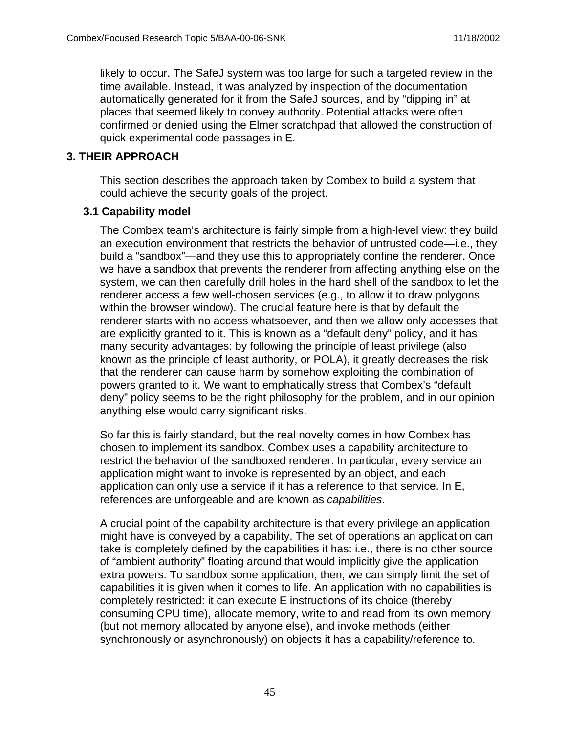likely to occur. The SafeJ system was too large for such a targeted review in the time available. Instead, it was analyzed by inspection of the documentation automatically generated for it from the SafeJ sources, and by "dipping in" at places that seemed likely to convey authority. Potential attacks were often confirmed or denied using the Elmer scratchpad that allowed the construction of quick experimental code passages in E.

## 3. THEIR APPROACH

This section describes the approach taken by Combex to build a system that could achieve the security goals of the project.

### 3.1 Capability model

The Combex team's architecture is fairly simple from a high-level view: they build an execution environment that restricts the behavior of untrusted code—i.e., they build a "sandbox"—and they use this to appropriately confine the renderer. Once we have a sandbox that prevents the renderer from affecting anything else on the system, we can then carefully drill holes in the hard shell of the sandbox to let the renderer access a few well-chosen services (e.g., to allow it to draw polygons within the browser window). The crucial feature here is that by default the renderer starts with no access whatsoever, and then we allow only accesses that are explicitly granted to it. This is known as a "default deny" policy, and it has many security advantages: by following the principle of least privilege (also known as the principle of least authority, or POLA), it greatly decreases the risk that the renderer can cause harm by somehow exploiting the combination of powers granted to it. We want to emphatically stress that Combex's "default deny" policy seems to be the right philosophy for the problem, and in our opinion anything else would carry significant risks.

So far this is fairly standard, but the real novelty comes in how Combex has chosen to implement its sandbox. Combex uses a capability architecture to restrict the behavior of the sandboxed renderer. In particular, every service an application might want to invoke is represented by an object, and each application can only use a service if it has a reference to that service. In E, references are unforgeable and are known as *capabilities*.

A crucial point of the capability architecture is that every privilege an application might have is conveyed by a capability. The set of operations an application can take is completely defined by the capabilities it has: i.e., there is no other source of "ambient authority" floating around that would implicitly give the application extra powers. To sandbox some application, then, we can simply limit the set of capabilities it is given when it comes to life. An application with no capabilities is completely restricted: it can execute E instructions of its choice (thereby consuming CPU time), allocate memory, write to and read from its own memory (but not memory allocated by anyone else), and invoke methods (either synchronously or asynchronously) on objects it has a capability/reference to.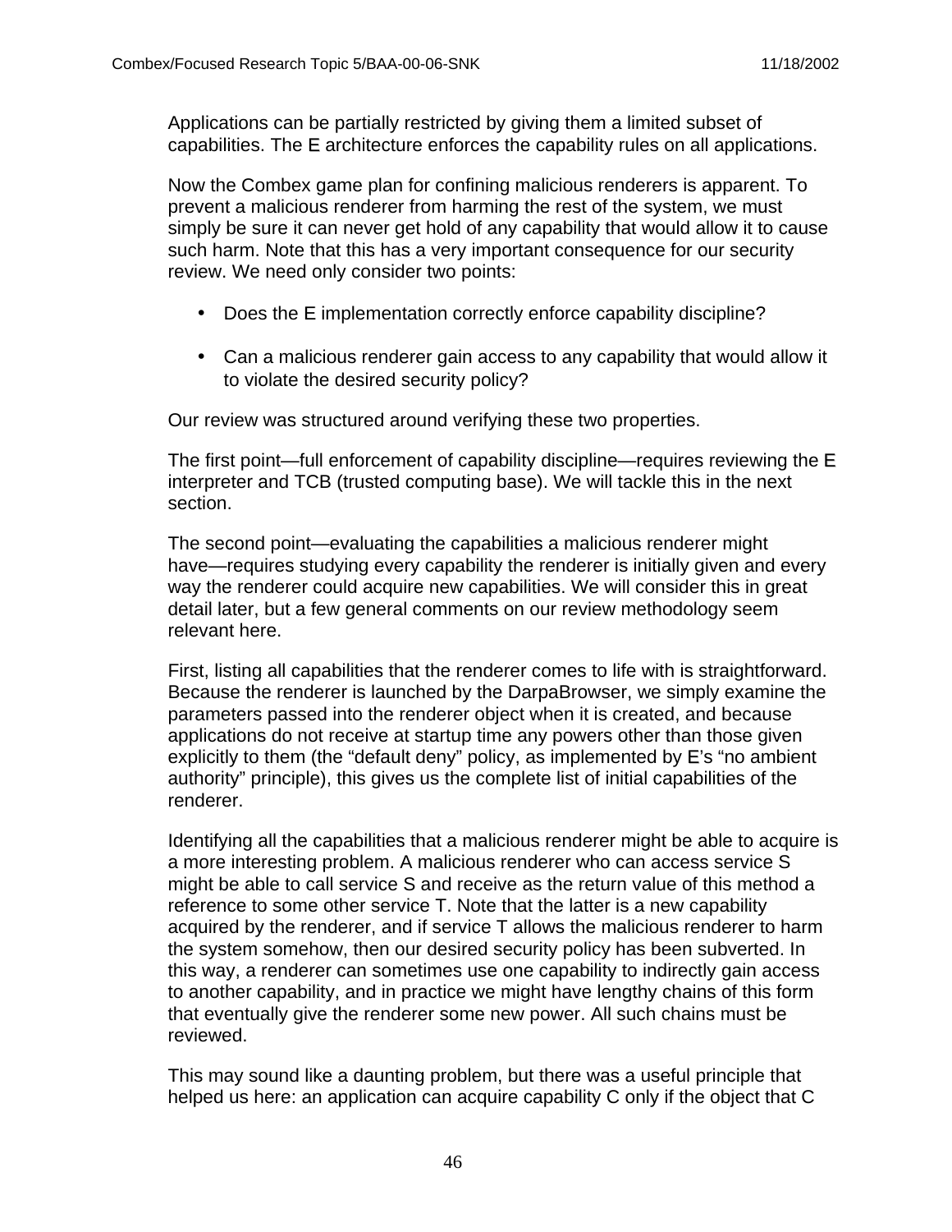Applications can be partially restricted by giving them a limited subset of capabilities. The E architecture enforces the capability rules on all applications.

Now the Combex game plan for confining malicious renderers is apparent. To prevent a malicious renderer from harming the rest of the system, we must simply be sure it can never get hold of any capability that would allow it to cause such harm. Note that this has a very important consequence for our security review. We need only consider two points:

- Does the E implementation correctly enforce capability discipline?
- Can a malicious renderer gain access to any capability that would allow it to violate the desired security policy?

Our review was structured around verifying these two properties.

The first point—full enforcement of capability discipline—requires reviewing the E interpreter and TCB (trusted computing base). We will tackle this in the next section.

The second point—evaluating the capabilities a malicious renderer might have—requires studying every capability the renderer is initially given and every way the renderer could acquire new capabilities. We will consider this in great detail later, but a few general comments on our review methodology seem relevant here.

First, listing all capabilities that the renderer comes to life with is straightforward. Because the renderer is launched by the DarpaBrowser, we simply examine the parameters passed into the renderer object when it is created, and because applications do not receive at startup time any powers other than those given explicitly to them (the "default deny" policy, as implemented by E's "no ambient authority" principle), this gives us the complete list of initial capabilities of the renderer.

Identifying all the capabilities that a malicious renderer might be able to acquire is a more interesting problem. A malicious renderer who can access service S might be able to call service S and receive as the return value of this method a reference to some other service T. Note that the latter is a new capability acquired by the renderer, and if service T allows the malicious renderer to harm the system somehow, then our desired security policy has been subverted. In this way, a renderer can sometimes use one capability to indirectly gain access to another capability, and in practice we might have lengthy chains of this form that eventually give the renderer some new power. All such chains must be reviewed.

This may sound like a daunting problem, but there was a useful principle that helped us here: an application can acquire capability C only if the object that C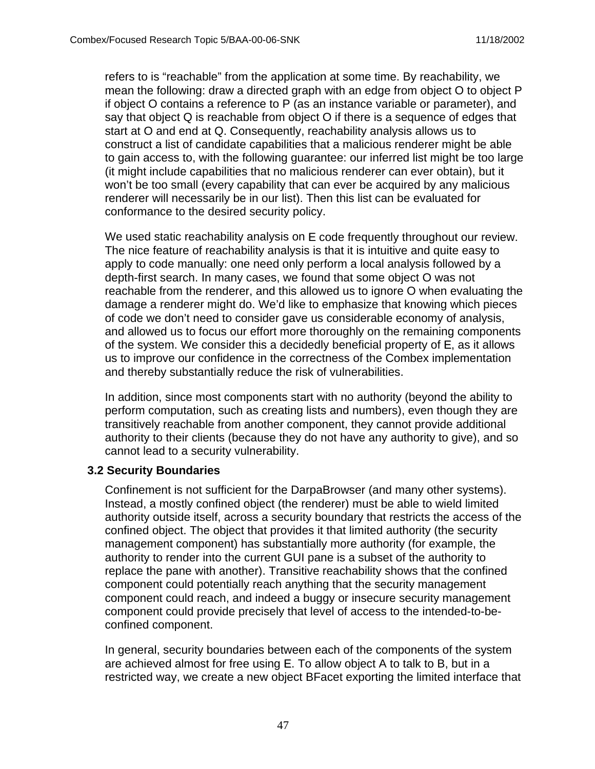refers to is "reachable" from the application at some time. By reachability, we mean the following: draw a directed graph with an edge from object O to object P if object O contains a reference to P (as an instance variable or parameter), and say that object Q is reachable from object O if there is a sequence of edges that start at O and end at Q. Consequently, reachability analysis allows us to construct a list of candidate capabilities that a malicious renderer might be able to gain access to, with the following guarantee: our inferred list might be too large (it might include capabilities that no malicious renderer can ever obtain), but it won't be too small (every capability that can ever be acquired by any malicious renderer will necessarily be in our list). Then this list can be evaluated for conformance to the desired security policy.

We used static reachability analysis on E code frequently throughout our review. The nice feature of reachability analysis is that it is intuitive and quite easy to apply to code manually: one need only perform a local analysis followed by a depth-first search. In many cases, we found that some object O was not reachable from the renderer, and this allowed us to ignore O when evaluating the damage a renderer might do. We'd like to emphasize that knowing which pieces of code we don't need to consider gave us considerable economy of analysis, and allowed us to focus our effort more thoroughly on the remaining components of the system. We consider this a decidedly beneficial property of E, as it allows us to improve our confidence in the correctness of the Combex implementation and thereby substantially reduce the risk of vulnerabilities.

In addition, since most components start with no authority (beyond the ability to perform computation, such as creating lists and numbers), even though they are transitively reachable from another component, they cannot provide additional authority to their clients (because they do not have any authority to give), and so cannot lead to a security vulnerability.

### 3.2 Security Boundaries

Confinement is not sufficient for the DarpaBrowser (and many other systems). Instead, a mostly confined object (the renderer) must be able to wield limited authority outside itself, across a security boundary that restricts the access of the confined object. The object that provides it that limited authority (the security management component) has substantially more authority (for example, the authority to render into the current GUI pane is a subset of the authority to replace the pane with another). Transitive reachability shows that the confined component could potentially reach anything that the security management component could reach, and indeed a buggy or insecure security management component could provide precisely that level of access to the intended-to-be-confined component.

In general, security boundaries between each of the components of the system are achieved almost for free using E. To allow object A to talk to B, but in a restricted way, we create a new object BFacet exporting the limited interface that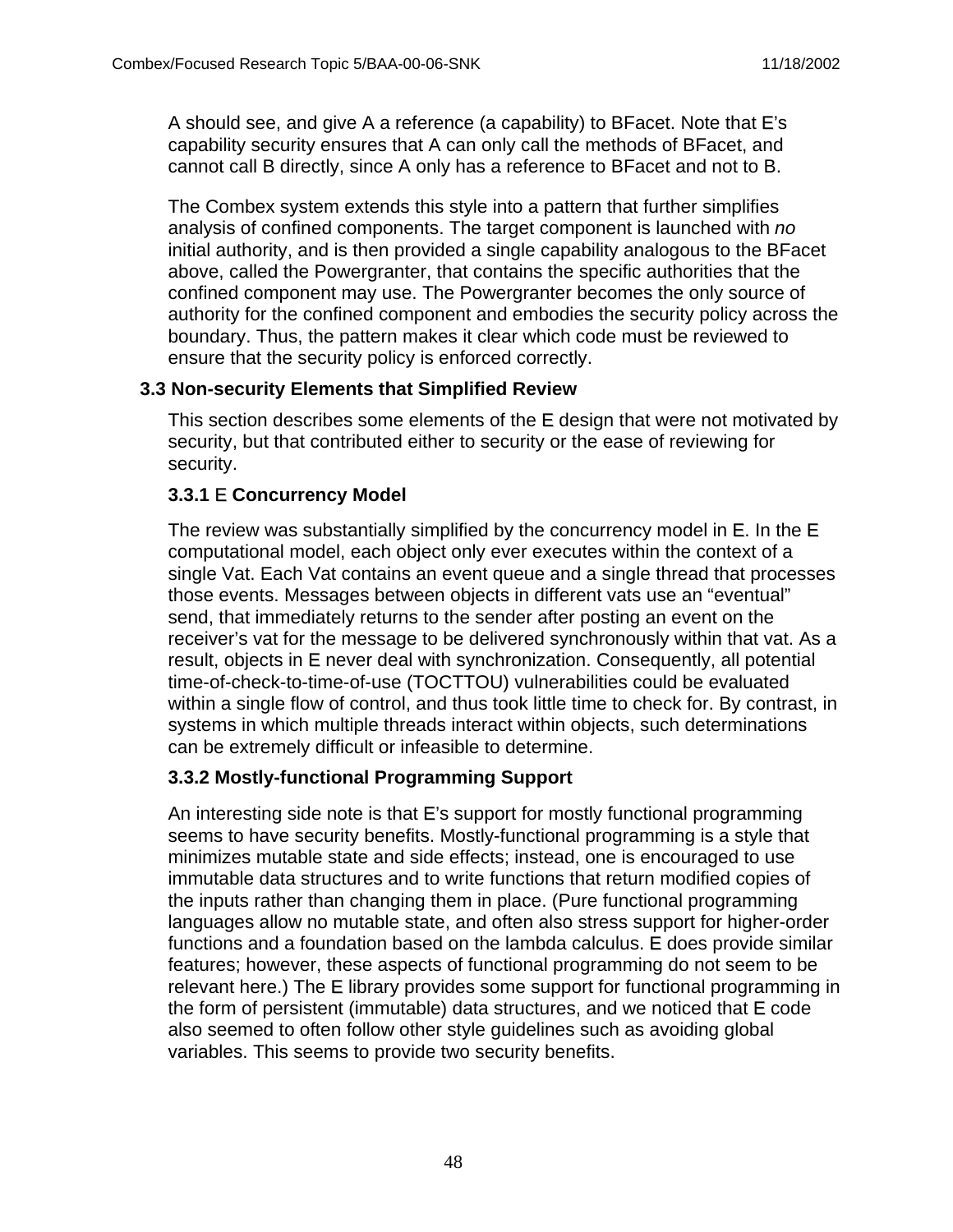A should see, and give A a reference (a capability) to BFacet. Note that E's capability security ensures that A can only call the methods of BFacet, and cannot call B directly, since A only has a reference to BFacet and not to B.

The Combex system extends this style into a pattern that further simplifies analysis of confined components. The target component is launched with *no* initial authority, and is then provided a single capability analogous to the BFacet above, called the Powergranter, that contains the specific authorities that the confined component may use. The Powergranter becomes the only source of authority for the confined component and embodies the security policy across the boundary. Thus, the pattern makes it clear which code must be reviewed to ensure that the security policy is enforced correctly.

### 3.3 Non-security Elements that Simplified Review

This section describes some elements of the E design that were not motivated by security, but that contributed either to security or the ease of reviewing for security.

#### 3.3.1 E Concurrency Model

The review was substantially simplified by the concurrency model in E. In the E computational model, each object only ever executes within the context of a single Vat. Each Vat contains an event queue and a single thread that processes those events. Messages between objects in different vats use an "eventual" send, that immediately returns to the sender after posting an event on the receiver's vat for the message to be delivered synchronously within that vat. As a result, objects in E never deal with synchronization. Consequently, all potential time-of-check-to-time-of-use (TOCTTOU) vulnerabilities could be evaluated within a single flow of control, and thus took little time to check for. By contrast, in systems in which multiple threads interact within objects, such determinations can be extremely difficult or infeasible to determine.

#### 3.3.2 Mostly-functional Programming Support

An interesting side note is that E's support for mostly functional programming seems to have security benefits. Mostly-functional programming is a style that minimizes mutable state and side effects; instead, one is encouraged to use immutable data structures and to write functions that return modified copies of the inputs rather than changing them in place. (Pure functional programming languages allow no mutable state, and often also stress support for higher-order functions and a foundation based on the lambda calculus. E does provide similar features; however, these aspects of functional programming do not seem to be relevant here.) The E library provides some support for functional programming in the form of persistent (immutable) data structures, and we noticed that E code also seemed to often follow other style guidelines such as avoiding global variables. This seems to provide two security benefits.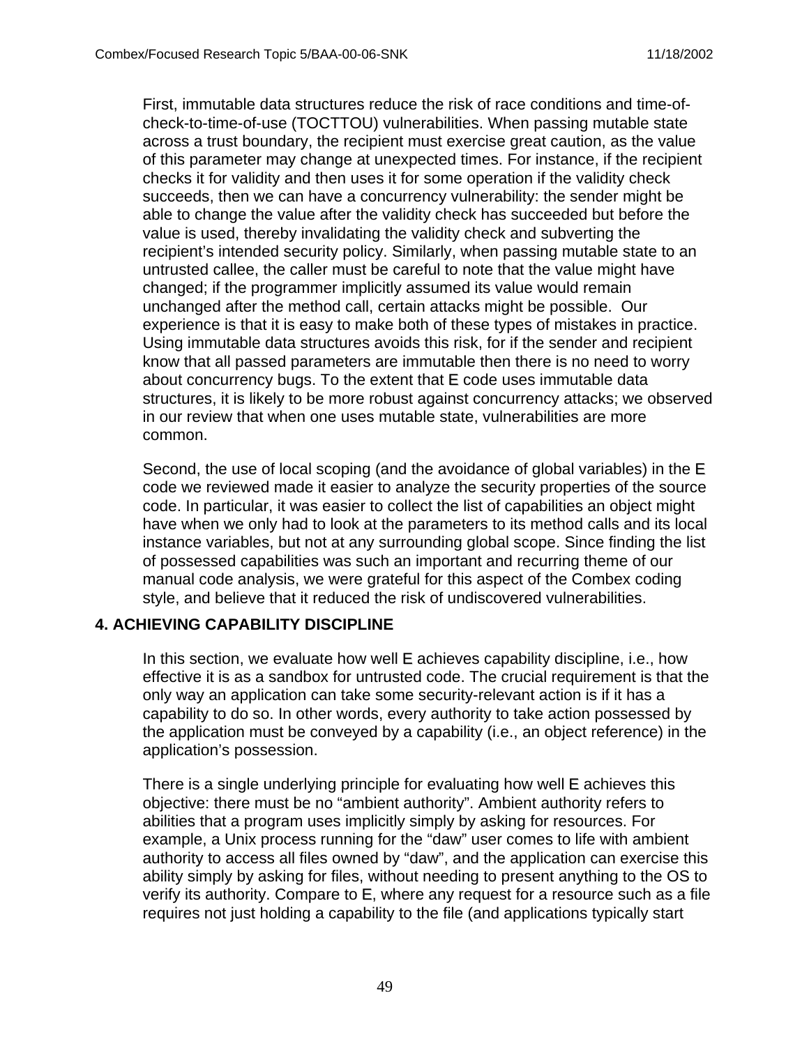First, immutable data structures reduce the risk of race conditions and time-of-check-to-time-of-use (TOCTTOU) vulnerabilities. When passing mutable state across a trust boundary, the recipient must exercise great caution, as the value of this parameter may change at unexpected times. For instance, if the recipient checks it for validity and then uses it for some operation if the validity check succeeds, then we can have a concurrency vulnerability: the sender might be able to change the value after the validity check has succeeded but before the value is used, thereby invalidating the validity check and subverting the recipient's intended security policy. Similarly, when passing mutable state to an untrusted callee, the caller must be careful to note that the value might have changed; if the programmer implicitly assumed its value would remain unchanged after the method call, certain attacks might be possible. Our experience is that it is easy to make both of these types of mistakes in practice. Using immutable data structures avoids this risk, for if the sender and recipient know that all passed parameters are immutable then there is no need to worry about concurrency bugs. To the extent that E code uses immutable data structures, it is likely to be more robust against concurrency attacks; we observed in our review that when one uses mutable state, vulnerabilities are more common.

Second, the use of local scoping (and the avoidance of global variables) in the E code we reviewed made it easier to analyze the security properties of the source code. In particular, it was easier to collect the list of capabilities an object might have when we only had to look at the parameters to its method calls and its local instance variables, but not at any surrounding global scope. Since finding the list of possessed capabilities was such an important and recurring theme of our manual code analysis, we were grateful for this aspect of the Combex coding style, and believe that it reduced the risk of undiscovered vulnerabilities.

## 4. ACHIEVING CAPABILITY DISCIPLINE

In this section, we evaluate how well E achieves capability discipline, i.e., how effective it is as a sandbox for untrusted code. The crucial requirement is that the only way an application can take some security-relevant action is if it has a capability to do so. In other words, every authority to take action possessed by the application must be conveyed by a capability (i.e., an object reference) in the application's possession.

There is a single underlying principle for evaluating how well E achieves this objective: there must be no "ambient authority". Ambient authority refers to abilities that a program uses implicitly simply by asking for resources. For example, a Unix process running for the "daw" user comes to life with ambient authority to access all files owned by "daw", and the application can exercise this ability simply by asking for files, without needing to present anything to the OS to verify its authority. Compare to E, where any request for a resource such as a file requires not just holding a capability to the file (and applications typically start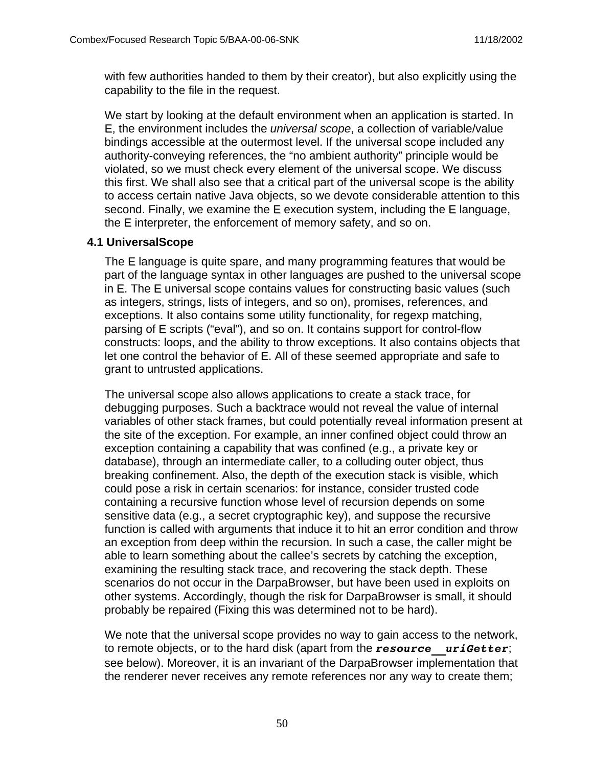with few authorities handed to them by their creator), but also explicitly using the capability to the file in the request.

We start by looking at the default environment when an application is started. In E, the environment includes the *universal scope*, a collection of variable/value bindings accessible at the outermost level. If the universal scope included any authority-conveying references, the “no ambient authority” principle would be violated, so we must check every element of the universal scope. We discuss this first. We shall also see that a critical part of the universal scope is the ability to access certain native Java objects, so we devote considerable attention to this second. Finally, we examine the E execution system, including the E language, the E interpreter, the enforcement of memory safety, and so on.

### 4.1 UniversalScope

The E language is quite spare, and many programming features that would be part of the language syntax in other languages are pushed to the universal scope in E. The E universal scope contains values for constructing basic values (such as integers, strings, lists of integers, and so on), promises, references, and exceptions. It also contains some utility functionality, for regexp matching, parsing of E scripts (“eval”), and so on. It contains support for control-flow constructs: loops, and the ability to throw exceptions. It also contains objects that let one control the behavior of E. All of these seemed appropriate and safe to grant to untrusted applications.

The universal scope also allows applications to create a stack trace, for debugging purposes. Such a backtrace would not reveal the value of internal variables of other stack frames, but could potentially reveal information present at the site of the exception. For example, an inner confined object could throw an exception containing a capability that was confined (e.g., a private key or database), through an intermediate caller, to a colluding outer object, thus breaking confinement. Also, the depth of the execution stack is visible, which could pose a risk in certain scenarios: for instance, consider trusted code containing a recursive function whose level of recursion depends on some sensitive data (e.g., a secret cryptographic key), and suppose the recursive function is called with arguments that induce it to hit an error condition and throw an exception from deep within the recursion. In such a case, the caller might be able to learn something about the callee’s secrets by catching the exception, examining the resulting stack trace, and recovering the stack depth. These scenarios do not occur in the DarpaBrowser, but have been used in exploits on other systems. Accordingly, though the risk for DarpaBrowser is small, it should probably be repaired (Fixing this was determined not to be hard).

We note that the universal scope provides no way to gain access to the network, to remote objects, or to the hard disk (apart from the ***resource__uriGetter***; see below). Moreover, it is an invariant of the DarpaBrowser implementation that the renderer never receives any remote references nor any way to create them;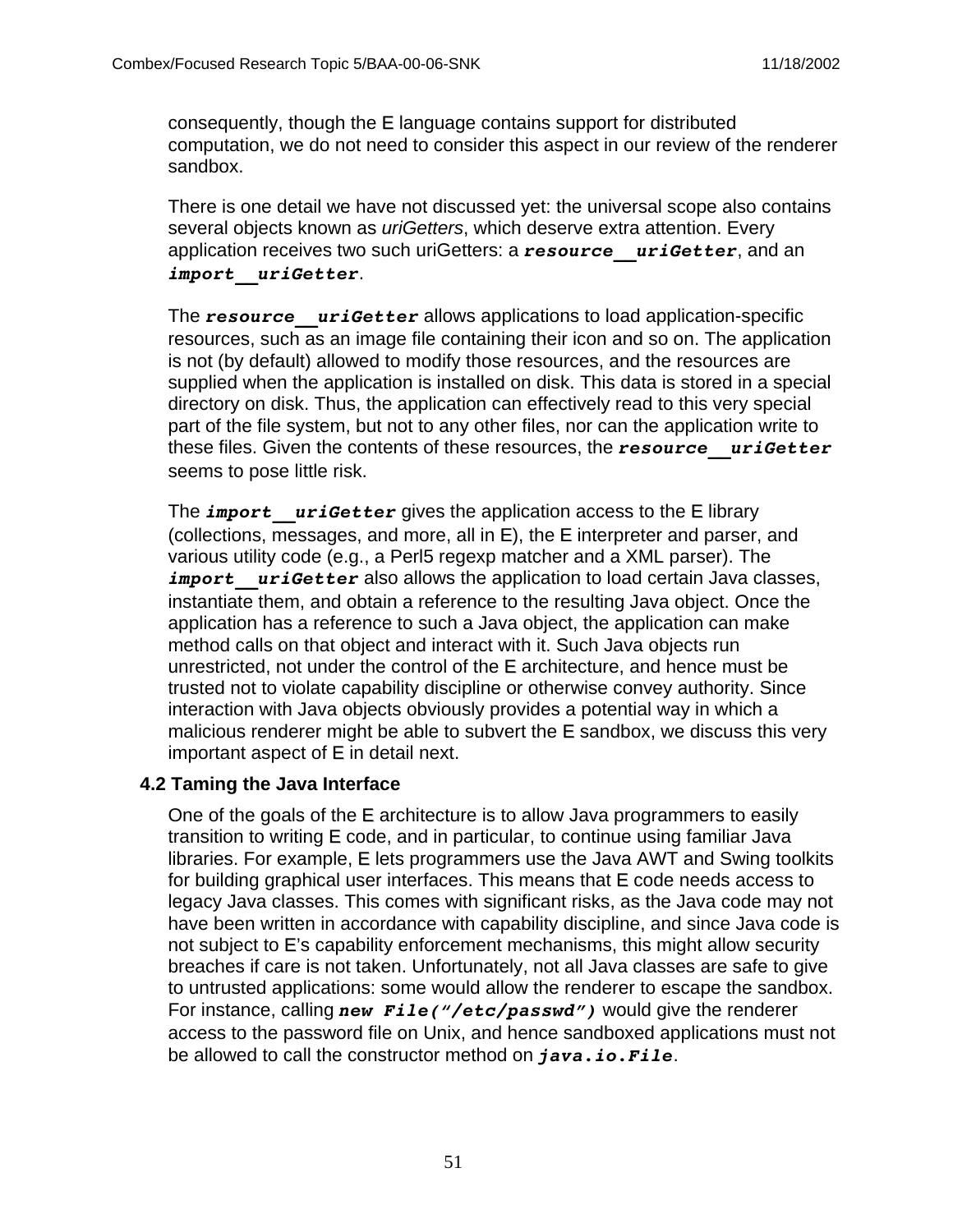consequently, though the E language contains support for distributed computation, we do not need to consider this aspect in our review of the renderer sandbox.

There is one detail we have not discussed yet: the universal scope also contains several objects known as *uriGetters*, which deserve extra attention. Every application receives two such uriGetters: a ***resource__uriGetter***, and an ***import__uriGetter***.

The ***resource__uriGetter*** allows applications to load application-specific resources, such as an image file containing their icon and so on. The application is not (by default) allowed to modify those resources, and the resources are supplied when the application is installed on disk. This data is stored in a special directory on disk. Thus, the application can effectively read to this very special part of the file system, but not to any other files, nor can the application write to these files. Given the contents of these resources, the ***resource__uriGetter*** seems to pose little risk.

The ***import__uriGetter*** gives the application access to the E library (collections, messages, and more, all in E), the E interpreter and parser, and various utility code (e.g., a Perl5 regexp matcher and a XML parser). The ***import__uriGetter*** also allows the application to load certain Java classes, instantiate them, and obtain a reference to the resulting Java object. Once the application has a reference to such a Java object, the application can make method calls on that object and interact with it. Such Java objects run unrestricted, not under the control of the E architecture, and hence must be trusted not to violate capability discipline or otherwise convey authority. Since interaction with Java objects obviously provides a potential way in which a malicious renderer might be able to subvert the E sandbox, we discuss this very important aspect of E in detail next.

### 4.2 Taming the Java Interface

One of the goals of the E architecture is to allow Java programmers to easily transition to writing E code, and in particular, to continue using familiar Java libraries. For example, E lets programmers use the Java AWT and Swing toolkits for building graphical user interfaces. This means that E code needs access to legacy Java classes. This comes with significant risks, as the Java code may not have been written in accordance with capability discipline, and since Java code is not subject to E's capability enforcement mechanisms, this might allow security breaches if care is not taken. Unfortunately, not all Java classes are safe to give to untrusted applications: some would allow the renderer to escape the sandbox. For instance, calling ***new File("/etc/passwd")*** would give the renderer access to the password file on Unix, and hence sandboxed applications must not be allowed to call the constructor method on ***java.io.File***.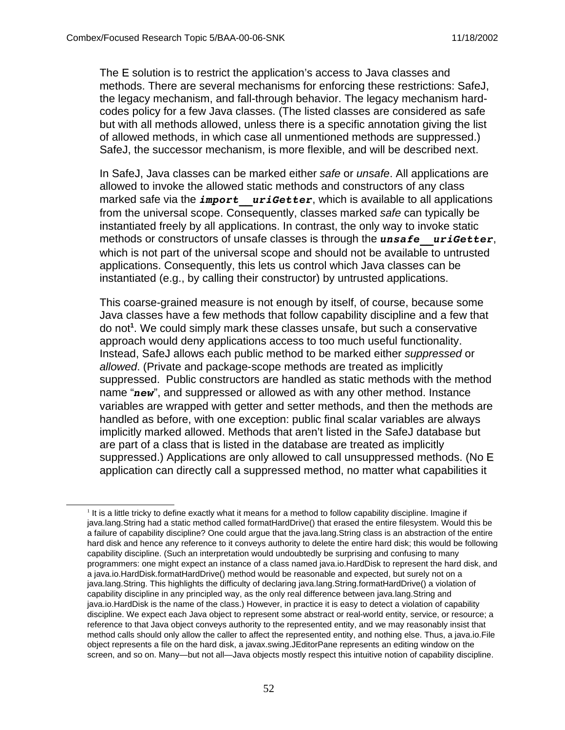The E solution is to restrict the application's access to Java classes and methods. There are several mechanisms for enforcing these restrictions: SafeJ, the legacy mechanism, and fall-through behavior. The legacy mechanism hard-codes policy for a few Java classes. (The listed classes are considered as safe but with all methods allowed, unless there is a specific annotation giving the list of allowed methods, in which case all unmentioned methods are suppressed.) SafeJ, the successor mechanism, is more flexible, and will be described next.

In SafeJ, Java classes can be marked either *safe* or *unsafe*. All applications are allowed to invoke the allowed static methods and constructors of any class marked safe via the ***import__uriGetter***, which is available to all applications from the universal scope. Consequently, classes marked *safe* can typically be instantiated freely by all applications. In contrast, the only way to invoke static methods or constructors of unsafe classes is through the ***unsafe__uriGetter***, which is not part of the universal scope and should not be available to untrusted applications. Consequently, this lets us control which Java classes can be instantiated (e.g., by calling their constructor) by untrusted applications.

This coarse-grained measure is not enough by itself, of course, because some Java classes have a few methods that follow capability discipline and a few that do not[1]. We could simply mark these classes unsafe, but such a conservative approach would deny applications access to too much useful functionality. Instead, SafeJ allows each public method to be marked either *suppressed* or *allowed*. (Private and package-scope methods are treated as implicitly suppressed. Public constructors are handled as static methods with the method name "***new***", and suppressed or allowed as with any other method. Instance variables are wrapped with getter and setter methods, and then the methods are handled as before, with one exception: public final scalar variables are always implicitly marked allowed. Methods that aren't listed in the SafeJ database but are part of a class that is listed in the database are treated as implicitly suppressed.) Applications are only allowed to call unsuppressed methods. (No E application can directly call a suppressed method, no matter what capabilities it

[1] It is a little tricky to define exactly what it means for a method to follow capability discipline. Imagine if java.lang.String had a static method called formatHardDrive() that erased the entire filesystem. Would this be a failure of capability discipline? One could argue that the java.lang.String class is an abstraction of the entire hard disk and hence any reference to it conveys authority to delete the entire hard disk; this would be following capability discipline. (Such an interpretation would undoubtedly be surprising and confusing to many programmers: one might expect an instance of a class named java.io.HardDisk to represent the hard disk, and a java.io.HardDisk.formatHardDrive() method would be reasonable and expected, but surely not on a java.lang.String. This highlights the difficulty of declaring java.lang.String.formatHardDrive() a violation of capability discipline in any principled way, as the only real difference between java.lang.String and java.io.HardDisk is the name of the class.) However, in practice it is easy to detect a violation of capability discipline. We expect each Java object to represent some abstract or real-world entity, service, or resource; a reference to that Java object conveys authority to the represented entity, and we may reasonably insist that method calls should only allow the caller to affect the represented entity, and nothing else. Thus, a java.io.File object represents a file on the hard disk, a javax.swing.JEditorPane represents an editing window on the screen, and so on. Many—but not all—Java objects mostly respect this intuitive notion of capability discipline.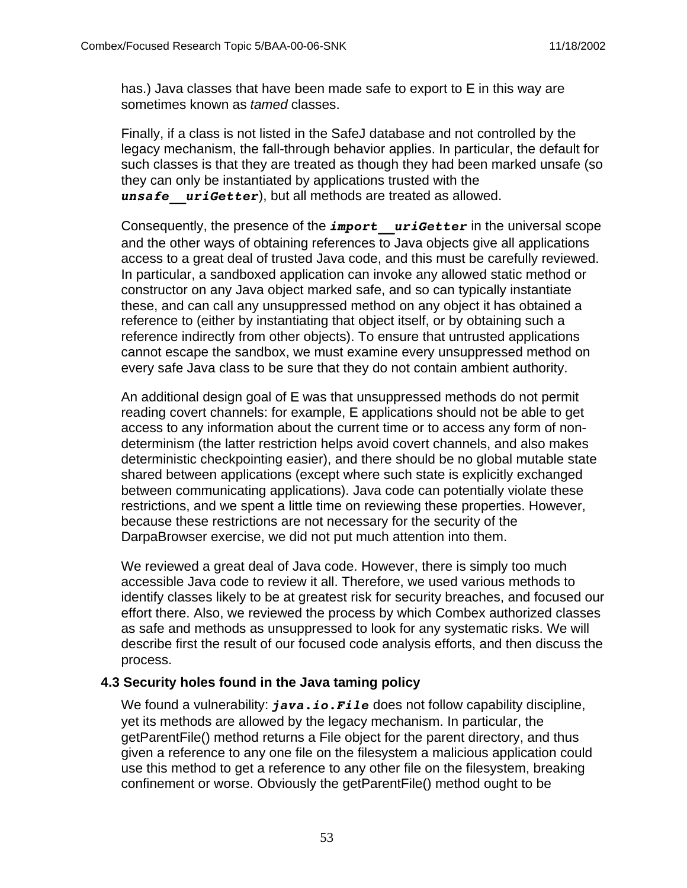has.) Java classes that have been made safe to export to E in this way are sometimes known as *tamed* classes.

Finally, if a class is not listed in the SafeJ database and not controlled by the legacy mechanism, the fall-through behavior applies. In particular, the default for such classes is that they are treated as though they had been marked unsafe (so they can only be instantiated by applications trusted with the ***unsafe__uriGetter***), but all methods are treated as allowed.

Consequently, the presence of the ***import__uriGetter*** in the universal scope and the other ways of obtaining references to Java objects give all applications access to a great deal of trusted Java code, and this must be carefully reviewed. In particular, a sandboxed application can invoke any allowed static method or constructor on any Java object marked safe, and so can typically instantiate these, and can call any unsuppressed method on any object it has obtained a reference to (either by instantiating that object itself, or by obtaining such a reference indirectly from other objects). To ensure that untrusted applications cannot escape the sandbox, we must examine every unsuppressed method on every safe Java class to be sure that they do not contain ambient authority.

An additional design goal of E was that unsuppressed methods do not permit reading covert channels: for example, E applications should not be able to get access to any information about the current time or to access any form of non-determinism (the latter restriction helps avoid covert channels, and also makes deterministic checkpointing easier), and there should be no global mutable state shared between applications (except where such state is explicitly exchanged between communicating applications). Java code can potentially violate these restrictions, and we spent a little time on reviewing these properties. However, because these restrictions are not necessary for the security of the DarpaBrowser exercise, we did not put much attention into them.

We reviewed a great deal of Java code. However, there is simply too much accessible Java code to review it all. Therefore, we used various methods to identify classes likely to be at greatest risk for security breaches, and focused our effort there. Also, we reviewed the process by which Combex authorized classes as safe and methods as unsuppressed to look for any systematic risks. We will describe first the result of our focused code analysis efforts, and then discuss the process.

### 4.3 Security holes found in the Java taming policy

We found a vulnerability: ***java.io.File*** does not follow capability discipline, yet its methods are allowed by the legacy mechanism. In particular, the getParentFile() method returns a File object for the parent directory, and thus given a reference to any one file on the filesystem a malicious application could use this method to get a reference to any other file on the filesystem, breaking confinement or worse. Obviously the getParentFile() method ought to be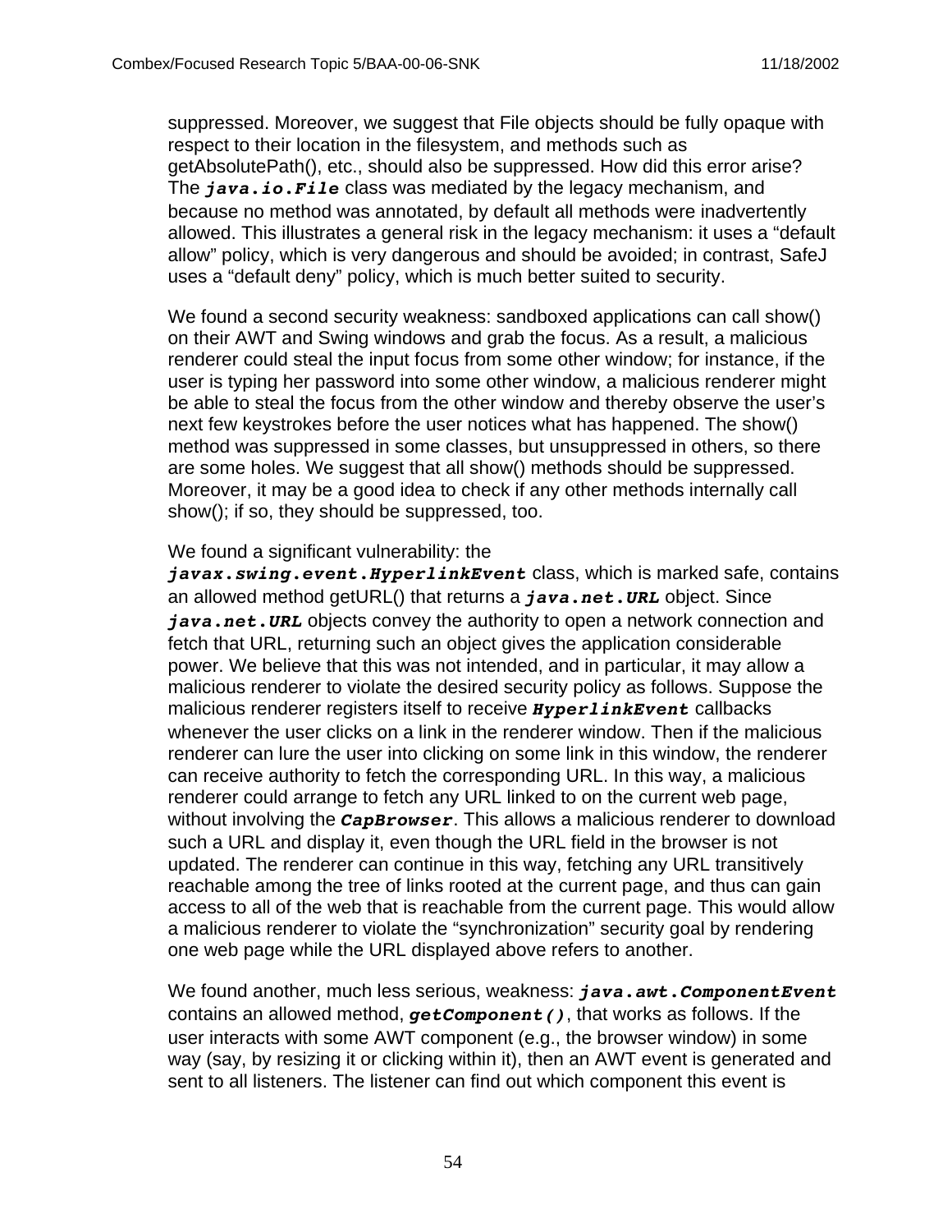suppressed. Moreover, we suggest that File objects should be fully opaque with respect to their location in the filesystem, and methods such as getAbsolutePath(), etc., should also be suppressed. How did this error arise? The ***java.io.File*** class was mediated by the legacy mechanism, and because no method was annotated, by default all methods were inadvertently allowed. This illustrates a general risk in the legacy mechanism: it uses a "default allow" policy, which is very dangerous and should be avoided; in contrast, SafeJ uses a "default deny" policy, which is much better suited to security.

We found a second security weakness: sandboxed applications can call show() on their AWT and Swing windows and grab the focus. As a result, a malicious renderer could steal the input focus from some other window; for instance, if the user is typing her password into some other window, a malicious renderer might be able to steal the focus from the other window and thereby observe the user's next few keystrokes before the user notices what has happened. The show() method was suppressed in some classes, but unsuppressed in others, so there are some holes. We suggest that all show() methods should be suppressed. Moreover, it may be a good idea to check if any other methods internally call show(); if so, they should be suppressed, too.

We found a significant vulnerability: the ***javax.swing.event.HyperlinkEvent*** class, which is marked safe, contains an allowed method getURL() that returns a ***java.net.URL*** object. Since ***java.net.URL*** objects convey the authority to open a network connection and fetch that URL, returning such an object gives the application considerable power. We believe that this was not intended, and in particular, it may allow a malicious renderer to violate the desired security policy as follows. Suppose the malicious renderer registers itself to receive ***HyperlinkEvent*** callbacks whenever the user clicks on a link in the renderer window. Then if the malicious renderer can lure the user into clicking on some link in this window, the renderer can receive authority to fetch the corresponding URL. In this way, a malicious renderer could arrange to fetch any URL linked to on the current web page, without involving the ***CapBrowser***. This allows a malicious renderer to download such a URL and display it, even though the URL field in the browser is not updated. The renderer can continue in this way, fetching any URL transitively reachable among the tree of links rooted at the current page, and thus can gain access to all of the web that is reachable from the current page. This would allow a malicious renderer to violate the "synchronization" security goal by rendering one web page while the URL displayed above refers to another.

We found another, much less serious, weakness: ***java.awt.ComponentEvent*** contains an allowed method, ***getComponent()***, that works as follows. If the user interacts with some AWT component (e.g., the browser window) in some way (say, by resizing it or clicking within it), then an AWT event is generated and sent to all listeners. The listener can find out which component this event is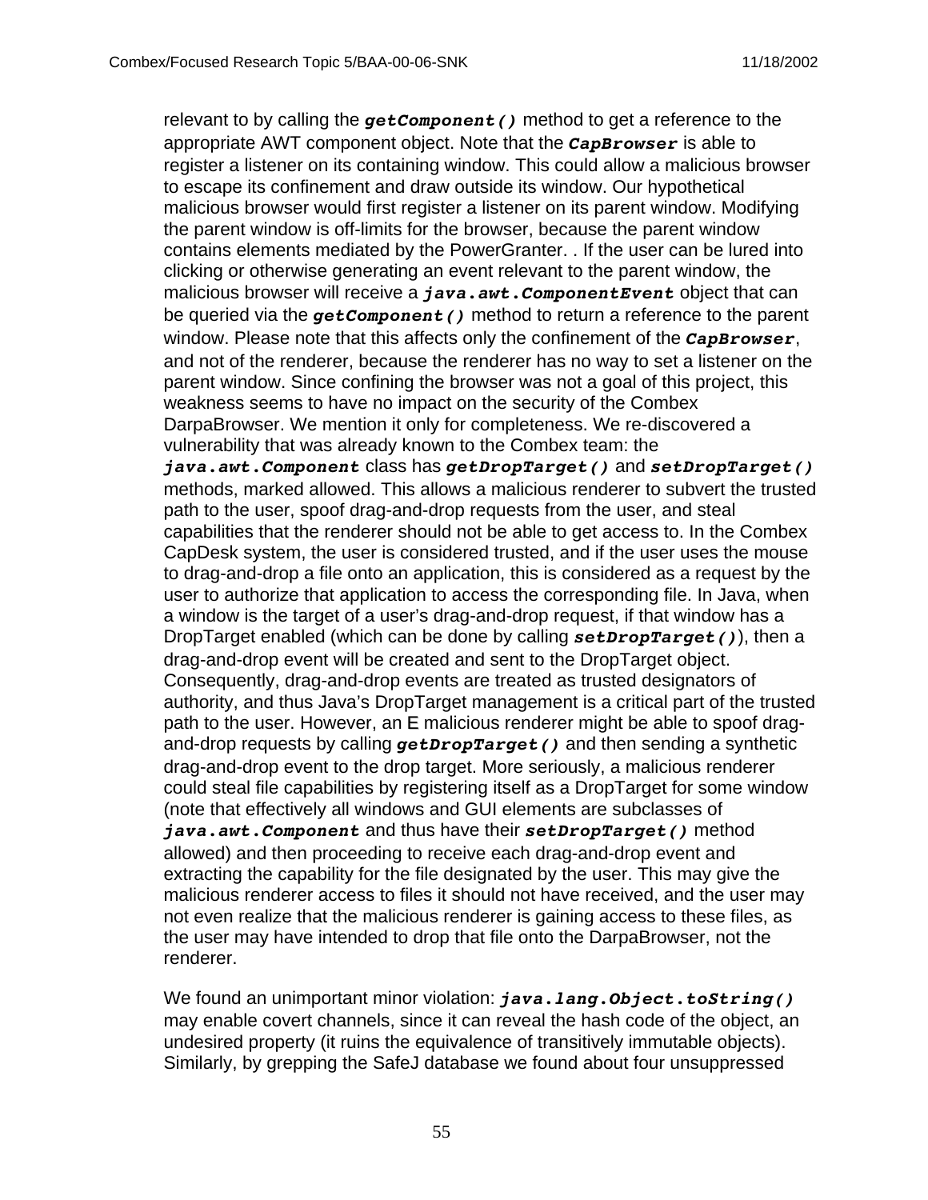relevant to by calling the ***getComponent()*** method to get a reference to the appropriate AWT component object. Note that the ***CapBrowser*** is able to register a listener on its containing window. This could allow a malicious browser to escape its confinement and draw outside its window. Our hypothetical malicious browser would first register a listener on its parent window. Modifying the parent window is off-limits for the browser, because the parent window contains elements mediated by the PowerGranter. . If the user can be lured into clicking or otherwise generating an event relevant to the parent window, the malicious browser will receive a ***java.awt.ComponentEvent*** object that can be queried via the ***getComponent()*** method to return a reference to the parent window. Please note that this affects only the confinement of the ***CapBrowser***, and not of the renderer, because the renderer has no way to set a listener on the parent window. Since confining the browser was not a goal of this project, this weakness seems to have no impact on the security of the Combex DarpaBrowser. We mention it only for completeness. We re-discovered a vulnerability that was already known to the Combex team: the ***java.awt.Component*** class has ***getDropTarget()*** and ***setDropTarget()*** methods, marked allowed. This allows a malicious renderer to subvert the trusted path to the user, spoof drag-and-drop requests from the user, and steal capabilities that the renderer should not be able to get access to. In the Combex CapDesk system, the user is considered trusted, and if the user uses the mouse to drag-and-drop a file onto an application, this is considered as a request by the user to authorize that application to access the corresponding file. In Java, when a window is the target of a user's drag-and-drop request, if that window has a DropTarget enabled (which can be done by calling ***setDropTarget()***), then a drag-and-drop event will be created and sent to the DropTarget object. Consequently, drag-and-drop events are treated as trusted designators of authority, and thus Java's DropTarget management is a critical part of the trusted path to the user. However, an E malicious renderer might be able to spoof drag-and-drop requests by calling ***getDropTarget()*** and then sending a synthetic drag-and-drop event to the drop target. More seriously, a malicious renderer could steal file capabilities by registering itself as a DropTarget for some window (note that effectively all windows and GUI elements are subclasses of ***java.awt.Component*** and thus have their ***setDropTarget()*** method allowed) and then proceeding to receive each drag-and-drop event and extracting the capability for the file designated by the user. This may give the malicious renderer access to files it should not have received, and the user may not even realize that the malicious renderer is gaining access to these files, as the user may have intended to drop that file onto the DarpaBrowser, not the renderer.

We found an unimportant minor violation: ***java.lang.Object.toString()*** may enable covert channels, since it can reveal the hash code of the object, an undesired property (it ruins the equivalence of transitively immutable objects). Similarly, by grepping the SafeJ database we found about four unsuppressed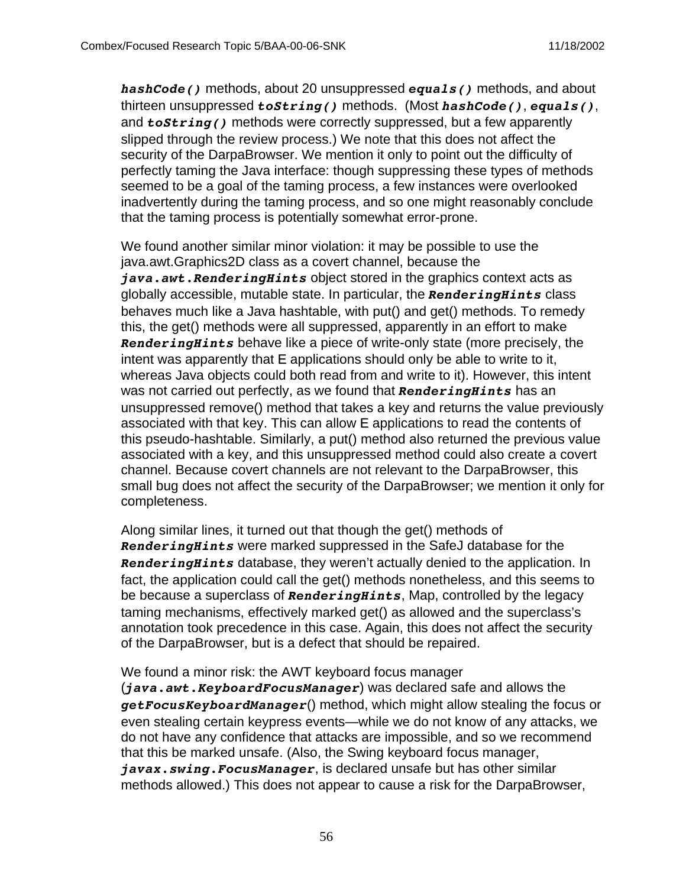***hashCode()*** methods, about 20 unsuppressed ***equals()*** methods, and about thirteen unsuppressed ***toString()*** methods. (Most ***hashCode()***, ***equals()***, and ***toString()*** methods were correctly suppressed, but a few apparently slipped through the review process.) We note that this does not affect the security of the DarpaBrowser. We mention it only to point out the difficulty of perfectly taming the Java interface: though suppressing these types of methods seemed to be a goal of the taming process, a few instances were overlooked inadvertently during the taming process, and so one might reasonably conclude that the taming process is potentially somewhat error-prone.

We found another similar minor violation: it may be possible to use the java.awt.Graphics2D class as a covert channel, because the ***java.awt.RenderingHints*** object stored in the graphics context acts as globally accessible, mutable state. In particular, the ***RenderingHints*** class behaves much like a Java hashtable, with put() and get() methods. To remedy this, the get() methods were all suppressed, apparently in an effort to make ***RenderingHints*** behave like a piece of write-only state (more precisely, the intent was apparently that E applications should only be able to write to it, whereas Java objects could both read from and write to it). However, this intent was not carried out perfectly, as we found that ***RenderingHints*** has an unsuppressed remove() method that takes a key and returns the value previously associated with that key. This can allow E applications to read the contents of this pseudo-hashtable. Similarly, a put() method also returned the previous value associated with a key, and this unsuppressed method could also create a covert channel. Because covert channels are not relevant to the DarpaBrowser, this small bug does not affect the security of the DarpaBrowser; we mention it only for completeness.

Along similar lines, it turned out that though the get() methods of ***RenderingHints*** were marked suppressed in the SafeJ database for the ***RenderingHints*** database, they weren't actually denied to the application. In fact, the application could call the get() methods nonetheless, and this seems to be because a superclass of ***RenderingHints***, Map, controlled by the legacy taming mechanisms, effectively marked get() as allowed and the superclass's annotation took precedence in this case. Again, this does not affect the security of the DarpaBrowser, but is a defect that should be repaired.

We found a minor risk: the AWT keyboard focus manager (***java.awt.KeyboardFocusManager***) was declared safe and allows the ***getFocusKeyboardManager***() method, which might allow stealing the focus or even stealing certain keypress events—while we do not know of any attacks, we do not have any confidence that attacks are impossible, and so we recommend that this be marked unsafe. (Also, the Swing keyboard focus manager, ***javax.swing.FocusManager***, is declared unsafe but has other similar methods allowed.) This does not appear to cause a risk for the DarpaBrowser,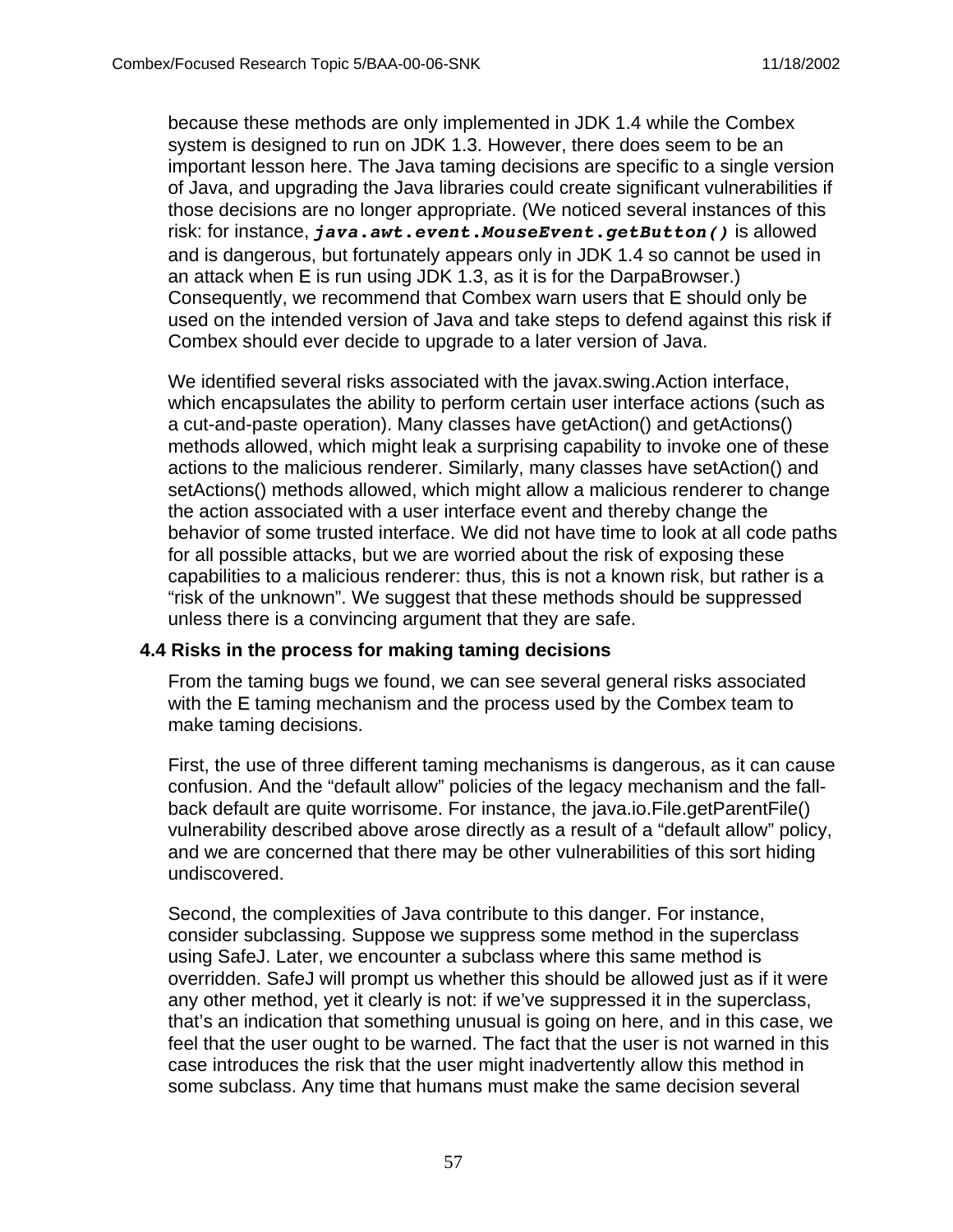because these methods are only implemented in JDK 1.4 while the Combex system is designed to run on JDK 1.3. However, there does seem to be an important lesson here. The Java taming decisions are specific to a single version of Java, and upgrading the Java libraries could create significant vulnerabilities if those decisions are no longer appropriate. (We noticed several instances of this risk: for instance, ***java.awt.event.MouseEvent.getButton()*** is allowed and is dangerous, but fortunately appears only in JDK 1.4 so cannot be used in an attack when E is run using JDK 1.3, as it is for the DarpaBrowser.) Consequently, we recommend that Combex warn users that E should only be used on the intended version of Java and take steps to defend against this risk if Combex should ever decide to upgrade to a later version of Java.

We identified several risks associated with the javax.swing.Action interface, which encapsulates the ability to perform certain user interface actions (such as a cut-and-paste operation). Many classes have getAction() and getActions() methods allowed, which might leak a surprising capability to invoke one of these actions to the malicious renderer. Similarly, many classes have setAction() and setActions() methods allowed, which might allow a malicious renderer to change the action associated with a user interface event and thereby change the behavior of some trusted interface. We did not have time to look at all code paths for all possible attacks, but we are worried about the risk of exposing these capabilities to a malicious renderer: thus, this is not a known risk, but rather is a “risk of the unknown”. We suggest that these methods should be suppressed unless there is a convincing argument that they are safe.

### 4.4 Risks in the process for making taming decisions

From the taming bugs we found, we can see several general risks associated with the E taming mechanism and the process used by the Combex team to make taming decisions.

First, the use of three different taming mechanisms is dangerous, as it can cause confusion. And the “default allow” policies of the legacy mechanism and the fall-back default are quite worrisome. For instance, the java.io.File.getParentFile() vulnerability described above arose directly as a result of a “default allow” policy, and we are concerned that there may be other vulnerabilities of this sort hiding undiscovered.

Second, the complexities of Java contribute to this danger. For instance, consider subclassing. Suppose we suppress some method in the superclass using SafeJ. Later, we encounter a subclass where this same method is overridden. SafeJ will prompt us whether this should be allowed just as if it were any other method, yet it clearly is not: if we’ve suppressed it in the superclass, that’s an indication that something unusual is going on here, and in this case, we feel that the user ought to be warned. The fact that the user is not warned in this case introduces the risk that the user might inadvertently allow this method in some subclass. Any time that humans must make the same decision several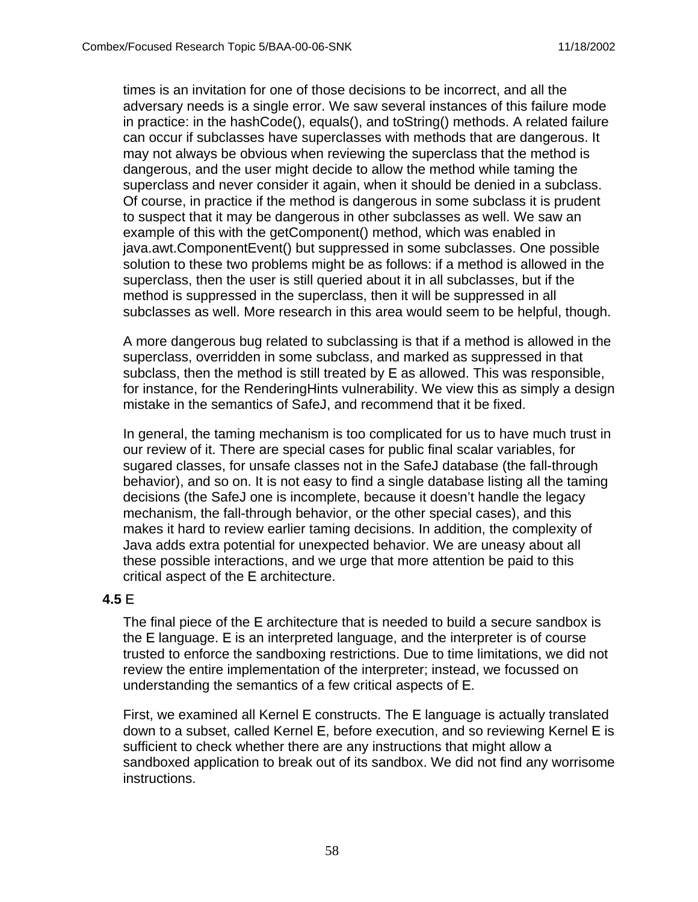times is an invitation for one of those decisions to be incorrect, and all the adversary needs is a single error. We saw several instances of this failure mode in practice: in the hashCode(), equals(), and toString() methods. A related failure can occur if subclasses have superclasses with methods that are dangerous. It may not always be obvious when reviewing the superclass that the method is dangerous, and the user might decide to allow the method while taming the superclass and never consider it again, when it should be denied in a subclass. Of course, in practice if the method is dangerous in some subclass it is prudent to suspect that it may be dangerous in other subclasses as well. We saw an example of this with the getComponent() method, which was enabled in java.awt.ComponentEvent() but suppressed in some subclasses. One possible solution to these two problems might be as follows: if a method is allowed in the superclass, then the user is still queried about it in all subclasses, but if the method is suppressed in the superclass, then it will be suppressed in all subclasses as well. More research in this area would seem to be helpful, though.

A more dangerous bug related to subclassing is that if a method is allowed in the superclass, overridden in some subclass, and marked as suppressed in that subclass, then the method is still treated by E as allowed. This was responsible, for instance, for the RenderingHints vulnerability. We view this as simply a design mistake in the semantics of SafeJ, and recommend that it be fixed.

In general, the taming mechanism is too complicated for us to have much trust in our review of it. There are special cases for public final scalar variables, for sugared classes, for unsafe classes not in the SafeJ database (the fall-through behavior), and so on. It is not easy to find a single database listing all the taming decisions (the SafeJ one is incomplete, because it doesn't handle the legacy mechanism, the fall-through behavior, or the other special cases), and this makes it hard to review earlier taming decisions. In addition, the complexity of Java adds extra potential for unexpected behavior. We are uneasy about all these possible interactions, and we urge that more attention be paid to this critical aspect of the E architecture.

### **4.5** E

The final piece of the E architecture that is needed to build a secure sandbox is the E language. E is an interpreted language, and the interpreter is of course trusted to enforce the sandboxing restrictions. Due to time limitations, we did not review the entire implementation of the interpreter; instead, we focussed on understanding the semantics of a few critical aspects of E.

First, we examined all Kernel E constructs. The E language is actually translated down to a subset, called Kernel E, before execution, and so reviewing Kernel E is sufficient to check whether there are any instructions that might allow a sandboxed application to break out of its sandbox. We did not find any worrisome instructions.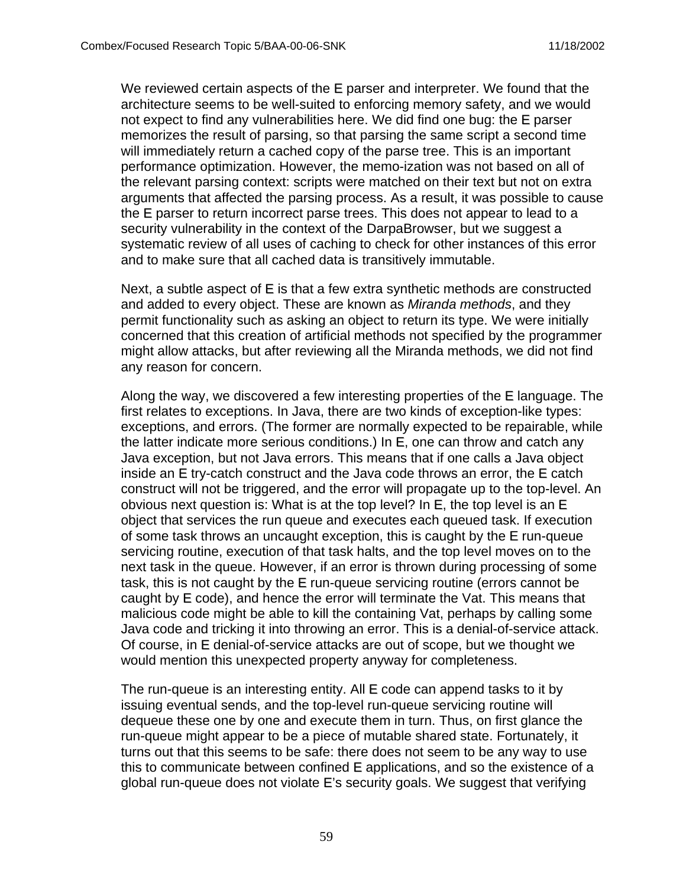We reviewed certain aspects of the E parser and interpreter. We found that the architecture seems to be well-suited to enforcing memory safety, and we would not expect to find any vulnerabilities here. We did find one bug: the E parser memorizes the result of parsing, so that parsing the same script a second time will immediately return a cached copy of the parse tree. This is an important performance optimization. However, the memo-ization was not based on all of the relevant parsing context: scripts were matched on their text but not on extra arguments that affected the parsing process. As a result, it was possible to cause the E parser to return incorrect parse trees. This does not appear to lead to a security vulnerability in the context of the DarpaBrowser, but we suggest a systematic review of all uses of caching to check for other instances of this error and to make sure that all cached data is transitively immutable.

Next, a subtle aspect of E is that a few extra synthetic methods are constructed and added to every object. These are known as *Miranda methods*, and they permit functionality such as asking an object to return its type. We were initially concerned that this creation of artificial methods not specified by the programmer might allow attacks, but after reviewing all the Miranda methods, we did not find any reason for concern.

Along the way, we discovered a few interesting properties of the E language. The first relates to exceptions. In Java, there are two kinds of exception-like types: exceptions, and errors. (The former are normally expected to be repairable, while the latter indicate more serious conditions.) In E, one can throw and catch any Java exception, but not Java errors. This means that if one calls a Java object inside an E try-catch construct and the Java code throws an error, the E catch construct will not be triggered, and the error will propagate up to the top-level. An obvious next question is: What is at the top level? In E, the top level is an E object that services the run queue and executes each queued task. If execution of some task throws an uncaught exception, this is caught by the E run-queue servicing routine, execution of that task halts, and the top level moves on to the next task in the queue. However, if an error is thrown during processing of some task, this is not caught by the E run-queue servicing routine (errors cannot be caught by E code), and hence the error will terminate the Vat. This means that malicious code might be able to kill the containing Vat, perhaps by calling some Java code and tricking it into throwing an error. This is a denial-of-service attack. Of course, in E denial-of-service attacks are out of scope, but we thought we would mention this unexpected property anyway for completeness.

The run-queue is an interesting entity. All E code can append tasks to it by issuing eventual sends, and the top-level run-queue servicing routine will dequeue these one by one and execute them in turn. Thus, on first glance the run-queue might appear to be a piece of mutable shared state. Fortunately, it turns out that this seems to be safe: there does not seem to be any way to use this to communicate between confined E applications, and so the existence of a global run-queue does not violate E's security goals. We suggest that verifying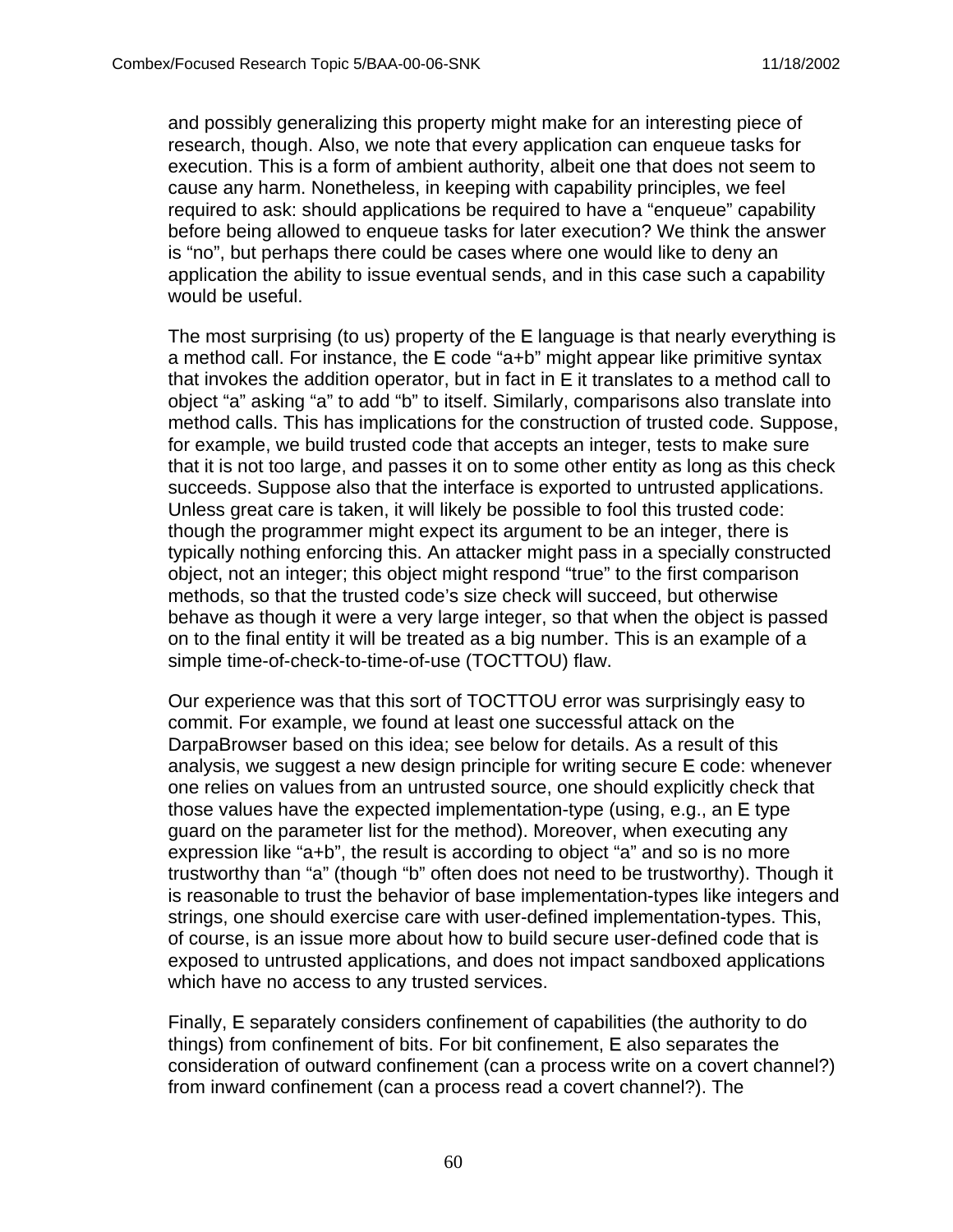and possibly generalizing this property might make for an interesting piece of research, though. Also, we note that every application can enqueue tasks for execution. This is a form of ambient authority, albeit one that does not seem to cause any harm. Nonetheless, in keeping with capability principles, we feel required to ask: should applications be required to have a “enqueue” capability before being allowed to enqueue tasks for later execution? We think the answer is “no”, but perhaps there could be cases where one would like to deny an application the ability to issue eventual sends, and in this case such a capability would be useful.

The most surprising (to us) property of the E language is that nearly everything is a method call. For instance, the E code “a+b” might appear like primitive syntax that invokes the addition operator, but in fact in E it translates to a method call to object “a” asking “a” to add “b” to itself. Similarly, comparisons also translate into method calls. This has implications for the construction of trusted code. Suppose, for example, we build trusted code that accepts an integer, tests to make sure that it is not too large, and passes it on to some other entity as long as this check succeeds. Suppose also that the interface is exported to untrusted applications. Unless great care is taken, it will likely be possible to fool this trusted code: though the programmer might expect its argument to be an integer, there is typically nothing enforcing this. An attacker might pass in a specially constructed object, not an integer; this object might respond “true” to the first comparison methods, so that the trusted code’s size check will succeed, but otherwise behave as though it were a very large integer, so that when the object is passed on to the final entity it will be treated as a big number. This is an example of a simple time-of-check-to-time-of-use (TOCTTOU) flaw.

Our experience was that this sort of TOCTTOU error was surprisingly easy to commit. For example, we found at least one successful attack on the DarpaBrowser based on this idea; see below for details. As a result of this analysis, we suggest a new design principle for writing secure E code: whenever one relies on values from an untrusted source, one should explicitly check that those values have the expected implementation-type (using, e.g., an E type guard on the parameter list for the method). Moreover, when executing any expression like “a+b”, the result is according to object “a” and so is no more trustworthy than “a” (though “b” often does not need to be trustworthy). Though it is reasonable to trust the behavior of base implementation-types like integers and strings, one should exercise care with user-defined implementation-types. This, of course, is an issue more about how to build secure user-defined code that is exposed to untrusted applications, and does not impact sandboxed applications which have no access to any trusted services.

Finally, E separately considers confinement of capabilities (the authority to do things) from confinement of bits. For bit confinement, E also separates the consideration of outward confinement (can a process write on a covert channel?) from inward confinement (can a process read a covert channel?). The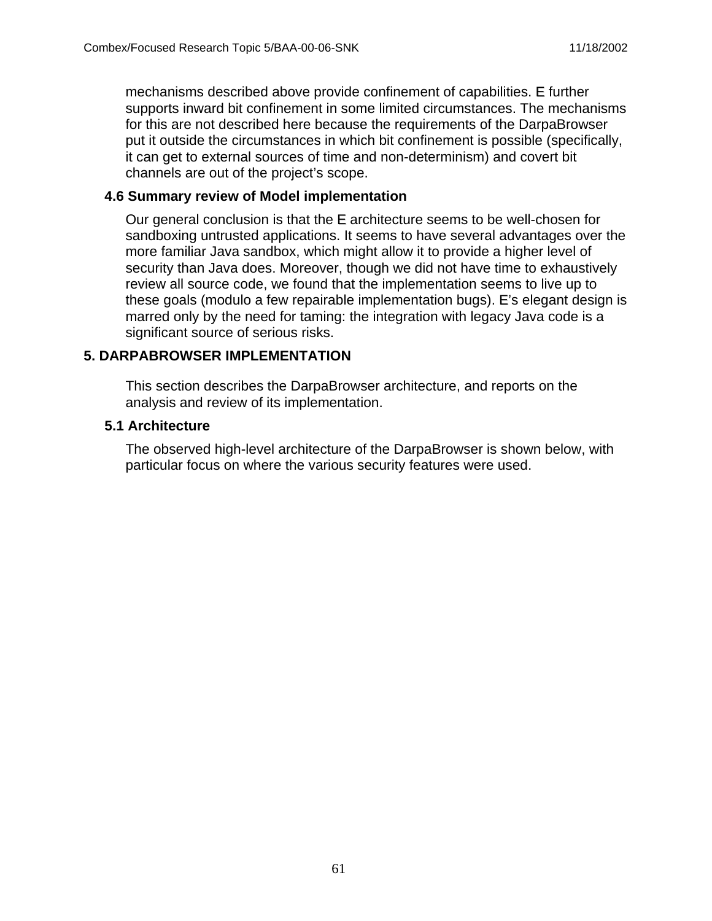mechanisms described above provide confinement of capabilities. E further supports inward bit confinement in some limited circumstances. The mechanisms for this are not described here because the requirements of the DarpaBrowser put it outside the circumstances in which bit confinement is possible (specifically, it can get to external sources of time and non-determinism) and covert bit channels are out of the project's scope.

### 4.6 Summary review of Model implementation

Our general conclusion is that the E architecture seems to be well-chosen for sandboxing untrusted applications. It seems to have several advantages over the more familiar Java sandbox, which might allow it to provide a higher level of security than Java does. Moreover, though we did not have time to exhaustively review all source code, we found that the implementation seems to live up to these goals (modulo a few repairable implementation bugs). E's elegant design is marred only by the need for taming: the integration with legacy Java code is a significant source of serious risks.

## 5. DARPABROWSER IMPLEMENTATION

This section describes the DarpaBrowser architecture, and reports on the analysis and review of its implementation.

### 5.1 Architecture

The observed high-level architecture of the DarpaBrowser is shown below, with particular focus on where the various security features were used.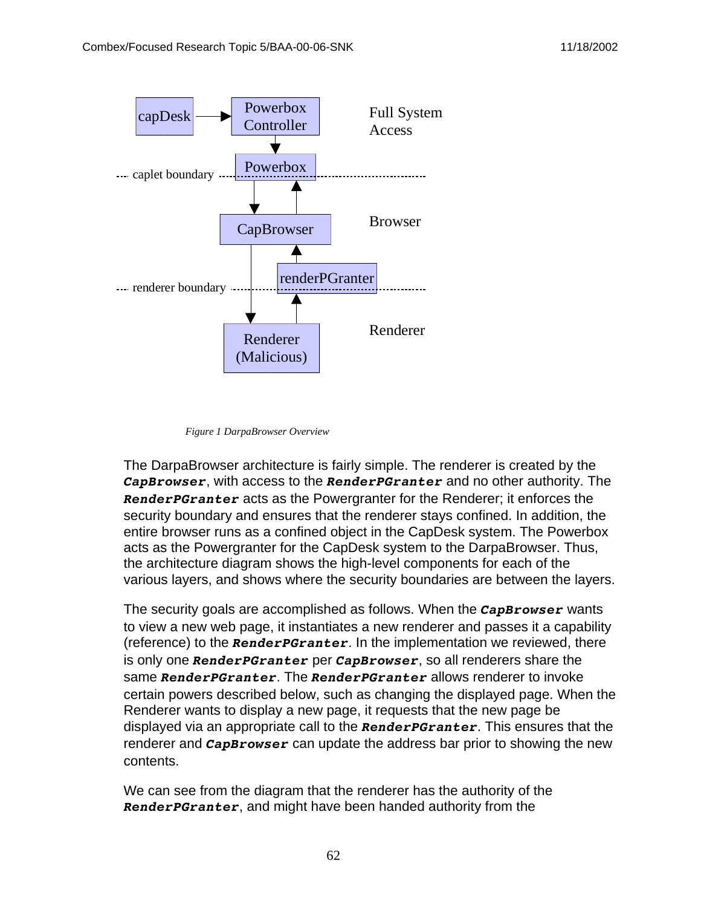Figure 1 DarpaBrowser Overview

The DarpaBrowser architecture is fairly simple. The renderer is created by the ***CapBrowser***, with access to the ***RenderPGranter*** and no other authority. The ***RenderPGranter*** acts as the Powergranter for the Renderer; it enforces the security boundary and ensures that the renderer stays confined. In addition, the entire browser runs as a confined object in the CapDesk system. The Powerbox acts as the Powergranter for the CapDesk system to the DarpaBrowser. Thus, the architecture diagram shows the high-level components for each of the various layers, and shows where the security boundaries are between the layers.

The security goals are accomplished as follows. When the ***CapBrowser*** wants to view a new web page, it instantiates a new renderer and passes it a capability (reference) to the ***RenderPGranter***. In the implementation we reviewed, there is only one ***RenderPGranter*** per ***CapBrowser***, so all renderers share the same ***RenderPGranter***. The ***RenderPGranter*** allows renderer to invoke certain powers described below, such as changing the displayed page. When the Renderer wants to display a new page, it requests that the new page be displayed via an appropriate call to the ***RenderPGranter***. This ensures that the renderer and ***CapBrowser*** can update the address bar prior to showing the new contents.

We can see from the diagram that the renderer has the authority of the ***RenderPGranter***, and might have been handed authority from the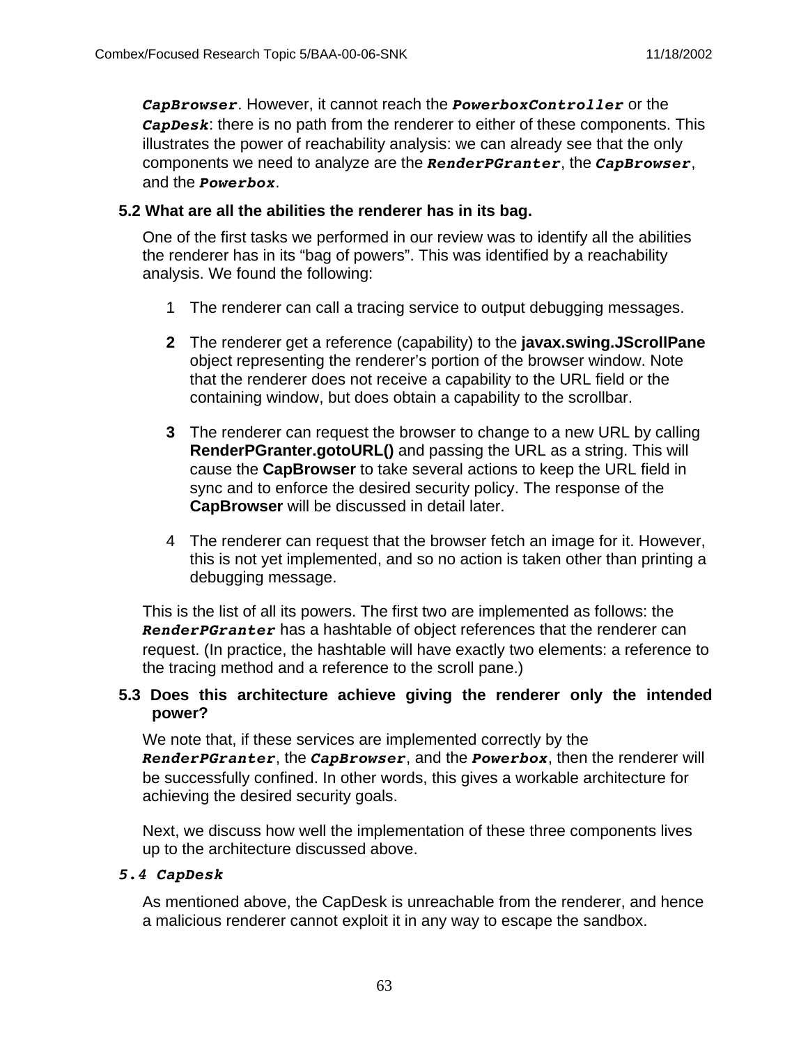***CapBrowser***. However, it cannot reach the ***PowerboxController*** or the ***CapDesk***: there is no path from the renderer to either of these components. This illustrates the power of reachability analysis: we can already see that the only components we need to analyze are the ***RenderPGranter***, the ***CapBrowser***, and the ***Powerbox***.

### 5.2 What are all the abilities the renderer has in its bag.

One of the first tasks we performed in our review was to identify all the abilities the renderer has in its "bag of powers". This was identified by a reachability analysis. We found the following:

1. The renderer can call a tracing service to output debugging messages.
2. The renderer get a reference (capability) to the **javax.swing.JScrollPane** object representing the renderer's portion of the browser window. Note that the renderer does not receive a capability to the URL field or the containing window, but does obtain a capability to the scrollbar.
3. The renderer can request the browser to change to a new URL by calling **RenderPGranter.gotoURL()** and passing the URL as a string. This will cause the **CapBrowser** to take several actions to keep the URL field in sync and to enforce the desired security policy. The response of the **CapBrowser** will be discussed in detail later.
4. The renderer can request that the browser fetch an image for it. However, this is not yet implemented, and so no action is taken other than printing a debugging message.

This is the list of all its powers. The first two are implemented as follows: the ***RenderPGranter*** has a hashtable of object references that the renderer can request. (In practice, the hashtable will have exactly two elements: a reference to the tracing method and a reference to the scroll pane.)

### 5.3 Does this architecture achieve giving the renderer only the intended power?

We note that, if these services are implemented correctly by the ***RenderPGranter***, the ***CapBrowser***, and the ***Powerbox***, then the renderer will be successfully confined. In other words, this gives a workable architecture for achieving the desired security goals.

Next, we discuss how well the implementation of these three components lives up to the architecture discussed above.

### *5.4 CapDesk*

As mentioned above, the CapDesk is unreachable from the renderer, and hence a malicious renderer cannot exploit it in any way to escape the sandbox.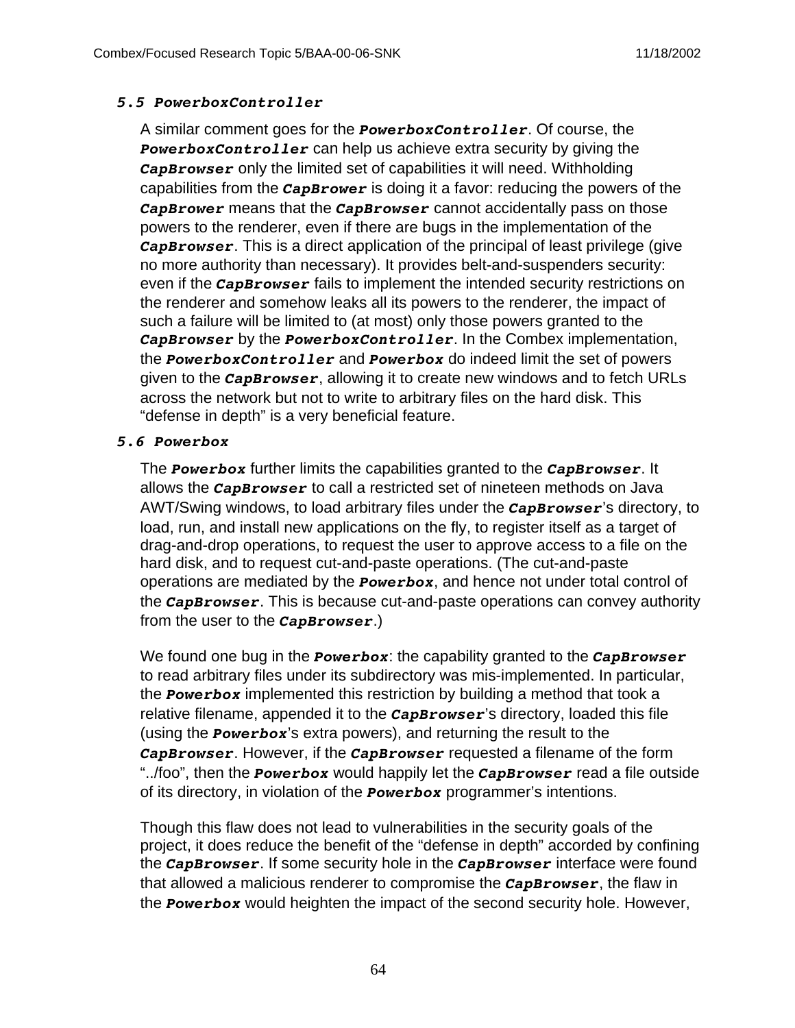### *5.5 PowerboxController*

A similar comment goes for the ***PowerboxController***. Of course, the ***PowerboxController*** can help us achieve extra security by giving the ***CapBrowser*** only the limited set of capabilities it will need. Withholding capabilities from the ***CapBrower*** is doing it a favor: reducing the powers of the ***CapBrower*** means that the ***CapBrowser*** cannot accidentally pass on those powers to the renderer, even if there are bugs in the implementation of the ***CapBrowser***. This is a direct application of the principal of least privilege (give no more authority than necessary). It provides belt-and-suspenders security: even if the ***CapBrowser*** fails to implement the intended security restrictions on the renderer and somehow leaks all its powers to the renderer, the impact of such a failure will be limited to (at most) only those powers granted to the ***CapBrowser*** by the ***PowerboxController***. In the Combex implementation, the ***PowerboxController*** and ***Powerbox*** do indeed limit the set of powers given to the ***CapBrowser***, allowing it to create new windows and to fetch URLs across the network but not to write to arbitrary files on the hard disk. This "defense in depth" is a very beneficial feature.

### *5.6 Powerbox*

The ***Powerbox*** further limits the capabilities granted to the ***CapBrowser***. It allows the ***CapBrowser*** to call a restricted set of nineteen methods on Java AWT/Swing windows, to load arbitrary files under the ***CapBrowser***'s directory, to load, run, and install new applications on the fly, to register itself as a target of drag-and-drop operations, to request the user to approve access to a file on the hard disk, and to request cut-and-paste operations. (The cut-and-paste operations are mediated by the ***Powerbox***, and hence not under total control of the ***CapBrowser***. This is because cut-and-paste operations can convey authority from the user to the ***CapBrowser***.)

We found one bug in the ***Powerbox***: the capability granted to the ***CapBrowser*** to read arbitrary files under its subdirectory was mis-implemented. In particular, the ***Powerbox*** implemented this restriction by building a method that took a relative filename, appended it to the ***CapBrowser***'s directory, loaded this file (using the ***Powerbox***'s extra powers), and returning the result to the ***CapBrowser***. However, if the ***CapBrowser*** requested a filename of the form "../foo", then the ***Powerbox*** would happily let the ***CapBrowser*** read a file outside of its directory, in violation of the ***Powerbox*** programmer's intentions.

Though this flaw does not lead to vulnerabilities in the security goals of the project, it does reduce the benefit of the "defense in depth" accorded by confining the ***CapBrowser***. If some security hole in the ***CapBrowser*** interface were found that allowed a malicious renderer to compromise the ***CapBrowser***, the flaw in the ***Powerbox*** would heighten the impact of the second security hole. However,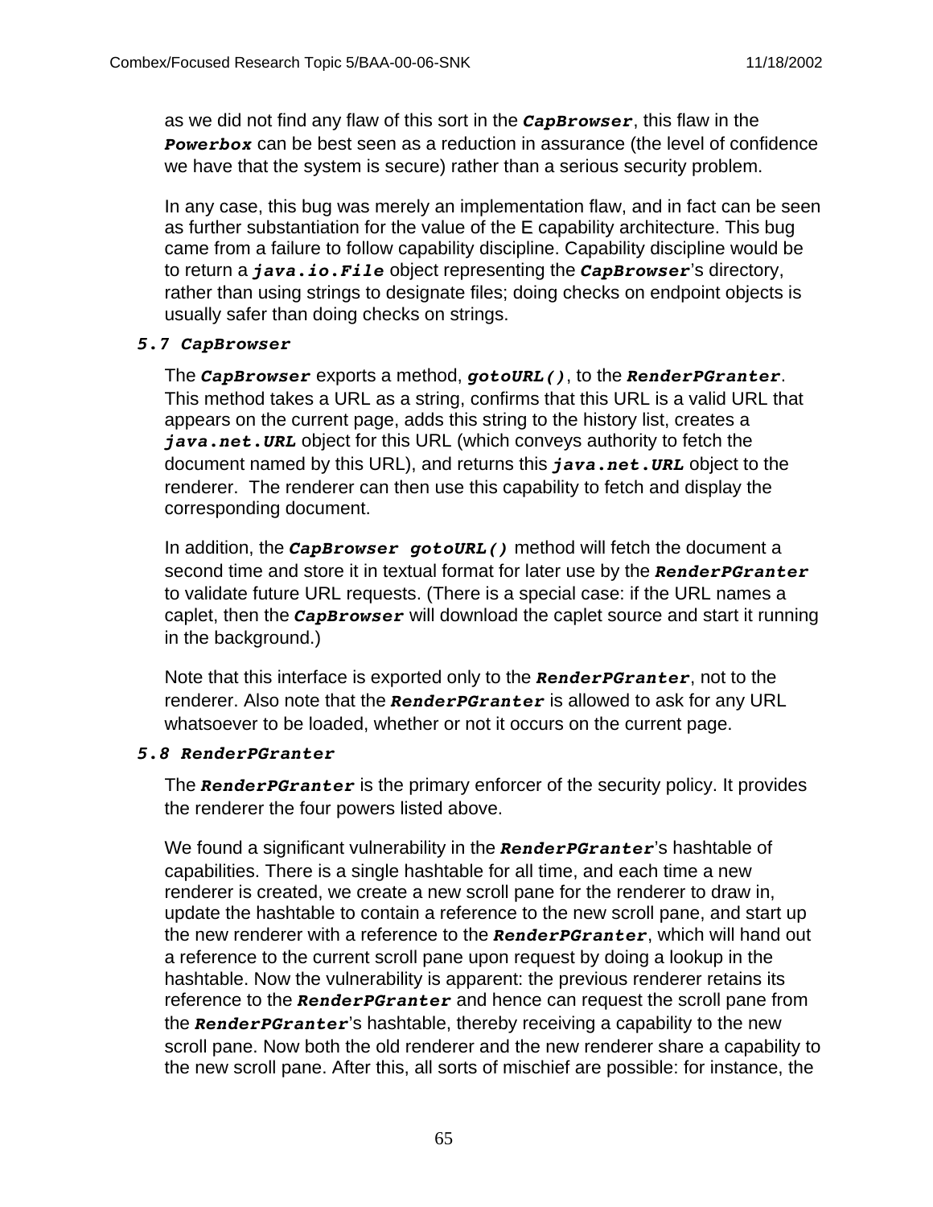as we did not find any flaw of this sort in the ***CapBrowser***, this flaw in the ***Powerbox*** can be best seen as a reduction in assurance (the level of confidence we have that the system is secure) rather than a serious security problem.

In any case, this bug was merely an implementation flaw, and in fact can be seen as further substantiation for the value of the E capability architecture. This bug came from a failure to follow capability discipline. Capability discipline would be to return a ***java.io.File*** object representing the ***CapBrowser***'s directory, rather than using strings to designate files; doing checks on endpoint objects is usually safer than doing checks on strings.

### *5.7 CapBrowser*

The ***CapBrowser*** exports a method, ***gotoURL()***, to the ***RenderPGranter***. This method takes a URL as a string, confirms that this URL is a valid URL that appears on the current page, adds this string to the history list, creates a ***java.net.URL*** object for this URL (which conveys authority to fetch the document named by this URL), and returns this ***java.net.URL*** object to the renderer. The renderer can then use this capability to fetch and display the corresponding document.

In addition, the ***CapBrowser gotoURL()*** method will fetch the document a second time and store it in textual format for later use by the ***RenderPGranter*** to validate future URL requests. (There is a special case: if the URL names a caplet, then the ***CapBrowser*** will download the caplet source and start it running in the background.)

Note that this interface is exported only to the ***RenderPGranter***, not to the renderer. Also note that the ***RenderPGranter*** is allowed to ask for any URL whatsoever to be loaded, whether or not it occurs on the current page.

### *5.8 RenderPGranter*

The ***RenderPGranter*** is the primary enforcer of the security policy. It provides the renderer the four powers listed above.

We found a significant vulnerability in the ***RenderPGranter***'s hashtable of capabilities. There is a single hashtable for all time, and each time a new renderer is created, we create a new scroll pane for the renderer to draw in, update the hashtable to contain a reference to the new scroll pane, and start up the new renderer with a reference to the ***RenderPGranter***, which will hand out a reference to the current scroll pane upon request by doing a lookup in the hashtable. Now the vulnerability is apparent: the previous renderer retains its reference to the ***RenderPGranter*** and hence can request the scroll pane from the ***RenderPGranter***'s hashtable, thereby receiving a capability to the new scroll pane. Now both the old renderer and the new renderer share a capability to the new scroll pane. After this, all sorts of mischief are possible: for instance, the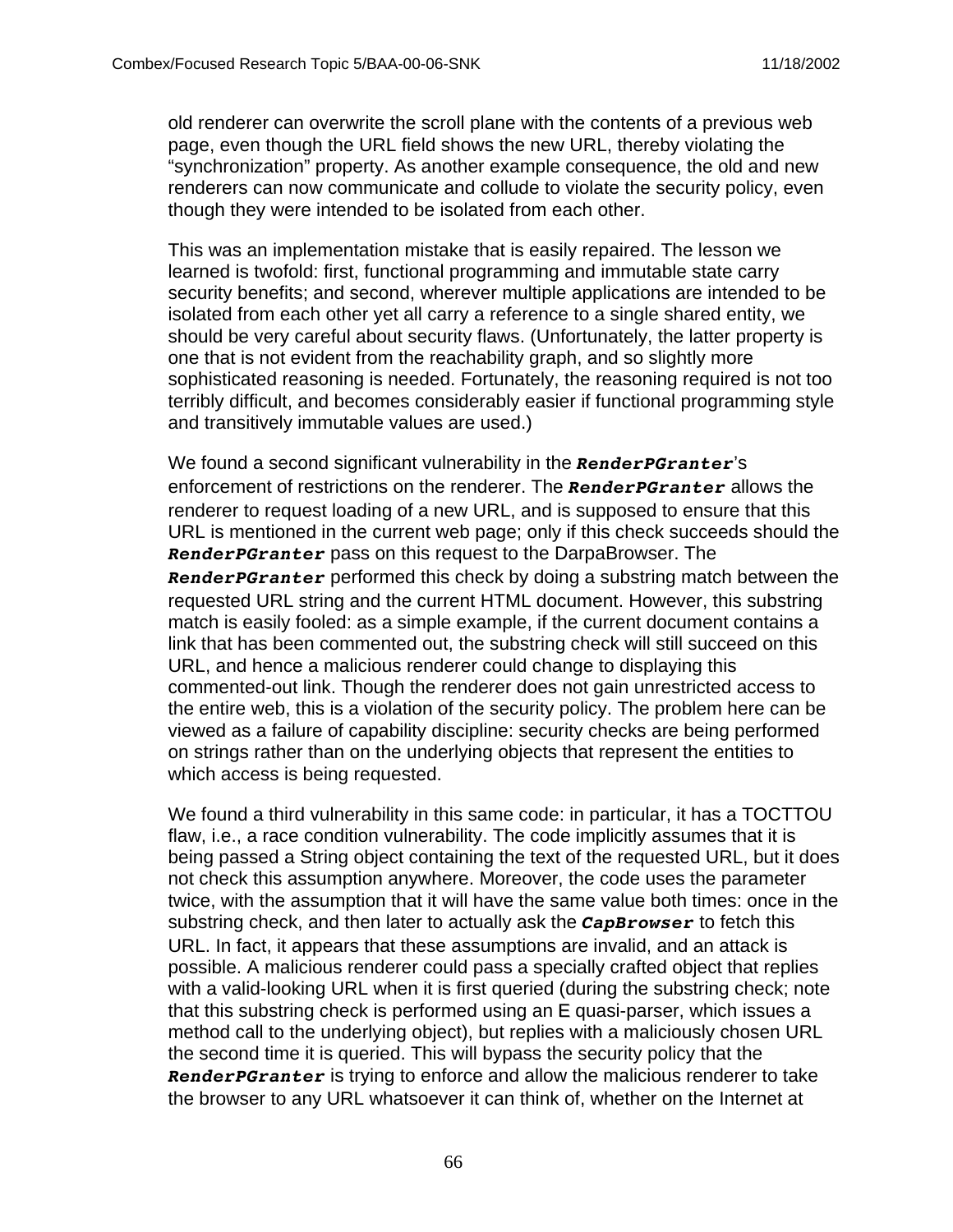old renderer can overwrite the scroll plane with the contents of a previous web page, even though the URL field shows the new URL, thereby violating the "synchronization" property. As another example consequence, the old and new renderers can now communicate and collude to violate the security policy, even though they were intended to be isolated from each other.

This was an implementation mistake that is easily repaired. The lesson we learned is twofold: first, functional programming and immutable state carry security benefits; and second, wherever multiple applications are intended to be isolated from each other yet all carry a reference to a single shared entity, we should be very careful about security flaws. (Unfortunately, the latter property is one that is not evident from the reachability graph, and so slightly more sophisticated reasoning is needed. Fortunately, the reasoning required is not too terribly difficult, and becomes considerably easier if functional programming style and transitively immutable values are used.)

We found a second significant vulnerability in the ***`RenderPGranter`***'s enforcement of restrictions on the renderer. The ***`RenderPGranter`*** allows the renderer to request loading of a new URL, and is supposed to ensure that this URL is mentioned in the current web page; only if this check succeeds should the ***`RenderPGranter`*** pass on this request to the DarpaBrowser. The ***`RenderPGranter`*** performed this check by doing a substring match between the requested URL string and the current HTML document. However, this substring match is easily fooled: as a simple example, if the current document contains a link that has been commented out, the substring check will still succeed on this URL, and hence a malicious renderer could change to displaying this commented-out link. Though the renderer does not gain unrestricted access to the entire web, this is a violation of the security policy. The problem here can be viewed as a failure of capability discipline: security checks are being performed on strings rather than on the underlying objects that represent the entities to which access is being requested.

We found a third vulnerability in this same code: in particular, it has a TOCTTOU flaw, i.e., a race condition vulnerability. The code implicitly assumes that it is being passed a String object containing the text of the requested URL, but it does not check this assumption anywhere. Moreover, the code uses the parameter twice, with the assumption that it will have the same value both times: once in the substring check, and then later to actually ask the ***`CapBrowser`*** to fetch this URL. In fact, it appears that these assumptions are invalid, and an attack is possible. A malicious renderer could pass a specially crafted object that replies with a valid-looking URL when it is first queried (during the substring check; note that this substring check is performed using an E quasi-parser, which issues a method call to the underlying object), but replies with a maliciously chosen URL the second time it is queried. This will bypass the security policy that the ***`RenderPGranter`*** is trying to enforce and allow the malicious renderer to take the browser to any URL whatsoever it can think of, whether on the Internet at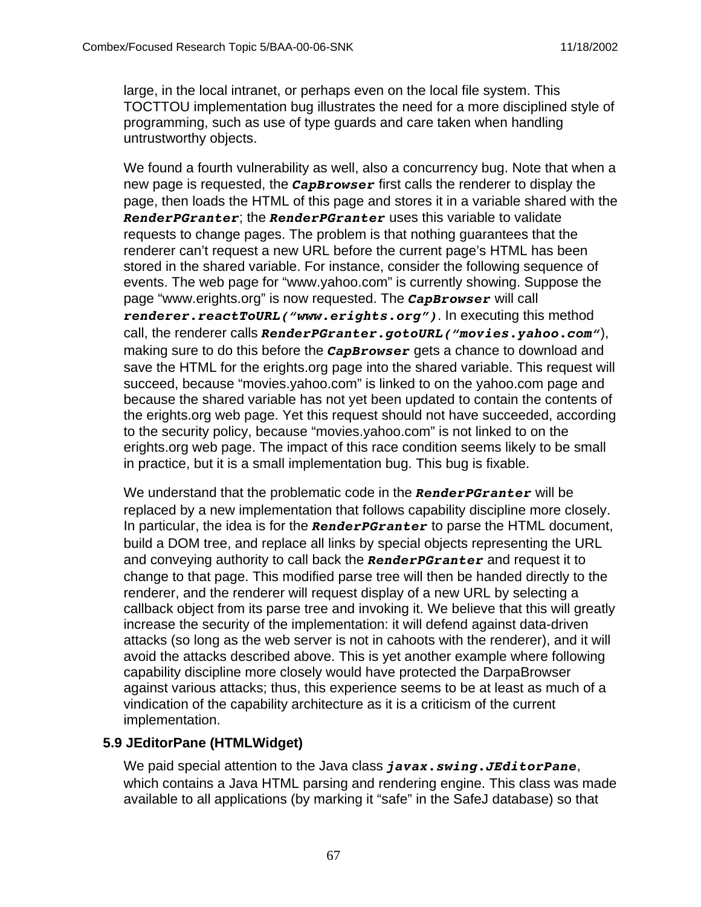large, in the local intranet, or perhaps even on the local file system. This TOCTTOU implementation bug illustrates the need for a more disciplined style of programming, such as use of type guards and care taken when handling untrustworthy objects.

We found a fourth vulnerability as well, also a concurrency bug. Note that when a new page is requested, the ***CapBrowser*** first calls the renderer to display the page, then loads the HTML of this page and stores it in a variable shared with the ***RenderPGranter***; the ***RenderPGranter*** uses this variable to validate requests to change pages. The problem is that nothing guarantees that the renderer can't request a new URL before the current page's HTML has been stored in the shared variable. For instance, consider the following sequence of events. The web page for "www.yahoo.com" is currently showing. Suppose the page "www.erights.org" is now requested. The ***CapBrowser*** will call ***renderer.reactToURL("www.erights.org")***. In executing this method call, the renderer calls ***RenderPGranter.gotoURL("movies.yahoo.com"***), making sure to do this before the ***CapBrowser*** gets a chance to download and save the HTML for the erights.org page into the shared variable. This request will succeed, because "movies.yahoo.com" is linked to on the yahoo.com page and because the shared variable has not yet been updated to contain the contents of the erights.org web page. Yet this request should not have succeeded, according to the security policy, because "movies.yahoo.com" is not linked to on the erights.org web page. The impact of this race condition seems likely to be small in practice, but it is a small implementation bug. This bug is fixable.

We understand that the problematic code in the ***RenderPGranter*** will be replaced by a new implementation that follows capability discipline more closely. In particular, the idea is for the ***RenderPGranter*** to parse the HTML document, build a DOM tree, and replace all links by special objects representing the URL and conveying authority to call back the ***RenderPGranter*** and request it to change to that page. This modified parse tree will then be handed directly to the renderer, and the renderer will request display of a new URL by selecting a callback object from its parse tree and invoking it. We believe that this will greatly increase the security of the implementation: it will defend against data-driven attacks (so long as the web server is not in cahoots with the renderer), and it will avoid the attacks described above. This is yet another example where following capability discipline more closely would have protected the DarpaBrowser against various attacks; thus, this experience seems to be at least as much of a vindication of the capability architecture as it is a criticism of the current implementation.

### 5.9 JEditorPane (HTMLWidget)

We paid special attention to the Java class ***javax.swing.JEditorPane***, which contains a Java HTML parsing and rendering engine. This class was made available to all applications (by marking it "safe" in the SafeJ database) so that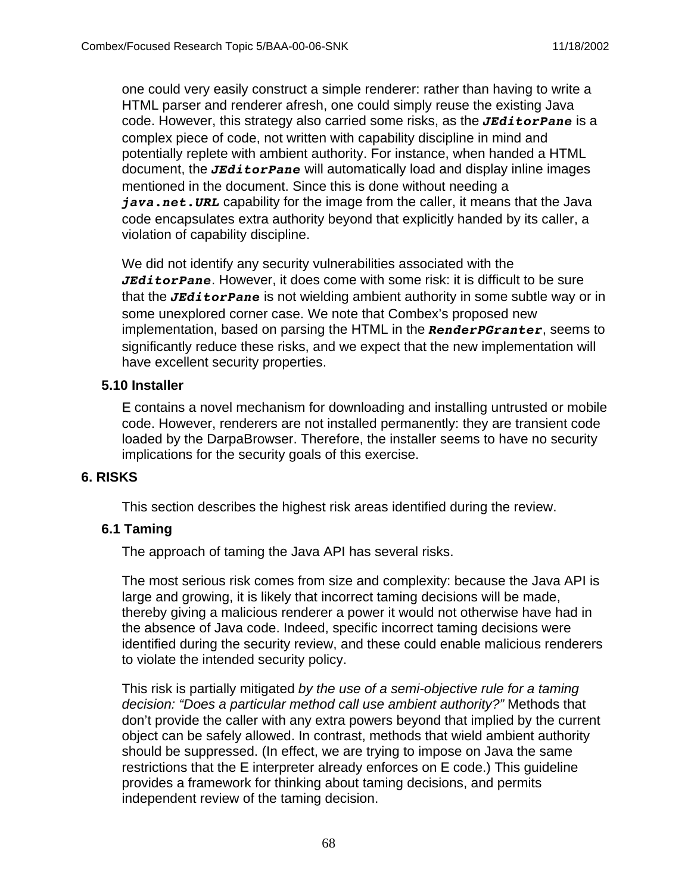one could very easily construct a simple renderer: rather than having to write a HTML parser and renderer afresh, one could simply reuse the existing Java code. However, this strategy also carried some risks, as the ***JEditorPane*** is a complex piece of code, not written with capability discipline in mind and potentially replete with ambient authority. For instance, when handed a HTML document, the ***JEditorPane*** will automatically load and display inline images mentioned in the document. Since this is done without needing a ***java.net.URL*** capability for the image from the caller, it means that the Java code encapsulates extra authority beyond that explicitly handed by its caller, a violation of capability discipline.

We did not identify any security vulnerabilities associated with the ***JEditorPane***. However, it does come with some risk: it is difficult to be sure that the ***JEditorPane*** is not wielding ambient authority in some subtle way or in some unexplored corner case. We note that Combex's proposed new implementation, based on parsing the HTML in the ***RenderPGranter***, seems to significantly reduce these risks, and we expect that the new implementation will have excellent security properties.

### 5.10 Installer

E contains a novel mechanism for downloading and installing untrusted or mobile code. However, renderers are not installed permanently: they are transient code loaded by the DarpaBrowser. Therefore, the installer seems to have no security implications for the security goals of this exercise.

## 6. RISKS

This section describes the highest risk areas identified during the review.

### 6.1 Taming

The approach of taming the Java API has several risks.

The most serious risk comes from size and complexity: because the Java API is large and growing, it is likely that incorrect taming decisions will be made, thereby giving a malicious renderer a power it would not otherwise have had in the absence of Java code. Indeed, specific incorrect taming decisions were identified during the security review, and these could enable malicious renderers to violate the intended security policy.

This risk is partially mitigated *by the use of a semi-objective rule for a taming decision: "Does a particular method call use ambient authority?"* Methods that don't provide the caller with any extra powers beyond that implied by the current object can be safely allowed. In contrast, methods that wield ambient authority should be suppressed. (In effect, we are trying to impose on Java the same restrictions that the E interpreter already enforces on E code.) This guideline provides a framework for thinking about taming decisions, and permits independent review of the taming decision.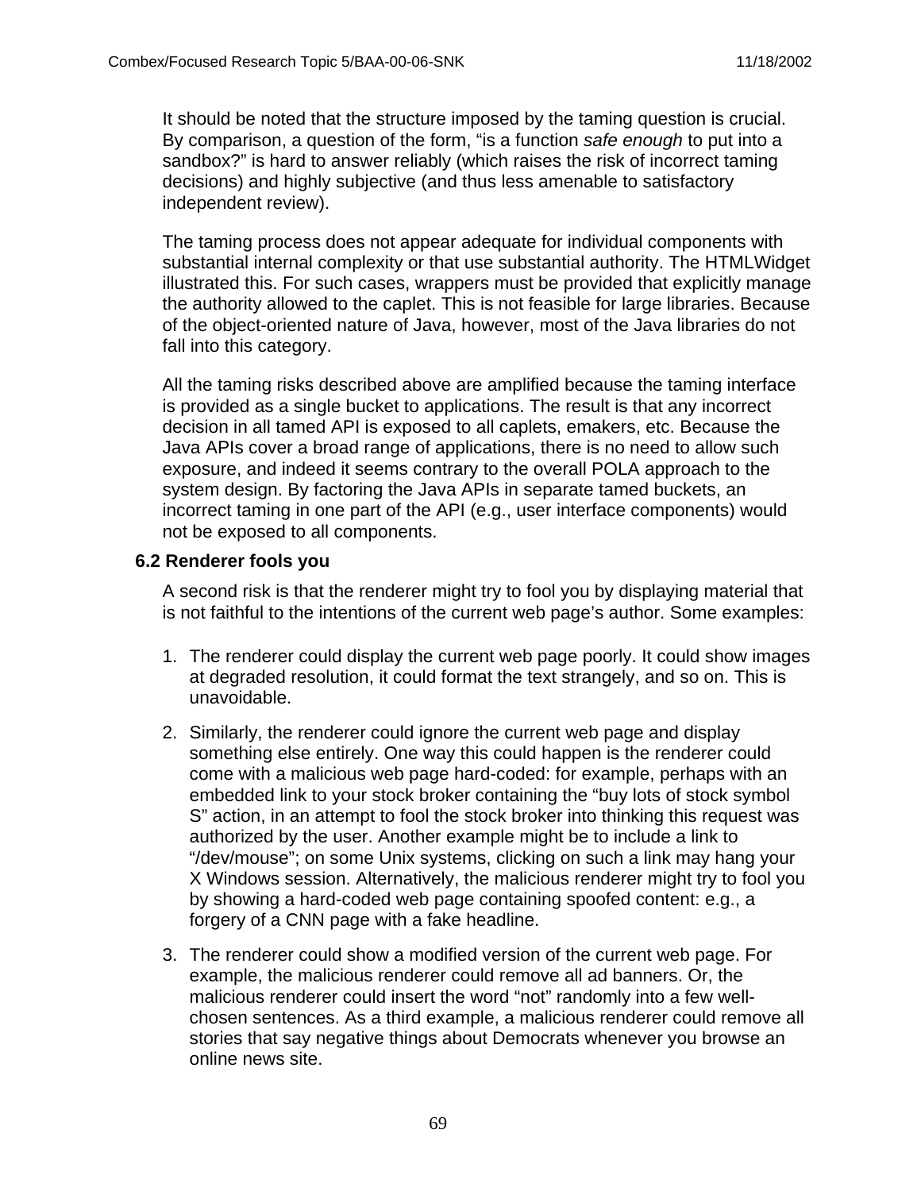It should be noted that the structure imposed by the taming question is crucial. By comparison, a question of the form, “is a function *safe enough* to put into a sandbox?” is hard to answer reliably (which raises the risk of incorrect taming decisions) and highly subjective (and thus less amenable to satisfactory independent review).

The taming process does not appear adequate for individual components with substantial internal complexity or that use substantial authority. The HTMLWidget illustrated this. For such cases, wrappers must be provided that explicitly manage the authority allowed to the caplet. This is not feasible for large libraries. Because of the object-oriented nature of Java, however, most of the Java libraries do not fall into this category.

All the taming risks described above are amplified because the taming interface is provided as a single bucket to applications. The result is that any incorrect decision in all tamed API is exposed to all caplets, emakers, etc. Because the Java APIs cover a broad range of applications, there is no need to allow such exposure, and indeed it seems contrary to the overall POLA approach to the system design. By factoring the Java APIs in separate tamed buckets, an incorrect taming in one part of the API (e.g., user interface components) would not be exposed to all components.

### 6.2 Renderer fools you

A second risk is that the renderer might try to fool you by displaying material that is not faithful to the intentions of the current web page’s author. Some examples:

1. The renderer could display the current web page poorly. It could show images at degraded resolution, it could format the text strangely, and so on. This is unavoidable.
2. Similarly, the renderer could ignore the current web page and display something else entirely. One way this could happen is the renderer could come with a malicious web page hard-coded: for example, perhaps with an embedded link to your stock broker containing the “buy lots of stock symbol S” action, in an attempt to fool the stock broker into thinking this request was authorized by the user. Another example might be to include a link to “/dev/mouse”; on some Unix systems, clicking on such a link may hang your X Windows session. Alternatively, the malicious renderer might try to fool you by showing a hard-coded web page containing spoofed content: e.g., a forgery of a CNN page with a fake headline.
3. The renderer could show a modified version of the current web page. For example, the malicious renderer could remove all ad banners. Or, the malicious renderer could insert the word “not” randomly into a few well-chosen sentences. As a third example, a malicious renderer could remove all stories that say negative things about Democrats whenever you browse an online news site.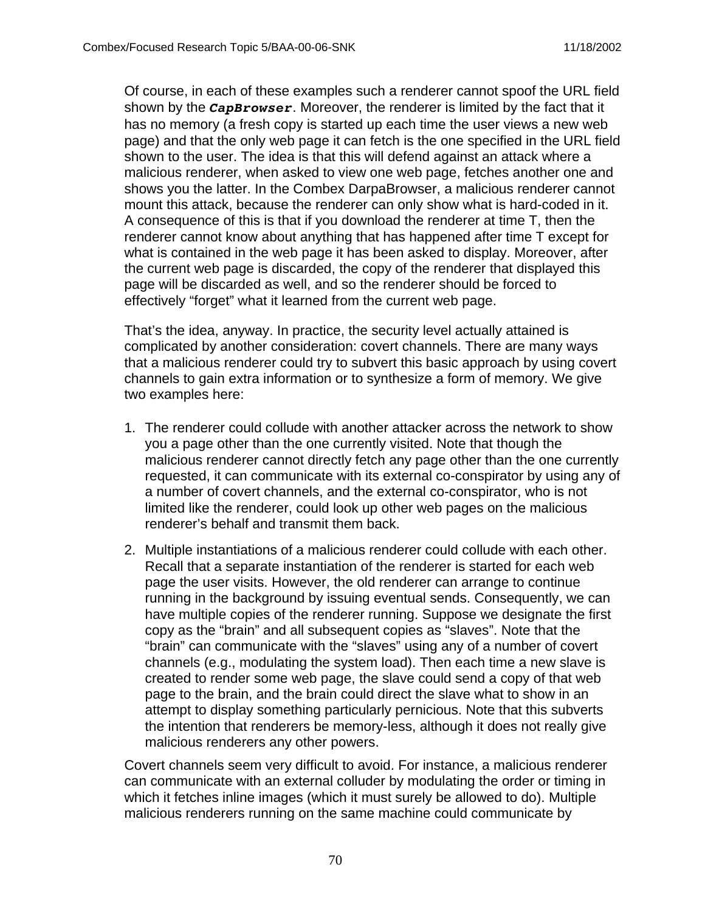Of course, in each of these examples such a renderer cannot spoof the URL field shown by the ***`CapBrowser`***. Moreover, the renderer is limited by the fact that it has no memory (a fresh copy is started up each time the user views a new web page) and that the only web page it can fetch is the one specified in the URL field shown to the user. The idea is that this will defend against an attack where a malicious renderer, when asked to view one web page, fetches another one and shows you the latter. In the Combex DarpaBrowser, a malicious renderer cannot mount this attack, because the renderer can only show what is hard-coded in it. A consequence of this is that if you download the renderer at time T, then the renderer cannot know about anything that has happened after time T except for what is contained in the web page it has been asked to display. Moreover, after the current web page is discarded, the copy of the renderer that displayed this page will be discarded as well, and so the renderer should be forced to effectively "forget" what it learned from the current web page.

That's the idea, anyway. In practice, the security level actually attained is complicated by another consideration: covert channels. There are many ways that a malicious renderer could try to subvert this basic approach by using covert channels to gain extra information or to synthesize a form of memory. We give two examples here:

1. The renderer could collude with another attacker across the network to show you a page other than the one currently visited. Note that though the malicious renderer cannot directly fetch any page other than the one currently requested, it can communicate with its external co-conspirator by using any of a number of covert channels, and the external co-conspirator, who is not limited like the renderer, could look up other web pages on the malicious renderer's behalf and transmit them back.
2. Multiple instantiations of a malicious renderer could collude with each other. Recall that a separate instantiation of the renderer is started for each web page the user visits. However, the old renderer can arrange to continue running in the background by issuing eventual sends. Consequently, we can have multiple copies of the renderer running. Suppose we designate the first copy as the "brain" and all subsequent copies as "slaves". Note that the "brain" can communicate with the "slaves" using any of a number of covert channels (e.g., modulating the system load). Then each time a new slave is created to render some web page, the slave could send a copy of that web page to the brain, and the brain could direct the slave what to show in an attempt to display something particularly pernicious. Note that this subverts the intention that renderers be memory-less, although it does not really give malicious renderers any other powers.

Covert channels seem very difficult to avoid. For instance, a malicious renderer can communicate with an external colluder by modulating the order or timing in which it fetches inline images (which it must surely be allowed to do). Multiple malicious renderers running on the same machine could communicate by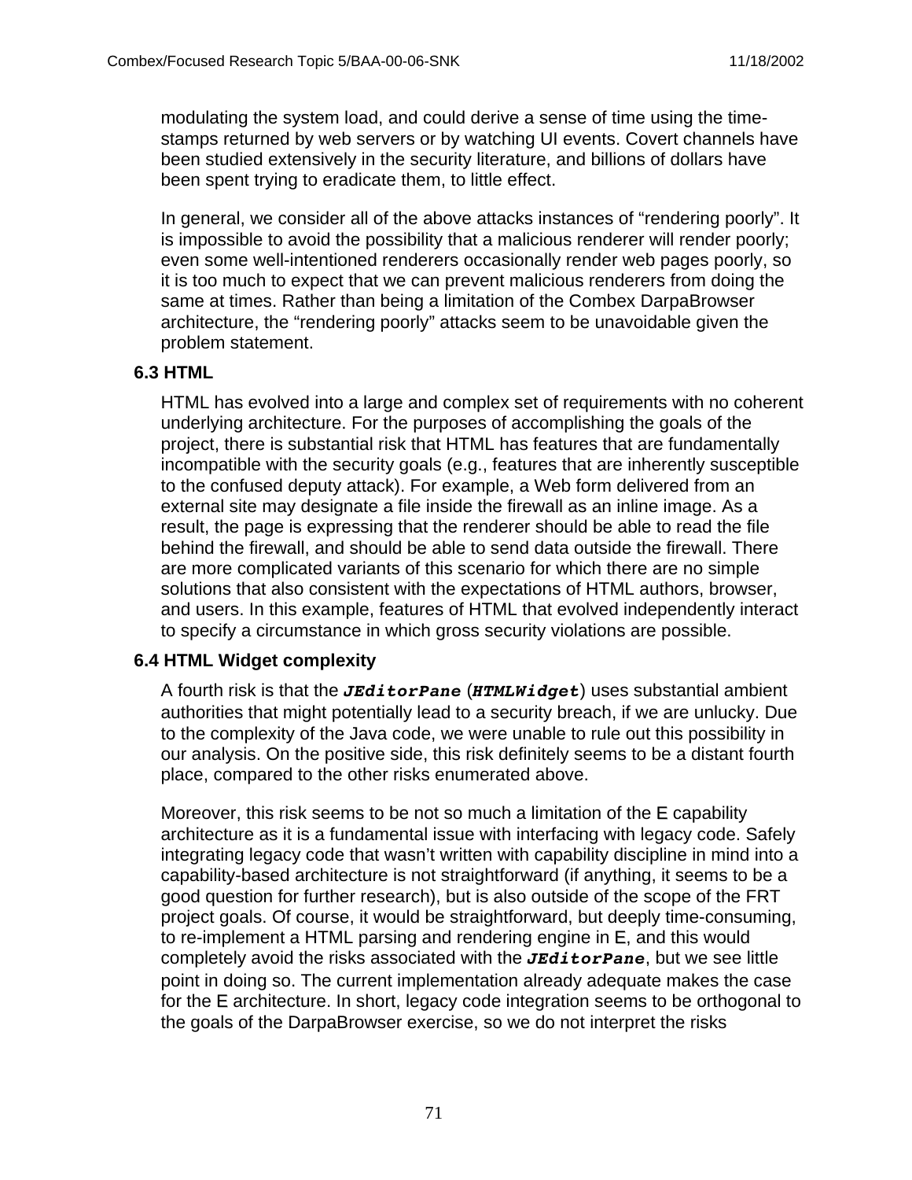modulating the system load, and could derive a sense of time using the time-stamps returned by web servers or by watching UI events. Covert channels have been studied extensively in the security literature, and billions of dollars have been spent trying to eradicate them, to little effect.

In general, we consider all of the above attacks instances of “rendering poorly”. It is impossible to avoid the possibility that a malicious renderer will render poorly; even some well-intentioned renderers occasionally render web pages poorly, so it is too much to expect that we can prevent malicious renderers from doing the same at times. Rather than being a limitation of the Combex DarpaBrowser architecture, the “rendering poorly” attacks seem to be unavoidable given the problem statement.

### 6.3 HTML

HTML has evolved into a large and complex set of requirements with no coherent underlying architecture. For the purposes of accomplishing the goals of the project, there is substantial risk that HTML has features that are fundamentally incompatible with the security goals (e.g., features that are inherently susceptible to the confused deputy attack). For example, a Web form delivered from an external site may designate a file inside the firewall as an inline image. As a result, the page is expressing that the renderer should be able to read the file behind the firewall, and should be able to send data outside the firewall. There are more complicated variants of this scenario for which there are no simple solutions that also consistent with the expectations of HTML authors, browser, and users. In this example, features of HTML that evolved independently interact to specify a circumstance in which gross security violations are possible.

### 6.4 HTML Widget complexity

A fourth risk is that the ***`JEditorPane`*** (***`HTMLWidget`***) uses substantial ambient authorities that might potentially lead to a security breach, if we are unlucky. Due to the complexity of the Java code, we were unable to rule out this possibility in our analysis. On the positive side, this risk definitely seems to be a distant fourth place, compared to the other risks enumerated above.

Moreover, this risk seems to be not so much a limitation of the E capability architecture as it is a fundamental issue with interfacing with legacy code. Safely integrating legacy code that wasn't written with capability discipline in mind into a capability-based architecture is not straightforward (if anything, it seems to be a good question for further research), but is also outside of the scope of the FRT project goals. Of course, it would be straightforward, but deeply time-consuming, to re-implement a HTML parsing and rendering engine in E, and this would completely avoid the risks associated with the ***`JEditorPane`***, but we see little point in doing so. The current implementation already adequate makes the case for the E architecture. In short, legacy code integration seems to be orthogonal to the goals of the DarpaBrowser exercise, so we do not interpret the risks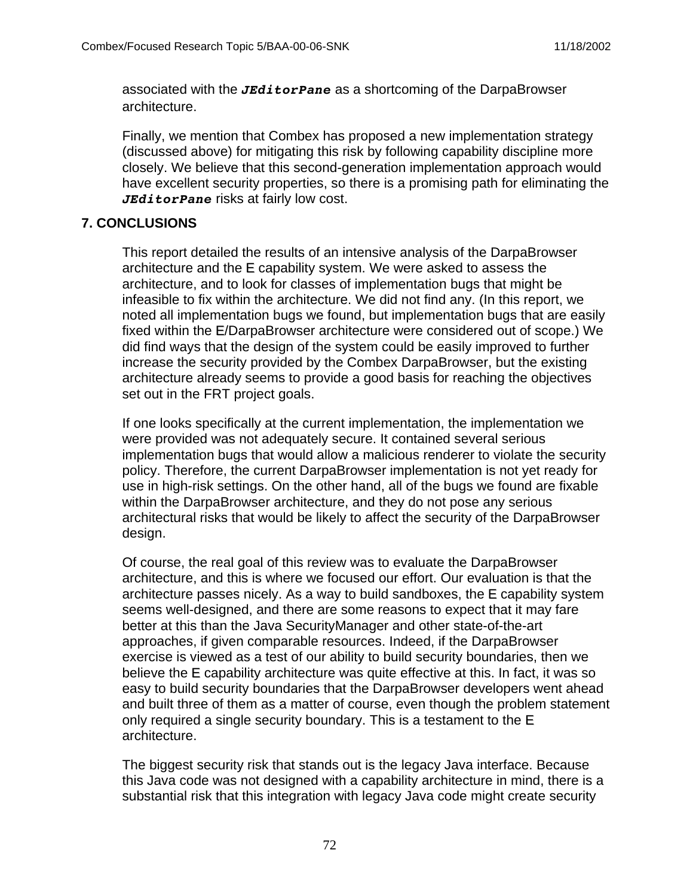associated with the ***JEditorPane*** as a shortcoming of the DarpaBrowser architecture.

Finally, we mention that Combex has proposed a new implementation strategy (discussed above) for mitigating this risk by following capability discipline more closely. We believe that this second-generation implementation approach would have excellent security properties, so there is a promising path for eliminating the ***JEditorPane*** risks at fairly low cost.

## 7. CONCLUSIONS

This report detailed the results of an intensive analysis of the DarpaBrowser architecture and the E capability system. We were asked to assess the architecture, and to look for classes of implementation bugs that might be infeasible to fix within the architecture. We did not find any. (In this report, we noted all implementation bugs we found, but implementation bugs that are easily fixed within the E/DarpaBrowser architecture were considered out of scope.) We did find ways that the design of the system could be easily improved to further increase the security provided by the Combex DarpaBrowser, but the existing architecture already seems to provide a good basis for reaching the objectives set out in the FRT project goals.

If one looks specifically at the current implementation, the implementation we were provided was not adequately secure. It contained several serious implementation bugs that would allow a malicious renderer to violate the security policy. Therefore, the current DarpaBrowser implementation is not yet ready for use in high-risk settings. On the other hand, all of the bugs we found are fixable within the DarpaBrowser architecture, and they do not pose any serious architectural risks that would be likely to affect the security of the DarpaBrowser design.

Of course, the real goal of this review was to evaluate the DarpaBrowser architecture, and this is where we focused our effort. Our evaluation is that the architecture passes nicely. As a way to build sandboxes, the E capability system seems well-designed, and there are some reasons to expect that it may fare better at this than the Java SecurityManager and other state-of-the-art approaches, if given comparable resources. Indeed, if the DarpaBrowser exercise is viewed as a test of our ability to build security boundaries, then we believe the E capability architecture was quite effective at this. In fact, it was so easy to build security boundaries that the DarpaBrowser developers went ahead and built three of them as a matter of course, even though the problem statement only required a single security boundary. This is a testament to the E architecture.

The biggest security risk that stands out is the legacy Java interface. Because this Java code was not designed with a capability architecture in mind, there is a substantial risk that this integration with legacy Java code might create security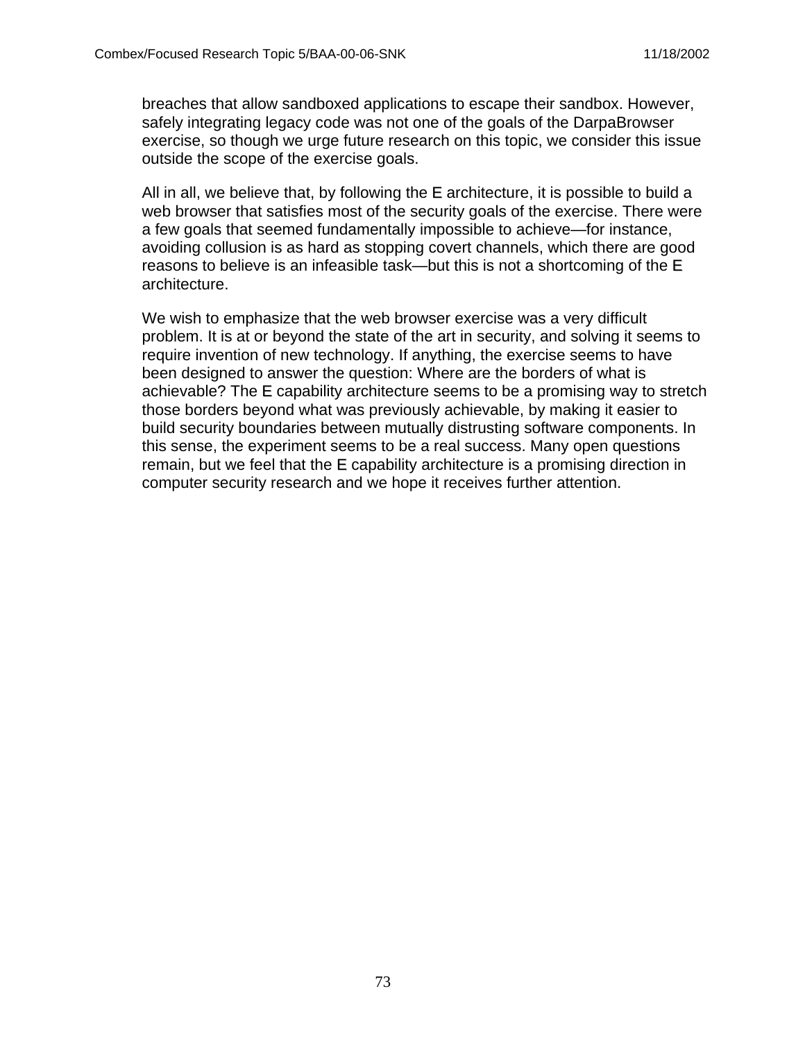breaches that allow sandboxed applications to escape their sandbox. However, safely integrating legacy code was not one of the goals of the DarpaBrowser exercise, so though we urge future research on this topic, we consider this issue outside the scope of the exercise goals.

All in all, we believe that, by following the E architecture, it is possible to build a web browser that satisfies most of the security goals of the exercise. There were a few goals that seemed fundamentally impossible to achieve—for instance, avoiding collusion is as hard as stopping covert channels, which there are good reasons to believe is an infeasible task—but this is not a shortcoming of the E architecture.

We wish to emphasize that the web browser exercise was a very difficult problem. It is at or beyond the state of the art in security, and solving it seems to require invention of new technology. If anything, the exercise seems to have been designed to answer the question: Where are the borders of what is achievable? The E capability architecture seems to be a promising way to stretch those borders beyond what was previously achievable, by making it easier to build security boundaries between mutually distrusting software components. In this sense, the experiment seems to be a real success. Many open questions remain, but we feel that the E capability architecture is a promising direction in computer security research and we hope it receives further attention.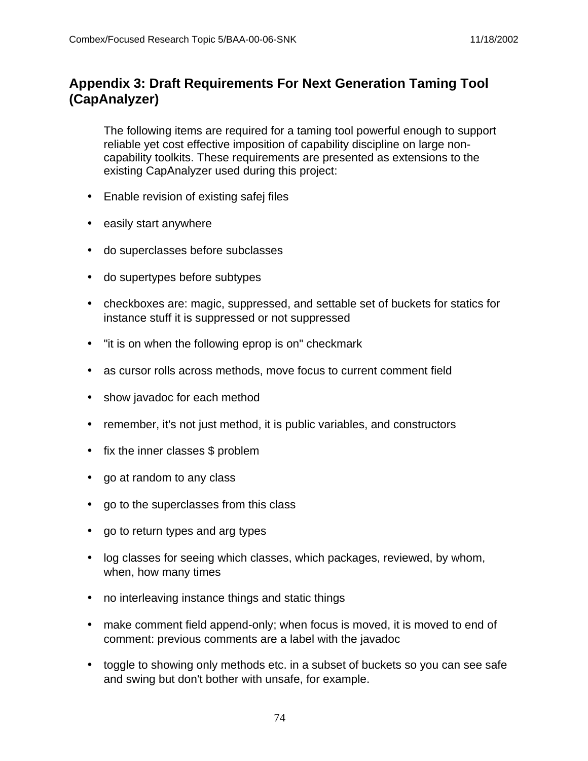## Appendix 3: Draft Requirements For Next Generation Taming Tool (CapAnalyzer)

The following items are required for a taming tool powerful enough to support reliable yet cost effective imposition of capability discipline on large non-capability toolkits. These requirements are presented as extensions to the existing CapAnalyzer used during this project:

- Enable revision of existing safej files
- easily start anywhere
- do superclasses before subclasses
- do supertypes before subtypes
- checkboxes are: magic, suppressed, and settable set of buckets for statics for instance stuff it is suppressed or not suppressed
- "it is on when the following eprop is on" checkmark
- as cursor rolls across methods, move focus to current comment field
- show javadoc for each method
- remember, it's not just method, it is public variables, and constructors
- fix the inner classes $ problem
- go at random to any class
- go to the superclasses from this class
- go to return types and arg types
- log classes for seeing which classes, which packages, reviewed, by whom, when, how many times
- no interleaving instance things and static things
- make comment field append-only; when focus is moved, it is moved to end of comment: previous comments are a label with the javadoc
- toggle to showing only methods etc. in a subset of buckets so you can see safe and swing but don't bother with unsafe, for example.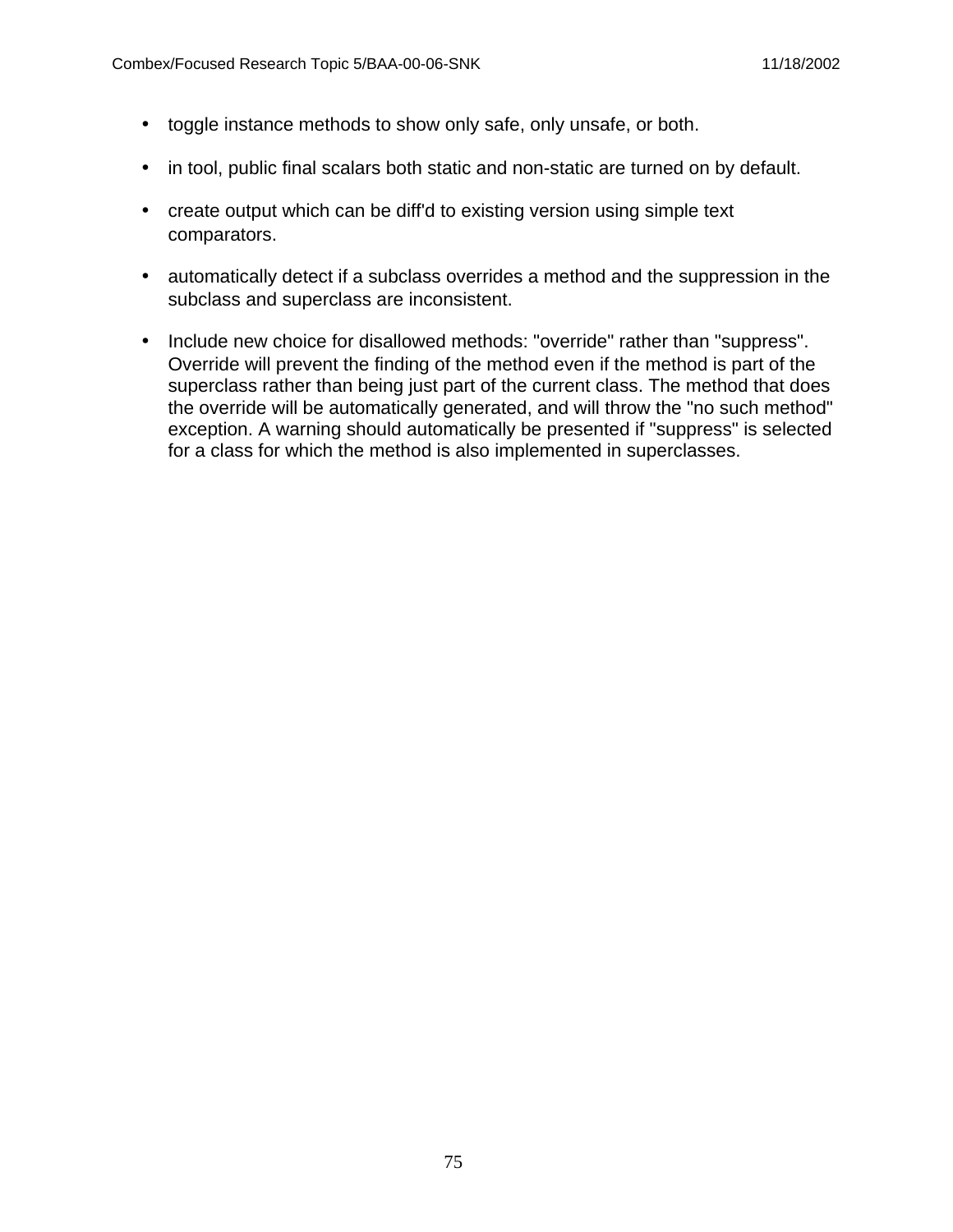- toggle instance methods to show only safe, only unsafe, or both.
- in tool, public final scalars both static and non-static are turned on by default.
- create output which can be diff'd to existing version using simple text comparators.
- automatically detect if a subclass overrides a method and the suppression in the subclass and superclass are inconsistent.
- Include new choice for disallowed methods: "override" rather than "suppress". Override will prevent the finding of the method even if the method is part of the superclass rather than being just part of the current class. The method that does the override will be automatically generated, and will throw the "no such method" exception. A warning should automatically be presented if "suppress" is selected for a class for which the method is also implemented in superclasses.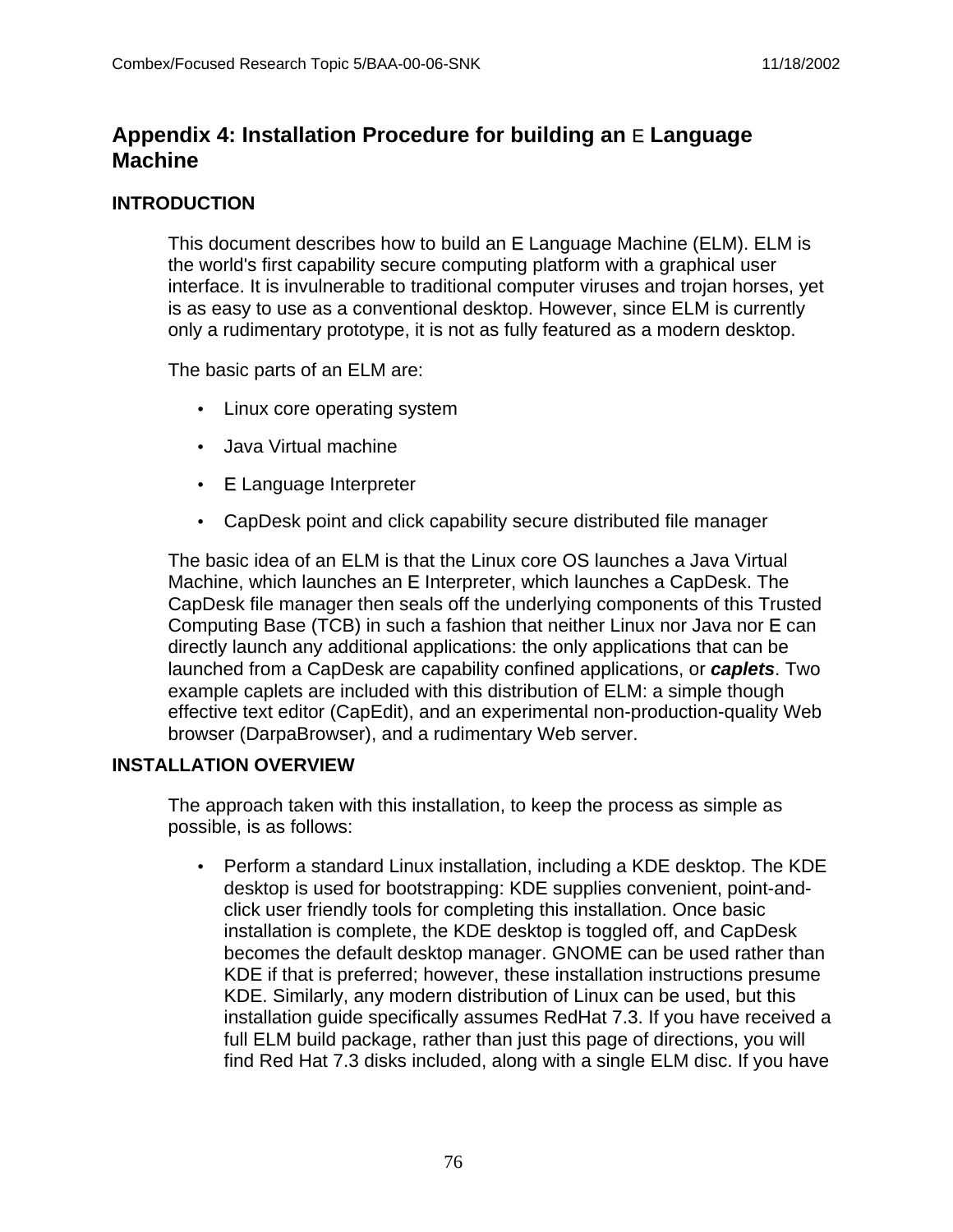# Appendix 4: Installation Procedure for building an E Language Machine

## INTRODUCTION

This document describes how to build an E Language Machine (ELM). ELM is the world's first capability secure computing platform with a graphical user interface. It is invulnerable to traditional computer viruses and trojan horses, yet is as easy to use as a conventional desktop. However, since ELM is currently only a rudimentary prototype, it is not as fully featured as a modern desktop.

The basic parts of an ELM are:

- Linux core operating system
- Java Virtual machine
- E Language Interpreter
- CapDesk point and click capability secure distributed file manager

The basic idea of an ELM is that the Linux core OS launches a Java Virtual Machine, which launches an E Interpreter, which launches a CapDesk. The CapDesk file manager then seals off the underlying components of this Trusted Computing Base (TCB) in such a fashion that neither Linux nor Java nor E can directly launch any additional applications: the only applications that can be launched from a CapDesk are capability confined applications, or ***caplets***. Two example caplets are included with this distribution of ELM: a simple though effective text editor (CapEdit), and an experimental non-production-quality Web browser (DarpaBrowser), and a rudimentary Web server.

## INSTALLATION OVERVIEW

The approach taken with this installation, to keep the process as simple as possible, is as follows:

- Perform a standard Linux installation, including a KDE desktop. The KDE desktop is used for bootstrapping: KDE supplies convenient, point-and-click user friendly tools for completing this installation. Once basic installation is complete, the KDE desktop is toggled off, and CapDesk becomes the default desktop manager. GNOME can be used rather than KDE if that is preferred; however, these installation instructions presume KDE. Similarly, any modern distribution of Linux can be used, but this installation guide specifically assumes RedHat 7.3. If you have received a full ELM build package, rather than just this page of directions, you will find Red Hat 7.3 disks included, along with a single ELM disc. If you have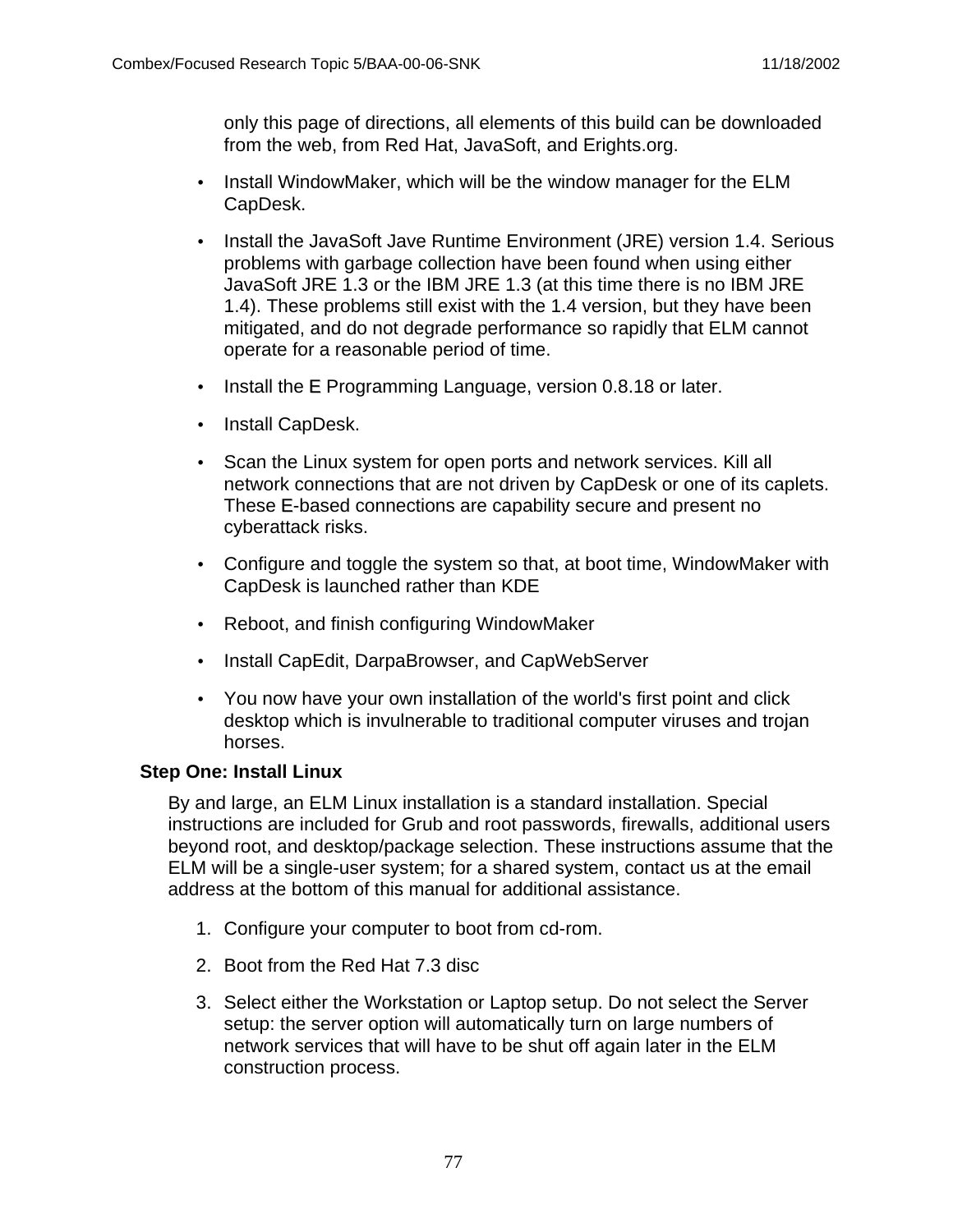only this page of directions, all elements of this build can be downloaded from the web, from Red Hat, JavaSoft, and Erights.org.

- Install WindowMaker, which will be the window manager for the ELM CapDesk.
- Install the JavaSoft Jave Runtime Environment (JRE) version 1.4. Serious problems with garbage collection have been found when using either JavaSoft JRE 1.3 or the IBM JRE 1.3 (at this time there is no IBM JRE 1.4). These problems still exist with the 1.4 version, but they have been mitigated, and do not degrade performance so rapidly that ELM cannot operate for a reasonable period of time.
- Install the E Programming Language, version 0.8.18 or later.
- Install CapDesk.
- Scan the Linux system for open ports and network services. Kill all network connections that are not driven by CapDesk or one of its caplets. These E-based connections are capability secure and present no cyberattack risks.
- Configure and toggle the system so that, at boot time, WindowMaker with CapDesk is launched rather than KDE
- Reboot, and finish configuring WindowMaker
- Install CapEdit, DarpaBrowser, and CapWebServer
- You now have your own installation of the world's first point and click desktop which is invulnerable to traditional computer viruses and trojan horses.

**Step One: Install Linux**

By and large, an ELM Linux installation is a standard installation. Special instructions are included for Grub and root passwords, firewalls, additional users beyond root, and desktop/package selection. These instructions assume that the ELM will be a single-user system; for a shared system, contact us at the email address at the bottom of this manual for additional assistance.

1. Configure your computer to boot from cd-rom.
2. Boot from the Red Hat 7.3 disc
3. Select either the Workstation or Laptop setup. Do not select the Server setup: the server option will automatically turn on large numbers of network services that will have to be shut off again later in the ELM construction process.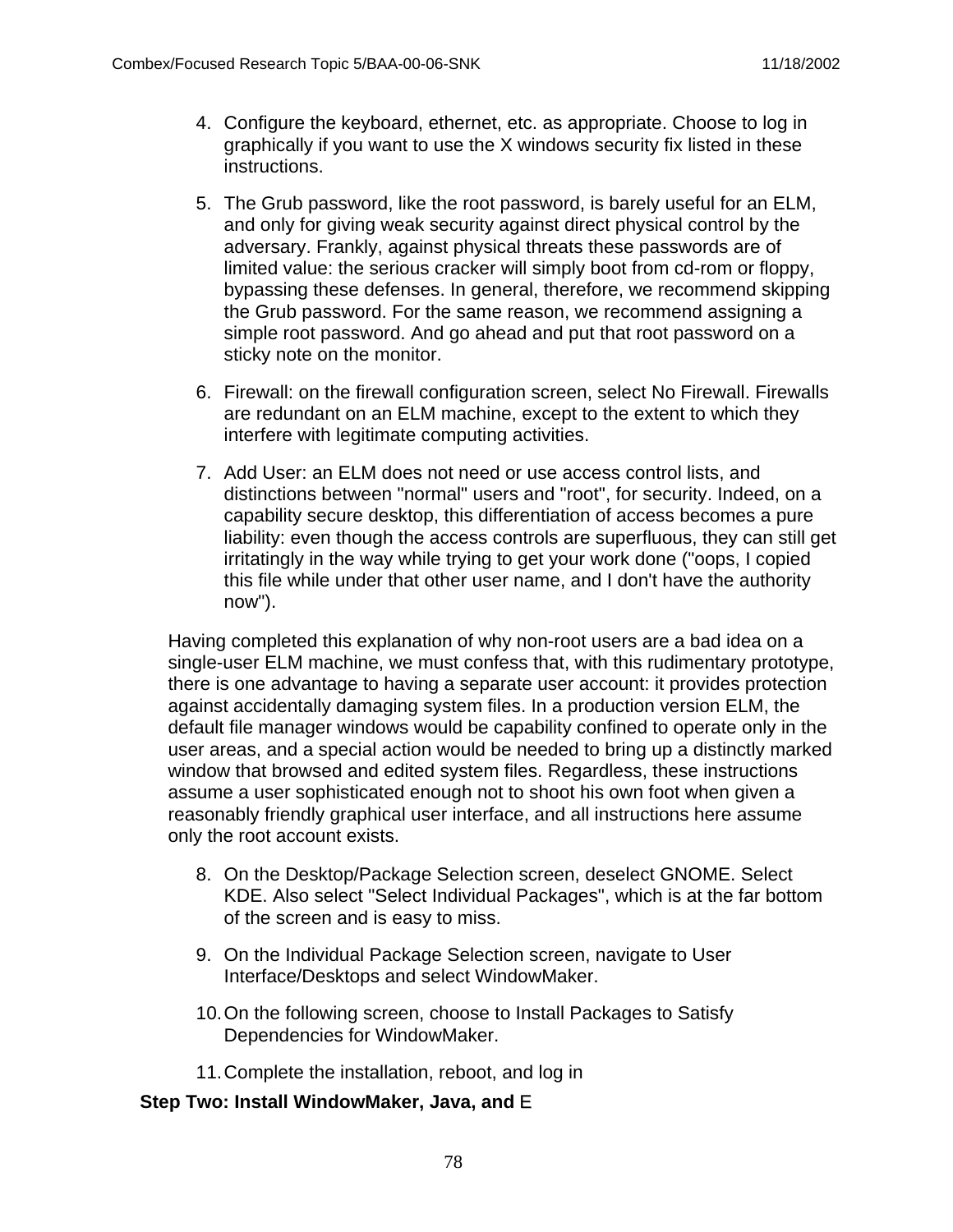4. Configure the keyboard, ethernet, etc. as appropriate. Choose to log in graphically if you want to use the X windows security fix listed in these instructions.

5. The Grub password, like the root password, is barely useful for an ELM, and only for giving weak security against direct physical control by the adversary. Frankly, against physical threats these passwords are of limited value: the serious cracker will simply boot from cd-rom or floppy, bypassing these defenses. In general, therefore, we recommend skipping the Grub password. For the same reason, we recommend assigning a simple root password. And go ahead and put that root password on a sticky note on the monitor.

6. Firewall: on the firewall configuration screen, select No Firewall. Firewalls are redundant on an ELM machine, except to the extent to which they interfere with legitimate computing activities.

7. Add User: an ELM does not need or use access control lists, and distinctions between "normal" users and "root", for security. Indeed, on a capability secure desktop, this differentiation of access becomes a pure liability: even though the access controls are superfluous, they can still get irritatingly in the way while trying to get your work done ("oops, I copied this file while under that other user name, and I don't have the authority now").

Having completed this explanation of why non-root users are a bad idea on a single-user ELM machine, we must confess that, with this rudimentary prototype, there is one advantage to having a separate user account: it provides protection against accidentally damaging system files. In a production version ELM, the default file manager windows would be capability confined to operate only in the user areas, and a special action would be needed to bring up a distinctly marked window that browsed and edited system files. Regardless, these instructions assume a user sophisticated enough not to shoot his own foot when given a reasonably friendly graphical user interface, and all instructions here assume only the root account exists.

8. On the Desktop/Package Selection screen, deselect GNOME. Select KDE. Also select "Select Individual Packages", which is at the far bottom of the screen and is easy to miss.

9. On the Individual Package Selection screen, navigate to User Interface/Desktops and select WindowMaker.

10. On the following screen, choose to Install Packages to Satisfy Dependencies for WindowMaker.

11. Complete the installation, reboot, and log in

**Step Two: Install WindowMaker, Java, and** E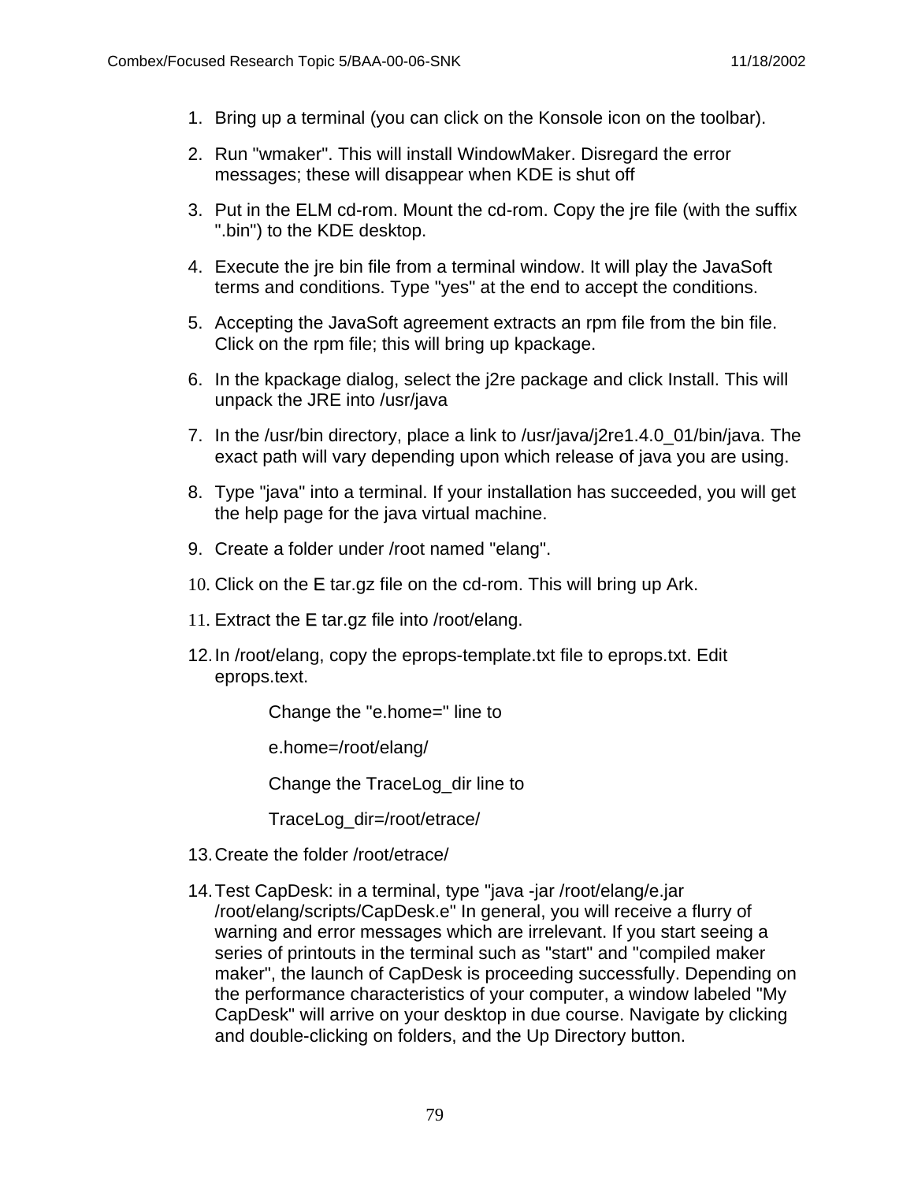1. Bring up a terminal (you can click on the Konsole icon on the toolbar).
2. Run "wmaker". This will install WindowMaker. Disregard the error messages; these will disappear when KDE is shut off
3. Put in the ELM cd-rom. Mount the cd-rom. Copy the jre file (with the suffix ".bin") to the KDE desktop.
4. Execute the jre bin file from a terminal window. It will play the JavaSoft terms and conditions. Type "yes" at the end to accept the conditions.
5. Accepting the JavaSoft agreement extracts an rpm file from the bin file. Click on the rpm file; this will bring up kpackage.
6. In the kpackage dialog, select the j2re package and click Install. This will unpack the JRE into /usr/java
7. In the /usr/bin directory, place a link to /usr/java/j2re1.4.0_01/bin/java. The exact path will vary depending upon which release of java you are using.
8. Type "java" into a terminal. If your installation has succeeded, you will get the help page for the java virtual machine.
9. Create a folder under /root named "elang".
10. Click on the E tar.gz file on the cd-rom. This will bring up Ark.
11. Extract the E tar.gz file into /root/elang.
12. In /root/elang, copy the eprops-template.txt file to eprops.txt. Edit eprops.text.

    Change the "e.home=" line to

    e.home=/root/elang/

    Change the TraceLog_dir line to

    TraceLog_dir=/root/etrace/
13. Create the folder /root/etrace/
14. Test CapDesk: in a terminal, type "java -jar /root/elang/e.jar /root/elang/scripts/CapDesk.e" In general, you will receive a flurry of warning and error messages which are irrelevant. If you start seeing a series of printouts in the terminal such as "start" and "compiled maker maker", the launch of CapDesk is proceeding successfully. Depending on the performance characteristics of your computer, a window labeled "My CapDesk" will arrive on your desktop in due course. Navigate by clicking and double-clicking on folders, and the Up Directory button.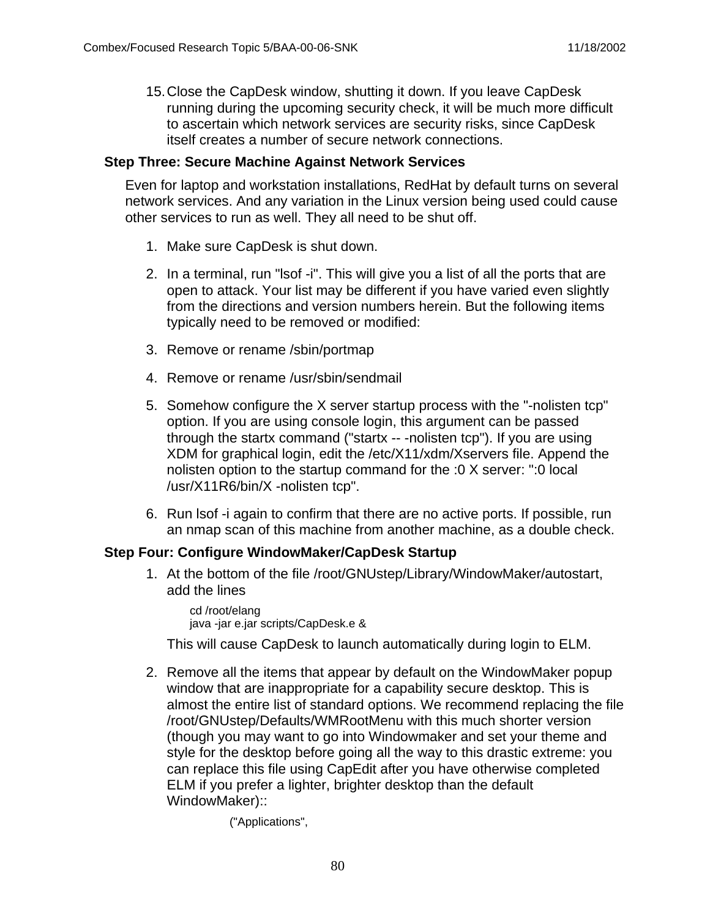15. Close the CapDesk window, shutting it down. If you leave CapDesk running during the upcoming security check, it will be much more difficult to ascertain which network services are security risks, since CapDesk itself creates a number of secure network connections.

**Step Three: Secure Machine Against Network Services**

Even for laptop and workstation installations, RedHat by default turns on several network services. And any variation in the Linux version being used could cause other services to run as well. They all need to be shut off.

1. Make sure CapDesk is shut down.
2. In a terminal, run "lsof -i". This will give you a list of all the ports that are open to attack. Your list may be different if you have varied even slightly from the directions and version numbers herein. But the following items typically need to be removed or modified:
3. Remove or rename /sbin/portmap
4. Remove or rename /usr/sbin/sendmail
5. Somehow configure the X server startup process with the "-nolisten tcp" option. If you are using console login, this argument can be passed through the startx command ("startx -- -nolisten tcp"). If you are using XDM for graphical login, edit the /etc/X11/xdm/Xservers file. Append the nolisten option to the startup command for the :0 X server: ":0 local /usr/X11R6/bin/X -nolisten tcp".
6. Run lsof -i again to confirm that there are no active ports. If possible, run an nmap scan of this machine from another machine, as a double check.

**Step Four: Configure WindowMaker/CapDesk Startup**

1. At the bottom of the file /root/GNUstep/Library/WindowMaker/autostart, add the lines

   ```
   cd /root/elang
   java -jar e.jar scripts/CapDesk.e &
   ```

   This will cause CapDesk to launch automatically during login to ELM.

2. Remove all the items that appear by default on the WindowMaker popup window that are inappropriate for a capability secure desktop. This is almost the entire list of standard options. We recommend replacing the file /root/GNUstep/Defaults/WMRootMenu with this much shorter version (though you may want to go into Windowmaker and set your theme and style for the desktop before going all the way to this drastic extreme: you can replace this file using CapEdit after you have otherwise completed ELM if you prefer a lighter, brighter desktop than the default WindowMaker)::

   ```
   ("Applications",
   ```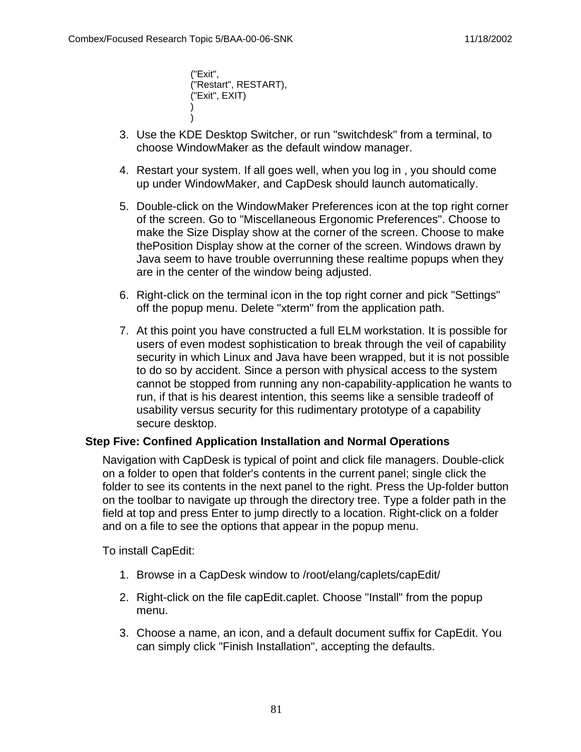```
("Exit",
("Restart", RESTART),
("Exit", EXIT)
)
)
```

3. Use the KDE Desktop Switcher, or run "switchdesk" from a terminal, to choose WindowMaker as the default window manager.

4. Restart your system. If all goes well, when you log in , you should come up under WindowMaker, and CapDesk should launch automatically.

5. Double-click on the WindowMaker Preferences icon at the top right corner of the screen. Go to "Miscellaneous Ergonomic Preferences". Choose to make the Size Display show at the corner of the screen. Choose to make thePosition Display show at the corner of the screen. Windows drawn by Java seem to have trouble overrunning these realtime popups when they are in the center of the window being adjusted.

6. Right-click on the terminal icon in the top right corner and pick "Settings" off the popup menu. Delete "xterm" from the application path.

7. At this point you have constructed a full ELM workstation. It is possible for users of even modest sophistication to break through the veil of capability security in which Linux and Java have been wrapped, but it is not possible to do so by accident. Since a person with physical access to the system cannot be stopped from running any non-capability-application he wants to run, if that is his dearest intention, this seems like a sensible tradeoff of usability versus security for this rudimentary prototype of a capability secure desktop.

**Step Five: Confined Application Installation and Normal Operations**

Navigation with CapDesk is typical of point and click file managers. Double-click on a folder to open that folder's contents in the current panel; single click the folder to see its contents in the next panel to the right. Press the Up-folder button on the toolbar to navigate up through the directory tree. Type a folder path in the field at top and press Enter to jump directly to a location. Right-click on a folder and on a file to see the options that appear in the popup menu.

To install CapEdit:

1. Browse in a CapDesk window to /root/elang/caplets/capEdit/

2. Right-click on the file capEdit.caplet. Choose "Install" from the popup menu.

3. Choose a name, an icon, and a default document suffix for CapEdit. You can simply click "Finish Installation", accepting the defaults.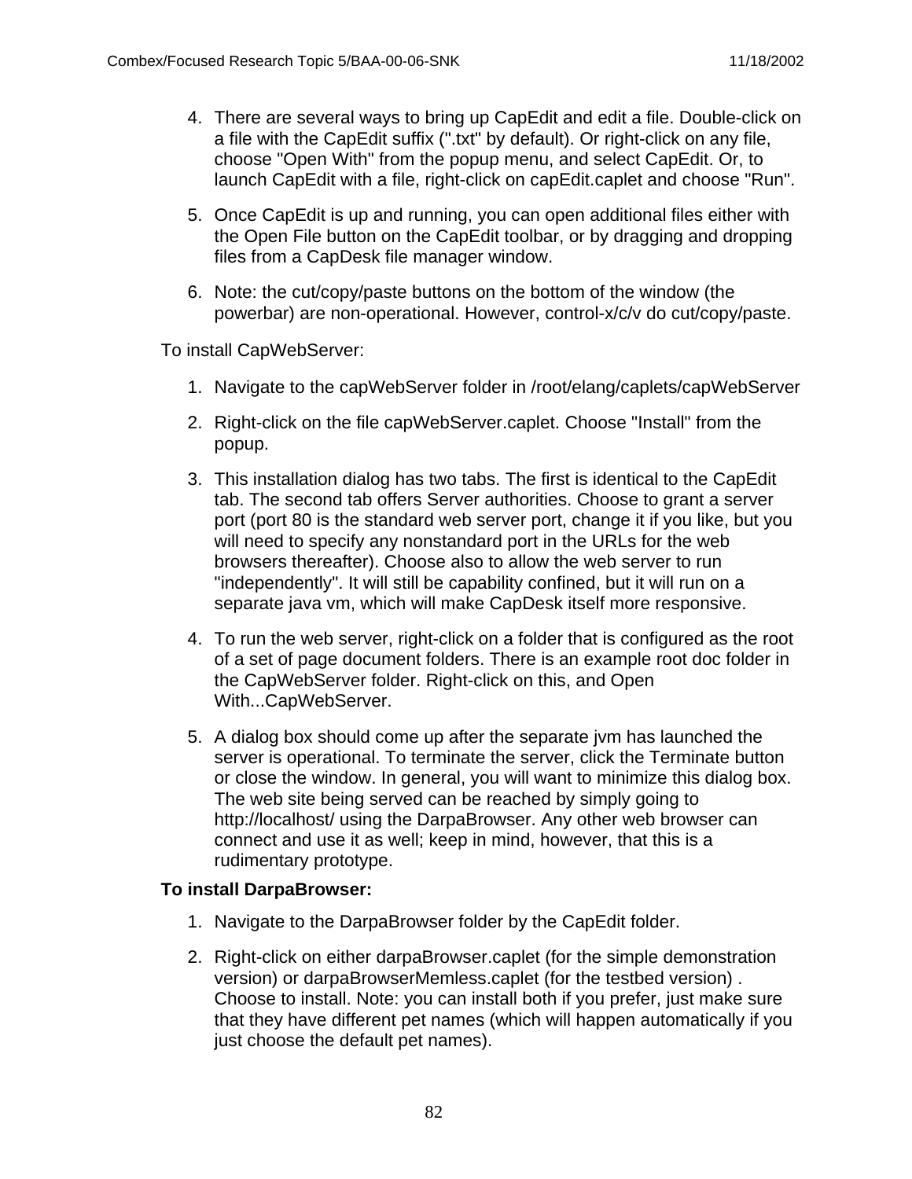4. There are several ways to bring up CapEdit and edit a file. Double-click on a file with the CapEdit suffix (".txt" by default). Or right-click on any file, choose "Open With" from the popup menu, and select CapEdit. Or, to launch CapEdit with a file, right-click on capEdit.caplet and choose "Run".

5. Once CapEdit is up and running, you can open additional files either with the Open File button on the CapEdit toolbar, or by dragging and dropping files from a CapDesk file manager window.

6. Note: the cut/copy/paste buttons on the bottom of the window (the powerbar) are non-operational. However, control-x/c/v do cut/copy/paste.

To install CapWebServer:

1. Navigate to the capWebServer folder in /root/elang/caplets/capWebServer

2. Right-click on the file capWebServer.caplet. Choose "Install" from the popup.

3. This installation dialog has two tabs. The first is identical to the CapEdit tab. The second tab offers Server authorities. Choose to grant a server port (port 80 is the standard web server port, change it if you like, but you will need to specify any nonstandard port in the URLs for the web browsers thereafter). Choose also to allow the web server to run "independently". It will still be capability confined, but it will run on a separate java vm, which will make CapDesk itself more responsive.

4. To run the web server, right-click on a folder that is configured as the root of a set of page document folders. There is an example root doc folder in the CapWebServer folder. Right-click on this, and Open With...CapWebServer.

5. A dialog box should come up after the separate jvm has launched the server is operational. To terminate the server, click the Terminate button or close the window. In general, you will want to minimize this dialog box. The web site being served can be reached by simply going to http://localhost/ using the DarpaBrowser. Any other web browser can connect and use it as well; keep in mind, however, that this is a rudimentary prototype.

**To install DarpaBrowser:**

1. Navigate to the DarpaBrowser folder by the CapEdit folder.

2. Right-click on either darpaBrowser.caplet (for the simple demonstration version) or darpaBrowserMemless.caplet (for the testbed version) . Choose to install. Note: you can install both if you prefer, just make sure that they have different pet names (which will happen automatically if you just choose the default pet names).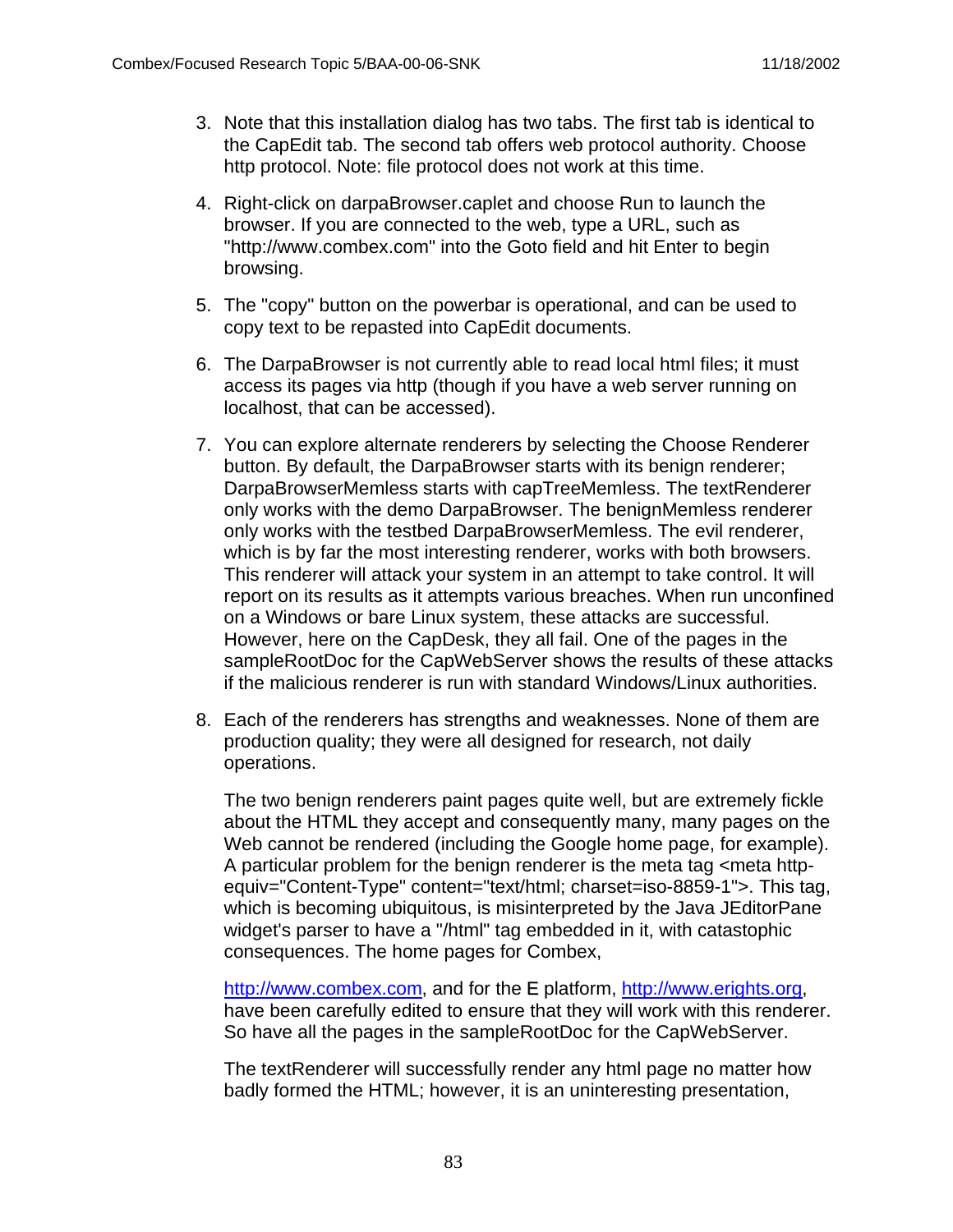3. Note that this installation dialog has two tabs. The first tab is identical to the CapEdit tab. The second tab offers web protocol authority. Choose http protocol. Note: file protocol does not work at this time.

4. Right-click on darpaBrowser.caplet and choose Run to launch the browser. If you are connected to the web, type a URL, such as "http://www.combex.com" into the Goto field and hit Enter to begin browsing.

5. The "copy" button on the powerbar is operational, and can be used to copy text to be repasted into CapEdit documents.

6. The DarpaBrowser is not currently able to read local html files; it must access its pages via http (though if you have a web server running on localhost, that can be accessed).

7. You can explore alternate renderers by selecting the Choose Renderer button. By default, the DarpaBrowser starts with its benign renderer; DarpaBrowserMemless starts with capTreeMemless. The textRenderer only works with the demo DarpaBrowser. The benignMemless renderer only works with the testbed DarpaBrowserMemless. The evil renderer, which is by far the most interesting renderer, works with both browsers. This renderer will attack your system in an attempt to take control. It will report on its results as it attempts various breaches. When run unconfined on a Windows or bare Linux system, these attacks are successful. However, here on the CapDesk, they all fail. One of the pages in the sampleRootDoc for the CapWebServer shows the results of these attacks if the malicious renderer is run with standard Windows/Linux authorities.

8. Each of the renderers has strengths and weaknesses. None of them are production quality; they were all designed for research, not daily operations.

   The two benign renderers paint pages quite well, but are extremely fickle about the HTML they accept and consequently many, many pages on the Web cannot be rendered (including the Google home page, for example). A particular problem for the benign renderer is the meta tag <meta http-equiv="Content-Type" content="text/html; charset=iso-8859-1">. This tag, which is becoming ubiquitous, is misinterpreted by the Java JEditorPane widget's parser to have a "/html" tag embedded in it, with catastophic consequences. The home pages for Combex,

   http://www.combex.com, and for the E platform, http://www.erights.org, have been carefully edited to ensure that they will work with this renderer. So have all the pages in the sampleRootDoc for the CapWebServer.

   The textRenderer will successfully render any html page no matter how badly formed the HTML; however, it is an uninteresting presentation,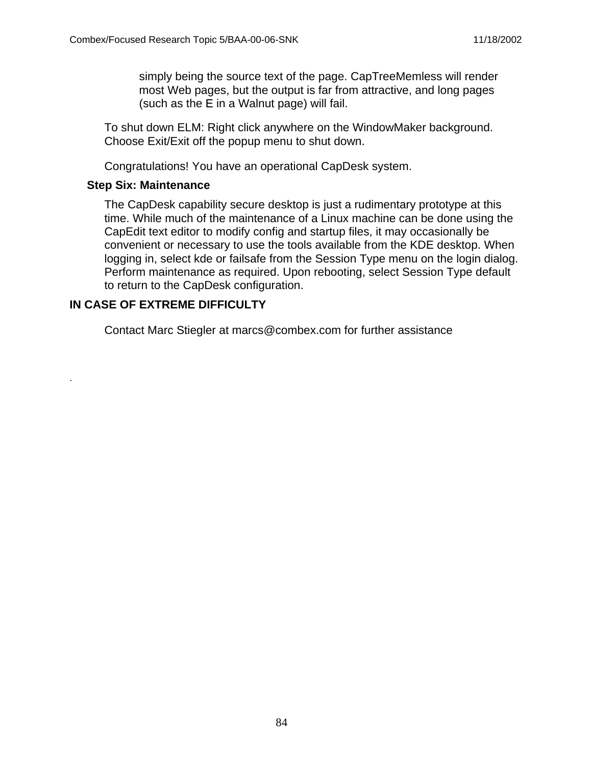simply being the source text of the page. CapTreeMemless will render most Web pages, but the output is far from attractive, and long pages (such as the E in a Walnut page) will fail.

To shut down ELM: Right click anywhere on the WindowMaker background. Choose Exit/Exit off the popup menu to shut down.

Congratulations! You have an operational CapDesk system.

### Step Six: Maintenance

The CapDesk capability secure desktop is just a rudimentary prototype at this time. While much of the maintenance of a Linux machine can be done using the CapEdit text editor to modify config and startup files, it may occasionally be convenient or necessary to use the tools available from the KDE desktop. When logging in, select kde or failsafe from the Session Type menu on the login dialog. Perform maintenance as required. Upon rebooting, select Session Type default to return to the CapDesk configuration.

## IN CASE OF EXTREME DIFFICULTY

Contact Marc Stiegler at marcs@combex.com for further assistance

.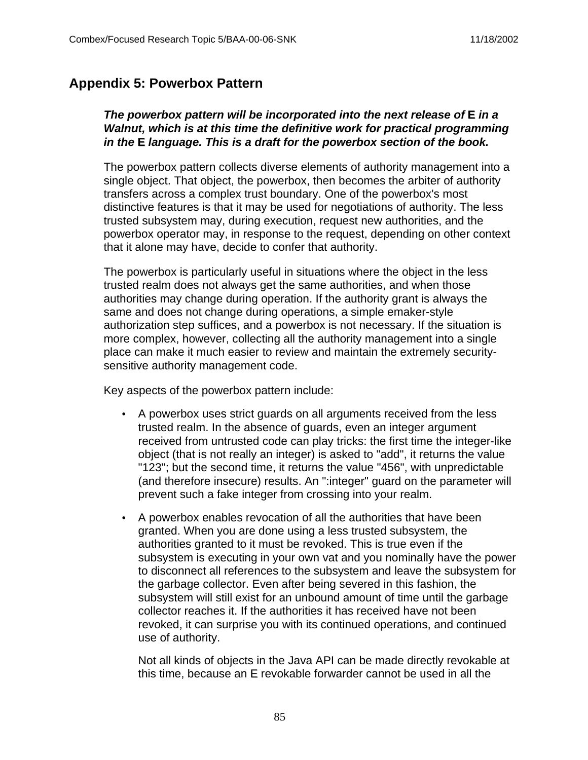## Appendix 5: Powerbox Pattern

***The powerbox pattern will be incorporated into the next release of* E *in a Walnut, which is at this time the definitive work for practical programming in the* E *language. This is a draft for the powerbox section of the book.***

The powerbox pattern collects diverse elements of authority management into a single object. That object, the powerbox, then becomes the arbiter of authority transfers across a complex trust boundary. One of the powerbox's most distinctive features is that it may be used for negotiations of authority. The less trusted subsystem may, during execution, request new authorities, and the powerbox operator may, in response to the request, depending on other context that it alone may have, decide to confer that authority.

The powerbox is particularly useful in situations where the object in the less trusted realm does not always get the same authorities, and when those authorities may change during operation. If the authority grant is always the same and does not change during operations, a simple emaker-style authorization step suffices, and a powerbox is not necessary. If the situation is more complex, however, collecting all the authority management into a single place can make it much easier to review and maintain the extremely security-sensitive authority management code.

Key aspects of the powerbox pattern include:

- A powerbox uses strict guards on all arguments received from the less trusted realm. In the absence of guards, even an integer argument received from untrusted code can play tricks: the first time the integer-like object (that is not really an integer) is asked to "add", it returns the value "123"; but the second time, it returns the value "456", with unpredictable (and therefore insecure) results. An ":integer" guard on the parameter will prevent such a fake integer from crossing into your realm.

- A powerbox enables revocation of all the authorities that have been granted. When you are done using a less trusted subsystem, the authorities granted to it must be revoked. This is true even if the subsystem is executing in your own vat and you nominally have the power to disconnect all references to the subsystem and leave the subsystem for the garbage collector. Even after being severed in this fashion, the subsystem will still exist for an unbound amount of time until the garbage collector reaches it. If the authorities it has received have not been revoked, it can surprise you with its continued operations, and continued use of authority.

  Not all kinds of objects in the Java API can be made directly revokable at this time, because an E revokable forwarder cannot be used in all the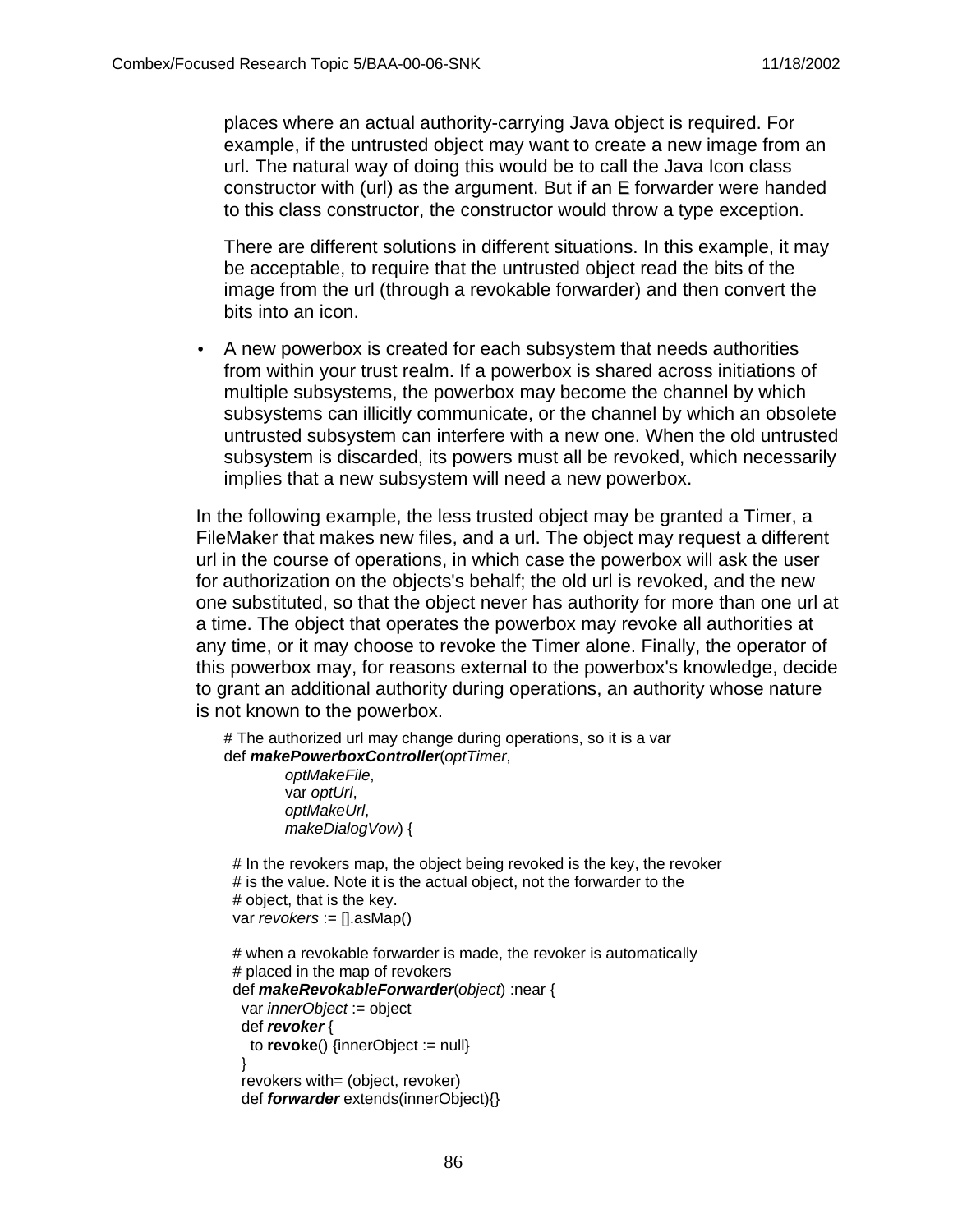places where an actual authority-carrying Java object is required. For example, if the untrusted object may want to create a new image from an url. The natural way of doing this would be to call the Java Icon class constructor with (url) as the argument. But if an E forwarder were handed to this class constructor, the constructor would throw a type exception.

There are different solutions in different situations. In this example, it may be acceptable, to require that the untrusted object read the bits of the image from the url (through a revokable forwarder) and then convert the bits into an icon.

- A new powerbox is created for each subsystem that needs authorities from within your trust realm. If a powerbox is shared across initiations of multiple subsystems, the powerbox may become the channel by which subsystems can illicitly communicate, or the channel by which an obsolete untrusted subsystem can interfere with a new one. When the old untrusted subsystem is discarded, its powers must all be revoked, which necessarily implies that a new subsystem will need a new powerbox.

In the following example, the less trusted object may be granted a Timer, a FileMaker that makes new files, and a url. The object may request a different url in the course of operations, in which case the powerbox will ask the user for authorization on the objects's behalf; the old url is revoked, and the new one substituted, so that the object never has authority for more than one url at a time. The object that operates the powerbox may revoke all authorities at any time, or it may choose to revoke the Timer alone. Finally, the operator of this powerbox may, for reasons external to the powerbox's knowledge, decide to grant an additional authority during operations, an authority whose nature is not known to the powerbox.

```
# The authorized url may change during operations, so it is a var
def makePowerboxController(optTimer,
          optMakeFile,
          var optUrl,
          optMakeUrl,
          makeDialogVow) {

  # In the revokers map, the object being revoked is the key, the revoker
  # is the value. Note it is the actual object, not the forwarder to the
  # object, that is the key.
  var revokers := [].asMap()

  # when a revokable forwarder is made, the revoker is automatically
  # placed in the map of revokers
  def makeRevokableForwarder(object) :near {
    var innerObject := object
    def revoker {
      to revoke() {innerObject := null}
    }
    revokers with= (object, revoker)
    def forwarder extends(innerObject){}
```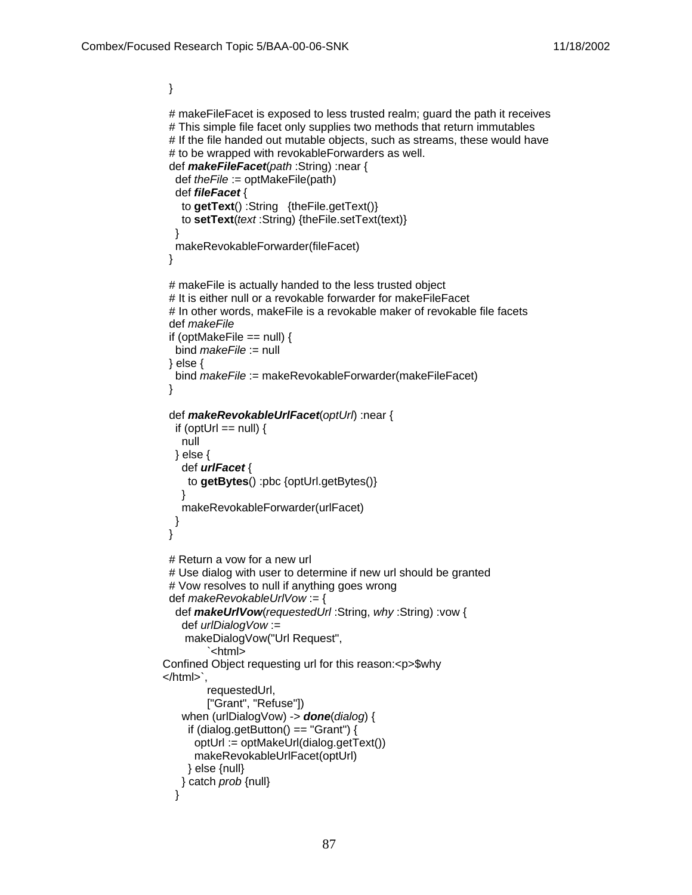```
}

# makeFileFacet is exposed to less trusted realm; guard the path it receives
# This simple file facet only supplies two methods that return immutables
# If the file handed out mutable objects, such as streams, these would have
# to be wrapped with revokableForwarders as well.
def makeFileFacet(path :String) :near {
  def theFile := optMakeFile(path)
  def fileFacet {
    to getText() :String   {theFile.getText()}
    to setText(text :String) {theFile.setText(text)}
  }
  makeRevokableForwarder(fileFacet)
}

# makeFile is actually handed to the less trusted object
# It is either null or a revokable forwarder for makeFileFacet
# In other words, makeFile is a revokable maker of revokable file facets
def makeFile
if (optMakeFile == null) {
  bind makeFile := null
} else {
  bind makeFile := makeRevokableForwarder(makeFileFacet)
}

def makeRevokableUrlFacet(optUrl) :near {
  if (optUrl == null) {
    null
  } else {
    def urlFacet {
      to getBytes() :pbc {optUrl.getBytes()}
    }
    makeRevokableForwarder(urlFacet)
  }
}

# Return a vow for a new url
# Use dialog with user to determine if new url should be granted
# Vow resolves to null if anything goes wrong
def makeRevokableUrlVow := {
  def makeUrlVow(requestedUrl :String, why :String) :vow {
    def urlDialogVow :=
     makeDialogVow("Url Request",
          `<html>
Confined Object requesting url for this reason:<p>$why
</html>`,
          requestedUrl,
          ["Grant", "Refuse"])
    when (urlDialogVow) -> done(dialog) {
      if (dialog.getButton() == "Grant") {
        optUrl := optMakeUrl(dialog.getText())
        makeRevokableUrlFacet(optUrl)
      } else {null}
    } catch prob {null}
  }
```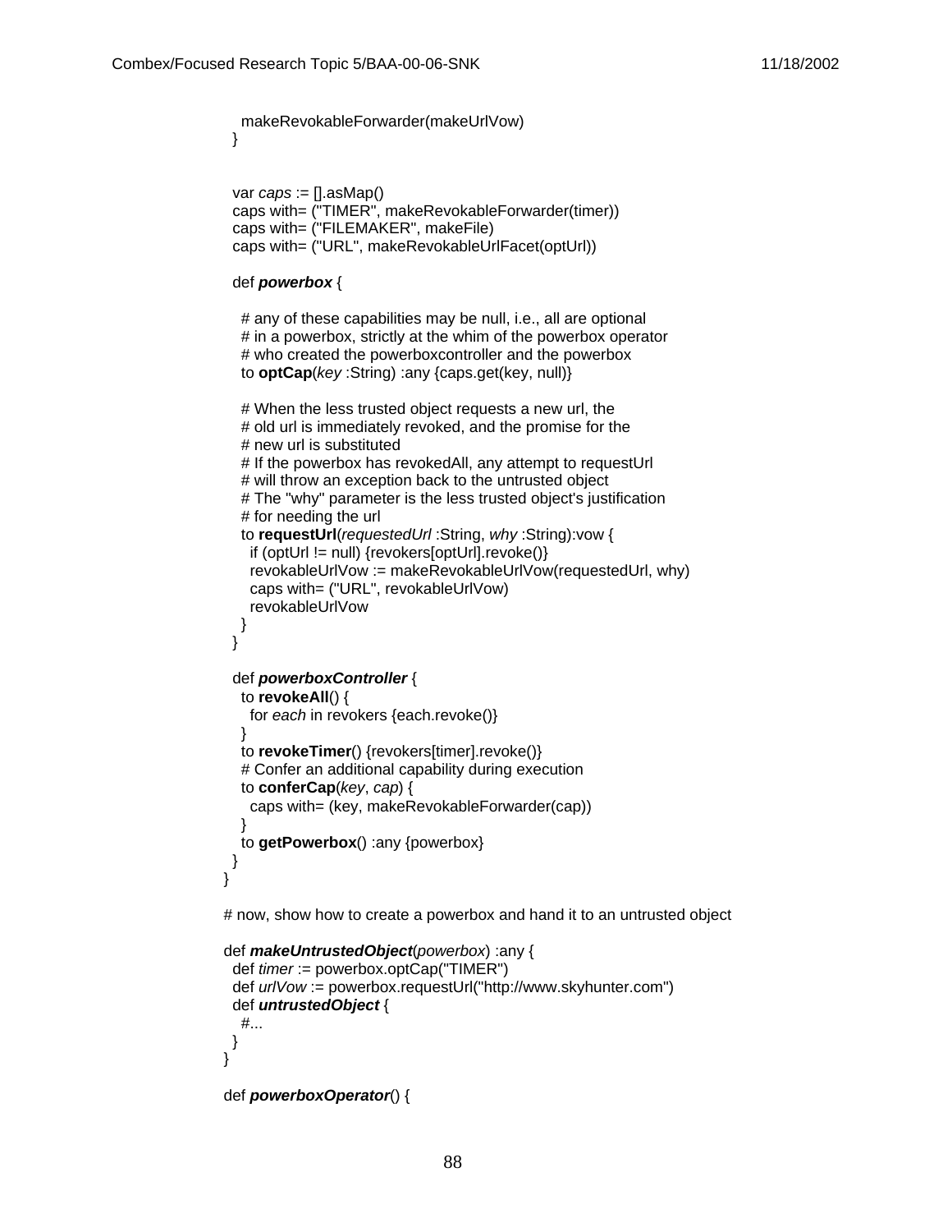```
    makeRevokableForwarder(makeUrlVow)
  }


  var caps := [].asMap()
  caps with= ("TIMER", makeRevokableForwarder(timer))
  caps with= ("FILEMAKER", makeFile)
  caps with= ("URL", makeRevokableUrlFacet(optUrl))

  def powerbox {

    # any of these capabilities may be null, i.e., all are optional
    # in a powerbox, strictly at the whim of the powerbox operator
    # who created the powerboxcontroller and the powerbox
    to optCap(key :String) :any {caps.get(key, null)}

    # When the less trusted object requests a new url, the
    # old url is immediately revoked, and the promise for the
    # new url is substituted
    # If the powerbox has revokedAll, any attempt to requestUrl
    # will throw an exception back to the untrusted object
    # The "why" parameter is the less trusted object's justification
    # for needing the url
    to requestUrl(requestedUrl :String, why :String):vow {
      if (optUrl != null) {revokers[optUrl].revoke()}
      revokableUrlVow := makeRevokableUrlVow(requestedUrl, why)
      caps with= ("URL", revokableUrlVow)
      revokableUrlVow
    }
  }

  def powerboxController {
    to revokeAll() {
      for each in revokers {each.revoke()}
    }
    to revokeTimer() {revokers[timer].revoke()}
    # Confer an additional capability during execution
    to conferCap(key, cap) {
      caps with= (key, makeRevokableForwarder(cap))
    }
    to getPowerbox() :any {powerbox}
  }
}

# now, show how to create a powerbox and hand it to an untrusted object

def makeUntrustedObject(powerbox) :any {
  def timer := powerbox.optCap("TIMER")
  def urlVow := powerbox.requestUrl("http://www.skyhunter.com")
  def untrustedObject {
    #...
  }
}

def powerboxOperator() {
```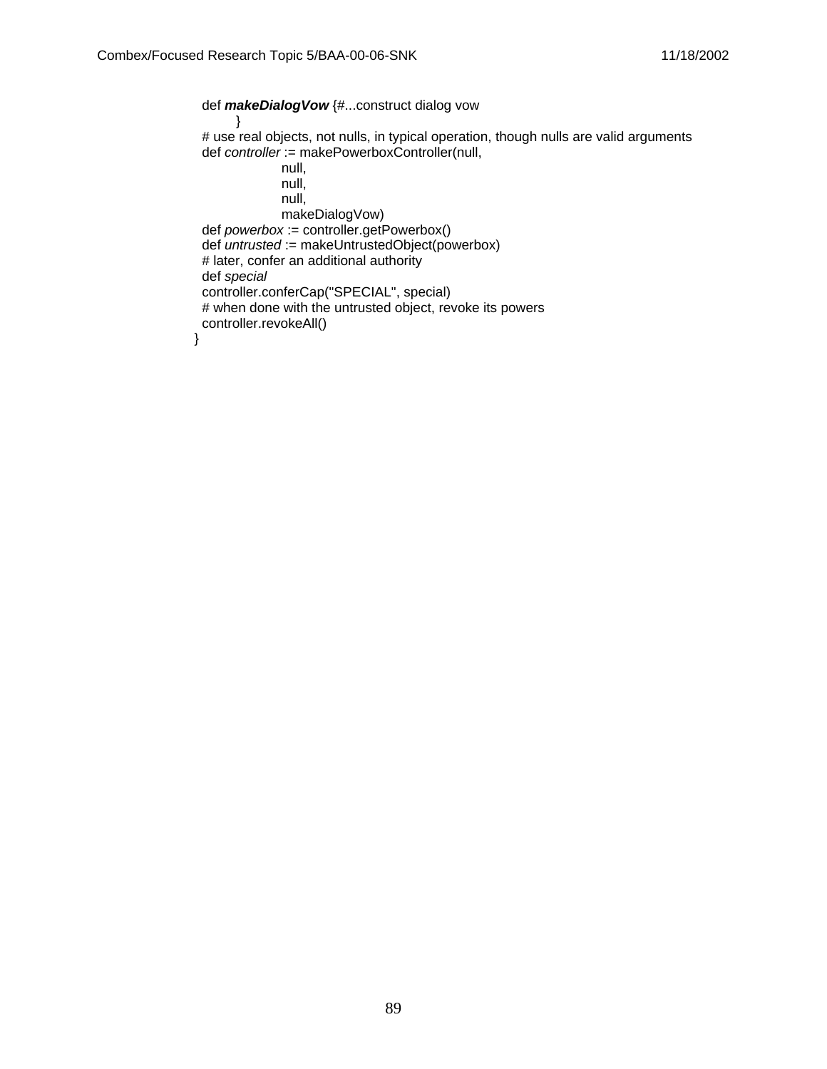```
  def makeDialogVow {#...construct dialog vow
        }
  # use real objects, not nulls, in typical operation, though nulls are valid arguments
  def controller := makePowerboxController(null,
                  null,
                  null,
                  null,
                  makeDialogVow)
  def powerbox := controller.getPowerbox()
  def untrusted := makeUntrustedObject(powerbox)
  # later, confer an additional authority
  def special
  controller.conferCap("SPECIAL", special)
  # when done with the untrusted object, revoke its powers
  controller.revokeAll()
}
```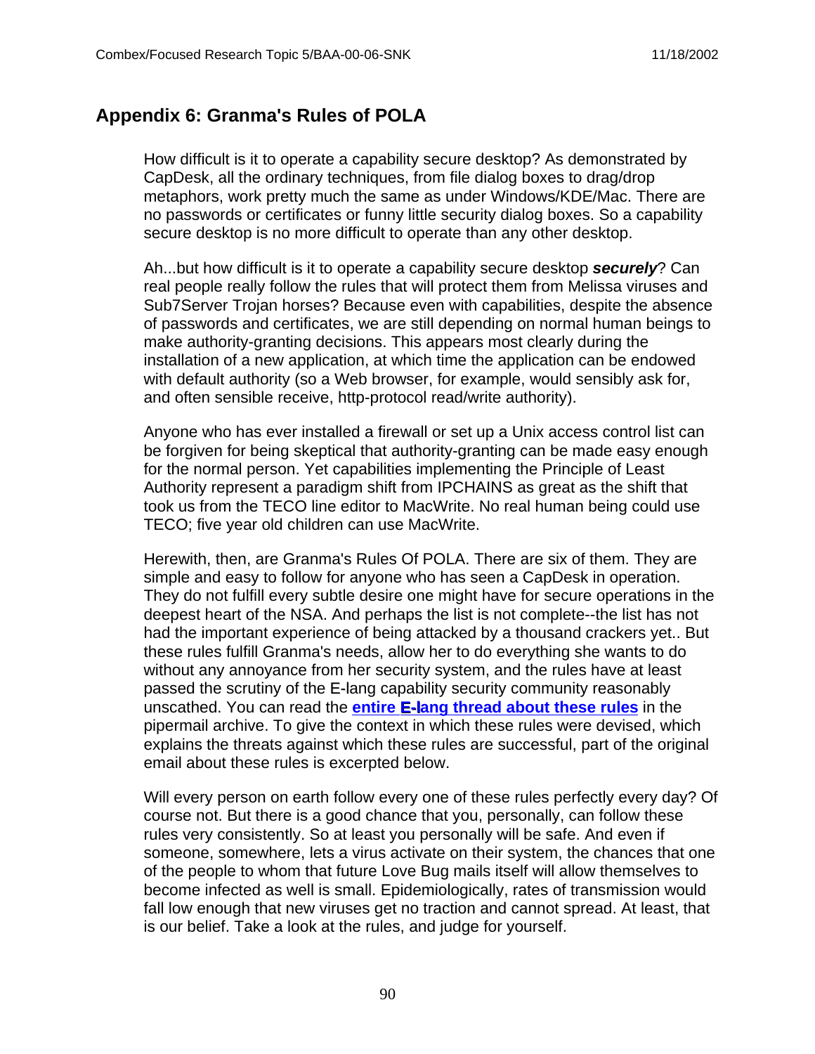## Appendix 6: Granma's Rules of POLA

How difficult is it to operate a capability secure desktop? As demonstrated by CapDesk, all the ordinary techniques, from file dialog boxes to drag/drop metaphors, work pretty much the same as under Windows/KDE/Mac. There are no passwords or certificates or funny little security dialog boxes. So a capability secure desktop is no more difficult to operate than any other desktop.

Ah...but how difficult is it to operate a capability secure desktop ***securely***? Can real people really follow the rules that will protect them from Melissa viruses and Sub7Server Trojan horses? Because even with capabilities, despite the absence of passwords and certificates, we are still depending on normal human beings to make authority-granting decisions. This appears most clearly during the installation of a new application, at which time the application can be endowed with default authority (so a Web browser, for example, would sensibly ask for, and often sensible receive, http-protocol read/write authority).

Anyone who has ever installed a firewall or set up a Unix access control list can be forgiven for being skeptical that authority-granting can be made easy enough for the normal person. Yet capabilities implementing the Principle of Least Authority represent a paradigm shift from IPCHAINS as great as the shift that took us from the TECO line editor to MacWrite. No real human being could use TECO; five year old children can use MacWrite.

Herewith, then, are Granma's Rules Of POLA. There are six of them. They are simple and easy to follow for anyone who has seen a CapDesk in operation. They do not fulfill every subtle desire one might have for secure operations in the deepest heart of the NSA. And perhaps the list is not complete--the list has not had the important experience of being attacked by a thousand crackers yet.. But these rules fulfill Granma's needs, allow her to do everything she wants to do without any annoyance from her security system, and the rules have at least passed the scrutiny of the E-lang capability security community reasonably unscathed. You can read the **entire E-lang thread about these rules** in the pipermail archive. To give the context in which these rules were devised, which explains the threats against which these rules are successful, part of the original email about these rules is excerpted below.

Will every person on earth follow every one of these rules perfectly every day? Of course not. But there is a good chance that you, personally, can follow these rules very consistently. So at least you personally will be safe. And even if someone, somewhere, lets a virus activate on their system, the chances that one of the people to whom that future Love Bug mails itself will allow themselves to become infected as well is small. Epidemiologically, rates of transmission would fall low enough that new viruses get no traction and cannot spread. At least, that is our belief. Take a look at the rules, and judge for yourself.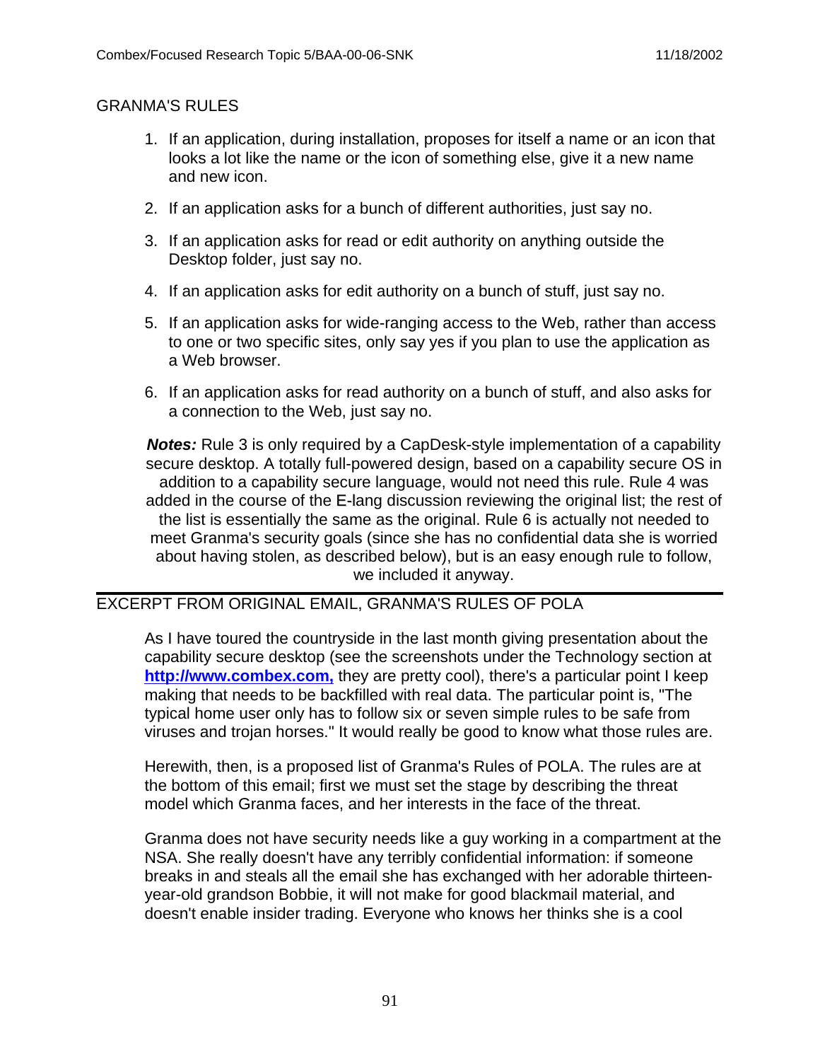## GRANMA'S RULES

1. If an application, during installation, proposes for itself a name or an icon that looks a lot like the name or the icon of something else, give it a new name and new icon.
2. If an application asks for a bunch of different authorities, just say no.
3. If an application asks for read or edit authority on anything outside the Desktop folder, just say no.
4. If an application asks for edit authority on a bunch of stuff, just say no.
5. If an application asks for wide-ranging access to the Web, rather than access to one or two specific sites, only say yes if you plan to use the application as a Web browser.
6. If an application asks for read authority on a bunch of stuff, and also asks for a connection to the Web, just say no.

***Notes:*** Rule 3 is only required by a CapDesk-style implementation of a capability secure desktop. A totally full-powered design, based on a capability secure OS in addition to a capability secure language, would not need this rule. Rule 4 was added in the course of the E-lang discussion reviewing the original list; the rest of the list is essentially the same as the original. Rule 6 is actually not needed to meet Granma's security goals (since she has no confidential data she is worried about having stolen, as described below), but is an easy enough rule to follow, we included it anyway.

## EXCERPT FROM ORIGINAL EMAIL, GRANMA'S RULES OF POLA

As I have toured the countryside in the last month giving presentation about the capability secure desktop (see the screenshots under the Technology section at **http://www.combex.com,** they are pretty cool), there's a particular point I keep making that needs to be backfilled with real data. The particular point is, "The typical home user only has to follow six or seven simple rules to be safe from viruses and trojan horses." It would really be good to know what those rules are.

Herewith, then, is a proposed list of Granma's Rules of POLA. The rules are at the bottom of this email; first we must set the stage by describing the threat model which Granma faces, and her interests in the face of the threat.

Granma does not have security needs like a guy working in a compartment at the NSA. She really doesn't have any terribly confidential information: if someone breaks in and steals all the email she has exchanged with her adorable thirteen-year-old grandson Bobbie, it will not make for good blackmail material, and doesn't enable insider trading. Everyone who knows her thinks she is a cool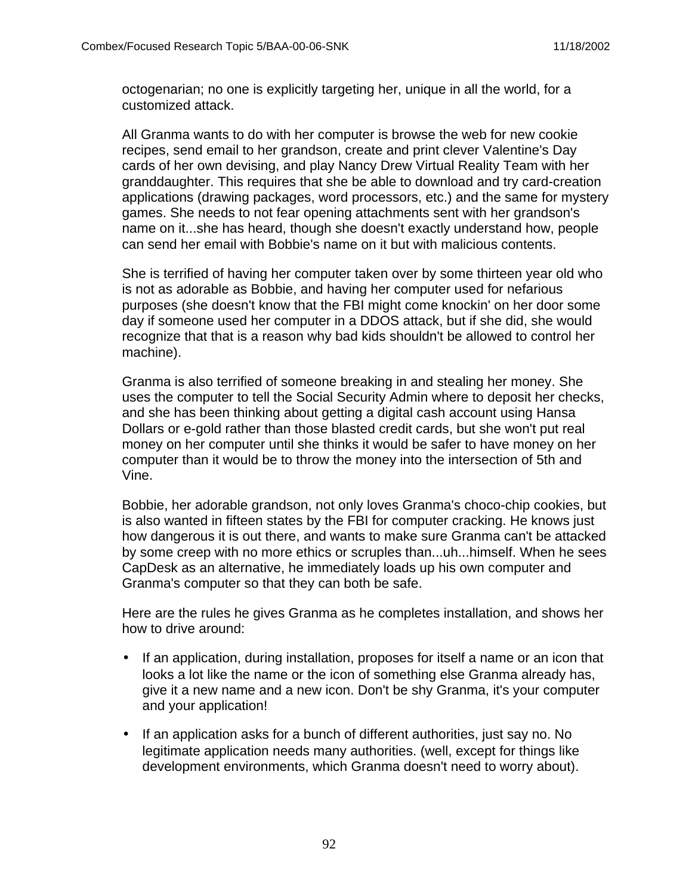octogenarian; no one is explicitly targeting her, unique in all the world, for a customized attack.

All Granma wants to do with her computer is browse the web for new cookie recipes, send email to her grandson, create and print clever Valentine's Day cards of her own devising, and play Nancy Drew Virtual Reality Team with her granddaughter. This requires that she be able to download and try card-creation applications (drawing packages, word processors, etc.) and the same for mystery games. She needs to not fear opening attachments sent with her grandson's name on it...she has heard, though she doesn't exactly understand how, people can send her email with Bobbie's name on it but with malicious contents.

She is terrified of having her computer taken over by some thirteen year old who is not as adorable as Bobbie, and having her computer used for nefarious purposes (she doesn't know that the FBI might come knockin' on her door some day if someone used her computer in a DDOS attack, but if she did, she would recognize that that is a reason why bad kids shouldn't be allowed to control her machine).

Granma is also terrified of someone breaking in and stealing her money. She uses the computer to tell the Social Security Admin where to deposit her checks, and she has been thinking about getting a digital cash account using Hansa Dollars or e-gold rather than those blasted credit cards, but she won't put real money on her computer until she thinks it would be safer to have money on her computer than it would be to throw the money into the intersection of 5th and Vine.

Bobbie, her adorable grandson, not only loves Granma's choco-chip cookies, but is also wanted in fifteen states by the FBI for computer cracking. He knows just how dangerous it is out there, and wants to make sure Granma can't be attacked by some creep with no more ethics or scruples than...uh...himself. When he sees CapDesk as an alternative, he immediately loads up his own computer and Granma's computer so that they can both be safe.

Here are the rules he gives Granma as he completes installation, and shows her how to drive around:

- If an application, during installation, proposes for itself a name or an icon that looks a lot like the name or the icon of something else Granma already has, give it a new name and a new icon. Don't be shy Granma, it's your computer and your application!
- If an application asks for a bunch of different authorities, just say no. No legitimate application needs many authorities. (well, except for things like development environments, which Granma doesn't need to worry about).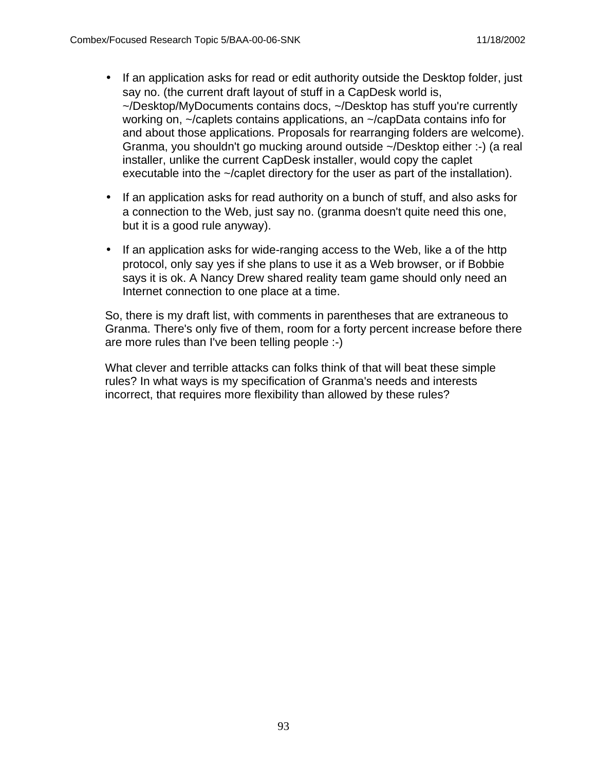- If an application asks for read or edit authority outside the Desktop folder, just say no. (the current draft layout of stuff in a CapDesk world is, ~/Desktop/MyDocuments contains docs, ~/Desktop has stuff you're currently working on, ~/caplets contains applications, an ~/capData contains info for and about those applications. Proposals for rearranging folders are welcome). Granma, you shouldn't go mucking around outside ~/Desktop either :-) (a real installer, unlike the current CapDesk installer, would copy the caplet executable into the ~/caplet directory for the user as part of the installation).
- If an application asks for read authority on a bunch of stuff, and also asks for a connection to the Web, just say no. (granma doesn't quite need this one, but it is a good rule anyway).
- If an application asks for wide-ranging access to the Web, like a of the http protocol, only say yes if she plans to use it as a Web browser, or if Bobbie says it is ok. A Nancy Drew shared reality team game should only need an Internet connection to one place at a time.

So, there is my draft list, with comments in parentheses that are extraneous to Granma. There's only five of them, room for a forty percent increase before there are more rules than I've been telling people :-)

What clever and terrible attacks can folks think of that will beat these simple rules? In what ways is my specification of Granma's needs and interests incorrect, that requires more flexibility than allowed by these rules?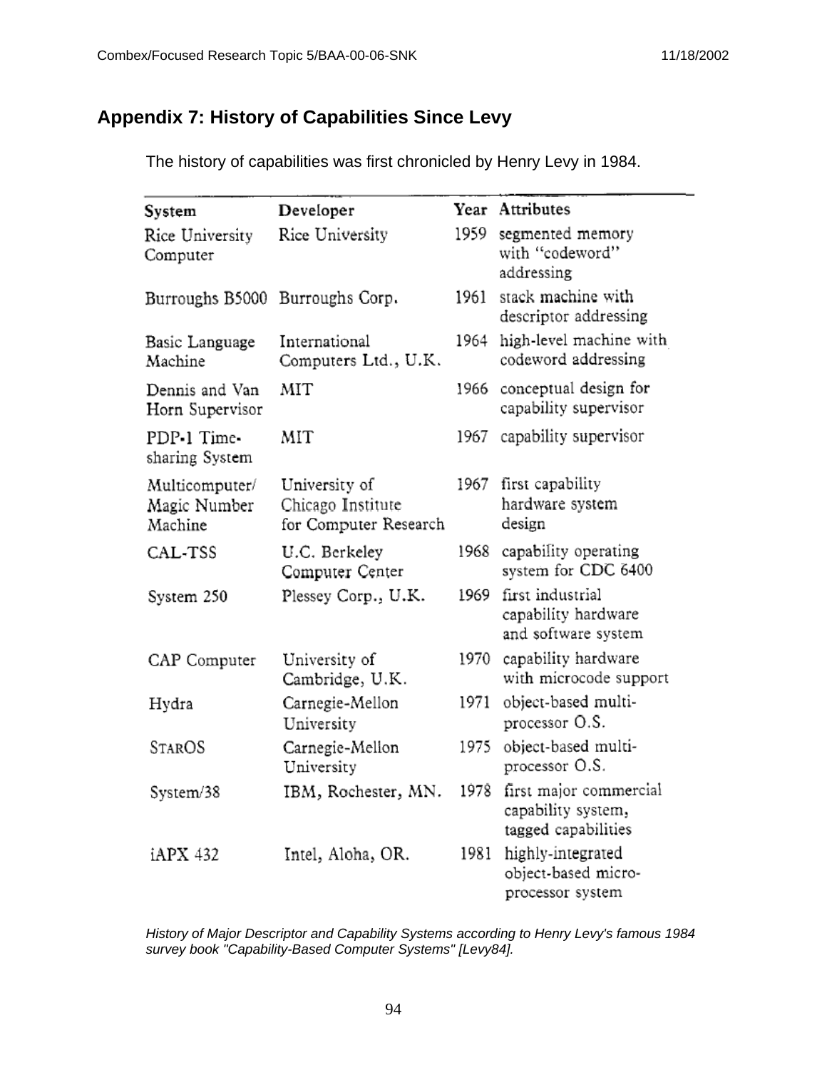## Appendix 7: History of Capabilities Since Levy

The history of capabilities was first chronicled by Henry Levy in 1984.

| System | Developer | Year | Attributes |
|---|---|---|---|
| Rice University Computer | Rice University | 1959 | segmented memory with "codeword" addressing |
| Burroughs B5000 | Burroughs Corp. | 1961 | stack machine with descriptor addressing |
| Basic Language Machine | International Computers Ltd., U.K. | 1964 | high-level machine with codeword addressing |
| Dennis and Van Horn Supervisor | MIT | 1966 | conceptual design for capability supervisor |
| PDP-1 Time-sharing System | MIT | 1967 | capability supervisor |
| Multicomputer/ Magic Number Machine | University of Chicago Institute for Computer Research | 1967 | first capability hardware system design |
| CAL-TSS | U.C. Berkeley Computer Center | 1968 | capability operating system for CDC 6400 |
| System 250 | Plessey Corp., U.K. | 1969 | first industrial capability hardware and software system |
| CAP Computer | University of Cambridge, U.K. | 1970 | capability hardware with microcode support |
| Hydra | Carnegie-Mellon University | 1971 | object-based multi-processor O.S. |
| STAROS | Carnegie-Mellon University | 1975 | object-based multi-processor O.S. |
| System/38 | IBM, Rochester, MN. | 1978 | first major commercial capability system, tagged capabilities |
| iAPX 432 | Intel, Aloha, OR. | 1981 | highly-integrated object-based micro-processor system |

*History of Major Descriptor and Capability Systems according to Henry Levy's famous 1984 survey book "Capability-Based Computer Systems" [Levy84].*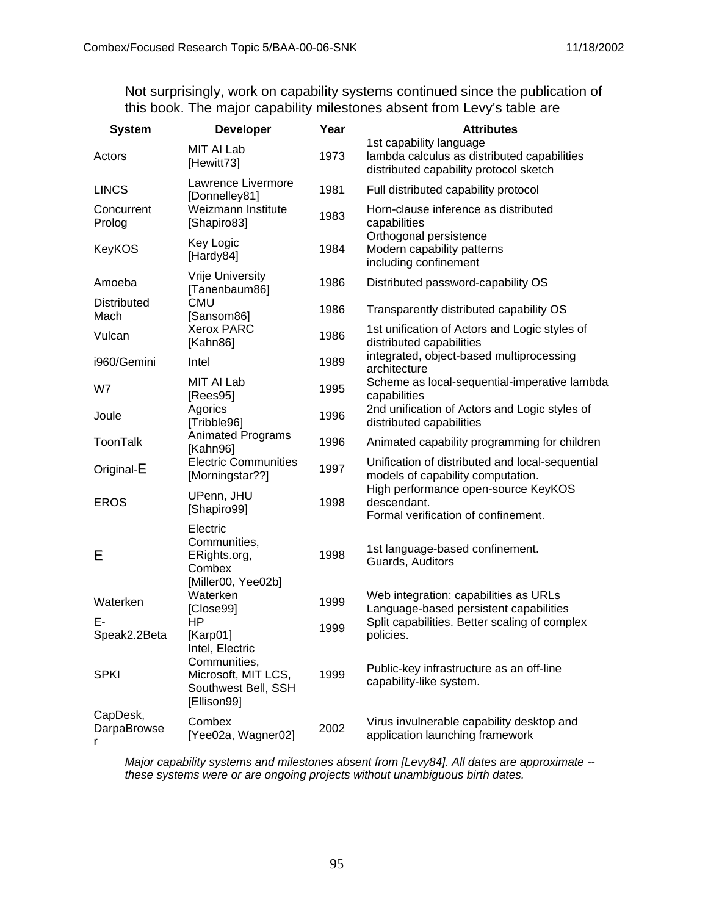Not surprisingly, work on capability systems continued since the publication of this book. The major capability milestones absent from Levy's table are

| System | Developer | Year | Attributes |
|---|---|---|---|
| Actors | MIT AI Lab [Hewitt73] | 1973 | 1st capability language<br>lambda calculus as distributed capabilities<br>distributed capability protocol sketch |
| LINCS | Lawrence Livermore [Donnelley81] | 1981 | Full distributed capability protocol |
| Concurrent Prolog | Weizmann Institute [Shapiro83] | 1983 | Horn-clause inference as distributed capabilities |
| KeyKOS | Key Logic [Hardy84] | 1984 | Orthogonal persistence<br>Modern capability patterns including confinement |
| Amoeba | Vrije University [Tanenbaum86] | 1986 | Distributed password-capability OS |
| Distributed Mach | CMU [Sansom86] | 1986 | Transparently distributed capability OS |
| Vulcan | Xerox PARC [Kahn86] | 1986 | 1st unification of Actors and Logic styles of distributed capabilities |
| i960/Gemini | Intel | 1989 | integrated, object-based multiprocessing architecture |
| W7 | MIT AI Lab [Rees95] | 1995 | Scheme as local-sequential-imperative lambda capabilities |
| Joule | Agorics [Tribble96] | 1996 | 2nd unification of Actors and Logic styles of distributed capabilities |
| ToonTalk | Animated Programs [Kahn96] | 1996 | Animated capability programming for children |
| Original-E | Electric Communities [Morningstar??] | 1997 | Unification of distributed and local-sequential models of capability computation. |
| EROS | UPenn, JHU [Shapiro99] | 1998 | High performance open-source KeyKOS descendant.<br>Formal verification of confinement. |
| E | Electric Communities, ERights.org, Combex [Miller00, Yee02b] | 1998 | 1st language-based confinement.<br>Guards, Auditors |
| Waterken | Waterken [Close99] | 1999 | Web integration: capabilities as URLs<br>Language-based persistent capabilities |
| E-Speak2.2Beta | HP [Karp01] | 1999 | Split capabilities. Better scaling of complex policies. |
| SPKI | Intel, Electric Communities, Microsoft, MIT LCS, Southwest Bell, SSH [Ellison99] | 1999 | Public-key infrastructure as an off-line capability-like system. |
| CapDesk, DarpaBrowser | Combex [Yee02a, Wagner02] | 2002 | Virus invulnerable capability desktop and application launching framework |

*Major capability systems and milestones absent from [Levy84]. All dates are approximate -- these systems were or are ongoing projects without unambiguous birth dates.*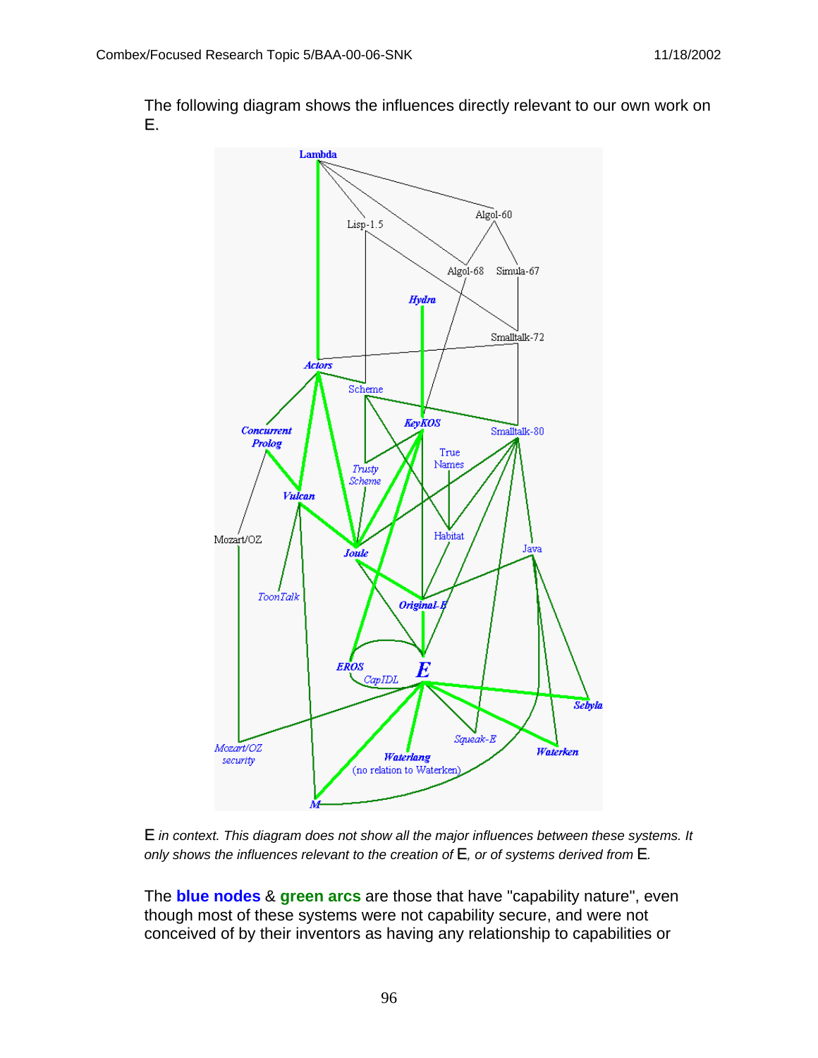The following diagram shows the influences directly relevant to our own work on E.

E *in context. This diagram does not show all the major influences between these systems. It only shows the influences relevant to the creation of* E*, or of systems derived from* E*.*

The **blue nodes** & **green arcs** are those that have "capability nature", even though most of these systems were not capability secure, and were not conceived of by their inventors as having any relationship to capabilities or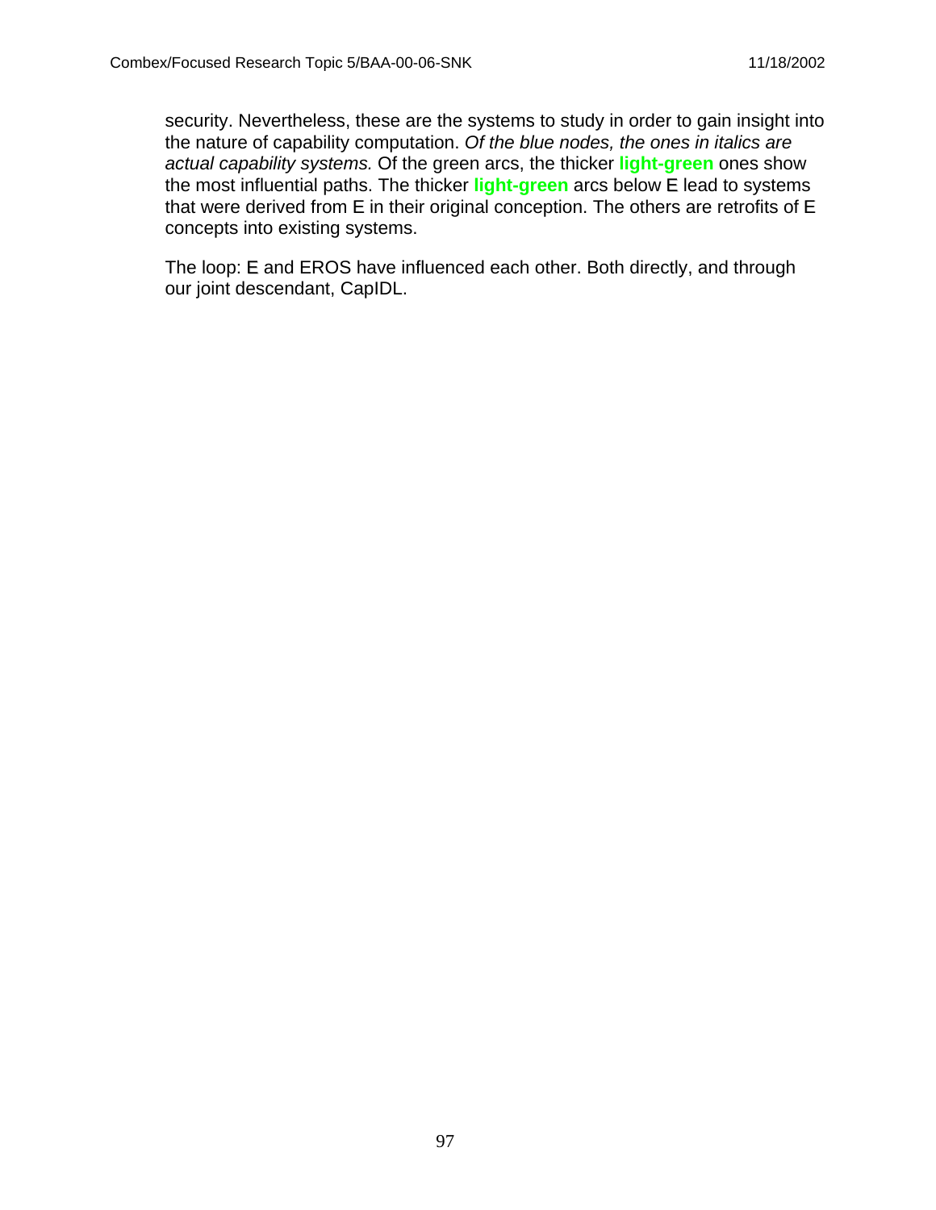security. Nevertheless, these are the systems to study in order to gain insight into the nature of capability computation. *Of the blue nodes, the ones in italics are actual capability systems.* Of the green arcs, the thicker **light-green** ones show the most influential paths. The thicker **light-green** arcs below E lead to systems that were derived from E in their original conception. The others are retrofits of E concepts into existing systems.

The loop: E and EROS have influenced each other. Both directly, and through our joint descendant, CapIDL.